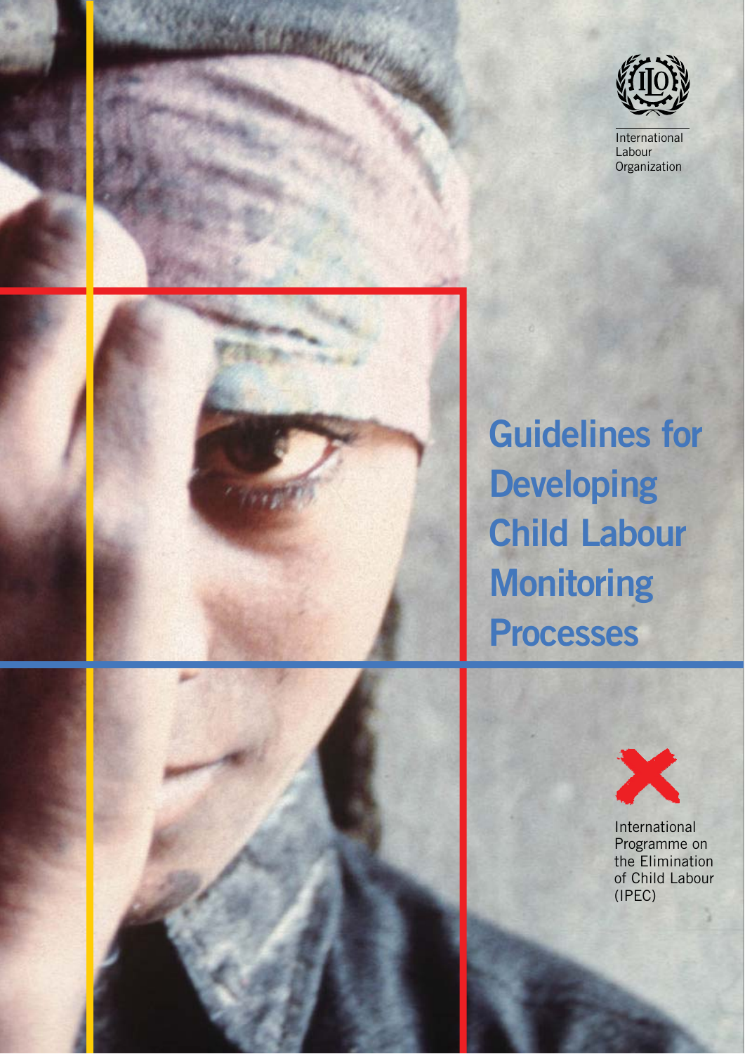International Labour Organization

# Guidelines for Developing Child Labour Monitoring Processes

International Programme on the Elimination of Child Labour (IPEC)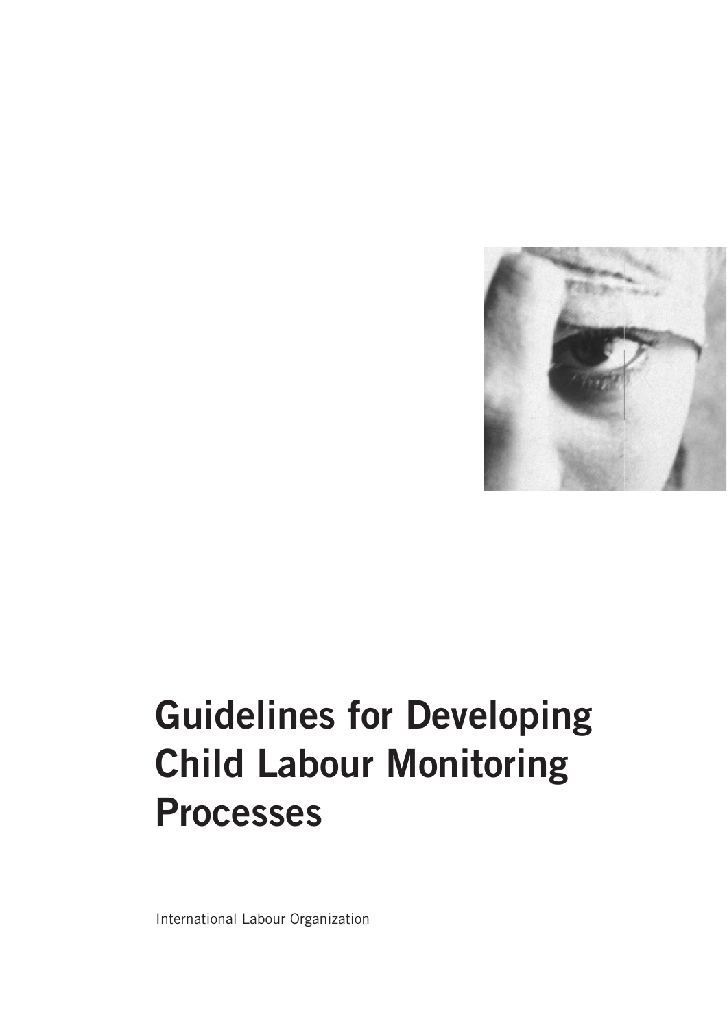# Guidelines for Developing Child Labour Monitoring Processes

International Labour Organization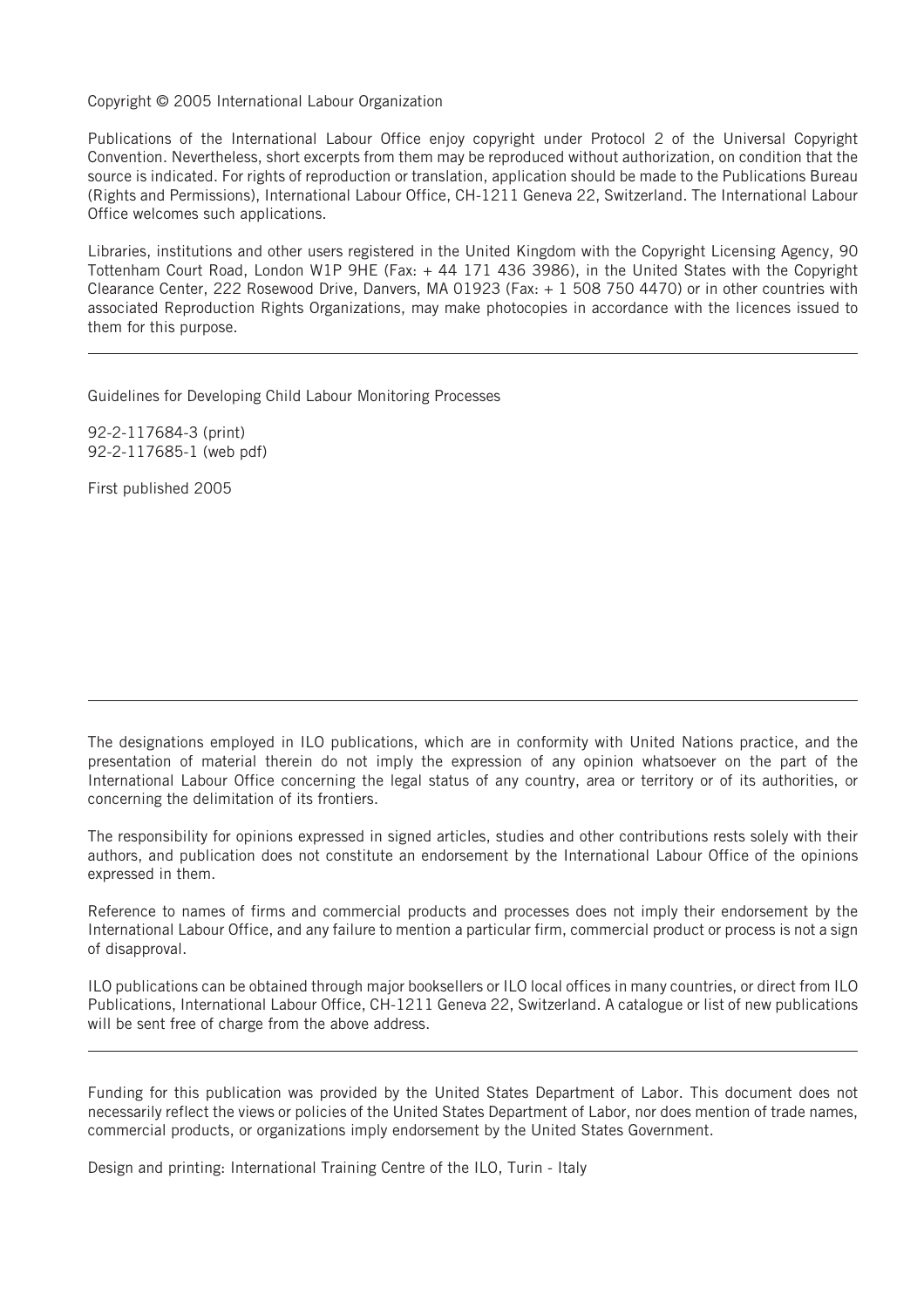Copyright © 2005 International Labour Organization

Publications of the International Labour Office enjoy copyright under Protocol 2 of the Universal Copyright Convention. Nevertheless, short excerpts from them may be reproduced without authorization, on condition that the source is indicated. For rights of reproduction or translation, application should be made to the Publications Bureau (Rights and Permissions), International Labour Office, CH-1211 Geneva 22, Switzerland. The International Labour Office welcomes such applications.

Libraries, institutions and other users registered in the United Kingdom with the Copyright Licensing Agency, 90 Tottenham Court Road, London W1P 9HE (Fax: + 44 171 436 3986), in the United States with the Copyright Clearance Center, 222 Rosewood Drive, Danvers, MA 01923 (Fax: + 1 508 750 4470) or in other countries with associated Reproduction Rights Organizations, may make photocopies in accordance with the licences issued to them for this purpose.

---

Guidelines for Developing Child Labour Monitoring Processes

92-2-117684-3 (print)
92-2-117685-1 (web pdf)

First published 2005

---

The designations employed in ILO publications, which are in conformity with United Nations practice, and the presentation of material therein do not imply the expression of any opinion whatsoever on the part of the International Labour Office concerning the legal status of any country, area or territory or of its authorities, or concerning the delimitation of its frontiers.

The responsibility for opinions expressed in signed articles, studies and other contributions rests solely with their authors, and publication does not constitute an endorsement by the International Labour Office of the opinions expressed in them.

Reference to names of firms and commercial products and processes does not imply their endorsement by the International Labour Office, and any failure to mention a particular firm, commercial product or process is not a sign of disapproval.

ILO publications can be obtained through major booksellers or ILO local offices in many countries, or direct from ILO Publications, International Labour Office, CH-1211 Geneva 22, Switzerland. A catalogue or list of new publications will be sent free of charge from the above address.

---

Funding for this publication was provided by the United States Department of Labor. This document does not necessarily reflect the views or policies of the United States Department of Labor, nor does mention of trade names, commercial products, or organizations imply endorsement by the United States Government.

Design and printing: International Training Centre of the ILO, Turin - Italy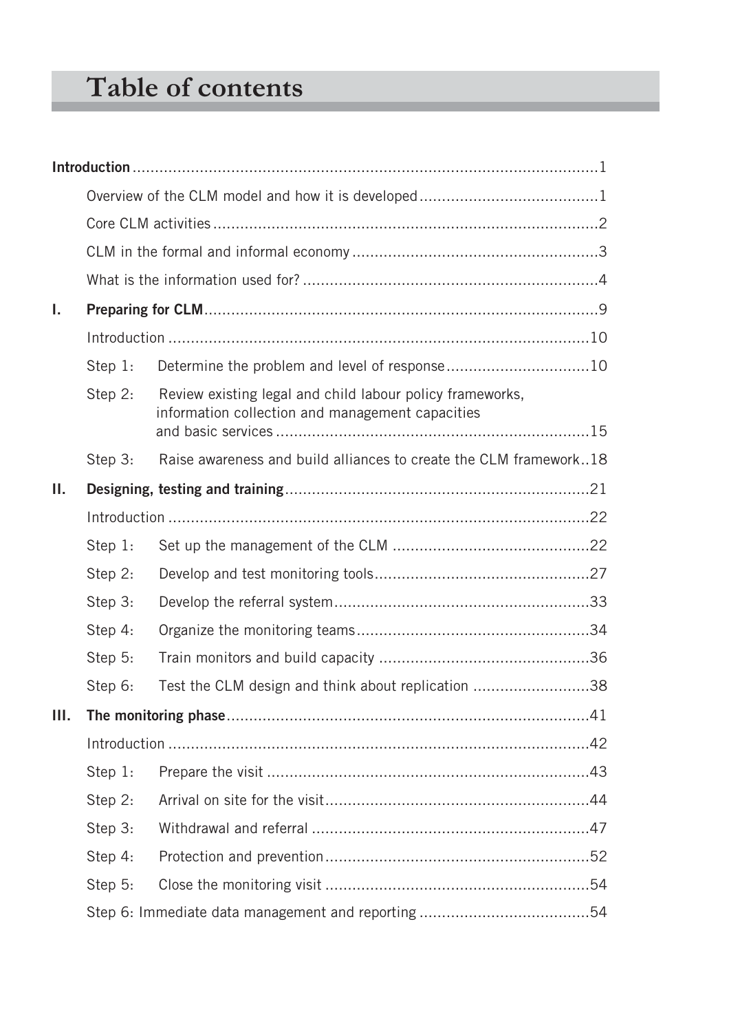# Table of contents

**Introduction** ........................................................................................................1

Overview of the CLM model and how it is developed........................................1

Core CLM activities......................................................................................2

CLM in the formal and informal economy.......................................................3

What is the information used for?..................................................................4

**I. Preparing for CLM**........................................................................................9

Introduction ..............................................................................................10

Step 1: Determine the problem and level of response................................10

Step 2: Review existing legal and child labour policy frameworks, information collection and management capacities and basic services......................................................................15

Step 3: Raise awareness and build alliances to create the CLM framework..18

**II. Designing, testing and training**....................................................................21

Introduction ..............................................................................................22

Step 1: Set up the management of the CLM ............................................22

Step 2: Develop and test monitoring tools................................................27

Step 3: Develop the referral system.........................................................33

Step 4: Organize the monitoring teams....................................................34

Step 5: Train monitors and build capacity ...............................................36

Step 6: Test the CLM design and think about replication ..........................38

**III. The monitoring phase**.................................................................................41

Introduction ..............................................................................................42

Step 1: Prepare the visit ........................................................................43

Step 2: Arrival on site for the visit...........................................................44

Step 3: Withdrawal and referral ..............................................................47

Step 4: Protection and prevention............................................................52

Step 5: Close the monitoring visit ............................................................54

Step 6: Immediate data management and reporting ......................................54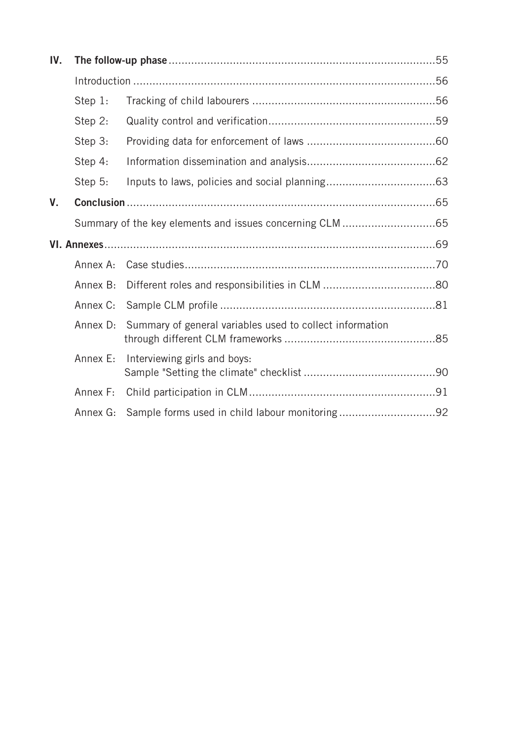| | | |
|---|---|---|
| **IV.** | **The follow-up phase** | 55 |
| | Introduction | 56 |
| | Step 1: Tracking of child labourers | 56 |
| | Step 2: Quality control and verification | 59 |
| | Step 3: Providing data for enforcement of laws | 60 |
| | Step 4: Information dissemination and analysis | 62 |
| | Step 5: Inputs to laws, policies and social planning | 63 |
| **V.** | **Conclusion** | 65 |
| | Summary of the key elements and issues concerning CLM | 65 |
| **VI.** | **Annexes** | 69 |
| | Annex A: Case studies | 70 |
| | Annex B: Different roles and responsibilities in CLM | 80 |
| | Annex C: Sample CLM profile | 81 |
| | Annex D: Summary of general variables used to collect information through different CLM frameworks | 85 |
| | Annex E: Interviewing girls and boys: Sample "Setting the climate" checklist | 90 |
| | Annex F: Child participation in CLM | 91 |
| | Annex G: Sample forms used in child labour monitoring | 92 |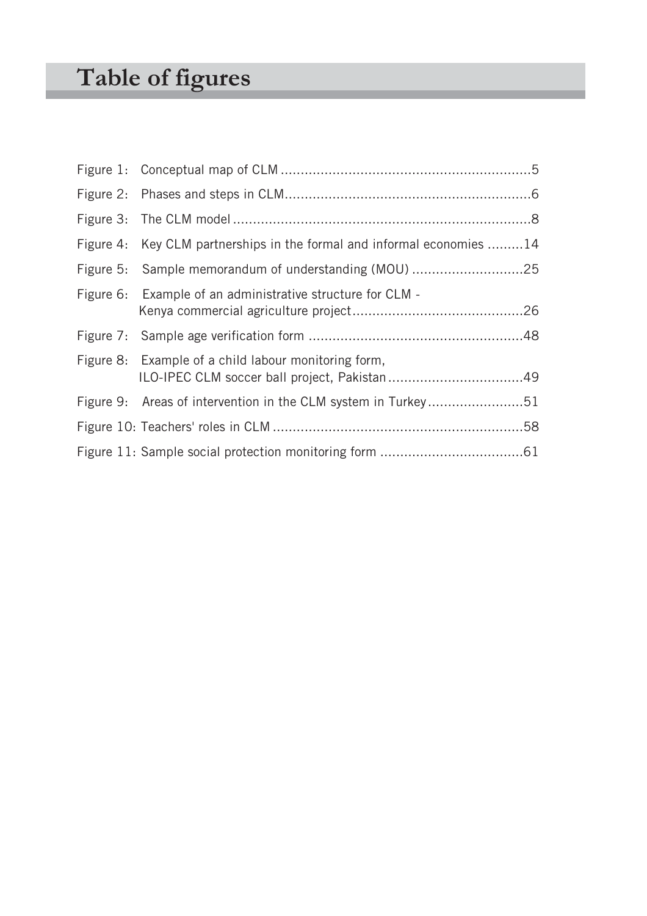# Table of figures

Figure 1: Conceptual map of CLM ....................................................5

Figure 2: Phases and steps in CLM....................................................6

Figure 3: The CLM model ....................................................8

Figure 4: Key CLM partnerships in the formal and informal economies .........14

Figure 5: Sample memorandum of understanding (MOU) ............................25

Figure 6: Example of an administrative structure for CLM - Kenya commercial agriculture project...........................................26

Figure 7: Sample age verification form ....................................................48

Figure 8: Example of a child labour monitoring form, ILO-IPEC CLM soccer ball project, Pakistan..................................49

Figure 9: Areas of intervention in the CLM system in Turkey........................51

Figure 10: Teachers' roles in CLM ....................................................58

Figure 11: Sample social protection monitoring form ....................................61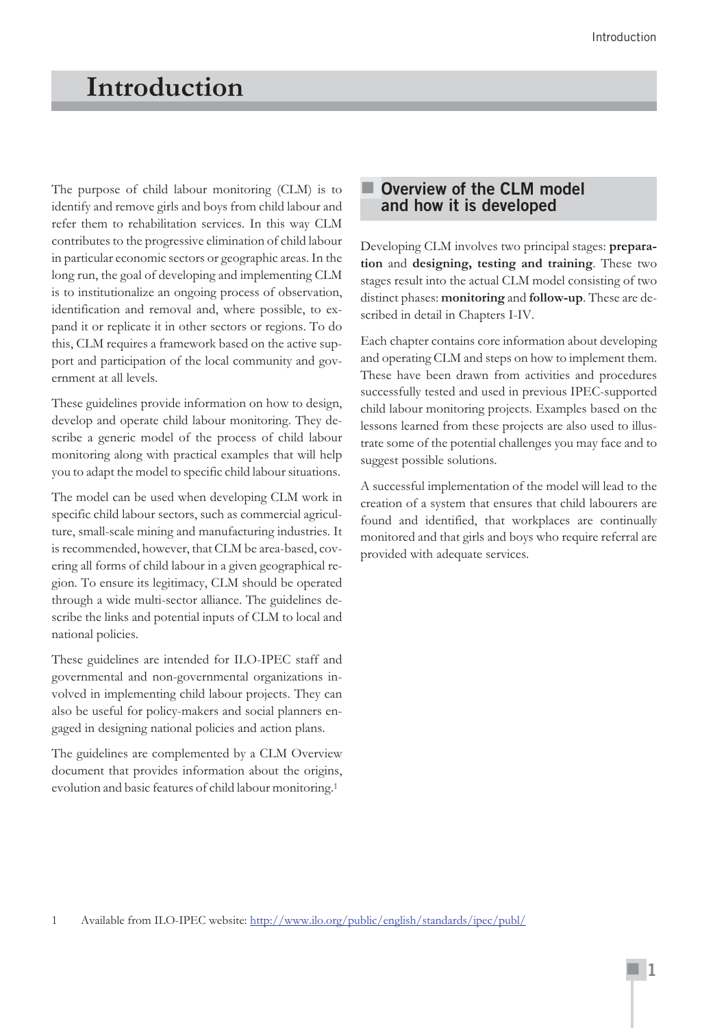# Introduction

The purpose of child labour monitoring (CLM) is to identify and remove girls and boys from child labour and refer them to rehabilitation services. In this way CLM contributes to the progressive elimination of child labour in particular economic sectors or geographic areas. In the long run, the goal of developing and implementing CLM is to institutionalize an ongoing process of observation, identification and removal and, where possible, to expand it or replicate it in other sectors or regions. To do this, CLM requires a framework based on the active support and participation of the local community and government at all levels.

These guidelines provide information on how to design, develop and operate child labour monitoring. They describe a generic model of the process of child labour monitoring along with practical examples that will help you to adapt the model to specific child labour situations.

The model can be used when developing CLM work in specific child labour sectors, such as commercial agriculture, small-scale mining and manufacturing industries. It is recommended, however, that CLM be area-based, covering all forms of child labour in a given geographical region. To ensure its legitimacy, CLM should be operated through a wide multi-sector alliance. The guidelines describe the links and potential inputs of CLM to local and national policies.

These guidelines are intended for ILO-IPEC staff and governmental and non-governmental organizations involved in implementing child labour projects. They can also be useful for policy-makers and social planners engaged in designing national policies and action plans.

The guidelines are complemented by a CLM Overview document that provides information about the origins, evolution and basic features of child labour monitoring.[1]

## Overview of the CLM model and how it is developed

Developing CLM involves two principal stages: **preparation** and **designing, testing and training**. These two stages result into the actual CLM model consisting of two distinct phases: **monitoring** and **follow-up**. These are described in detail in Chapters I-IV.

Each chapter contains core information about developing and operating CLM and steps on how to implement them. These have been drawn from activities and procedures successfully tested and used in previous IPEC-supported child labour monitoring projects. Examples based on the lessons learned from these projects are also used to illustrate some of the potential challenges you may face and to suggest possible solutions.

A successful implementation of the model will lead to the creation of a system that ensures that child labourers are found and identified, that workplaces are continually monitored and that girls and boys who require referral are provided with adequate services.

---

1 Available from ILO-IPEC website: http://www.ilo.org/public/english/standards/ipec/publ/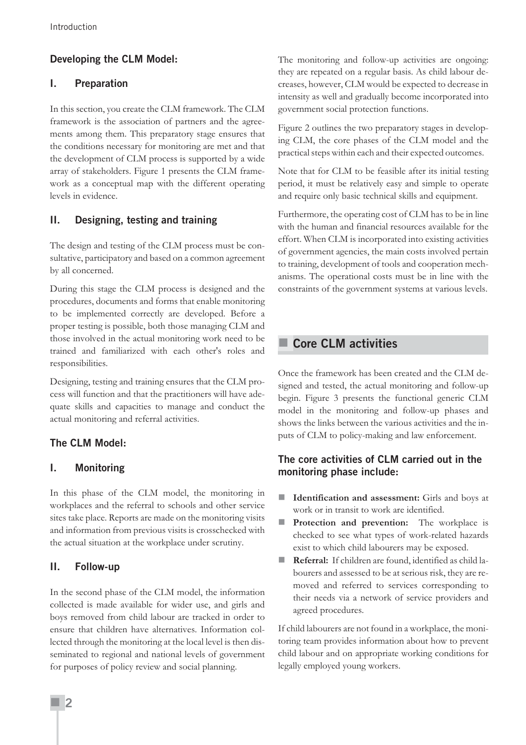### Developing the CLM Model:

### I. Preparation

In this section, you create the CLM framework. The CLM framework is the association of partners and the agreements among them. This preparatory stage ensures that the conditions necessary for monitoring are met and that the development of CLM process is supported by a wide array of stakeholders. Figure 1 presents the CLM framework as a conceptual map with the different operating levels in evidence.

### II. Designing, testing and training

The design and testing of the CLM process must be consultative, participatory and based on a common agreement by all concerned.

During this stage the CLM process is designed and the procedures, documents and forms that enable monitoring to be implemented correctly are developed. Before a proper testing is possible, both those managing CLM and those involved in the actual monitoring work need to be trained and familiarized with each other's roles and responsibilities.

Designing, testing and training ensures that the CLM process will function and that the practitioners will have adequate skills and capacities to manage and conduct the actual monitoring and referral activities.

### The CLM Model:

### I. Monitoring

In this phase of the CLM model, the monitoring in workplaces and the referral to schools and other service sites take place. Reports are made on the monitoring visits and information from previous visits is crosschecked with the actual situation at the workplace under scrutiny.

### II. Follow-up

In the second phase of the CLM model, the information collected is made available for wider use, and girls and boys removed from child labour are tracked in order to ensure that children have alternatives. Information collected through the monitoring at the local level is then disseminated to regional and national levels of government for purposes of policy review and social planning.

The monitoring and follow-up activities are ongoing: they are repeated on a regular basis. As child labour decreases, however, CLM would be expected to decrease in intensity as well and gradually become incorporated into government social protection functions.

Figure 2 outlines the two preparatory stages in developing CLM, the core phases of the CLM model and the practical steps within each and their expected outcomes.

Note that for CLM to be feasible after its initial testing period, it must be relatively easy and simple to operate and require only basic technical skills and equipment.

Furthermore, the operating cost of CLM has to be in line with the human and financial resources available for the effort. When CLM is incorporated into existing activities of government agencies, the main costs involved pertain to training, development of tools and cooperation mechanisms. The operational costs must be in line with the constraints of the government systems at various levels.

## Core CLM activities

Once the framework has been created and the CLM designed and tested, the actual monitoring and follow-up begin. Figure 3 presents the functional generic CLM model in the monitoring and follow-up phases and shows the links between the various activities and the inputs of CLM to policy-making and law enforcement.

### The core activities of CLM carried out in the monitoring phase include:

- **Identification and assessment:** Girls and boys at work or in transit to work are identified.
- **Protection and prevention:** The workplace is checked to see what types of work-related hazards exist to which child labourers may be exposed.
- **Referral:** If children are found, identified as child labourers and assessed to be at serious risk, they are removed and referred to services corresponding to their needs via a network of service providers and agreed procedures.

If child labourers are not found in a workplace, the monitoring team provides information about how to prevent child labour and on appropriate working conditions for legally employed young workers.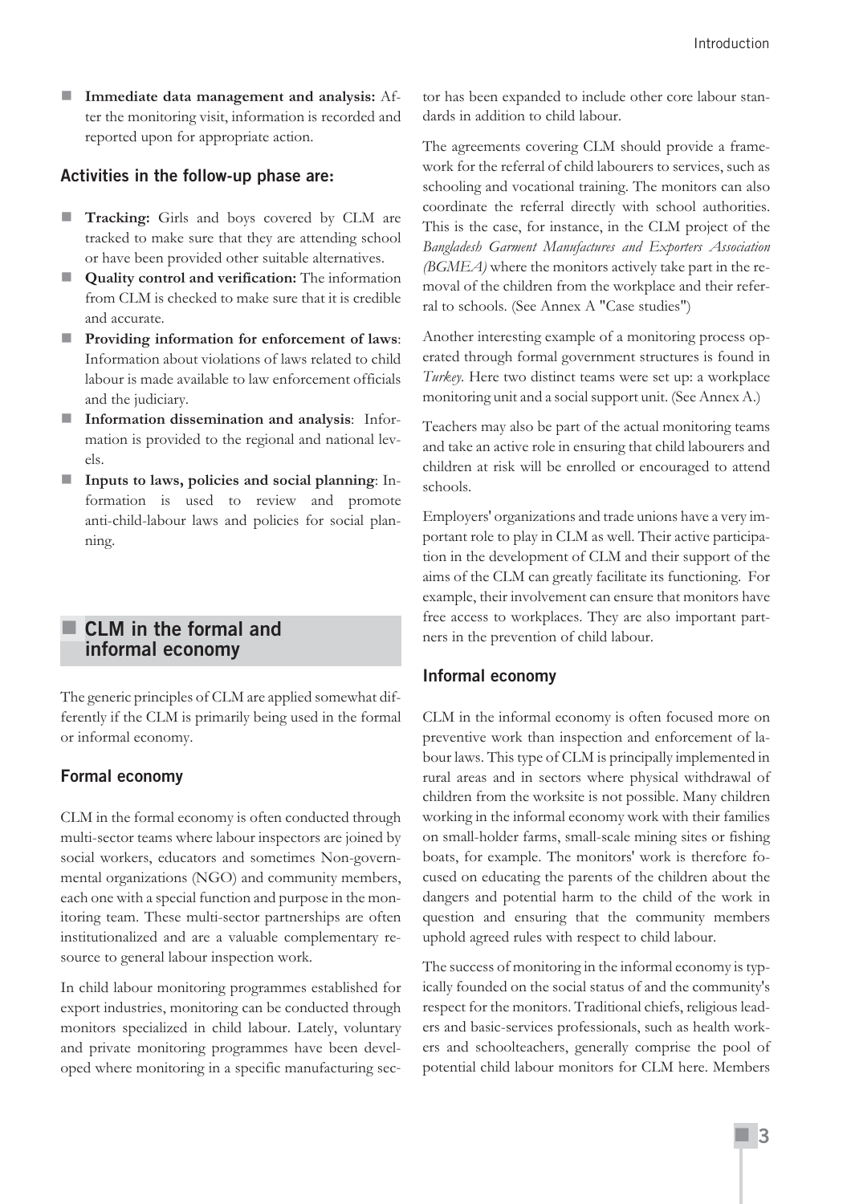- **Immediate data management and analysis:** After the monitoring visit, information is recorded and reported upon for appropriate action.

### Activities in the follow-up phase are:

- **Tracking:** Girls and boys covered by CLM are tracked to make sure that they are attending school or have been provided other suitable alternatives.
- **Quality control and verification:** The information from CLM is checked to make sure that it is credible and accurate.
- **Providing information for enforcement of laws**: Information about violations of laws related to child labour is made available to law enforcement officials and the judiciary.
- **Information dissemination and analysis**: Information is provided to the regional and national levels.
- **Inputs to laws, policies and social planning**: Information is used to review and promote anti-child-labour laws and policies for social planning.

## CLM in the formal and informal economy

The generic principles of CLM are applied somewhat differently if the CLM is primarily being used in the formal or informal economy.

### Formal economy

CLM in the formal economy is often conducted through multi-sector teams where labour inspectors are joined by social workers, educators and sometimes Non-governmental organizations (NGO) and community members, each one with a special function and purpose in the monitoring team. These multi-sector partnerships are often institutionalized and are a valuable complementary resource to general labour inspection work.

In child labour monitoring programmes established for export industries, monitoring can be conducted through monitors specialized in child labour. Lately, voluntary and private monitoring programmes have been developed where monitoring in a specific manufacturing sector has been expanded to include other core labour standards in addition to child labour.

The agreements covering CLM should provide a framework for the referral of child labourers to services, such as schooling and vocational training. The monitors can also coordinate the referral directly with school authorities. This is the case, for instance, in the CLM project of the *Bangladesh Garment Manufactures and Exporters Association (BGMEA)* where the monitors actively take part in the removal of the children from the workplace and their referral to schools. (See Annex A "Case studies")

Another interesting example of a monitoring process operated through formal government structures is found in *Turkey*. Here two distinct teams were set up: a workplace monitoring unit and a social support unit. (See Annex A.)

Teachers may also be part of the actual monitoring teams and take an active role in ensuring that child labourers and children at risk will be enrolled or encouraged to attend schools.

Employers' organizations and trade unions have a very important role to play in CLM as well. Their active participation in the development of CLM and their support of the aims of the CLM can greatly facilitate its functioning. For example, their involvement can ensure that monitors have free access to workplaces. They are also important partners in the prevention of child labour.

### Informal economy

CLM in the informal economy is often focused more on preventive work than inspection and enforcement of labour laws. This type of CLM is principally implemented in rural areas and in sectors where physical withdrawal of children from the worksite is not possible. Many children working in the informal economy work with their families on small-holder farms, small-scale mining sites or fishing boats, for example. The monitors' work is therefore focused on educating the parents of the children about the dangers and potential harm to the child of the work in question and ensuring that the community members uphold agreed rules with respect to child labour.

The success of monitoring in the informal economy is typically founded on the social status of and the community's respect for the monitors. Traditional chiefs, religious leaders and basic-services professionals, such as health workers and schoolteachers, generally comprise the pool of potential child labour monitors for CLM here. Members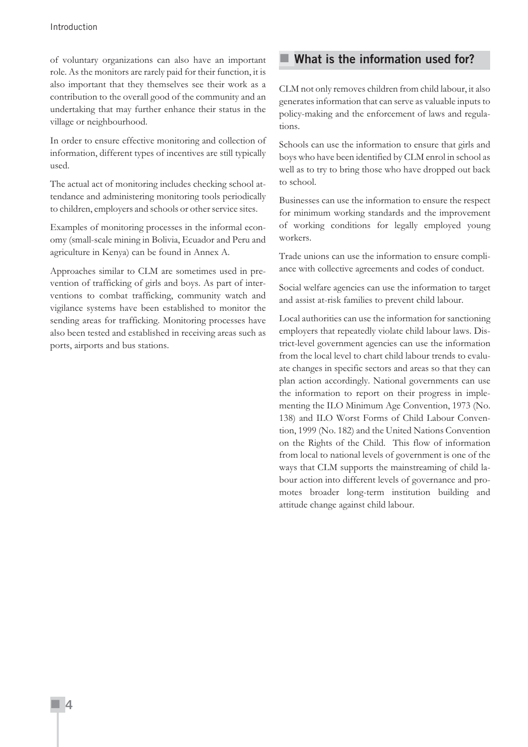of voluntary organizations can also have an important role. As the monitors are rarely paid for their function, it is also important that they themselves see their work as a contribution to the overall good of the community and an undertaking that may further enhance their status in the village or neighbourhood.

In order to ensure effective monitoring and collection of information, different types of incentives are still typically used.

The actual act of monitoring includes checking school attendance and administering monitoring tools periodically to children, employers and schools or other service sites.

Examples of monitoring processes in the informal economy (small-scale mining in Bolivia, Ecuador and Peru and agriculture in Kenya) can be found in Annex A.

Approaches similar to CLM are sometimes used in prevention of trafficking of girls and boys. As part of interventions to combat trafficking, community watch and vigilance systems have been established to monitor the sending areas for trafficking. Monitoring processes have also been tested and established in receiving areas such as ports, airports and bus stations.

## What is the information used for?

CLM not only removes children from child labour, it also generates information that can serve as valuable inputs to policy-making and the enforcement of laws and regulations.

Schools can use the information to ensure that girls and boys who have been identified by CLM enrol in school as well as to try to bring those who have dropped out back to school.

Businesses can use the information to ensure the respect for minimum working standards and the improvement of working conditions for legally employed young workers.

Trade unions can use the information to ensure compliance with collective agreements and codes of conduct.

Social welfare agencies can use the information to target and assist at-risk families to prevent child labour.

Local authorities can use the information for sanctioning employers that repeatedly violate child labour laws. District-level government agencies can use the information from the local level to chart child labour trends to evaluate changes in specific sectors and areas so that they can plan action accordingly. National governments can use the information to report on their progress in implementing the ILO Minimum Age Convention, 1973 (No. 138) and ILO Worst Forms of Child Labour Convention, 1999 (No. 182) and the United Nations Convention on the Rights of the Child. This flow of information from local to national levels of government is one of the ways that CLM supports the mainstreaming of child labour action into different levels of governance and promotes broader long-term institution building and attitude change against child labour.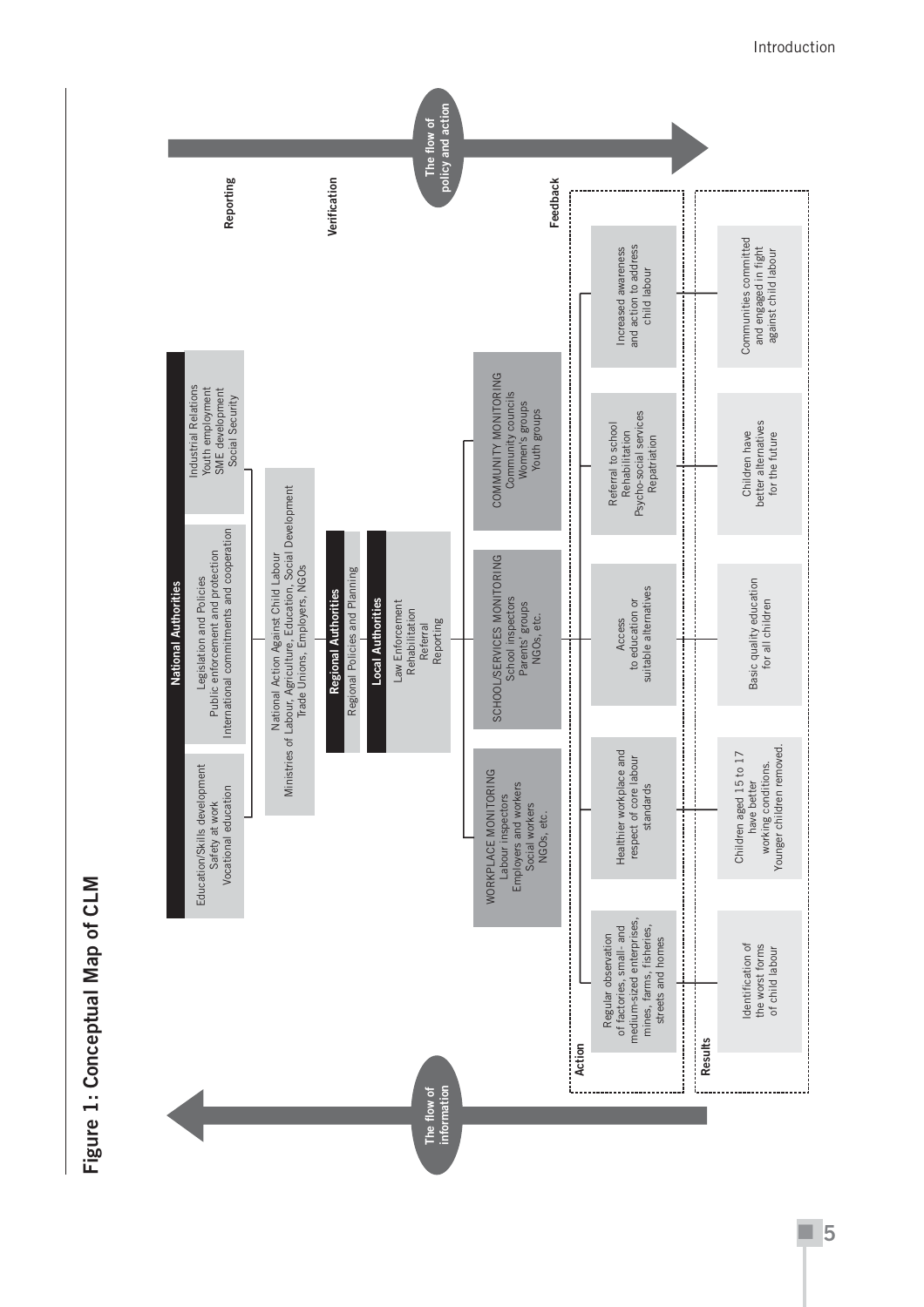## Figure 1: Conceptual Map of CLM

**The flow of policy and action**

**Reporting**

**Verification**

**Feedback**

**National Authorities**

- Education/Skills development; Safety at work; Vocational education
- Legislation and Policies; Public enforcement and protection; International commitments and cooperation
- Industrial Relations; Youth employment; SME development; Social Security

National Action Against Child Labour
Ministries of Labour, Agriculture, Education, Social Development
Trade Unions, Employers, NGOs

**Regional Authorities**

Regional Policies and Planning

**Local Authorities**

Law Enforcement
Rehabilitation
Referral
Reporting

- WORKPLACE MONITORING: Labour inspectors; Employers and workers; Social workers; NGOs, etc.
- SCHOOL/SERVICES MONITORING: School inspectors; Parents' groups; NGOs, etc.
- COMMUNITY MONITORING: Community councils; Women's groups; Youth groups

**Action**

- Regular observation of factories, small- and medium-sized enterprises, mines, farms, fisheries, streets and homes
- Healthier workplace and respect of core labour standards
- Access to education or suitable alternatives
- Referral to school; Rehabilitation; Psycho-social services; Repatriation
- Increased awareness and action to address child labour

**Results**

- Identification of the worst forms of child labour
- Children aged 15 to 17 have better working conditions. Younger children removed.
- Basic quality education for all children
- Children have better alternatives for the future
- Communities committed and engaged in fight against child labour

**The flow of information**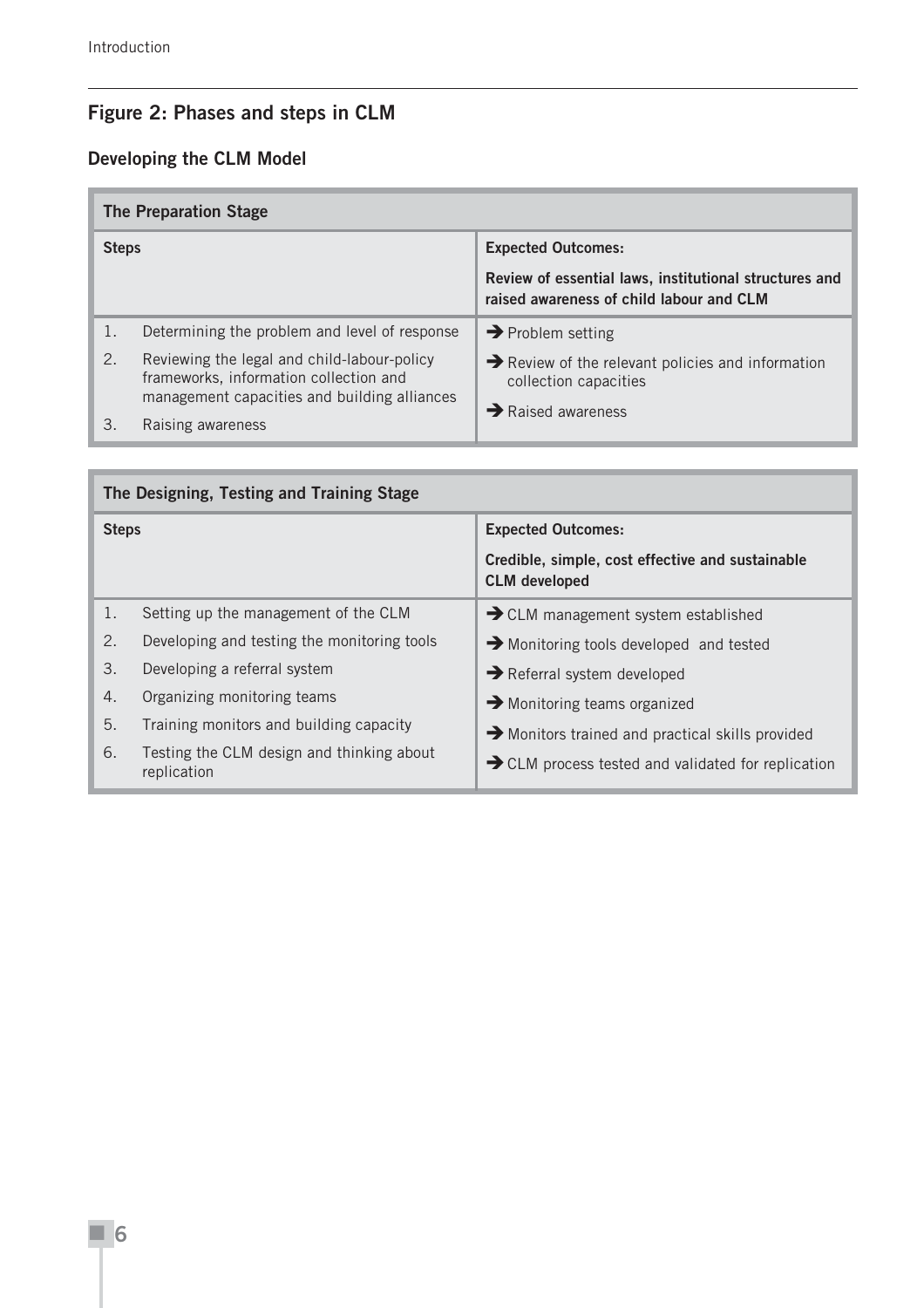## Figure 2: Phases and steps in CLM

### Developing the CLM Model

| The Preparation Stage | |
|---|---|
| **Steps** | **Expected Outcomes:** **Review of essential laws, institutional structures and raised awareness of child labour and CLM** |
| 1. Determining the problem and level of response<br>2. Reviewing the legal and child-labour-policy frameworks, information collection and management capacities and building alliances<br>3. Raising awareness | ➔ Problem setting<br>➔ Review of the relevant policies and information collection capacities<br>➔ Raised awareness |

| The Designing, Testing and Training Stage | |
|---|---|
| **Steps** | **Expected Outcomes:** **Credible, simple, cost effective and sustainable CLM developed** |
| 1. Setting up the management of the CLM<br>2. Developing and testing the monitoring tools<br>3. Developing a referral system<br>4. Organizing monitoring teams<br>5. Training monitors and building capacity<br>6. Testing the CLM design and thinking about replication | ➔ CLM management system established<br>➔ Monitoring tools developed and tested<br>➔ Referral system developed<br>➔ Monitoring teams organized<br>➔ Monitors trained and practical skills provided<br>➔ CLM process tested and validated for replication |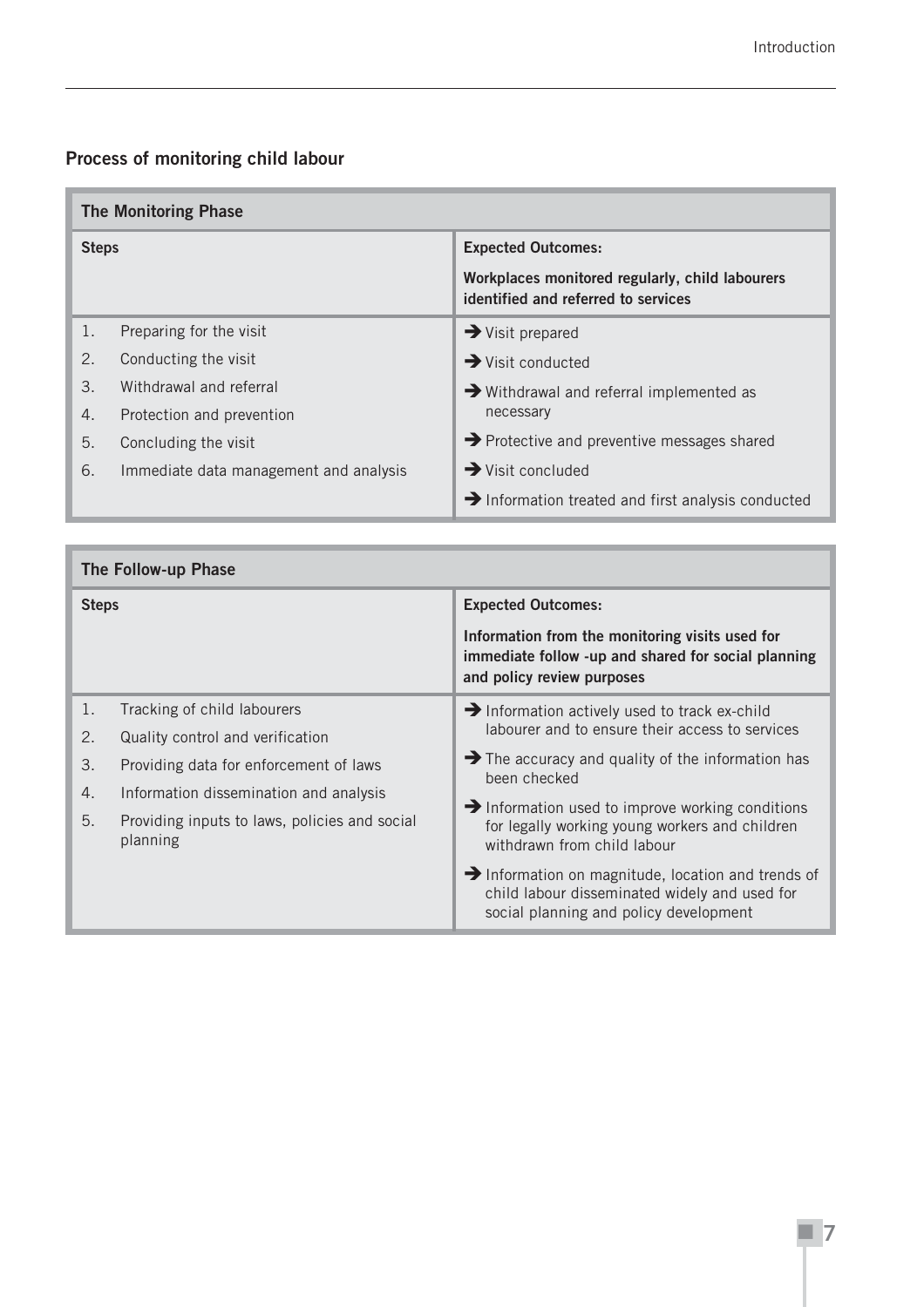## Process of monitoring child labour

| The Monitoring Phase | |
|---|---|
| **Steps** | **Expected Outcomes:**<br>**Workplaces monitored regularly, child labourers identified and referred to services** |
| 1. Preparing for the visit<br>2. Conducting the visit<br>3. Withdrawal and referral<br>4. Protection and prevention<br>5. Concluding the visit<br>6. Immediate data management and analysis | ➔ Visit prepared<br>➔ Visit conducted<br>➔ Withdrawal and referral implemented as necessary<br>➔ Protective and preventive messages shared<br>➔ Visit concluded<br>➔ Information treated and first analysis conducted |

| The Follow-up Phase | |
|---|---|
| **Steps** | **Expected Outcomes:**<br>**Information from the monitoring visits used for immediate follow -up and shared for social planning and policy review purposes** |
| 1. Tracking of child labourers<br>2. Quality control and verification<br>3. Providing data for enforcement of laws<br>4. Information dissemination and analysis<br>5. Providing inputs to laws, policies and social planning | ➔ Information actively used to track ex-child labourer and to ensure their access to services<br>➔ The accuracy and quality of the information has been checked<br>➔ Information used to improve working conditions for legally working young workers and children withdrawn from child labour<br>➔ Information on magnitude, location and trends of child labour disseminated widely and used for social planning and policy development |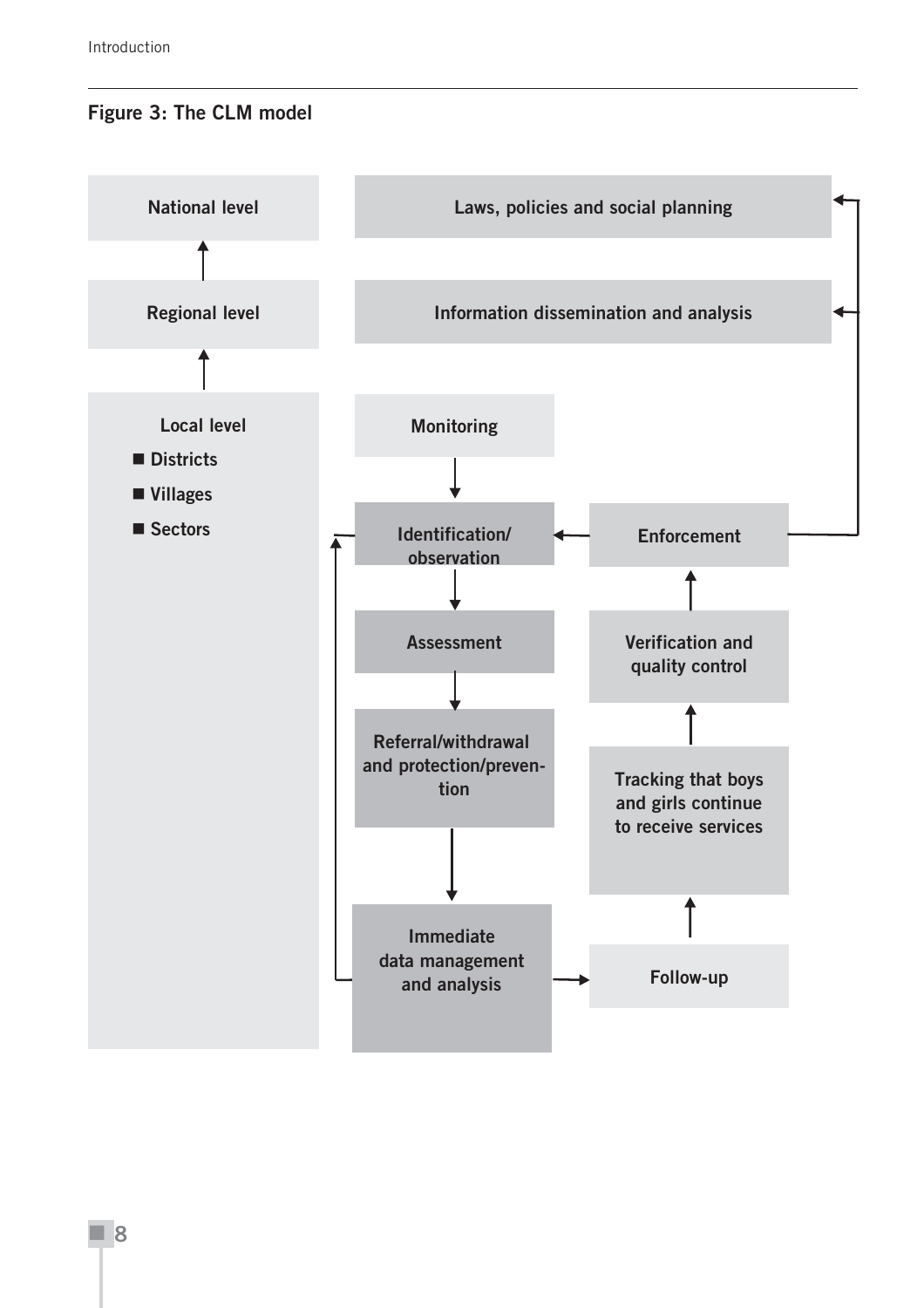**Figure 3: The CLM model**

National level

Regional level

Local level

- Districts
- Villages
- Sectors

Laws, policies and social planning

Information dissemination and analysis

Monitoring

Identification/observation

Assessment

Referral/withdrawal and protection/prevention

Immediate data management and analysis

Follow-up

Tracking that boys and girls continue to receive services

Verification and quality control

Enforcement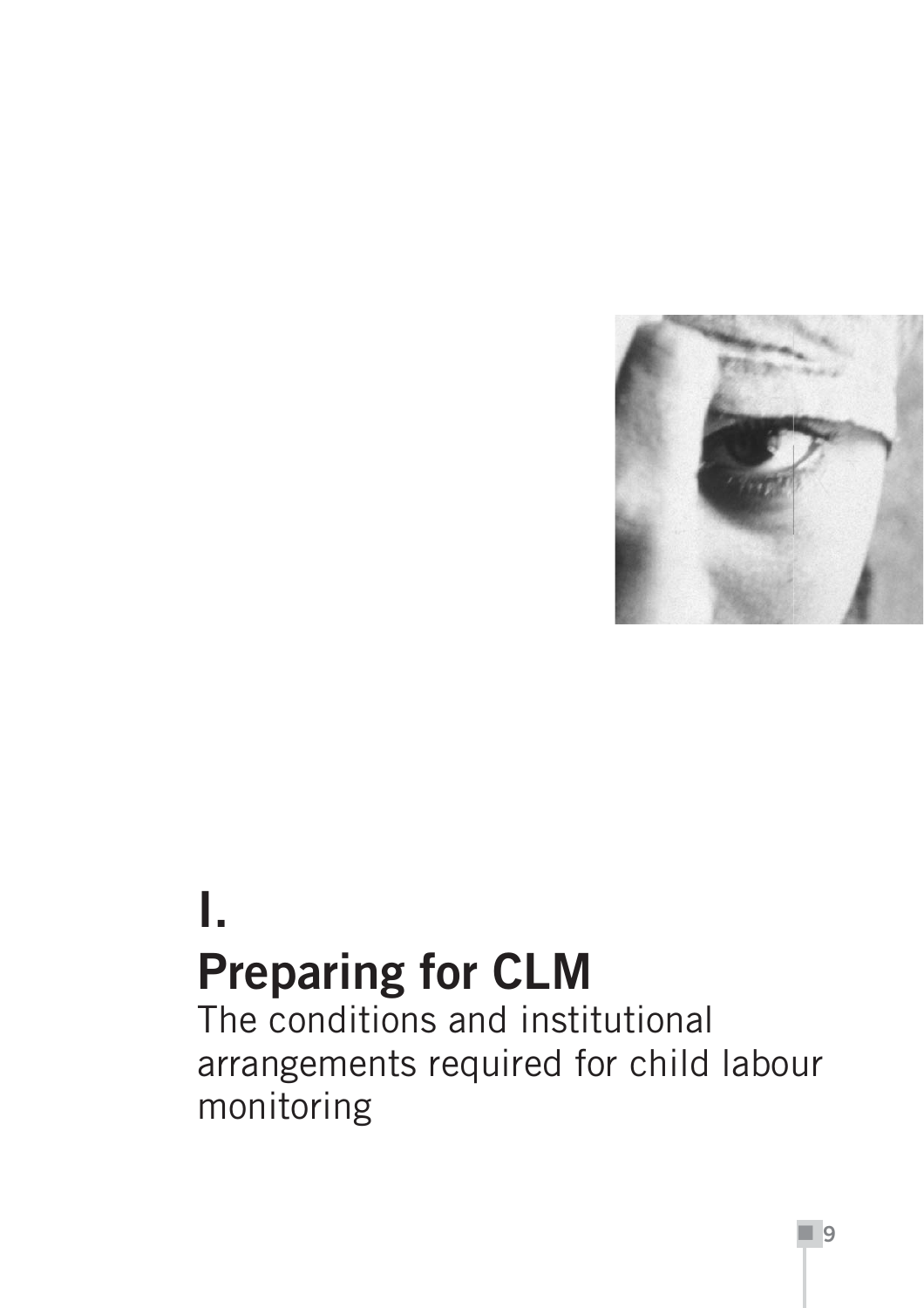# I.
# Preparing for CLM

The conditions and institutional arrangements required for child labour monitoring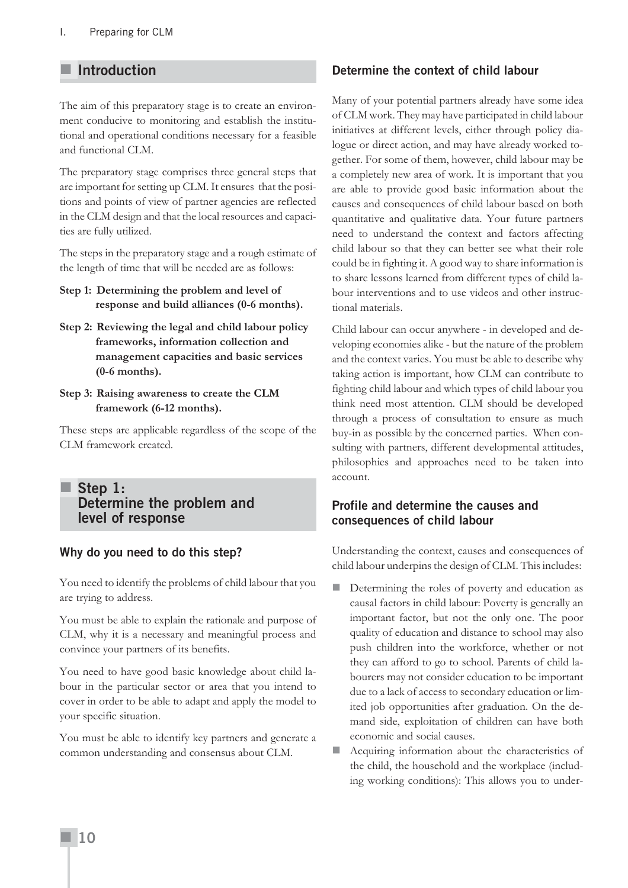## Introduction

The aim of this preparatory stage is to create an environment conducive to monitoring and establish the institutional and operational conditions necessary for a feasible and functional CLM.

The preparatory stage comprises three general steps that are important for setting up CLM. It ensures that the positions and points of view of partner agencies are reflected in the CLM design and that the local resources and capacities are fully utilized.

The steps in the preparatory stage and a rough estimate of the length of time that will be needed are as follows:

**Step 1: Determining the problem and level of response and build alliances (0-6 months).**

**Step 2: Reviewing the legal and child labour policy frameworks, information collection and management capacities and basic services (0-6 months).**

**Step 3: Raising awareness to create the CLM framework (6-12 months).**

These steps are applicable regardless of the scope of the CLM framework created.

## Step 1: Determine the problem and level of response

### Why do you need to do this step?

You need to identify the problems of child labour that you are trying to address.

You must be able to explain the rationale and purpose of CLM, why it is a necessary and meaningful process and convince your partners of its benefits.

You need to have good basic knowledge about child labour in the particular sector or area that you intend to cover in order to be able to adapt and apply the model to your specific situation.

You must be able to identify key partners and generate a common understanding and consensus about CLM.

### Determine the context of child labour

Many of your potential partners already have some idea of CLM work. They may have participated in child labour initiatives at different levels, either through policy dialogue or direct action, and may have already worked together. For some of them, however, child labour may be a completely new area of work. It is important that you are able to provide good basic information about the causes and consequences of child labour based on both quantitative and qualitative data. Your future partners need to understand the context and factors affecting child labour so that they can better see what their role could be in fighting it. A good way to share information is to share lessons learned from different types of child labour interventions and to use videos and other instructional materials.

Child labour can occur anywhere - in developed and developing economies alike - but the nature of the problem and the context varies. You must be able to describe why taking action is important, how CLM can contribute to fighting child labour and which types of child labour you think need most attention. CLM should be developed through a process of consultation to ensure as much buy-in as possible by the concerned parties. When consulting with partners, different developmental attitudes, philosophies and approaches need to be taken into account.

### Profile and determine the causes and consequences of child labour

Understanding the context, causes and consequences of child labour underpins the design of CLM. This includes:

- Determining the roles of poverty and education as causal factors in child labour: Poverty is generally an important factor, but not the only one. The poor quality of education and distance to school may also push children into the workforce, whether or not they can afford to go to school. Parents of child labourers may not consider education to be important due to a lack of access to secondary education or limited job opportunities after graduation. On the demand side, exploitation of children can have both economic and social causes.
- Acquiring information about the characteristics of the child, the household and the workplace (including working conditions): This allows you to under-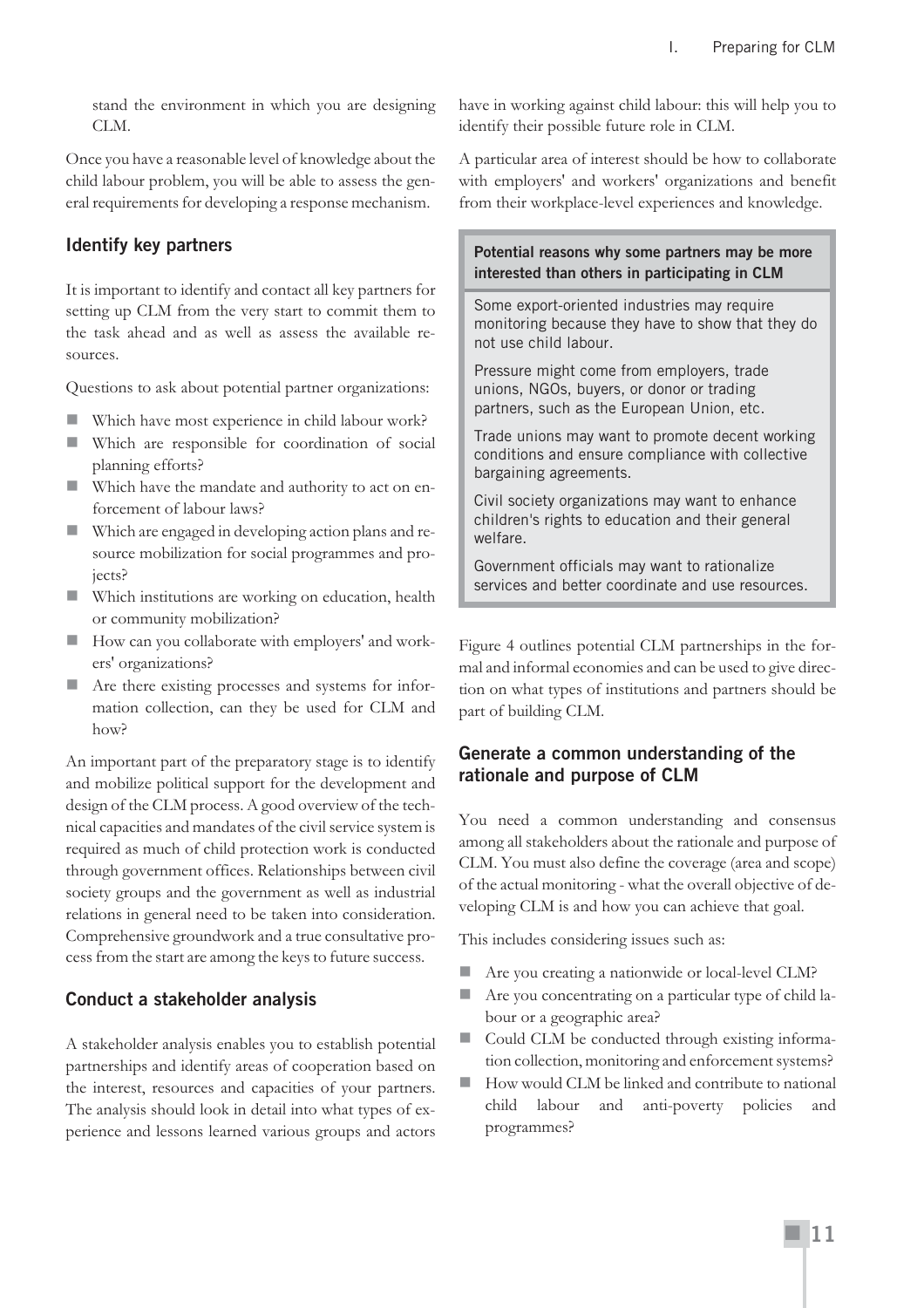stand the environment in which you are designing CLM.

Once you have a reasonable level of knowledge about the child labour problem, you will be able to assess the general requirements for developing a response mechanism.

### Identify key partners

It is important to identify and contact all key partners for setting up CLM from the very start to commit them to the task ahead and as well as assess the available resources.

Questions to ask about potential partner organizations:

- Which have most experience in child labour work?
- Which are responsible for coordination of social planning efforts?
- Which have the mandate and authority to act on enforcement of labour laws?
- Which are engaged in developing action plans and resource mobilization for social programmes and projects?
- Which institutions are working on education, health or community mobilization?
- How can you collaborate with employers' and workers' organizations?
- Are there existing processes and systems for information collection, can they be used for CLM and how?

An important part of the preparatory stage is to identify and mobilize political support for the development and design of the CLM process. A good overview of the technical capacities and mandates of the civil service system is required as much of child protection work is conducted through government offices. Relationships between civil society groups and the government as well as industrial relations in general need to be taken into consideration. Comprehensive groundwork and a true consultative process from the start are among the keys to future success.

### Conduct a stakeholder analysis

A stakeholder analysis enables you to establish potential partnerships and identify areas of cooperation based on the interest, resources and capacities of your partners. The analysis should look in detail into what types of experience and lessons learned various groups and actors have in working against child labour: this will help you to identify their possible future role in CLM.

A particular area of interest should be how to collaborate with employers' and workers' organizations and benefit from their workplace-level experiences and knowledge.

**Potential reasons why some partners may be more interested than others in participating in CLM**

Some export-oriented industries may require monitoring because they have to show that they do not use child labour.

Pressure might come from employers, trade unions, NGOs, buyers, or donor or trading partners, such as the European Union, etc.

Trade unions may want to promote decent working conditions and ensure compliance with collective bargaining agreements.

Civil society organizations may want to enhance children's rights to education and their general welfare.

Government officials may want to rationalize services and better coordinate and use resources.

Figure 4 outlines potential CLM partnerships in the formal and informal economies and can be used to give direction on what types of institutions and partners should be part of building CLM.

### Generate a common understanding of the rationale and purpose of CLM

You need a common understanding and consensus among all stakeholders about the rationale and purpose of CLM. You must also define the coverage (area and scope) of the actual monitoring - what the overall objective of developing CLM is and how you can achieve that goal.

This includes considering issues such as:

- Are you creating a nationwide or local-level CLM?
- Are you concentrating on a particular type of child labour or a geographic area?
- Could CLM be conducted through existing information collection, monitoring and enforcement systems?
- How would CLM be linked and contribute to national child labour and anti-poverty policies and programmes?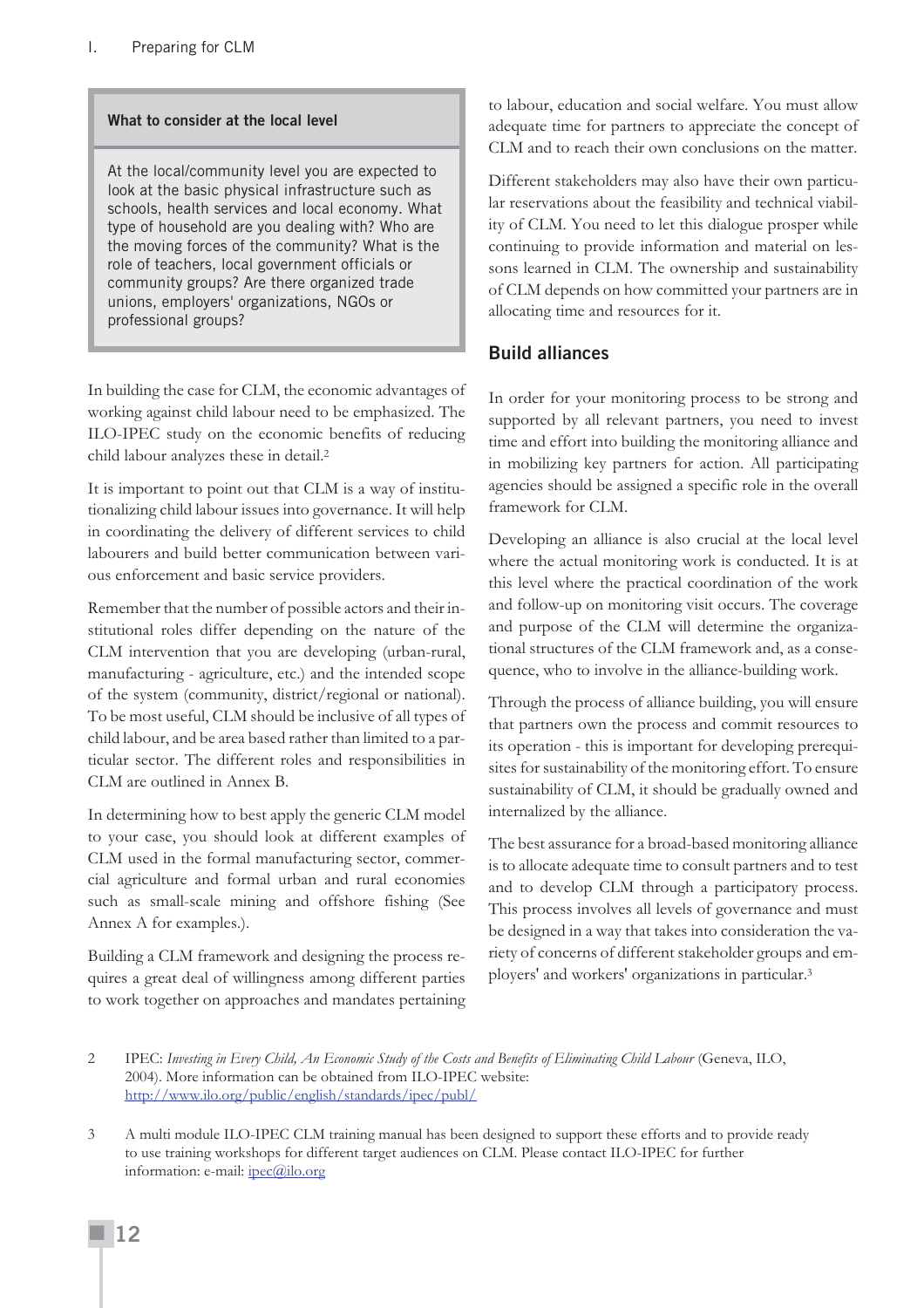**What to consider at the local level**

At the local/community level you are expected to look at the basic physical infrastructure such as schools, health services and local economy. What type of household are you dealing with? Who are the moving forces of the community? What is the role of teachers, local government officials or community groups? Are there organized trade unions, employers' organizations, NGOs or professional groups?

In building the case for CLM, the economic advantages of working against child labour need to be emphasized. The ILO-IPEC study on the economic benefits of reducing child labour analyzes these in detail.[2]

It is important to point out that CLM is a way of institutionalizing child labour issues into governance. It will help in coordinating the delivery of different services to child labourers and build better communication between various enforcement and basic service providers.

Remember that the number of possible actors and their institutional roles differ depending on the nature of the CLM intervention that you are developing (urban-rural, manufacturing - agriculture, etc.) and the intended scope of the system (community, district/regional or national). To be most useful, CLM should be inclusive of all types of child labour, and be area based rather than limited to a particular sector. The different roles and responsibilities in CLM are outlined in Annex B.

In determining how to best apply the generic CLM model to your case, you should look at different examples of CLM used in the formal manufacturing sector, commercial agriculture and formal urban and rural economies such as small-scale mining and offshore fishing (See Annex A for examples.).

Building a CLM framework and designing the process requires a great deal of willingness among different parties to work together on approaches and mandates pertaining to labour, education and social welfare. You must allow adequate time for partners to appreciate the concept of CLM and to reach their own conclusions on the matter.

Different stakeholders may also have their own particular reservations about the feasibility and technical viability of CLM. You need to let this dialogue prosper while continuing to provide information and material on lessons learned in CLM. The ownership and sustainability of CLM depends on how committed your partners are in allocating time and resources for it.

## Build alliances

In order for your monitoring process to be strong and supported by all relevant partners, you need to invest time and effort into building the monitoring alliance and in mobilizing key partners for action. All participating agencies should be assigned a specific role in the overall framework for CLM.

Developing an alliance is also crucial at the local level where the actual monitoring work is conducted. It is at this level where the practical coordination of the work and follow-up on monitoring visit occurs. The coverage and purpose of the CLM will determine the organizational structures of the CLM framework and, as a consequence, who to involve in the alliance-building work.

Through the process of alliance building, you will ensure that partners own the process and commit resources to its operation - this is important for developing prerequisites for sustainability of the monitoring effort. To ensure sustainability of CLM, it should be gradually owned and internalized by the alliance.

The best assurance for a broad-based monitoring alliance is to allocate adequate time to consult partners and to test and to develop CLM through a participatory process. This process involves all levels of governance and must be designed in a way that takes into consideration the variety of concerns of different stakeholder groups and employers' and workers' organizations in particular.[3]

---

2 IPEC: *Investing in Every Child, An Economic Study of the Costs and Benefits of Eliminating Child Labour* (Geneva, ILO, 2004). More information can be obtained from ILO-IPEC website: http://www.ilo.org/public/english/standards/ipec/publ/

3 A multi module ILO-IPEC CLM training manual has been designed to support these efforts and to provide ready to use training workshops for different target audiences on CLM. Please contact ILO-IPEC for further information: e-mail: ipec@ilo.org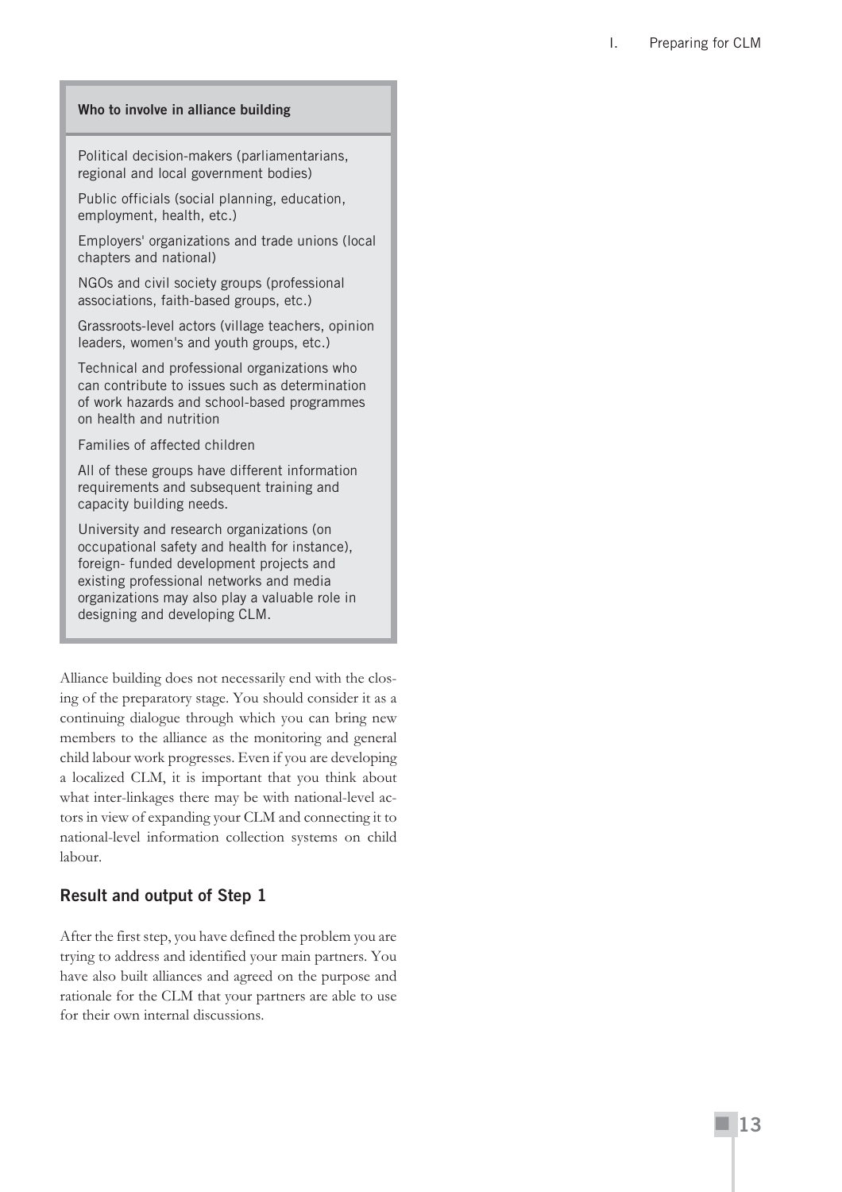**Who to involve in alliance building**

Political decision-makers (parliamentarians, regional and local government bodies)

Public officials (social planning, education, employment, health, etc.)

Employers' organizations and trade unions (local chapters and national)

NGOs and civil society groups (professional associations, faith-based groups, etc.)

Grassroots-level actors (village teachers, opinion leaders, women's and youth groups, etc.)

Technical and professional organizations who can contribute to issues such as determination of work hazards and school-based programmes on health and nutrition

Families of affected children

All of these groups have different information requirements and subsequent training and capacity building needs.

University and research organizations (on occupational safety and health for instance), foreign- funded development projects and existing professional networks and media organizations may also play a valuable role in designing and developing CLM.

Alliance building does not necessarily end with the closing of the preparatory stage. You should consider it as a continuing dialogue through which you can bring new members to the alliance as the monitoring and general child labour work progresses. Even if you are developing a localized CLM, it is important that you think about what inter-linkages there may be with national-level actors in view of expanding your CLM and connecting it to national-level information collection systems on child labour.

### Result and output of Step 1

After the first step, you have defined the problem you are trying to address and identified your main partners. You have also built alliances and agreed on the purpose and rationale for the CLM that your partners are able to use for their own internal discussions.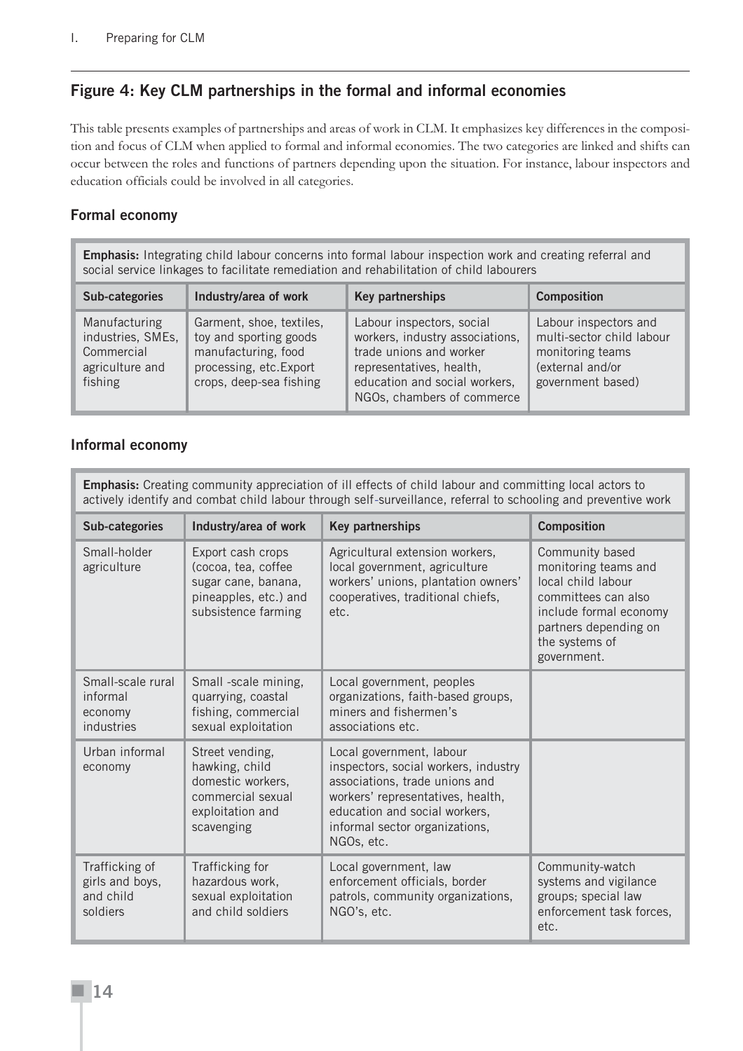## Figure 4: Key CLM partnerships in the formal and informal economies

This table presents examples of partnerships and areas of work in CLM. It emphasizes key differences in the composition and focus of CLM when applied to formal and informal economies. The two categories are linked and shifts can occur between the roles and functions of partners depending upon the situation. For instance, labour inspectors and education officials could be involved in all categories.

### Formal economy

**Emphasis:** Integrating child labour concerns into formal labour inspection work and creating referral and social service linkages to facilitate remediation and rehabilitation of child labourers

| Sub-categories | Industry/area of work | Key partnerships | Composition |
|---|---|---|---|
| Manufacturing industries, SMEs, Commercial agriculture and fishing | Garment, shoe, textiles, toy and sporting goods manufacturing, food processing, etc.Export crops, deep-sea fishing | Labour inspectors, social workers, industry associations, trade unions and worker representatives, health, education and social workers, NGOs, chambers of commerce | Labour inspectors and multi-sector child labour monitoring teams (external and/or government based) |

### Informal economy

**Emphasis:** Creating community appreciation of ill effects of child labour and committing local actors to actively identify and combat child labour through self-surveillance, referral to schooling and preventive work

| Sub-categories | Industry/area of work | Key partnerships | Composition |
|---|---|---|---|
| Small-holder agriculture | Export cash crops (cocoa, tea, coffee sugar cane, banana, pineapples, etc.) and subsistence farming | Agricultural extension workers, local government, agriculture workers' unions, plantation owners' cooperatives, traditional chiefs, etc. | Community based monitoring teams and local child labour committees can also include formal economy partners depending on the systems of government. |
| Small-scale rural informal economy industries | Small -scale mining, quarrying, coastal fishing, commercial sexual exploitation | Local government, peoples organizations, faith-based groups, miners and fishermen's associations etc. | |
| Urban informal economy | Street vending, hawking, child domestic workers, commercial sexual exploitation and scavenging | Local government, labour inspectors, social workers, industry associations, trade unions and workers' representatives, health, education and social workers, informal sector organizations, NGOs, etc. | |
| Trafficking of girls and boys, and child soldiers | Trafficking for hazardous work, sexual exploitation and child soldiers | Local government, law enforcement officials, border patrols, community organizations, NGO's, etc. | Community-watch systems and vigilance groups; special law enforcement task forces, etc. |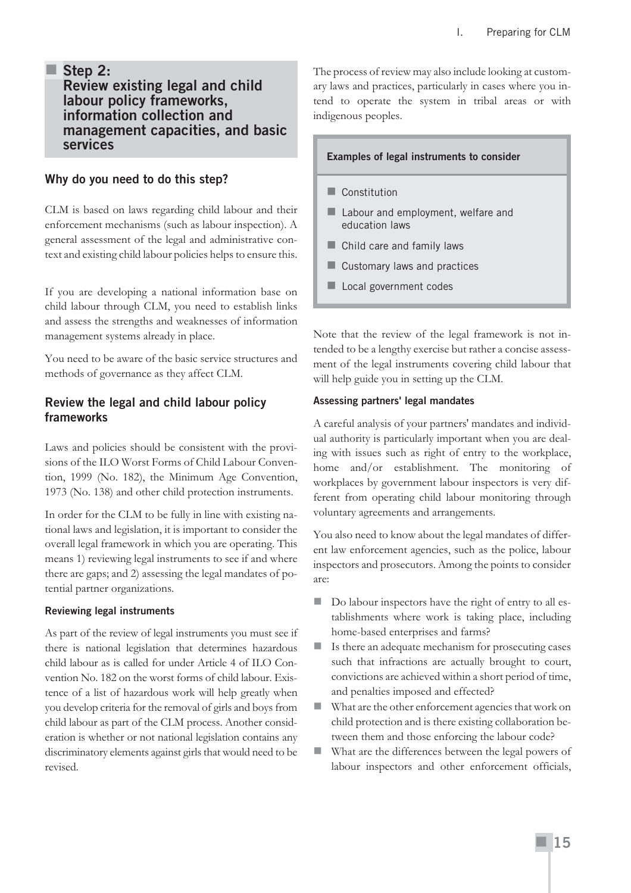## Step 2: Review existing legal and child labour policy frameworks, information collection and management capacities, and basic services

### Why do you need to do this step?

CLM is based on laws regarding child labour and their enforcement mechanisms (such as labour inspection). A general assessment of the legal and administrative context and existing child labour policies helps to ensure this.

If you are developing a national information base on child labour through CLM, you need to establish links and assess the strengths and weaknesses of information management systems already in place.

You need to be aware of the basic service structures and methods of governance as they affect CLM.

### Review the legal and child labour policy frameworks

Laws and policies should be consistent with the provisions of the ILO Worst Forms of Child Labour Convention, 1999 (No. 182), the Minimum Age Convention, 1973 (No. 138) and other child protection instruments.

In order for the CLM to be fully in line with existing national laws and legislation, it is important to consider the overall legal framework in which you are operating. This means 1) reviewing legal instruments to see if and where there are gaps; and 2) assessing the legal mandates of potential partner organizations.

#### Reviewing legal instruments

As part of the review of legal instruments you must see if there is national legislation that determines hazardous child labour as is called for under Article 4 of ILO Convention No. 182 on the worst forms of child labour. Existence of a list of hazardous work will help greatly when you develop criteria for the removal of girls and boys from child labour as part of the CLM process. Another consideration is whether or not national legislation contains any discriminatory elements against girls that would need to be revised.

The process of review may also include looking at customary laws and practices, particularly in cases where you intend to operate the system in tribal areas or with indigenous peoples.

**Examples of legal instruments to consider**

- Constitution
- Labour and employment, welfare and education laws
- Child care and family laws
- Customary laws and practices
- Local government codes

Note that the review of the legal framework is not intended to be a lengthy exercise but rather a concise assessment of the legal instruments covering child labour that will help guide you in setting up the CLM.

#### Assessing partners' legal mandates

A careful analysis of your partners' mandates and individual authority is particularly important when you are dealing with issues such as right of entry to the workplace, home and/or establishment. The monitoring of workplaces by government labour inspectors is very different from operating child labour monitoring through voluntary agreements and arrangements.

You also need to know about the legal mandates of different law enforcement agencies, such as the police, labour inspectors and prosecutors. Among the points to consider are:

- Do labour inspectors have the right of entry to all establishments where work is taking place, including home-based enterprises and farms?
- Is there an adequate mechanism for prosecuting cases such that infractions are actually brought to court, convictions are achieved within a short period of time, and penalties imposed and effected?
- What are the other enforcement agencies that work on child protection and is there existing collaboration between them and those enforcing the labour code?
- What are the differences between the legal powers of labour inspectors and other enforcement officials,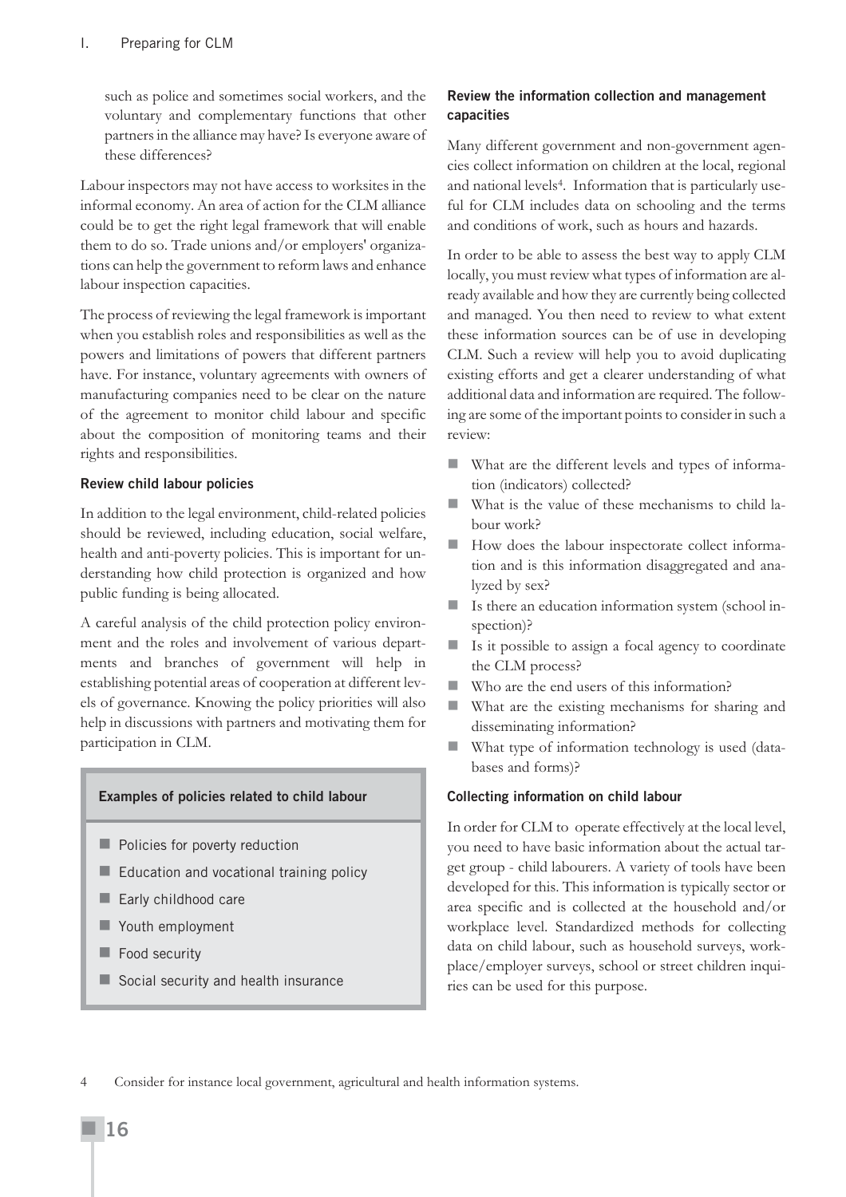such as police and sometimes social workers, and the voluntary and complementary functions that other partners in the alliance may have? Is everyone aware of these differences?

Labour inspectors may not have access to worksites in the informal economy. An area of action for the CLM alliance could be to get the right legal framework that will enable them to do so. Trade unions and/or employers' organizations can help the government to reform laws and enhance labour inspection capacities.

The process of reviewing the legal framework is important when you establish roles and responsibilities as well as the powers and limitations of powers that different partners have. For instance, voluntary agreements with owners of manufacturing companies need to be clear on the nature of the agreement to monitor child labour and specific about the composition of monitoring teams and their rights and responsibilities.

#### Review child labour policies

In addition to the legal environment, child-related policies should be reviewed, including education, social welfare, health and anti-poverty policies. This is important for understanding how child protection is organized and how public funding is being allocated.

A careful analysis of the child protection policy environment and the roles and involvement of various departments and branches of government will help in establishing potential areas of cooperation at different levels of governance. Knowing the policy priorities will also help in discussions with partners and motivating them for participation in CLM.

> **Examples of policies related to child labour**
>
> - Policies for poverty reduction
> - Education and vocational training policy
> - Early childhood care
> - Youth employment
> - Food security
> - Social security and health insurance

#### Review the information collection and management capacities

Many different government and non-government agencies collect information on children at the local, regional and national levels[4]. Information that is particularly useful for CLM includes data on schooling and the terms and conditions of work, such as hours and hazards.

In order to be able to assess the best way to apply CLM locally, you must review what types of information are already available and how they are currently being collected and managed. You then need to review to what extent these information sources can be of use in developing CLM. Such a review will help you to avoid duplicating existing efforts and get a clearer understanding of what additional data and information are required. The following are some of the important points to consider in such a review:

- What are the different levels and types of information (indicators) collected?
- What is the value of these mechanisms to child labour work?
- How does the labour inspectorate collect information and is this information disaggregated and analyzed by sex?
- Is there an education information system (school inspection)?
- Is it possible to assign a focal agency to coordinate the CLM process?
- Who are the end users of this information?
- What are the existing mechanisms for sharing and disseminating information?
- What type of information technology is used (databases and forms)?

#### Collecting information on child labour

In order for CLM to operate effectively at the local level, you need to have basic information about the actual target group - child labourers. A variety of tools have been developed for this. This information is typically sector or area specific and is collected at the household and/or workplace level. Standardized methods for collecting data on child labour, such as household surveys, workplace/employer surveys, school or street children inquiries can be used for this purpose.

4 Consider for instance local government, agricultural and health information systems.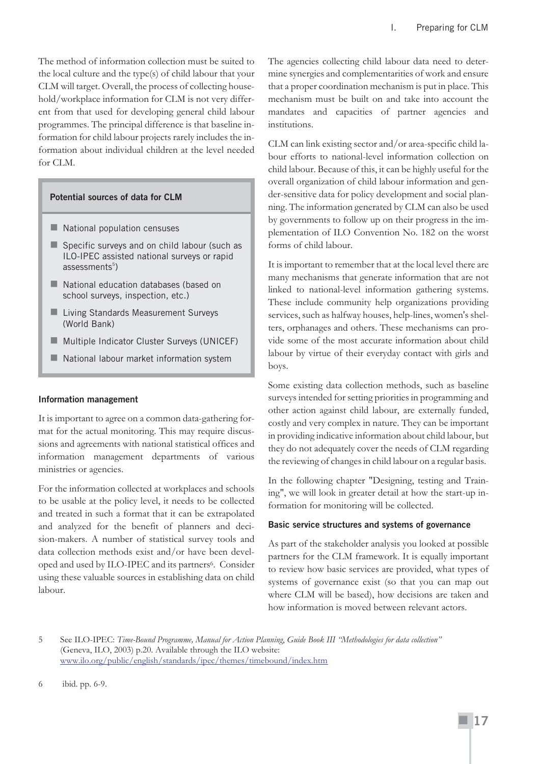The method of information collection must be suited to the local culture and the type(s) of child labour that your CLM will target. Overall, the process of collecting household/workplace information for CLM is not very different from that used for developing general child labour programmes. The principal difference is that baseline information for child labour projects rarely includes the information about individual children at the level needed for CLM.

> **Potential sources of data for CLM**
>
> - National population censuses
> - Specific surveys and on child labour (such as ILO-IPEC assisted national surveys or rapid assessments[5])
> - National education databases (based on school surveys, inspection, etc.)
> - Living Standards Measurement Surveys (World Bank)
> - Multiple Indicator Cluster Surveys (UNICEF)
> - National labour market information system

### Information management

It is important to agree on a common data-gathering format for the actual monitoring. This may require discussions and agreements with national statistical offices and information management departments of various ministries or agencies.

For the information collected at workplaces and schools to be usable at the policy level, it needs to be collected and treated in such a format that it can be extrapolated and analyzed for the benefit of planners and decision-makers. A number of statistical survey tools and data collection methods exist and/or have been developed and used by ILO-IPEC and its partners[6]. Consider using these valuable sources in establishing data on child labour.

The agencies collecting child labour data need to determine synergies and complementarities of work and ensure that a proper coordination mechanism is put in place. This mechanism must be built on and take into account the mandates and capacities of partner agencies and institutions.

CLM can link existing sector and/or area-specific child labour efforts to national-level information collection on child labour. Because of this, it can be highly useful for the overall organization of child labour information and gender-sensitive data for policy development and social planning. The information generated by CLM can also be used by governments to follow up on their progress in the implementation of ILO Convention No. 182 on the worst forms of child labour.

It is important to remember that at the local level there are many mechanisms that generate information that are not linked to national-level information gathering systems. These include community help organizations providing services, such as halfway houses, help-lines, women's shelters, orphanages and others. These mechanisms can provide some of the most accurate information about child labour by virtue of their everyday contact with girls and boys.

Some existing data collection methods, such as baseline surveys intended for setting priorities in programming and other action against child labour, are externally funded, costly and very complex in nature. They can be important in providing indicative information about child labour, but they do not adequately cover the needs of CLM regarding the reviewing of changes in child labour on a regular basis.

In the following chapter "Designing, testing and Training", we will look in greater detail at how the start-up information for monitoring will be collected.

### Basic service structures and systems of governance

As part of the stakeholder analysis you looked at possible partners for the CLM framework. It is equally important to review how basic services are provided, what types of systems of governance exist (so that you can map out where CLM will be based), how decisions are taken and how information is moved between relevant actors.

---

5 See ILO-IPEC: *Time-Bound Programme, Manual for Action Planning, Guide Book III "Methodologies for data collection"* (Geneva, ILO, 2003) p.20. Available through the ILO website: www.ilo.org/public/english/standards/ipec/themes/timebound/index.htm

6 ibid. pp. 6-9.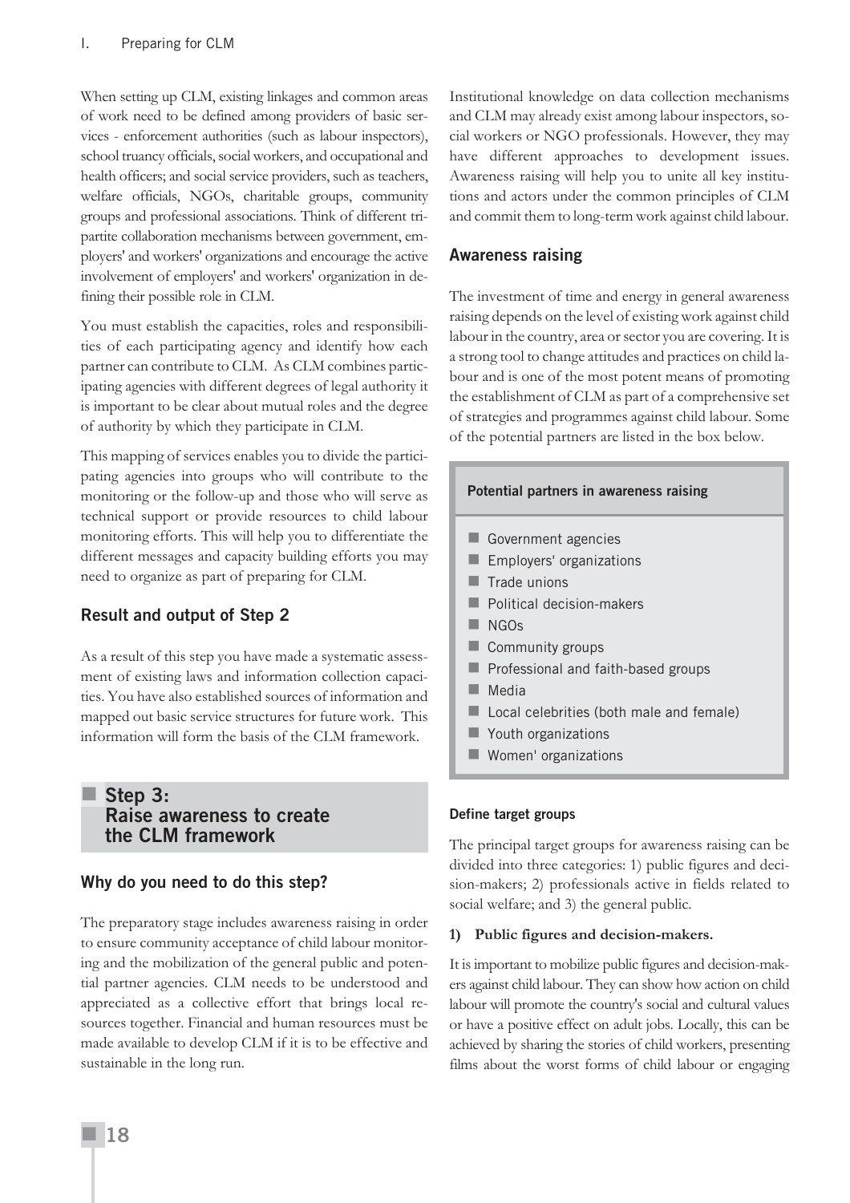When setting up CLM, existing linkages and common areas of work need to be defined among providers of basic services - enforcement authorities (such as labour inspectors), school truancy officials, social workers, and occupational and health officers; and social service providers, such as teachers, welfare officials, NGOs, charitable groups, community groups and professional associations. Think of different tripartite collaboration mechanisms between government, employers' and workers' organizations and encourage the active involvement of employers' and workers' organization in defining their possible role in CLM.

You must establish the capacities, roles and responsibilities of each participating agency and identify how each partner can contribute to CLM. As CLM combines participating agencies with different degrees of legal authority it is important to be clear about mutual roles and the degree of authority by which they participate in CLM.

This mapping of services enables you to divide the participating agencies into groups who will contribute to the monitoring or the follow-up and those who will serve as technical support or provide resources to child labour monitoring efforts. This will help you to differentiate the different messages and capacity building efforts you may need to organize as part of preparing for CLM.

### Result and output of Step 2

As a result of this step you have made a systematic assessment of existing laws and information collection capacities. You have also established sources of information and mapped out basic service structures for future work. This information will form the basis of the CLM framework.

## Step 3: Raise awareness to create the CLM framework

### Why do you need to do this step?

The preparatory stage includes awareness raising in order to ensure community acceptance of child labour monitoring and the mobilization of the general public and potential partner agencies. CLM needs to be understood and appreciated as a collective effort that brings local resources together. Financial and human resources must be made available to develop CLM if it is to be effective and sustainable in the long run.

Institutional knowledge on data collection mechanisms and CLM may already exist among labour inspectors, social workers or NGO professionals. However, they may have different approaches to development issues. Awareness raising will help you to unite all key institutions and actors under the common principles of CLM and commit them to long-term work against child labour.

### Awareness raising

The investment of time and energy in general awareness raising depends on the level of existing work against child labour in the country, area or sector you are covering. It is a strong tool to change attitudes and practices on child labour and is one of the most potent means of promoting the establishment of CLM as part of a comprehensive set of strategies and programmes against child labour. Some of the potential partners are listed in the box below.

**Potential partners in awareness raising**

- Government agencies
- Employers' organizations
- Trade unions
- Political decision-makers
- NGOs
- Community groups
- Professional and faith-based groups
- Media
- Local celebrities (both male and female)
- Youth organizations
- Women' organizations

#### Define target groups

The principal target groups for awareness raising can be divided into three categories: 1) public figures and decision-makers; 2) professionals active in fields related to social welfare; and 3) the general public.

**1) Public figures and decision-makers.**

It is important to mobilize public figures and decision-makers against child labour. They can show how action on child labour will promote the country's social and cultural values or have a positive effect on adult jobs. Locally, this can be achieved by sharing the stories of child workers, presenting films about the worst forms of child labour or engaging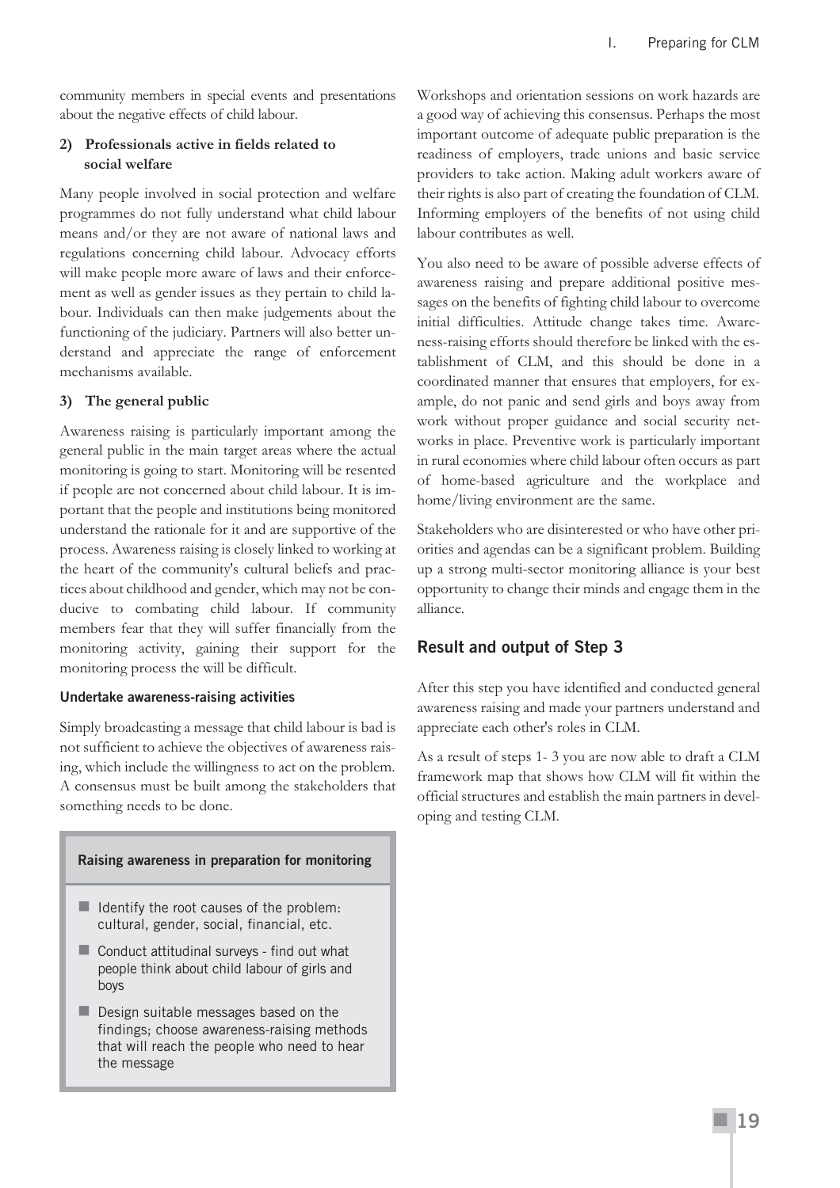community members in special events and presentations about the negative effects of child labour.

**2) Professionals active in fields related to social welfare**

Many people involved in social protection and welfare programmes do not fully understand what child labour means and/or they are not aware of national laws and regulations concerning child labour. Advocacy efforts will make people more aware of laws and their enforcement as well as gender issues as they pertain to child labour. Individuals can then make judgements about the functioning of the judiciary. Partners will also better understand and appreciate the range of enforcement mechanisms available.

**3) The general public**

Awareness raising is particularly important among the general public in the main target areas where the actual monitoring is going to start. Monitoring will be resented if people are not concerned about child labour. It is important that the people and institutions being monitored understand the rationale for it and are supportive of the process. Awareness raising is closely linked to working at the heart of the community's cultural beliefs and practices about childhood and gender, which may not be conducive to combating child labour. If community members fear that they will suffer financially from the monitoring activity, gaining their support for the monitoring process the will be difficult.

**Undertake awareness-raising activities**

Simply broadcasting a message that child labour is bad is not sufficient to achieve the objectives of awareness raising, which include the willingness to act on the problem. A consensus must be built among the stakeholders that something needs to be done.

> **Raising awareness in preparation for monitoring**
>
> - Identify the root causes of the problem: cultural, gender, social, financial, etc.
> - Conduct attitudinal surveys - find out what people think about child labour of girls and boys
> - Design suitable messages based on the findings; choose awareness-raising methods that will reach the people who need to hear the message

Workshops and orientation sessions on work hazards are a good way of achieving this consensus. Perhaps the most important outcome of adequate public preparation is the readiness of employers, trade unions and basic service providers to take action. Making adult workers aware of their rights is also part of creating the foundation of CLM. Informing employers of the benefits of not using child labour contributes as well.

You also need to be aware of possible adverse effects of awareness raising and prepare additional positive messages on the benefits of fighting child labour to overcome initial difficulties. Attitude change takes time. Awareness-raising efforts should therefore be linked with the establishment of CLM, and this should be done in a coordinated manner that ensures that employers, for example, do not panic and send girls and boys away from work without proper guidance and social security networks in place. Preventive work is particularly important in rural economies where child labour often occurs as part of home-based agriculture and the workplace and home/living environment are the same.

Stakeholders who are disinterested or who have other priorities and agendas can be a significant problem. Building up a strong multi-sector monitoring alliance is your best opportunity to change their minds and engage them in the alliance.

## Result and output of Step 3

After this step you have identified and conducted general awareness raising and made your partners understand and appreciate each other's roles in CLM.

As a result of steps 1- 3 you are now able to draft a CLM framework map that shows how CLM will fit within the official structures and establish the main partners in developing and testing CLM.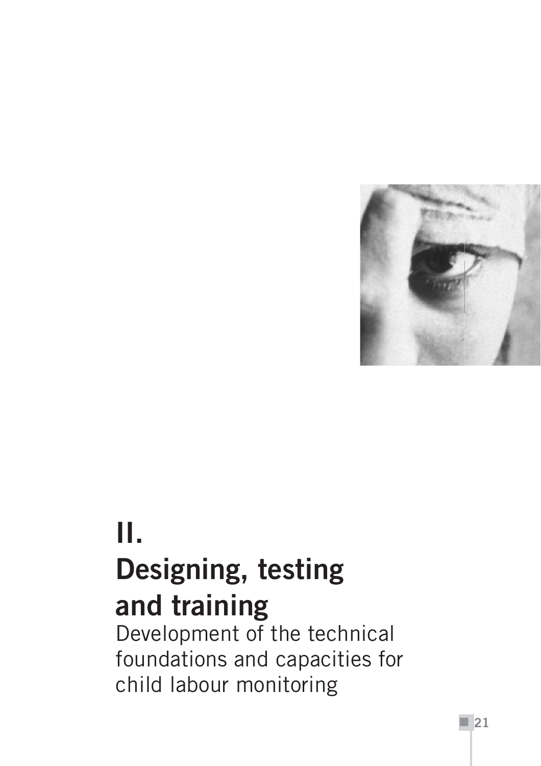# II. Designing, testing and training

Development of the technical foundations and capacities for child labour monitoring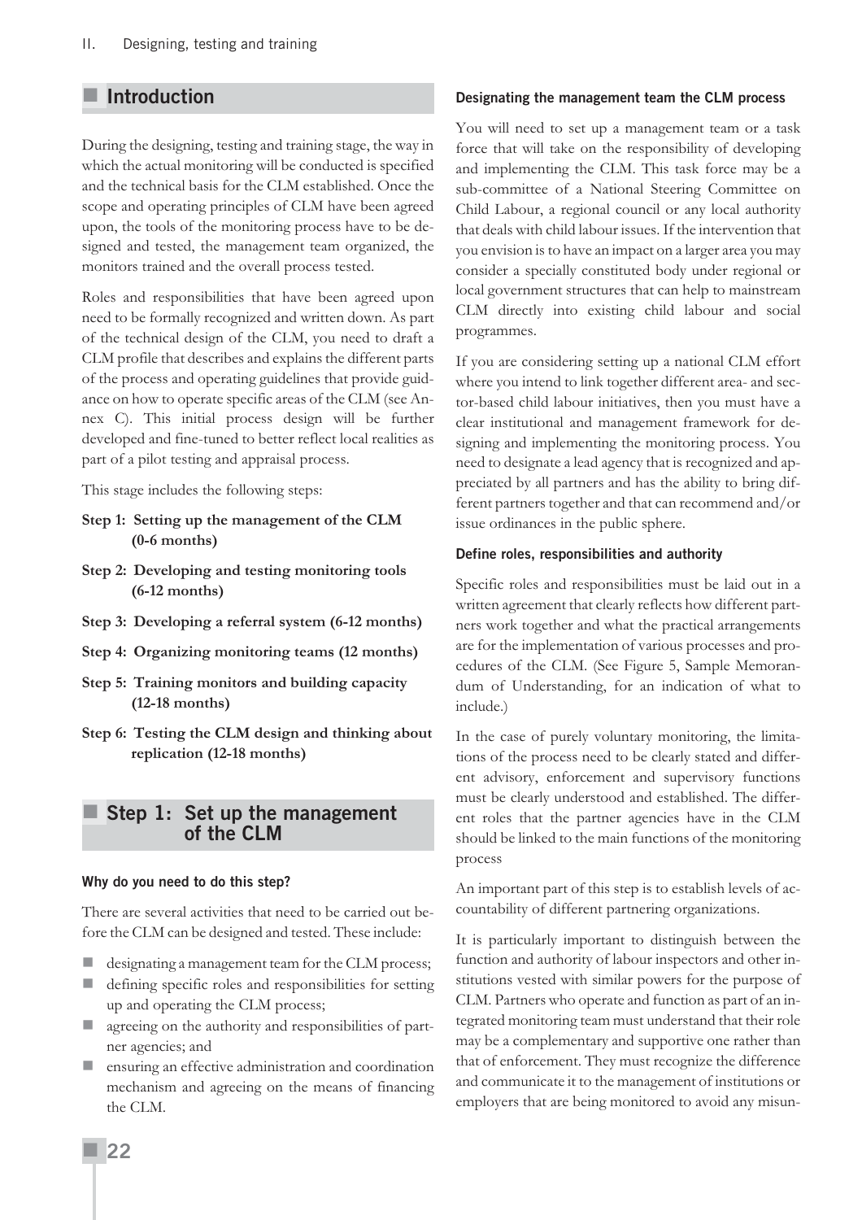## Introduction

During the designing, testing and training stage, the way in which the actual monitoring will be conducted is specified and the technical basis for the CLM established. Once the scope and operating principles of CLM have been agreed upon, the tools of the monitoring process have to be designed and tested, the management team organized, the monitors trained and the overall process tested.

Roles and responsibilities that have been agreed upon need to be formally recognized and written down. As part of the technical design of the CLM, you need to draft a CLM profile that describes and explains the different parts of the process and operating guidelines that provide guidance on how to operate specific areas of the CLM (see Annex C). This initial process design will be further developed and fine-tuned to better reflect local realities as part of a pilot testing and appraisal process.

This stage includes the following steps:

**Step 1: Setting up the management of the CLM (0-6 months)**

**Step 2: Developing and testing monitoring tools (6-12 months)**

**Step 3: Developing a referral system (6-12 months)**

**Step 4: Organizing monitoring teams (12 months)**

**Step 5: Training monitors and building capacity (12-18 months)**

**Step 6: Testing the CLM design and thinking about replication (12-18 months)**

## Step 1: Set up the management of the CLM

#### Why do you need to do this step?

There are several activities that need to be carried out before the CLM can be designed and tested. These include:

- designating a management team for the CLM process;
- defining specific roles and responsibilities for setting up and operating the CLM process;
- agreeing on the authority and responsibilities of partner agencies; and
- ensuring an effective administration and coordination mechanism and agreeing on the means of financing the CLM.

#### Designating the management team the CLM process

You will need to set up a management team or a task force that will take on the responsibility of developing and implementing the CLM. This task force may be a sub-committee of a National Steering Committee on Child Labour, a regional council or any local authority that deals with child labour issues. If the intervention that you envision is to have an impact on a larger area you may consider a specially constituted body under regional or local government structures that can help to mainstream CLM directly into existing child labour and social programmes.

If you are considering setting up a national CLM effort where you intend to link together different area- and sector-based child labour initiatives, then you must have a clear institutional and management framework for designing and implementing the monitoring process. You need to designate a lead agency that is recognized and appreciated by all partners and has the ability to bring different partners together and that can recommend and/or issue ordinances in the public sphere.

#### Define roles, responsibilities and authority

Specific roles and responsibilities must be laid out in a written agreement that clearly reflects how different partners work together and what the practical arrangements are for the implementation of various processes and procedures of the CLM. (See Figure 5, Sample Memorandum of Understanding, for an indication of what to include.)

In the case of purely voluntary monitoring, the limitations of the process need to be clearly stated and different advisory, enforcement and supervisory functions must be clearly understood and established. The different roles that the partner agencies have in the CLM should be linked to the main functions of the monitoring process

An important part of this step is to establish levels of accountability of different partnering organizations.

It is particularly important to distinguish between the function and authority of labour inspectors and other institutions vested with similar powers for the purpose of CLM. Partners who operate and function as part of an integrated monitoring team must understand that their role may be a complementary and supportive one rather than that of enforcement. They must recognize the difference and communicate it to the management of institutions or employers that are being monitored to avoid any misun-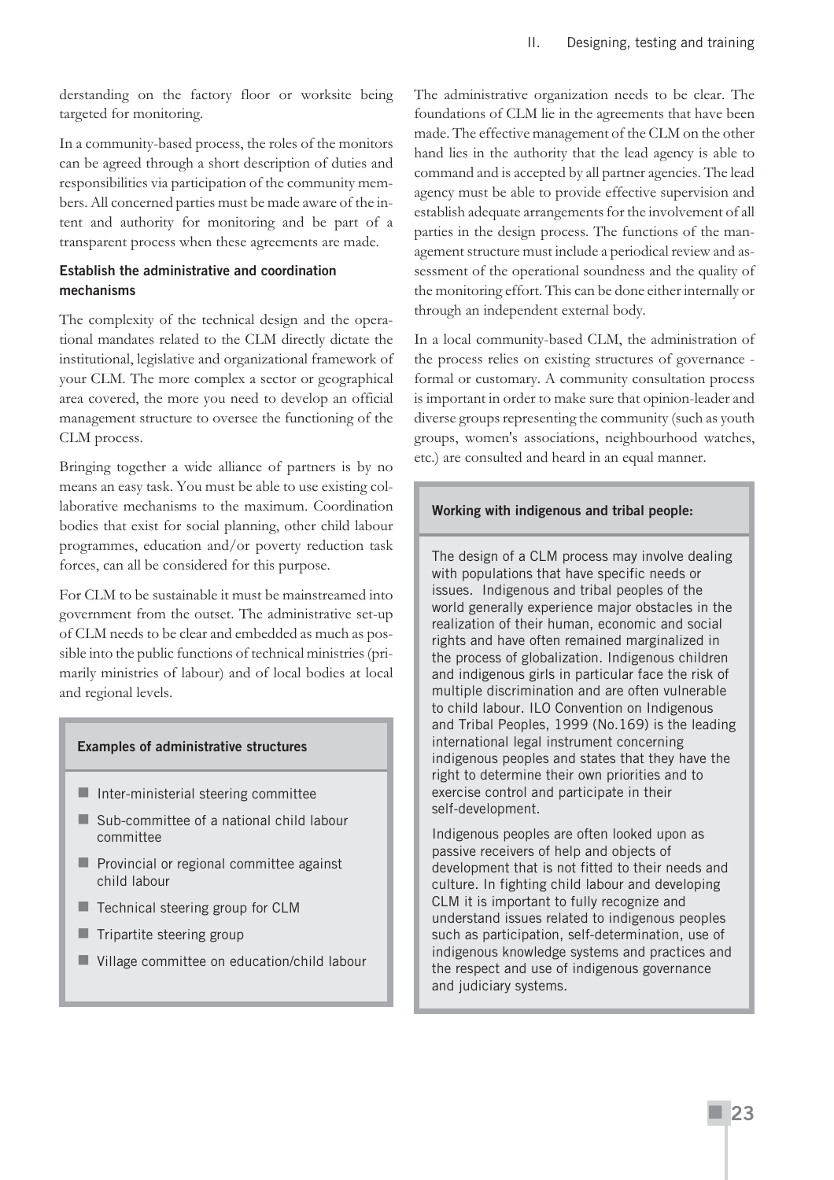derstanding on the factory floor or worksite being targeted for monitoring.

In a community-based process, the roles of the monitors can be agreed through a short description of duties and responsibilities via participation of the community members. All concerned parties must be made aware of the intent and authority for monitoring and be part of a transparent process when these agreements are made.

### Establish the administrative and coordination mechanisms

The complexity of the technical design and the operational mandates related to the CLM directly dictate the institutional, legislative and organizational framework of your CLM. The more complex a sector or geographical area covered, the more you need to develop an official management structure to oversee the functioning of the CLM process.

Bringing together a wide alliance of partners is by no means an easy task. You must be able to use existing collaborative mechanisms to the maximum. Coordination bodies that exist for social planning, other child labour programmes, education and/or poverty reduction task forces, can all be considered for this purpose.

For CLM to be sustainable it must be mainstreamed into government from the outset. The administrative set-up of CLM needs to be clear and embedded as much as possible into the public functions of technical ministries (primarily ministries of labour) and of local bodies at local and regional levels.

> **Examples of administrative structures**
>
> - Inter-ministerial steering committee
> - Sub-committee of a national child labour committee
> - Provincial or regional committee against child labour
> - Technical steering group for CLM
> - Tripartite steering group
> - Village committee on education/child labour

The administrative organization needs to be clear. The foundations of CLM lie in the agreements that have been made. The effective management of the CLM on the other hand lies in the authority that the lead agency is able to command and is accepted by all partner agencies. The lead agency must be able to provide effective supervision and establish adequate arrangements for the involvement of all parties in the design process. The functions of the management structure must include a periodical review and assessment of the operational soundness and the quality of the monitoring effort. This can be done either internally or through an independent external body.

In a local community-based CLM, the administration of the process relies on existing structures of governance - formal or customary. A community consultation process is important in order to make sure that opinion-leader and diverse groups representing the community (such as youth groups, women's associations, neighbourhood watches, etc.) are consulted and heard in an equal manner.

> **Working with indigenous and tribal people:**
>
> The design of a CLM process may involve dealing with populations that have specific needs or issues. Indigenous and tribal peoples of the world generally experience major obstacles in the realization of their human, economic and social rights and have often remained marginalized in the process of globalization. Indigenous children and indigenous girls in particular face the risk of multiple discrimination and are often vulnerable to child labour. ILO Convention on Indigenous and Tribal Peoples, 1999 (No.169) is the leading international legal instrument concerning indigenous peoples and states that they have the right to determine their own priorities and to exercise control and participate in their self-development.
>
> Indigenous peoples are often looked upon as passive receivers of help and objects of development that is not fitted to their needs and culture. In fighting child labour and developing CLM it is important to fully recognize and understand issues related to indigenous peoples such as participation, self-determination, use of indigenous knowledge systems and practices and the respect and use of indigenous governance and judiciary systems.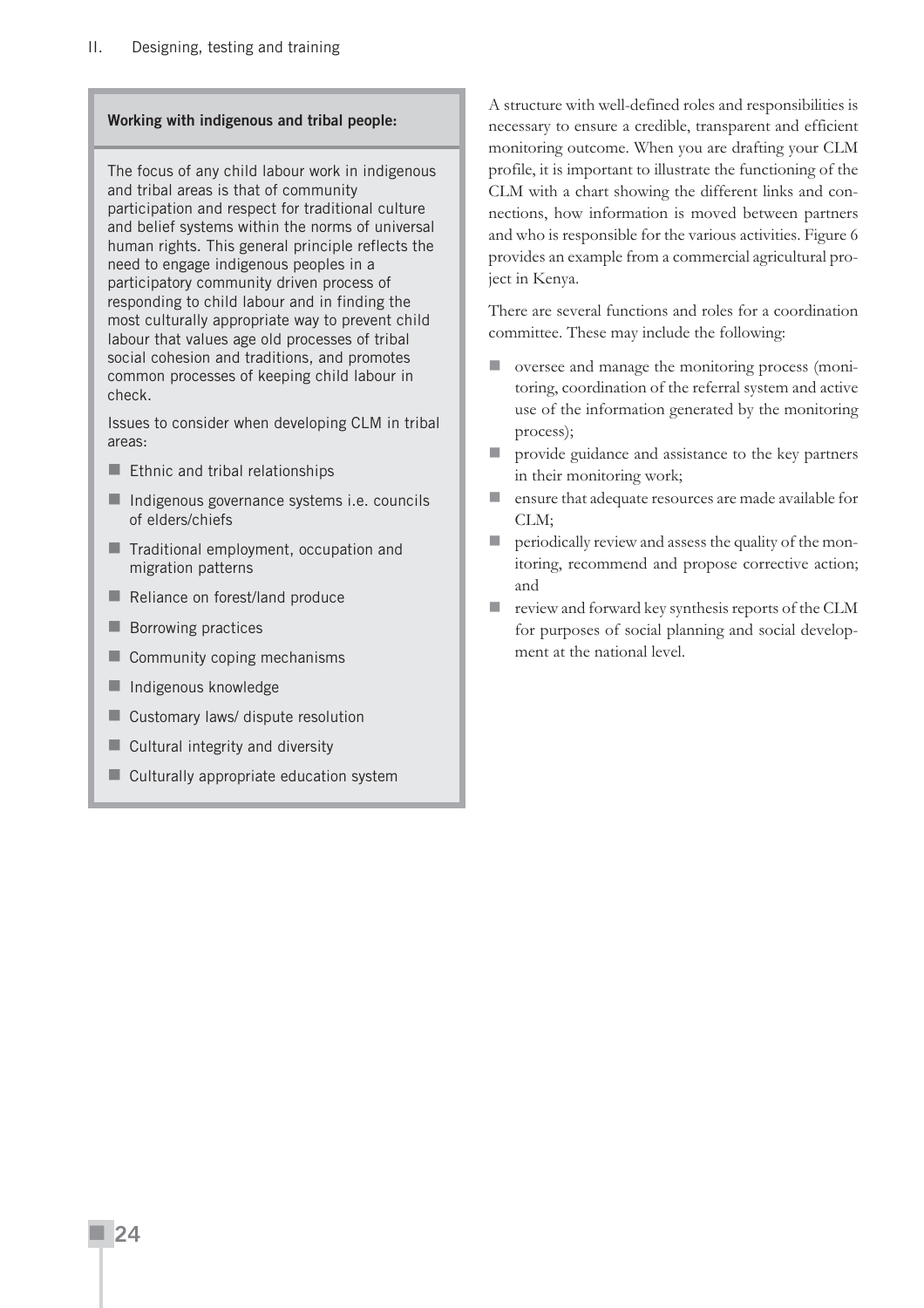**Working with indigenous and tribal people:**

The focus of any child labour work in indigenous and tribal areas is that of community participation and respect for traditional culture and belief systems within the norms of universal human rights. This general principle reflects the need to engage indigenous peoples in a participatory community driven process of responding to child labour and in finding the most culturally appropriate way to prevent child labour that values age old processes of tribal social cohesion and traditions, and promotes common processes of keeping child labour in check.

Issues to consider when developing CLM in tribal areas:

- Ethnic and tribal relationships
- Indigenous governance systems i.e. councils of elders/chiefs
- Traditional employment, occupation and migration patterns
- Reliance on forest/land produce
- Borrowing practices
- Community coping mechanisms
- Indigenous knowledge
- Customary laws/ dispute resolution
- Cultural integrity and diversity
- Culturally appropriate education system

A structure with well-defined roles and responsibilities is necessary to ensure a credible, transparent and efficient monitoring outcome. When you are drafting your CLM profile, it is important to illustrate the functioning of the CLM with a chart showing the different links and connections, how information is moved between partners and who is responsible for the various activities. Figure 6 provides an example from a commercial agricultural project in Kenya.

There are several functions and roles for a coordination committee. These may include the following:

- oversee and manage the monitoring process (monitoring, coordination of the referral system and active use of the information generated by the monitoring process);
- provide guidance and assistance to the key partners in their monitoring work;
- ensure that adequate resources are made available for CLM;
- periodically review and assess the quality of the monitoring, recommend and propose corrective action; and
- review and forward key synthesis reports of the CLM for purposes of social planning and social development at the national level.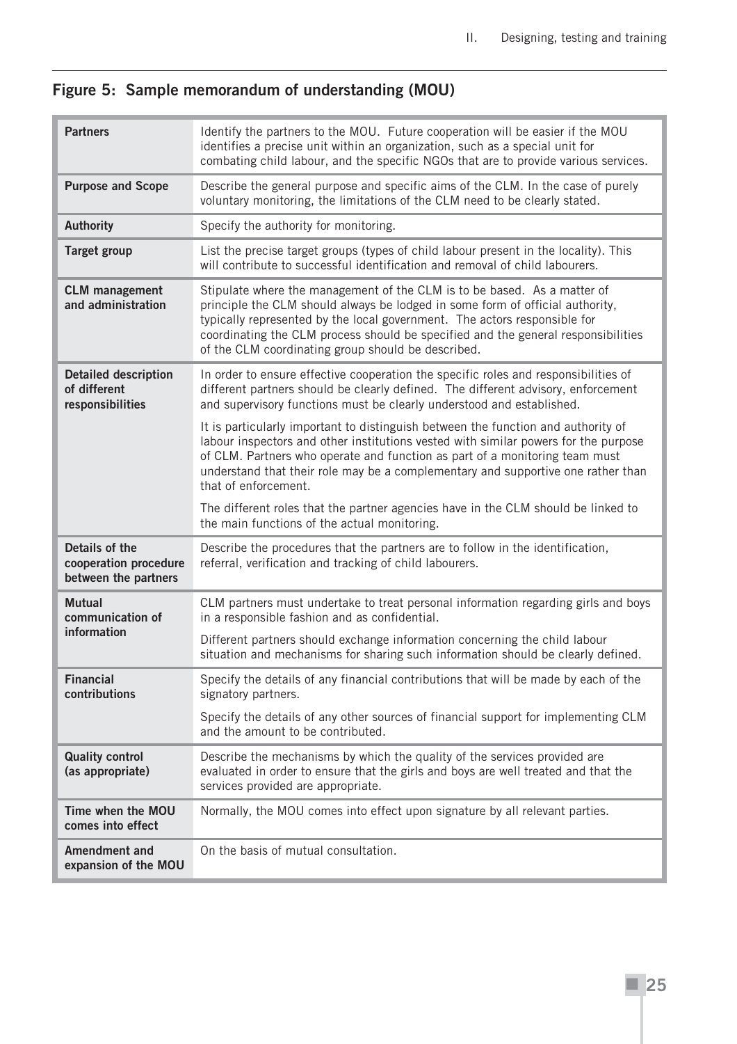## Figure 5: Sample memorandum of understanding (MOU)

| | |
|---|---|
| **Partners** | Identify the partners to the MOU. Future cooperation will be easier if the MOU identifies a precise unit within an organization, such as a special unit for combating child labour, and the specific NGOs that are to provide various services. |
| **Purpose and Scope** | Describe the general purpose and specific aims of the CLM. In the case of purely voluntary monitoring, the limitations of the CLM need to be clearly stated. |
| **Authority** | Specify the authority for monitoring. |
| **Target group** | List the precise target groups (types of child labour present in the locality). This will contribute to successful identification and removal of child labourers. |
| **CLM management and administration** | Stipulate where the management of the CLM is to be based. As a matter of principle the CLM should always be lodged in some form of official authority, typically represented by the local government. The actors responsible for coordinating the CLM process should be specified and the general responsibilities of the CLM coordinating group should be described. |
| **Detailed description of different responsibilities** | In order to ensure effective cooperation the specific roles and responsibilities of different partners should be clearly defined. The different advisory, enforcement and supervisory functions must be clearly understood and established.<br><br>It is particularly important to distinguish between the function and authority of labour inspectors and other institutions vested with similar powers for the purpose of CLM. Partners who operate and function as part of a monitoring team must understand that their role may be a complementary and supportive one rather than that of enforcement.<br><br>The different roles that the partner agencies have in the CLM should be linked to the main functions of the actual monitoring. |
| **Details of the cooperation procedure between the partners** | Describe the procedures that the partners are to follow in the identification, referral, verification and tracking of child labourers. |
| **Mutual communication of information** | CLM partners must undertake to treat personal information regarding girls and boys in a responsible fashion and as confidential.<br><br>Different partners should exchange information concerning the child labour situation and mechanisms for sharing such information should be clearly defined. |
| **Financial contributions** | Specify the details of any financial contributions that will be made by each of the signatory partners.<br><br>Specify the details of any other sources of financial support for implementing CLM and the amount to be contributed. |
| **Quality control (as appropriate)** | Describe the mechanisms by which the quality of the services provided are evaluated in order to ensure that the girls and boys are well treated and that the services provided are appropriate. |
| **Time when the MOU comes into effect** | Normally, the MOU comes into effect upon signature by all relevant parties. |
| **Amendment and expansion of the MOU** | On the basis of mutual consultation. |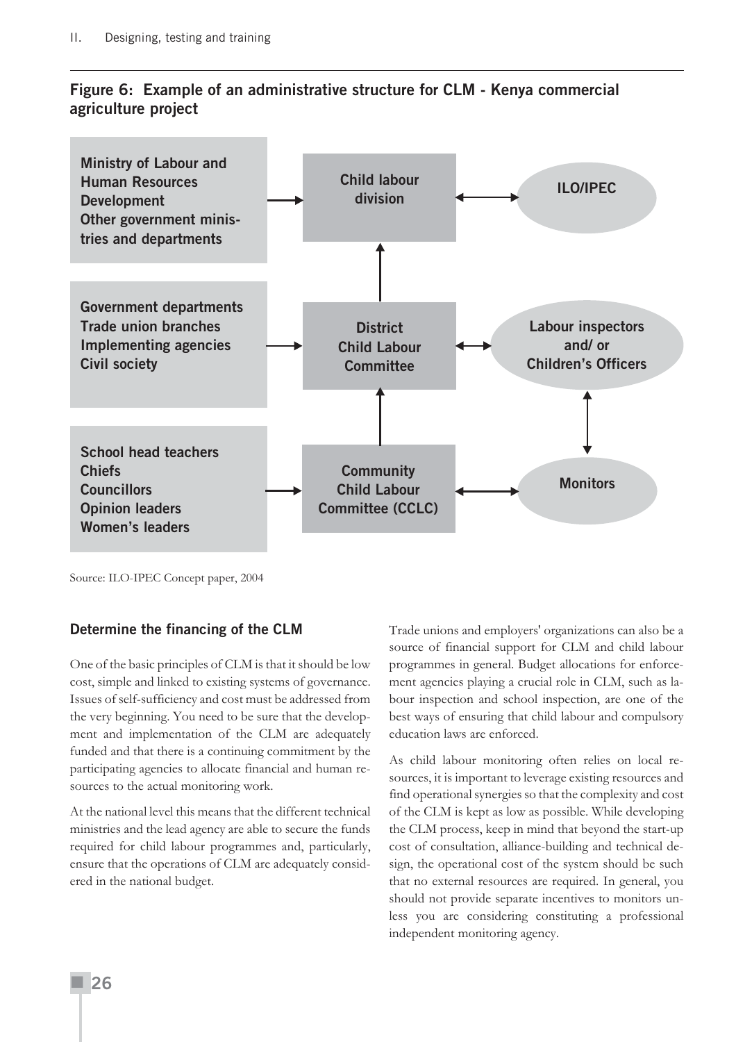**Figure 6: Example of an administrative structure for CLM - Kenya commercial agriculture project**

Ministry of Labour and Human Resources Development
Other government ministries and departments → Child labour division ↔ ILO/IPEC

Government departments
Trade union branches
Implementing agencies
Civil society → District Child Labour Committee ↔ Labour inspectors and/ or Children's Officers

School head teachers
Chiefs
Councillors
Opinion leaders
Women's leaders → Community Child Labour Committee (CCLC) ↔ Monitors

Community Child Labour Committee (CCLC) → District Child Labour Committee → Child labour division

Labour inspectors and/ or Children's Officers ↔ Monitors

Source: ILO-IPEC Concept paper, 2004

### Determine the financing of the CLM

One of the basic principles of CLM is that it should be low cost, simple and linked to existing systems of governance. Issues of self-sufficiency and cost must be addressed from the very beginning. You need to be sure that the development and implementation of the CLM are adequately funded and that there is a continuing commitment by the participating agencies to allocate financial and human resources to the actual monitoring work.

At the national level this means that the different technical ministries and the lead agency are able to secure the funds required for child labour programmes and, particularly, ensure that the operations of CLM are adequately considered in the national budget.

Trade unions and employers' organizations can also be a source of financial support for CLM and child labour programmes in general. Budget allocations for enforcement agencies playing a crucial role in CLM, such as labour inspection and school inspection, are one of the best ways of ensuring that child labour and compulsory education laws are enforced.

As child labour monitoring often relies on local resources, it is important to leverage existing resources and find operational synergies so that the complexity and cost of the CLM is kept as low as possible. While developing the CLM process, keep in mind that beyond the start-up cost of consultation, alliance-building and technical design, the operational cost of the system should be such that no external resources are required. In general, you should not provide separate incentives to monitors unless you are considering constituting a professional independent monitoring agency.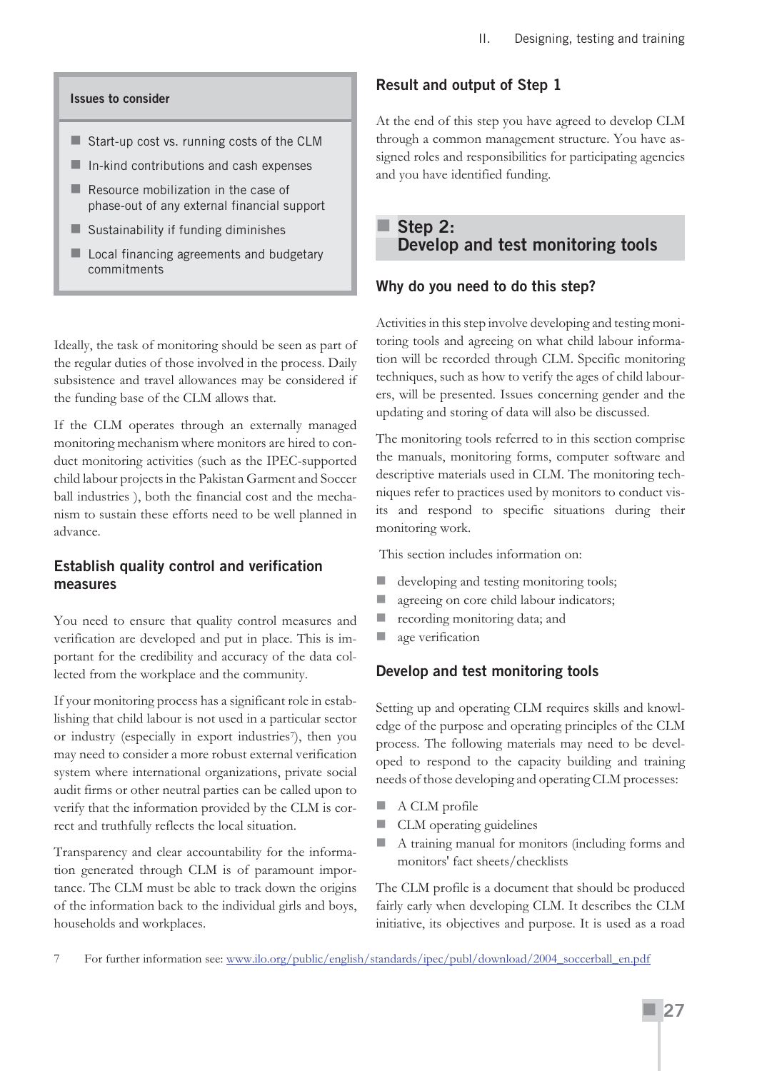**Issues to consider**

- Start-up cost vs. running costs of the CLM
- In-kind contributions and cash expenses
- Resource mobilization in the case of phase-out of any external financial support
- Sustainability if funding diminishes
- Local financing agreements and budgetary commitments

Ideally, the task of monitoring should be seen as part of the regular duties of those involved in the process. Daily subsistence and travel allowances may be considered if the funding base of the CLM allows that.

If the CLM operates through an externally managed monitoring mechanism where monitors are hired to conduct monitoring activities (such as the IPEC-supported child labour projects in the Pakistan Garment and Soccer ball industries ), both the financial cost and the mechanism to sustain these efforts need to be well planned in advance.

### Establish quality control and verification measures

You need to ensure that quality control measures and verification are developed and put in place. This is important for the credibility and accuracy of the data collected from the workplace and the community.

If your monitoring process has a significant role in establishing that child labour is not used in a particular sector or industry (especially in export industries[7]), then you may need to consider a more robust external verification system where international organizations, private social audit firms or other neutral parties can be called upon to verify that the information provided by the CLM is correct and truthfully reflects the local situation.

Transparency and clear accountability for the information generated through CLM is of paramount importance. The CLM must be able to track down the origins of the information back to the individual girls and boys, households and workplaces.

### Result and output of Step 1

At the end of this step you have agreed to develop CLM through a common management structure. You have assigned roles and responsibilities for participating agencies and you have identified funding.

## Step 2: Develop and test monitoring tools

### Why do you need to do this step?

Activities in this step involve developing and testing monitoring tools and agreeing on what child labour information will be recorded through CLM. Specific monitoring techniques, such as how to verify the ages of child labourers, will be presented. Issues concerning gender and the updating and storing of data will also be discussed.

The monitoring tools referred to in this section comprise the manuals, monitoring forms, computer software and descriptive materials used in CLM. The monitoring techniques refer to practices used by monitors to conduct visits and respond to specific situations during their monitoring work.

This section includes information on:

- developing and testing monitoring tools;
- agreeing on core child labour indicators;
- recording monitoring data; and
- age verification

### Develop and test monitoring tools

Setting up and operating CLM requires skills and knowledge of the purpose and operating principles of the CLM process. The following materials may need to be developed to respond to the capacity building and training needs of those developing and operating CLM processes:

- A CLM profile
- CLM operating guidelines
- A training manual for monitors (including forms and monitors' fact sheets/checklists

The CLM profile is a document that should be produced fairly early when developing CLM. It describes the CLM initiative, its objectives and purpose. It is used as a road

7 For further information see: www.ilo.org/public/english/standards/ipec/publ/download/2004_soccerball_en.pdf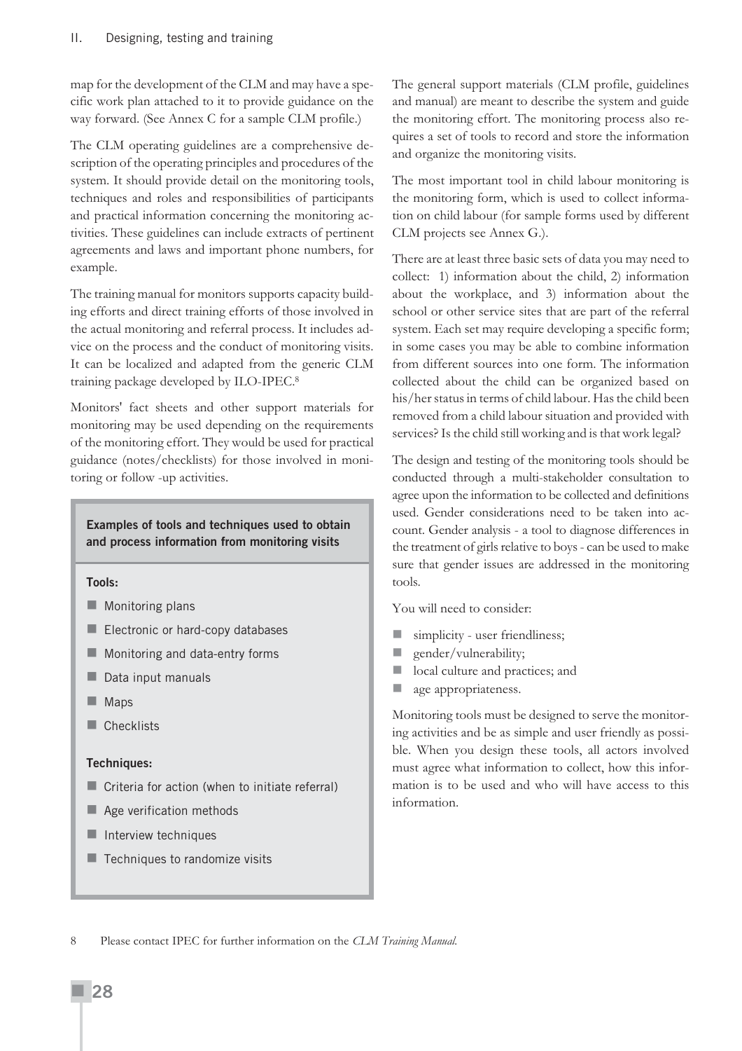map for the development of the CLM and may have a specific work plan attached to it to provide guidance on the way forward. (See Annex C for a sample CLM profile.)

The CLM operating guidelines are a comprehensive description of the operating principles and procedures of the system. It should provide detail on the monitoring tools, techniques and roles and responsibilities of participants and practical information concerning the monitoring activities. These guidelines can include extracts of pertinent agreements and laws and important phone numbers, for example.

The training manual for monitors supports capacity building efforts and direct training efforts of those involved in the actual monitoring and referral process. It includes advice on the process and the conduct of monitoring visits. It can be localized and adapted from the generic CLM training package developed by ILO-IPEC.[8]

Monitors' fact sheets and other support materials for monitoring may be used depending on the requirements of the monitoring effort. They would be used for practical guidance (notes/checklists) for those involved in monitoring or follow -up activities.

**Examples of tools and techniques used to obtain and process information from monitoring visits**

**Tools:**

- Monitoring plans
- Electronic or hard-copy databases
- Monitoring and data-entry forms
- Data input manuals
- Maps
- Checklists

**Techniques:**

- Criteria for action (when to initiate referral)
- Age verification methods
- Interview techniques
- Techniques to randomize visits

The general support materials (CLM profile, guidelines and manual) are meant to describe the system and guide the monitoring effort. The monitoring process also requires a set of tools to record and store the information and organize the monitoring visits.

The most important tool in child labour monitoring is the monitoring form, which is used to collect information on child labour (for sample forms used by different CLM projects see Annex G.).

There are at least three basic sets of data you may need to collect: 1) information about the child, 2) information about the workplace, and 3) information about the school or other service sites that are part of the referral system. Each set may require developing a specific form; in some cases you may be able to combine information from different sources into one form. The information collected about the child can be organized based on his/her status in terms of child labour. Has the child been removed from a child labour situation and provided with services? Is the child still working and is that work legal?

The design and testing of the monitoring tools should be conducted through a multi-stakeholder consultation to agree upon the information to be collected and definitions used. Gender considerations need to be taken into account. Gender analysis - a tool to diagnose differences in the treatment of girls relative to boys - can be used to make sure that gender issues are addressed in the monitoring tools.

You will need to consider:

- simplicity - user friendliness;
- gender/vulnerability;
- local culture and practices; and
- age appropriateness.

Monitoring tools must be designed to serve the monitoring activities and be as simple and user friendly as possible. When you design these tools, all actors involved must agree what information to collect, how this information is to be used and who will have access to this information.

8 Please contact IPEC for further information on the *CLM Training Manual.*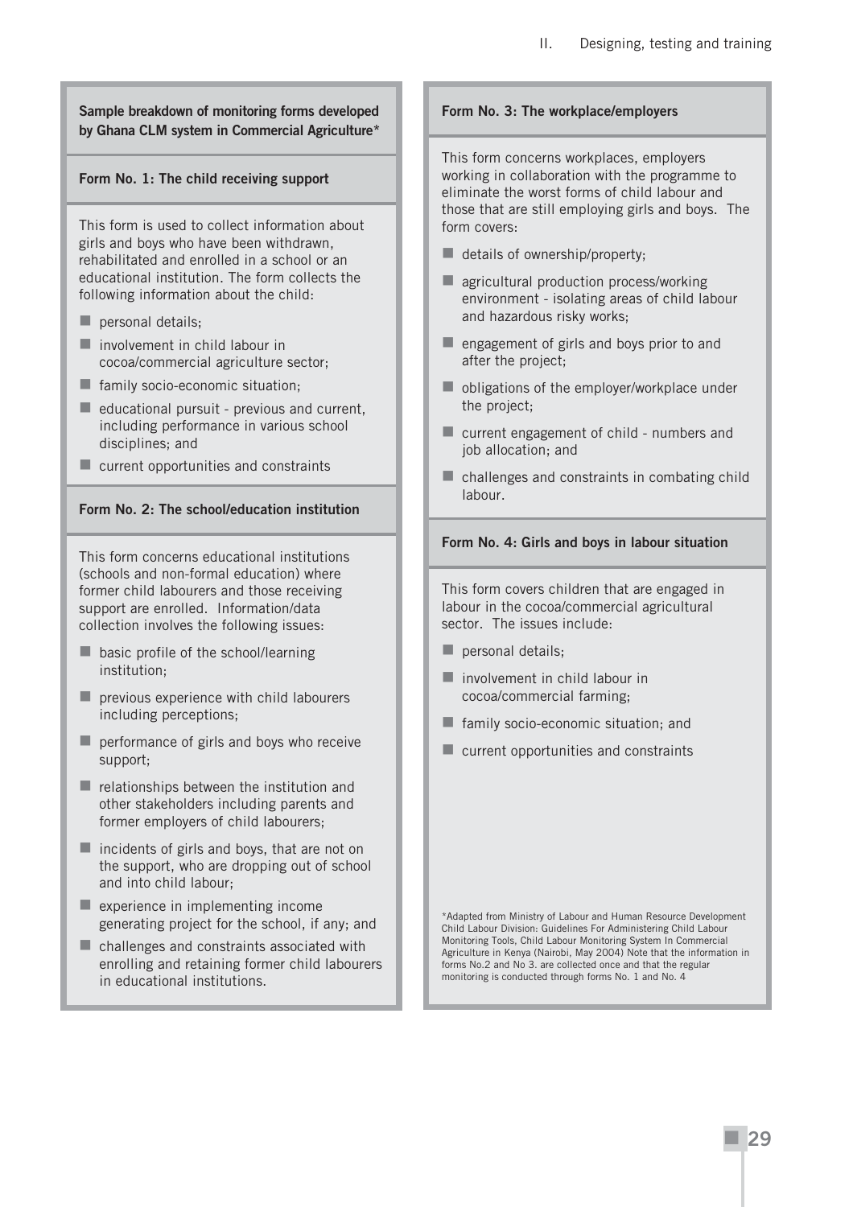**Sample breakdown of monitoring forms developed by Ghana CLM system in Commercial Agriculture***

**Form No. 1: The child receiving support**

This form is used to collect information about girls and boys who have been withdrawn, rehabilitated and enrolled in a school or an educational institution. The form collects the following information about the child:

- personal details;
- involvement in child labour in cocoa/commercial agriculture sector;
- family socio-economic situation;
- educational pursuit - previous and current, including performance in various school disciplines; and
- current opportunities and constraints

**Form No. 2: The school/education institution**

This form concerns educational institutions (schools and non-formal education) where former child labourers and those receiving support are enrolled. Information/data collection involves the following issues:

- basic profile of the school/learning institution;
- previous experience with child labourers including perceptions;
- performance of girls and boys who receive support;
- relationships between the institution and other stakeholders including parents and former employers of child labourers;
- incidents of girls and boys, that are not on the support, who are dropping out of school and into child labour;
- experience in implementing income generating project for the school, if any; and
- challenges and constraints associated with enrolling and retaining former child labourers in educational institutions.

**Form No. 3: The workplace/employers**

This form concerns workplaces, employers working in collaboration with the programme to eliminate the worst forms of child labour and those that are still employing girls and boys. The form covers:

- details of ownership/property;
- agricultural production process/working environment - isolating areas of child labour and hazardous risky works;
- engagement of girls and boys prior to and after the project;
- obligations of the employer/workplace under the project;
- current engagement of child - numbers and job allocation; and
- challenges and constraints in combating child labour.

**Form No. 4: Girls and boys in labour situation**

This form covers children that are engaged in labour in the cocoa/commercial agricultural sector. The issues include:

- personal details;
- involvement in child labour in cocoa/commercial farming;
- family socio-economic situation; and
- current opportunities and constraints

*Adapted from Ministry of Labour and Human Resource Development Child Labour Division: Guidelines For Administering Child Labour Monitoring Tools, Child Labour Monitoring System In Commercial Agriculture in Kenya (Nairobi, May 2004) Note that the information in forms No.2 and No 3. are collected once and that the regular monitoring is conducted through forms No. 1 and No. 4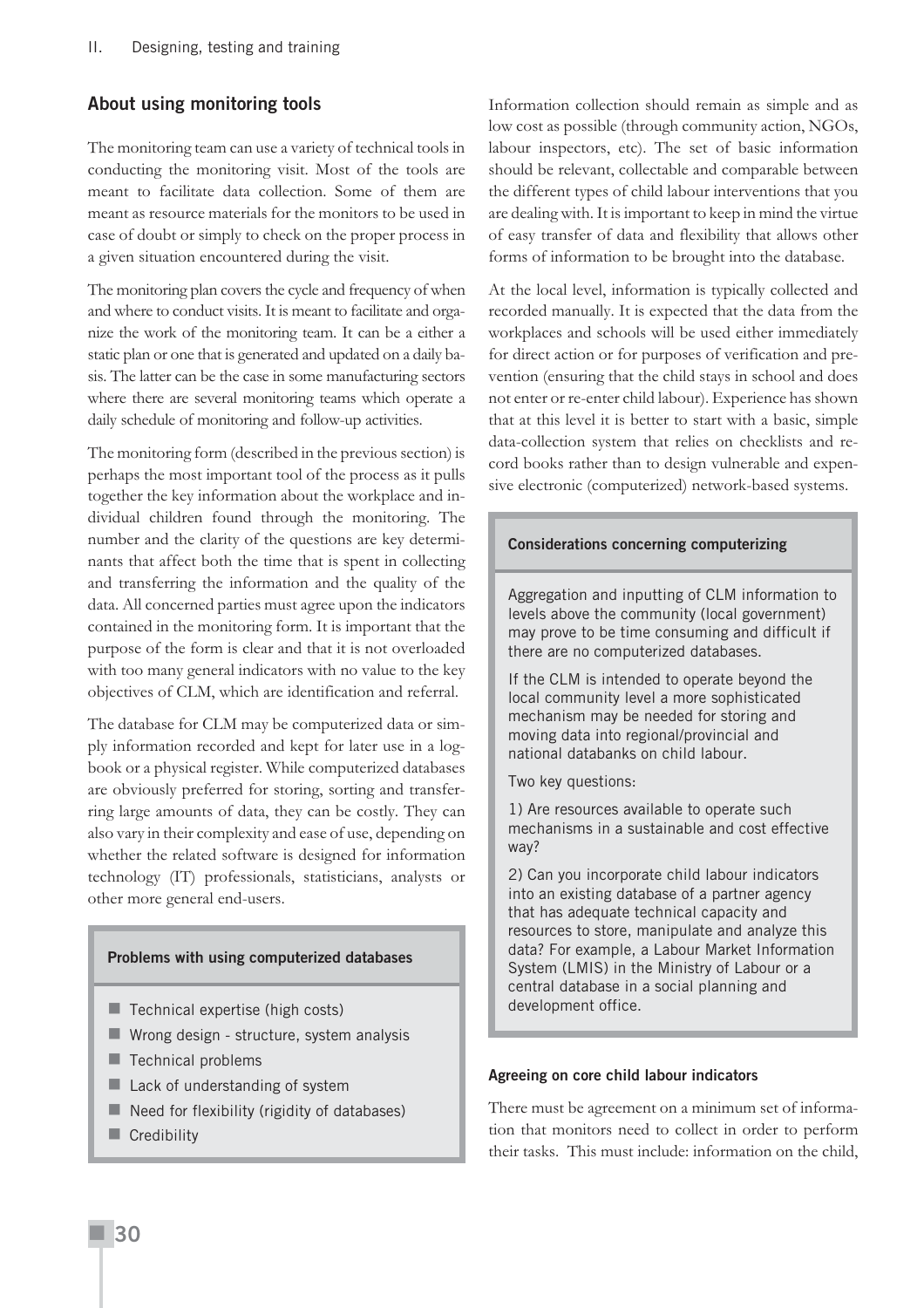## About using monitoring tools

The monitoring team can use a variety of technical tools in conducting the monitoring visit. Most of the tools are meant to facilitate data collection. Some of them are meant as resource materials for the monitors to be used in case of doubt or simply to check on the proper process in a given situation encountered during the visit.

The monitoring plan covers the cycle and frequency of when and where to conduct visits. It is meant to facilitate and organize the work of the monitoring team. It can be a either a static plan or one that is generated and updated on a daily basis. The latter can be the case in some manufacturing sectors where there are several monitoring teams which operate a daily schedule of monitoring and follow-up activities.

The monitoring form (described in the previous section) is perhaps the most important tool of the process as it pulls together the key information about the workplace and individual children found through the monitoring. The number and the clarity of the questions are key determinants that affect both the time that is spent in collecting and transferring the information and the quality of the data. All concerned parties must agree upon the indicators contained in the monitoring form. It is important that the purpose of the form is clear and that it is not overloaded with too many general indicators with no value to the key objectives of CLM, which are identification and referral.

The database for CLM may be computerized data or simply information recorded and kept for later use in a logbook or a physical register. While computerized databases are obviously preferred for storing, sorting and transferring large amounts of data, they can be costly. They can also vary in their complexity and ease of use, depending on whether the related software is designed for information technology (IT) professionals, statisticians, analysts or other more general end-users.

**Problems with using computerized databases**

- Technical expertise (high costs)
- Wrong design - structure, system analysis
- Technical problems
- Lack of understanding of system
- Need for flexibility (rigidity of databases)
- Credibility

Information collection should remain as simple and as low cost as possible (through community action, NGOs, labour inspectors, etc). The set of basic information should be relevant, collectable and comparable between the different types of child labour interventions that you are dealing with. It is important to keep in mind the virtue of easy transfer of data and flexibility that allows other forms of information to be brought into the database.

At the local level, information is typically collected and recorded manually. It is expected that the data from the workplaces and schools will be used either immediately for direct action or for purposes of verification and prevention (ensuring that the child stays in school and does not enter or re-enter child labour). Experience has shown that at this level it is better to start with a basic, simple data-collection system that relies on checklists and record books rather than to design vulnerable and expensive electronic (computerized) network-based systems.

**Considerations concerning computerizing**

Aggregation and inputting of CLM information to levels above the community (local government) may prove to be time consuming and difficult if there are no computerized databases.

If the CLM is intended to operate beyond the local community level a more sophisticated mechanism may be needed for storing and moving data into regional/provincial and national databanks on child labour.

Two key questions:

1) Are resources available to operate such mechanisms in a sustainable and cost effective way?

2) Can you incorporate child labour indicators into an existing database of a partner agency that has adequate technical capacity and resources to store, manipulate and analyze this data? For example, a Labour Market Information System (LMIS) in the Ministry of Labour or a central database in a social planning and development office.

#### Agreeing on core child labour indicators

There must be agreement on a minimum set of information that monitors need to collect in order to perform their tasks. This must include: information on the child,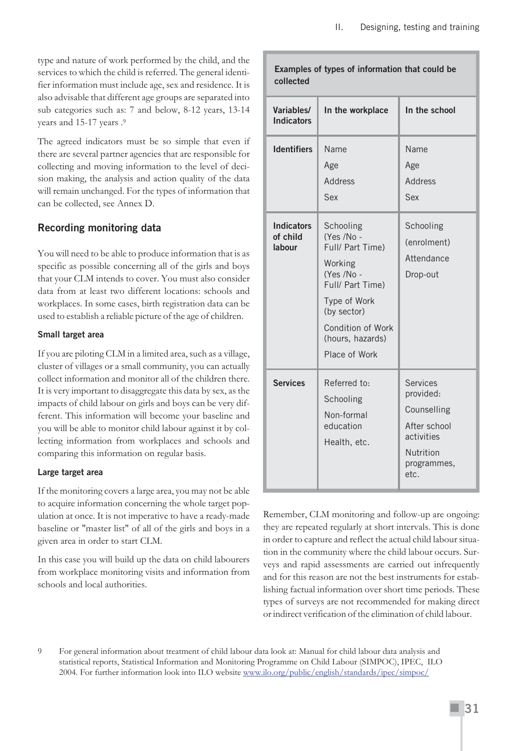type and nature of work performed by the child, and the services to which the child is referred. The general identifier information must include age, sex and residence. It is also advisable that different age groups are separated into sub categories such as: 7 and below, 8-12 years, 13-14 years and 15-17 years .[9]

The agreed indicators must be so simple that even if there are several partner agencies that are responsible for collecting and moving information to the level of decision making, the analysis and action quality of the data will remain unchanged. For the types of information that can be collected, see Annex D.

## Recording monitoring data

You will need to be able to produce information that is as specific as possible concerning all of the girls and boys that your CLM intends to cover. You must also consider data from at least two different locations: schools and workplaces. In some cases, birth registration data can be used to establish a reliable picture of the age of children.

### Small target area

If you are piloting CLM in a limited area, such as a village, cluster of villages or a small community, you can actually collect information and monitor all of the children there. It is very important to disaggregate this data by sex, as the impacts of child labour on girls and boys can be very different. This information will become your baseline and you will be able to monitor child labour against it by collecting information from workplaces and schools and comparing this information on regular basis.

### Large target area

If the monitoring covers a large area, you may not be able to acquire information concerning the whole target population at once. It is not imperative to have a ready-made baseline or "master list" of all of the girls and boys in a given area in order to start CLM.

In this case you will build up the data on child labourers from workplace monitoring visits and information from schools and local authorities.

**Examples of types of information that could be collected**

| Variables/ Indicators | In the workplace | In the school |
|---|---|---|
| **Identifiers** | Name<br>Age<br>Address<br>Sex | Name<br>Age<br>Address<br>Sex |
| **Indicators of child labour** | Schooling (Yes /No - Full/ Part Time)<br>Working (Yes /No - Full/ Part Time)<br>Type of Work (by sector)<br>Condition of Work (hours, hazards)<br>Place of Work | Schooling (enrolment)<br>Attendance<br>Drop-out |
| **Services** | Referred to:<br>Schooling<br>Non-formal education<br>Health, etc. | Services provided:<br>Counselling<br>After school activities<br>Nutrition programmes, etc. |

Remember, CLM monitoring and follow-up are ongoing: they are repeated regularly at short intervals. This is done in order to capture and reflect the actual child labour situation in the community where the child labour occurs. Surveys and rapid assessments are carried out infrequently and for this reason are not the best instruments for establishing factual information over short time periods. These types of surveys are not recommended for making direct or indirect verification of the elimination of child labour.

9 For general information about treatment of child labour data look at: Manual for child labour data analysis and statistical reports, Statistical Information and Monitoring Programme on Child Labour (SIMPOC), IPEC, ILO 2004. For further information look into ILO website www.ilo.org/public/english/standards/ipec/simpoc/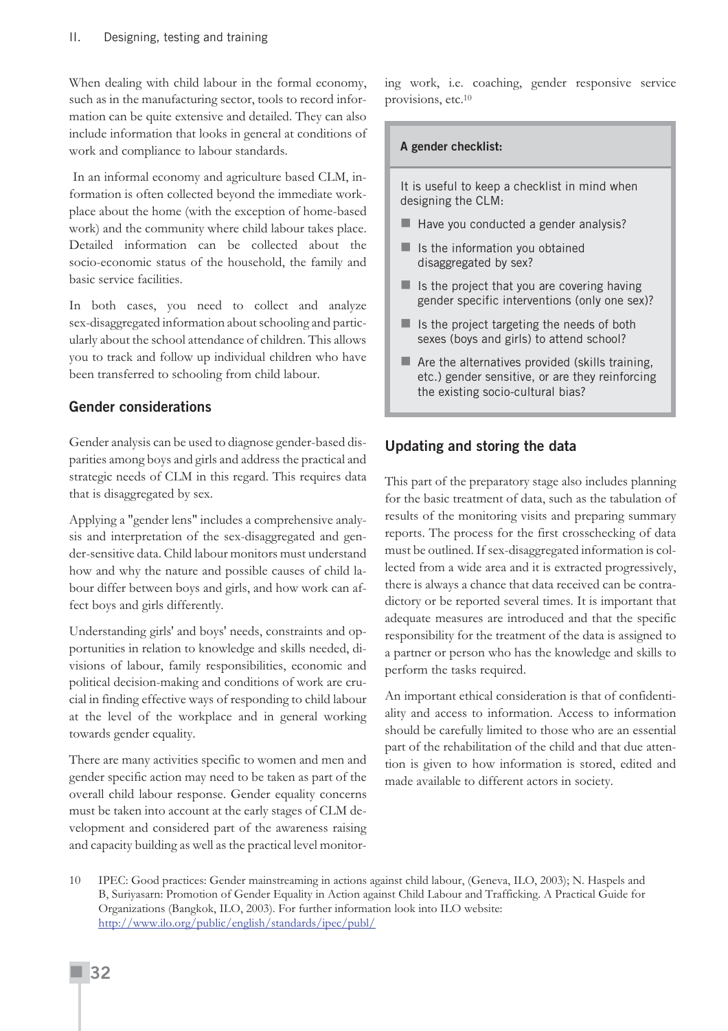When dealing with child labour in the formal economy, such as in the manufacturing sector, tools to record information can be quite extensive and detailed. They can also include information that looks in general at conditions of work and compliance to labour standards.

In an informal economy and agriculture based CLM, information is often collected beyond the immediate workplace about the home (with the exception of home-based work) and the community where child labour takes place. Detailed information can be collected about the socio-economic status of the household, the family and basic service facilities.

In both cases, you need to collect and analyze sex-disaggregated information about schooling and particularly about the school attendance of children. This allows you to track and follow up individual children who have been transferred to schooling from child labour.

### Gender considerations

Gender analysis can be used to diagnose gender-based disparities among boys and girls and address the practical and strategic needs of CLM in this regard. This requires data that is disaggregated by sex.

Applying a "gender lens" includes a comprehensive analysis and interpretation of the sex-disaggregated and gender-sensitive data. Child labour monitors must understand how and why the nature and possible causes of child labour differ between boys and girls, and how work can affect boys and girls differently.

Understanding girls' and boys' needs, constraints and opportunities in relation to knowledge and skills needed, divisions of labour, family responsibilities, economic and political decision-making and conditions of work are crucial in finding effective ways of responding to child labour at the level of the workplace and in general working towards gender equality.

There are many activities specific to women and men and gender specific action may need to be taken as part of the overall child labour response. Gender equality concerns must be taken into account at the early stages of CLM development and considered part of the awareness raising and capacity building as well as the practical level monitoring work, i.e. coaching, gender responsive service provisions, etc.[10]

**A gender checklist:**

It is useful to keep a checklist in mind when designing the CLM:

- Have you conducted a gender analysis?
- Is the information you obtained disaggregated by sex?
- Is the project that you are covering having gender specific interventions (only one sex)?
- Is the project targeting the needs of both sexes (boys and girls) to attend school?
- Are the alternatives provided (skills training, etc.) gender sensitive, or are they reinforcing the existing socio-cultural bias?

### Updating and storing the data

This part of the preparatory stage also includes planning for the basic treatment of data, such as the tabulation of results of the monitoring visits and preparing summary reports. The process for the first crosschecking of data must be outlined. If sex-disaggregated information is collected from a wide area and it is extracted progressively, there is always a chance that data received can be contradictory or be reported several times. It is important that adequate measures are introduced and that the specific responsibility for the treatment of the data is assigned to a partner or person who has the knowledge and skills to perform the tasks required.

An important ethical consideration is that of confidentiality and access to information. Access to information should be carefully limited to those who are an essential part of the rehabilitation of the child and that due attention is given to how information is stored, edited and made available to different actors in society.

10 IPEC: Good practices: Gender mainstreaming in actions against child labour, (Geneva, ILO, 2003); N. Haspels and B, Suriyasarn: Promotion of Gender Equality in Action against Child Labour and Trafficking. A Practical Guide for Organizations (Bangkok, ILO, 2003). For further information look into ILO website: http://www.ilo.org/public/english/standards/ipec/publ/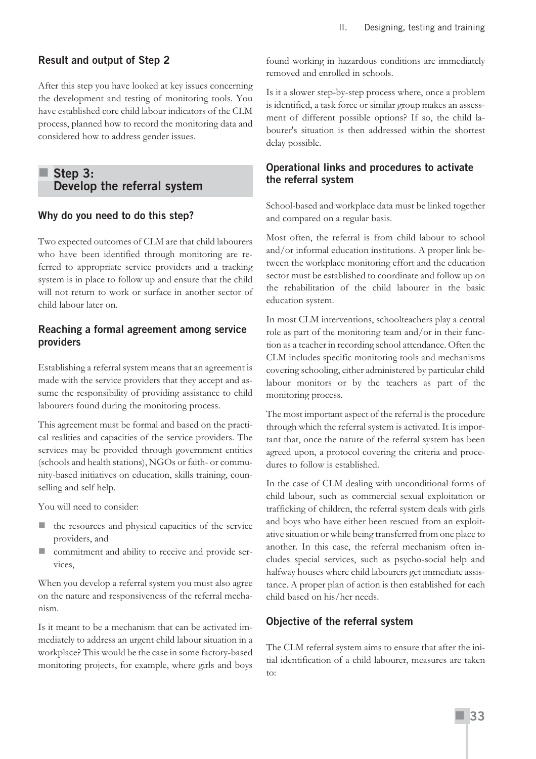### Result and output of Step 2

After this step you have looked at key issues concerning the development and testing of monitoring tools. You have established core child labour indicators of the CLM process, planned how to record the monitoring data and considered how to address gender issues.

## Step 3: Develop the referral system

### Why do you need to do this step?

Two expected outcomes of CLM are that child labourers who have been identified through monitoring are referred to appropriate service providers and a tracking system is in place to follow up and ensure that the child will not return to work or surface in another sector of child labour later on.

### Reaching a formal agreement among service providers

Establishing a referral system means that an agreement is made with the service providers that they accept and assume the responsibility of providing assistance to child labourers found during the monitoring process.

This agreement must be formal and based on the practical realities and capacities of the service providers. The services may be provided through government entities (schools and health stations), NGOs or faith- or community-based initiatives on education, skills training, counselling and self help.

You will need to consider:

- the resources and physical capacities of the service providers, and
- commitment and ability to receive and provide services,

When you develop a referral system you must also agree on the nature and responsiveness of the referral mechanism.

Is it meant to be a mechanism that can be activated immediately to address an urgent child labour situation in a workplace? This would be the case in some factory-based monitoring projects, for example, where girls and boys found working in hazardous conditions are immediately removed and enrolled in schools.

Is it a slower step-by-step process where, once a problem is identified, a task force or similar group makes an assessment of different possible options? If so, the child labourer's situation is then addressed within the shortest delay possible.

### Operational links and procedures to activate the referral system

School-based and workplace data must be linked together and compared on a regular basis.

Most often, the referral is from child labour to school and/or informal education institutions. A proper link between the workplace monitoring effort and the education sector must be established to coordinate and follow up on the rehabilitation of the child labourer in the basic education system.

In most CLM interventions, schoolteachers play a central role as part of the monitoring team and/or in their function as a teacher in recording school attendance. Often the CLM includes specific monitoring tools and mechanisms covering schooling, either administered by particular child labour monitors or by the teachers as part of the monitoring process.

The most important aspect of the referral is the procedure through which the referral system is activated. It is important that, once the nature of the referral system has been agreed upon, a protocol covering the criteria and procedures to follow is established.

In the case of CLM dealing with unconditional forms of child labour, such as commercial sexual exploitation or trafficking of children, the referral system deals with girls and boys who have either been rescued from an exploitative situation or while being transferred from one place to another. In this case, the referral mechanism often includes special services, such as psycho-social help and halfway houses where child labourers get immediate assistance. A proper plan of action is then established for each child based on his/her needs.

### Objective of the referral system

The CLM referral system aims to ensure that after the initial identification of a child labourer, measures are taken to: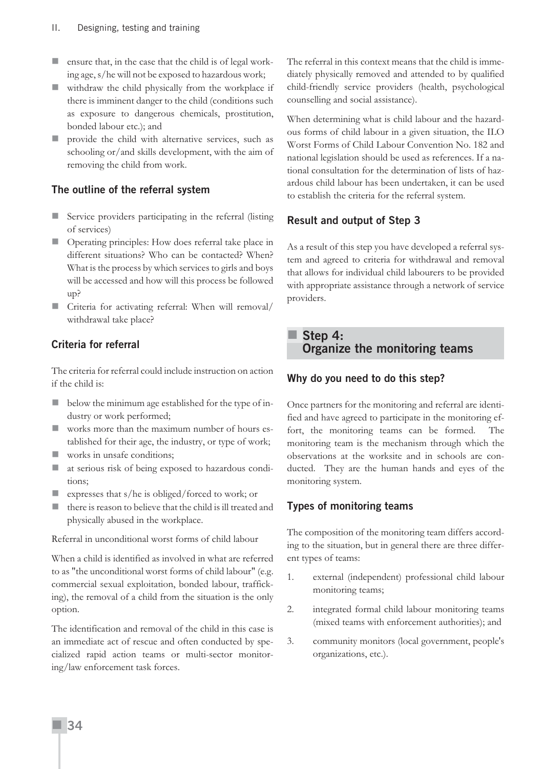- ensure that, in the case that the child is of legal working age, s/he will not be exposed to hazardous work;
- withdraw the child physically from the workplace if there is imminent danger to the child (conditions such as exposure to dangerous chemicals, prostitution, bonded labour etc.); and
- provide the child with alternative services, such as schooling or/and skills development, with the aim of removing the child from work.

### The outline of the referral system

- Service providers participating in the referral (listing of services)
- Operating principles: How does referral take place in different situations? Who can be contacted? When? What is the process by which services to girls and boys will be accessed and how will this process be followed up?
- Criteria for activating referral: When will removal/withdrawal take place?

### Criteria for referral

The criteria for referral could include instruction on action if the child is:

- below the minimum age established for the type of industry or work performed;
- works more than the maximum number of hours established for their age, the industry, or type of work;
- works in unsafe conditions;
- at serious risk of being exposed to hazardous conditions;
- expresses that s/he is obliged/forced to work; or
- there is reason to believe that the child is ill treated and physically abused in the workplace.

Referral in unconditional worst forms of child labour

When a child is identified as involved in what are referred to as "the unconditional worst forms of child labour" (e.g. commercial sexual exploitation, bonded labour, trafficking), the removal of a child from the situation is the only option.

The identification and removal of the child in this case is an immediate act of rescue and often conducted by specialized rapid action teams or multi-sector monitoring/law enforcement task forces.

The referral in this context means that the child is immediately physically removed and attended to by qualified child-friendly service providers (health, psychological counselling and social assistance).

When determining what is child labour and the hazardous forms of child labour in a given situation, the ILO Worst Forms of Child Labour Convention No. 182 and national legislation should be used as references. If a national consultation for the determination of lists of hazardous child labour has been undertaken, it can be used to establish the criteria for the referral system.

### Result and output of Step 3

As a result of this step you have developed a referral system and agreed to criteria for withdrawal and removal that allows for individual child labourers to be provided with appropriate assistance through a network of service providers.

## Step 4: Organize the monitoring teams

### Why do you need to do this step?

Once partners for the monitoring and referral are identified and have agreed to participate in the monitoring effort, the monitoring teams can be formed. The monitoring team is the mechanism through which the observations at the worksite and in schools are conducted. They are the human hands and eyes of the monitoring system.

### Types of monitoring teams

The composition of the monitoring team differs according to the situation, but in general there are three different types of teams:

1. external (independent) professional child labour monitoring teams;
2. integrated formal child labour monitoring teams (mixed teams with enforcement authorities); and
3. community monitors (local government, people's organizations, etc.).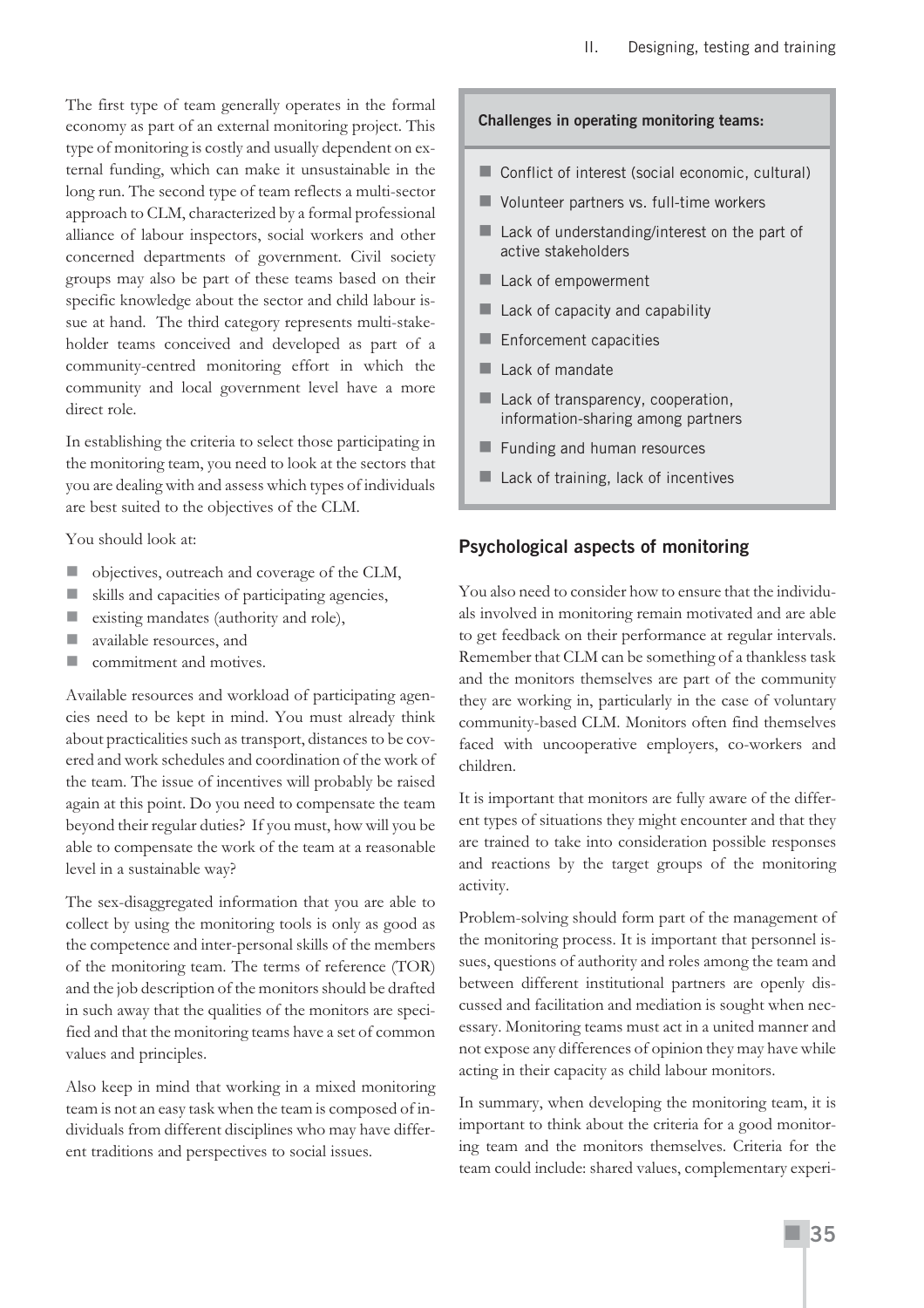The first type of team generally operates in the formal economy as part of an external monitoring project. This type of monitoring is costly and usually dependent on external funding, which can make it unsustainable in the long run. The second type of team reflects a multi-sector approach to CLM, characterized by a formal professional alliance of labour inspectors, social workers and other concerned departments of government. Civil society groups may also be part of these teams based on their specific knowledge about the sector and child labour issue at hand. The third category represents multi-stakeholder teams conceived and developed as part of a community-centred monitoring effort in which the community and local government level have a more direct role.

In establishing the criteria to select those participating in the monitoring team, you need to look at the sectors that you are dealing with and assess which types of individuals are best suited to the objectives of the CLM.

You should look at:

- objectives, outreach and coverage of the CLM,
- skills and capacities of participating agencies,
- existing mandates (authority and role),
- available resources, and
- commitment and motives.

Available resources and workload of participating agencies need to be kept in mind. You must already think about practicalities such as transport, distances to be covered and work schedules and coordination of the work of the team. The issue of incentives will probably be raised again at this point. Do you need to compensate the team beyond their regular duties? If you must, how will you be able to compensate the work of the team at a reasonable level in a sustainable way?

The sex-disaggregated information that you are able to collect by using the monitoring tools is only as good as the competence and inter-personal skills of the members of the monitoring team. The terms of reference (TOR) and the job description of the monitors should be drafted in such away that the qualities of the monitors are specified and that the monitoring teams have a set of common values and principles.

Also keep in mind that working in a mixed monitoring team is not an easy task when the team is composed of individuals from different disciplines who may have different traditions and perspectives to social issues.

**Challenges in operating monitoring teams:**

- Conflict of interest (social economic, cultural)
- Volunteer partners vs. full-time workers
- Lack of understanding/interest on the part of active stakeholders
- Lack of empowerment
- Lack of capacity and capability
- Enforcement capacities
- Lack of mandate
- Lack of transparency, cooperation, information-sharing among partners
- Funding and human resources
- Lack of training, lack of incentives

## Psychological aspects of monitoring

You also need to consider how to ensure that the individuals involved in monitoring remain motivated and are able to get feedback on their performance at regular intervals. Remember that CLM can be something of a thankless task and the monitors themselves are part of the community they are working in, particularly in the case of voluntary community-based CLM. Monitors often find themselves faced with uncooperative employers, co-workers and children.

It is important that monitors are fully aware of the different types of situations they might encounter and that they are trained to take into consideration possible responses and reactions by the target groups of the monitoring activity.

Problem-solving should form part of the management of the monitoring process. It is important that personnel issues, questions of authority and roles among the team and between different institutional partners are openly discussed and facilitation and mediation is sought when necessary. Monitoring teams must act in a united manner and not expose any differences of opinion they may have while acting in their capacity as child labour monitors.

In summary, when developing the monitoring team, it is important to think about the criteria for a good monitoring team and the monitors themselves. Criteria for the team could include: shared values, complementary experi-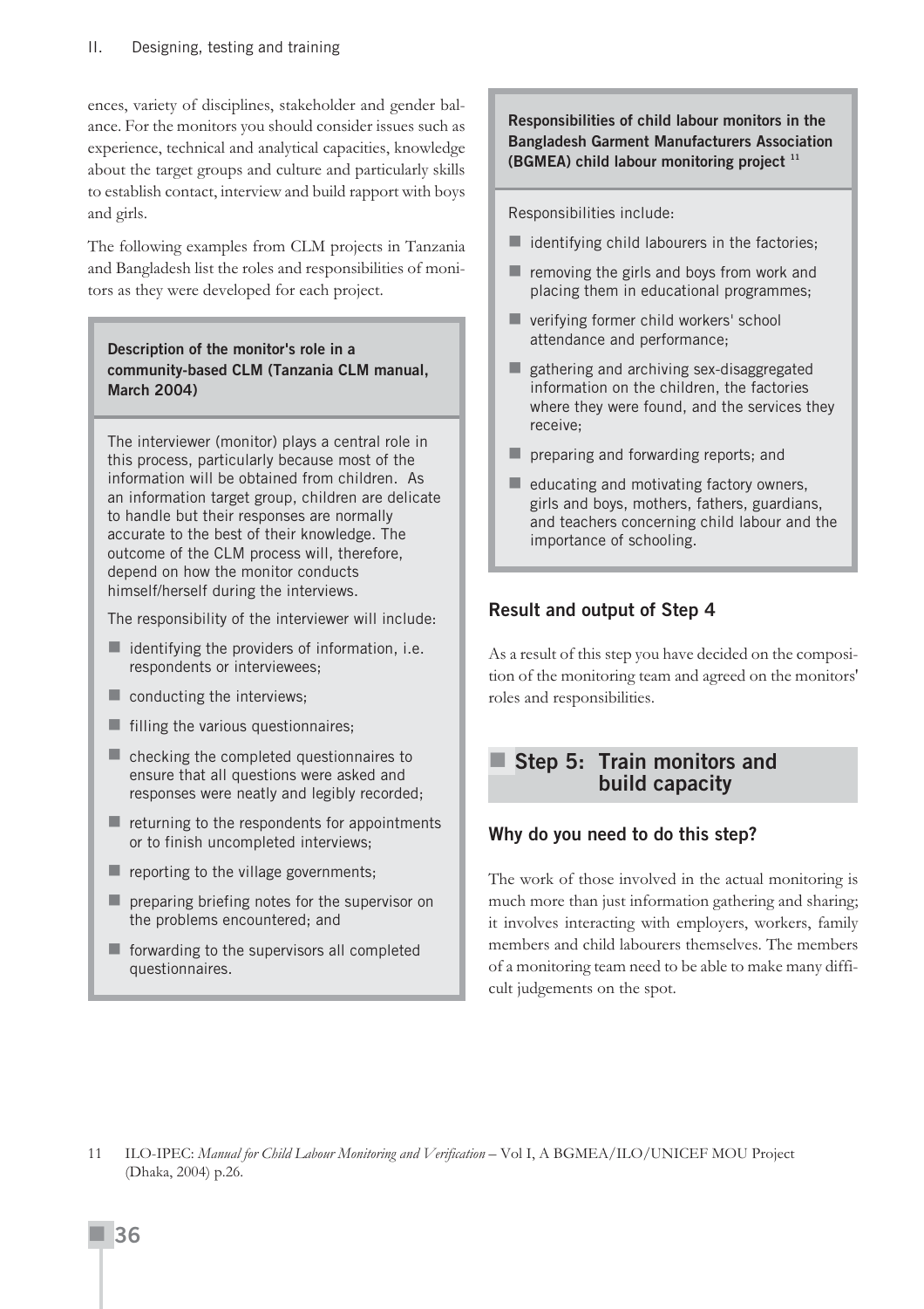ences, variety of disciplines, stakeholder and gender balance. For the monitors you should consider issues such as experience, technical and analytical capacities, knowledge about the target groups and culture and particularly skills to establish contact, interview and build rapport with boys and girls.

The following examples from CLM projects in Tanzania and Bangladesh list the roles and responsibilities of monitors as they were developed for each project.

**Description of the monitor's role in a community-based CLM (Tanzania CLM manual, March 2004)**

The interviewer (monitor) plays a central role in this process, particularly because most of the information will be obtained from children. As an information target group, children are delicate to handle but their responses are normally accurate to the best of their knowledge. The outcome of the CLM process will, therefore, depend on how the monitor conducts himself/herself during the interviews.

The responsibility of the interviewer will include:

- identifying the providers of information, i.e. respondents or interviewees;
- conducting the interviews;
- filling the various questionnaires;
- checking the completed questionnaires to ensure that all questions were asked and responses were neatly and legibly recorded;
- returning to the respondents for appointments or to finish uncompleted interviews;
- reporting to the village governments;
- preparing briefing notes for the supervisor on the problems encountered; and
- forwarding to the supervisors all completed questionnaires.

**Responsibilities of child labour monitors in the Bangladesh Garment Manufacturers Association (BGMEA) child labour monitoring project [11]**

Responsibilities include:

- identifying child labourers in the factories;
- removing the girls and boys from work and placing them in educational programmes;
- verifying former child workers' school attendance and performance;
- gathering and archiving sex-disaggregated information on the children, the factories where they were found, and the services they receive;
- preparing and forwarding reports; and
- educating and motivating factory owners, girls and boys, mothers, fathers, guardians, and teachers concerning child labour and the importance of schooling.

### Result and output of Step 4

As a result of this step you have decided on the composition of the monitoring team and agreed on the monitors' roles and responsibilities.

## Step 5: Train monitors and build capacity

### Why do you need to do this step?

The work of those involved in the actual monitoring is much more than just information gathering and sharing; it involves interacting with employers, workers, family members and child labourers themselves. The members of a monitoring team need to be able to make many difficult judgements on the spot.

11 ILO-IPEC: *Manual for Child Labour Monitoring and Verification* – Vol I, A BGMEA/ILO/UNICEF MOU Project (Dhaka, 2004) p.26.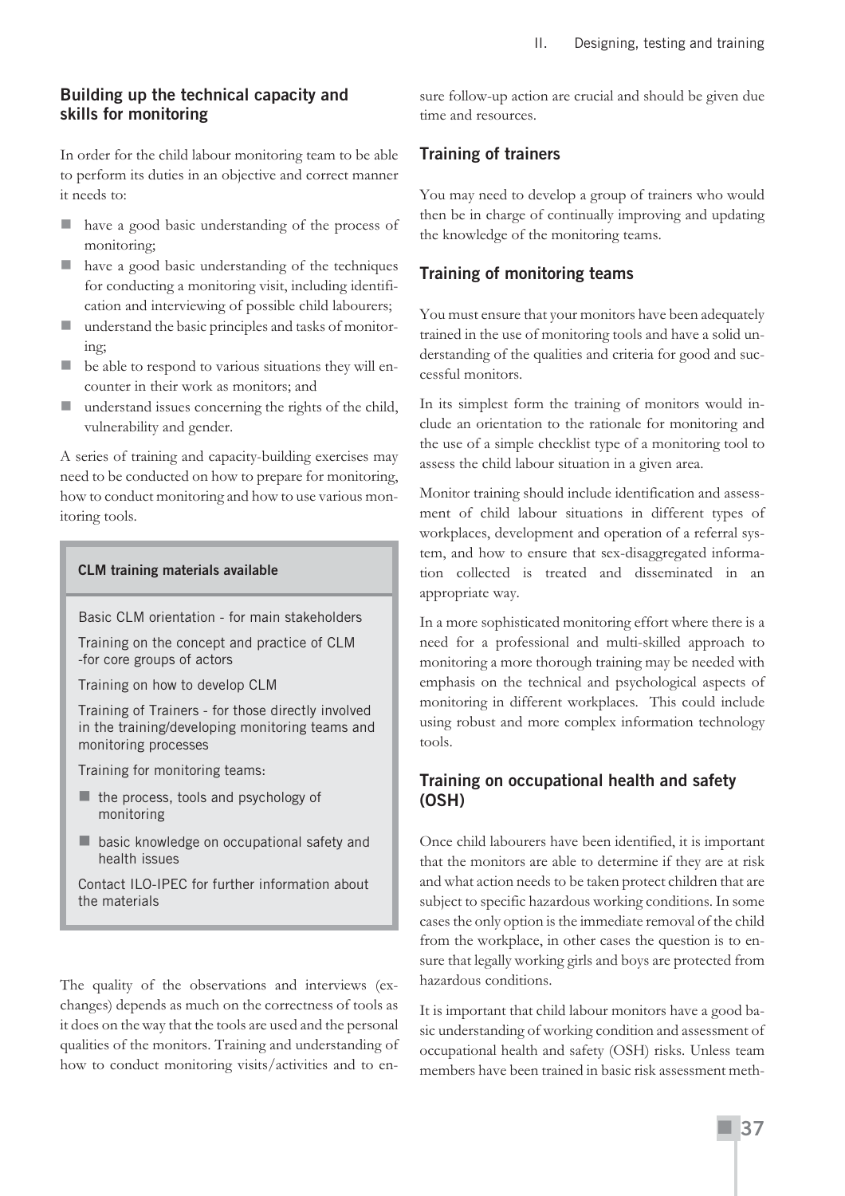### Building up the technical capacity and skills for monitoring

In order for the child labour monitoring team to be able to perform its duties in an objective and correct manner it needs to:

- have a good basic understanding of the process of monitoring;
- have a good basic understanding of the techniques for conducting a monitoring visit, including identification and interviewing of possible child labourers;
- understand the basic principles and tasks of monitoring;
- be able to respond to various situations they will encounter in their work as monitors; and
- understand issues concerning the rights of the child, vulnerability and gender.

A series of training and capacity-building exercises may need to be conducted on how to prepare for monitoring, how to conduct monitoring and how to use various monitoring tools.

> **CLM training materials available**
>
> Basic CLM orientation - for main stakeholders
>
> Training on the concept and practice of CLM -for core groups of actors
>
> Training on how to develop CLM
>
> Training of Trainers - for those directly involved in the training/developing monitoring teams and monitoring processes
>
> Training for monitoring teams:
>
> - the process, tools and psychology of monitoring
> - basic knowledge on occupational safety and health issues
>
> Contact ILO-IPEC for further information about the materials

The quality of the observations and interviews (exchanges) depends as much on the correctness of tools as it does on the way that the tools are used and the personal qualities of the monitors. Training and understanding of how to conduct monitoring visits/activities and to ensure follow-up action are crucial and should be given due time and resources.

### Training of trainers

You may need to develop a group of trainers who would then be in charge of continually improving and updating the knowledge of the monitoring teams.

### Training of monitoring teams

You must ensure that your monitors have been adequately trained in the use of monitoring tools and have a solid understanding of the qualities and criteria for good and successful monitors.

In its simplest form the training of monitors would include an orientation to the rationale for monitoring and the use of a simple checklist type of a monitoring tool to assess the child labour situation in a given area.

Monitor training should include identification and assessment of child labour situations in different types of workplaces, development and operation of a referral system, and how to ensure that sex-disaggregated information collected is treated and disseminated in an appropriate way.

In a more sophisticated monitoring effort where there is a need for a professional and multi-skilled approach to monitoring a more thorough training may be needed with emphasis on the technical and psychological aspects of monitoring in different workplaces. This could include using robust and more complex information technology tools.

### Training on occupational health and safety (OSH)

Once child labourers have been identified, it is important that the monitors are able to determine if they are at risk and what action needs to be taken protect children that are subject to specific hazardous working conditions. In some cases the only option is the immediate removal of the child from the workplace, in other cases the question is to ensure that legally working girls and boys are protected from hazardous conditions.

It is important that child labour monitors have a good basic understanding of working condition and assessment of occupational health and safety (OSH) risks. Unless team members have been trained in basic risk assessment meth-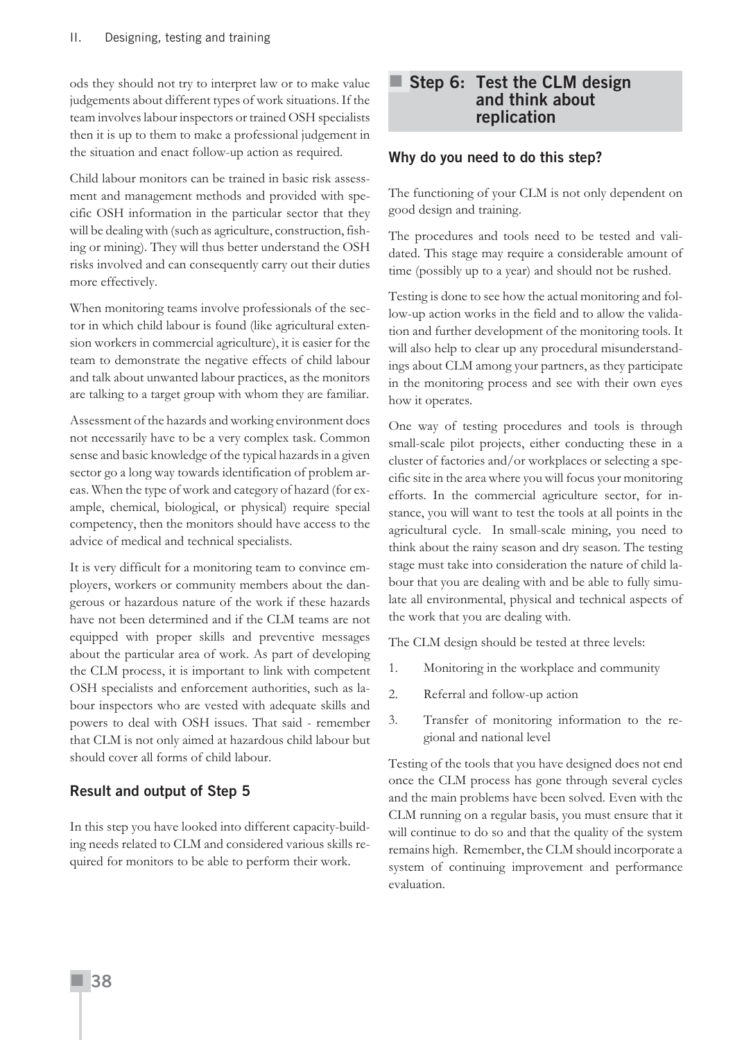ods they should not try to interpret law or to make value judgements about different types of work situations. If the team involves labour inspectors or trained OSH specialists then it is up to them to make a professional judgement in the situation and enact follow-up action as required.

Child labour monitors can be trained in basic risk assessment and management methods and provided with specific OSH information in the particular sector that they will be dealing with (such as agriculture, construction, fishing or mining). They will thus better understand the OSH risks involved and can consequently carry out their duties more effectively.

When monitoring teams involve professionals of the sector in which child labour is found (like agricultural extension workers in commercial agriculture), it is easier for the team to demonstrate the negative effects of child labour and talk about unwanted labour practices, as the monitors are talking to a target group with whom they are familiar.

Assessment of the hazards and working environment does not necessarily have to be a very complex task. Common sense and basic knowledge of the typical hazards in a given sector go a long way towards identification of problem areas. When the type of work and category of hazard (for example, chemical, biological, or physical) require special competency, then the monitors should have access to the advice of medical and technical specialists.

It is very difficult for a monitoring team to convince employers, workers or community members about the dangerous or hazardous nature of the work if these hazards have not been determined and if the CLM teams are not equipped with proper skills and preventive messages about the particular area of work. As part of developing the CLM process, it is important to link with competent OSH specialists and enforcement authorities, such as labour inspectors who are vested with adequate skills and powers to deal with OSH issues. That said - remember that CLM is not only aimed at hazardous child labour but should cover all forms of child labour.

### Result and output of Step 5

In this step you have looked into different capacity-building needs related to CLM and considered various skills required for monitors to be able to perform their work.

## Step 6: Test the CLM design and think about replication

### Why do you need to do this step?

The functioning of your CLM is not only dependent on good design and training.

The procedures and tools need to be tested and validated. This stage may require a considerable amount of time (possibly up to a year) and should not be rushed.

Testing is done to see how the actual monitoring and follow-up action works in the field and to allow the validation and further development of the monitoring tools. It will also help to clear up any procedural misunderstandings about CLM among your partners, as they participate in the monitoring process and see with their own eyes how it operates.

One way of testing procedures and tools is through small-scale pilot projects, either conducting these in a cluster of factories and/or workplaces or selecting a specific site in the area where you will focus your monitoring efforts. In the commercial agriculture sector, for instance, you will want to test the tools at all points in the agricultural cycle. In small-scale mining, you need to think about the rainy season and dry season. The testing stage must take into consideration the nature of child labour that you are dealing with and be able to fully simulate all environmental, physical and technical aspects of the work that you are dealing with.

The CLM design should be tested at three levels:

1. Monitoring in the workplace and community
2. Referral and follow-up action
3. Transfer of monitoring information to the regional and national level

Testing of the tools that you have designed does not end once the CLM process has gone through several cycles and the main problems have been solved. Even with the CLM running on a regular basis, you must ensure that it will continue to do so and that the quality of the system remains high. Remember, the CLM should incorporate a system of continuing improvement and performance evaluation.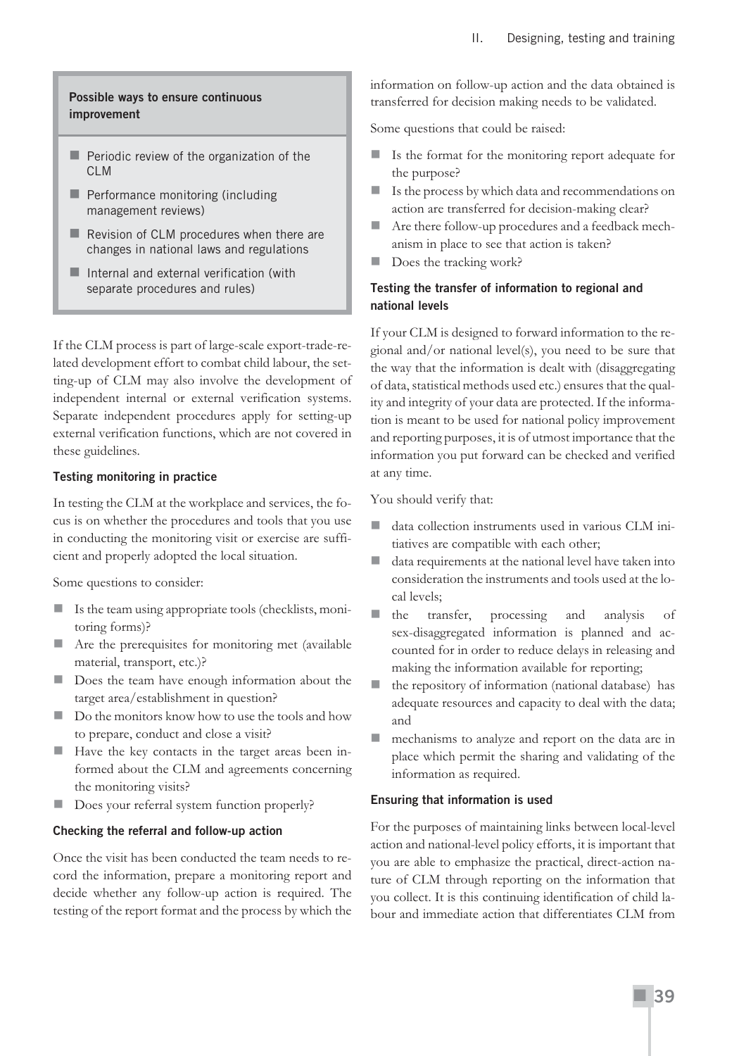**Possible ways to ensure continuous improvement**

- Periodic review of the organization of the CLM
- Performance monitoring (including management reviews)
- Revision of CLM procedures when there are changes in national laws and regulations
- Internal and external verification (with separate procedures and rules)

If the CLM process is part of large-scale export-trade-related development effort to combat child labour, the setting-up of CLM may also involve the development of independent internal or external verification systems. Separate independent procedures apply for setting-up external verification functions, which are not covered in these guidelines.

### Testing monitoring in practice

In testing the CLM at the workplace and services, the focus is on whether the procedures and tools that you use in conducting the monitoring visit or exercise are sufficient and properly adopted the local situation.

Some questions to consider:

- Is the team using appropriate tools (checklists, monitoring forms)?
- Are the prerequisites for monitoring met (available material, transport, etc.)?
- Does the team have enough information about the target area/establishment in question?
- Do the monitors know how to use the tools and how to prepare, conduct and close a visit?
- Have the key contacts in the target areas been informed about the CLM and agreements concerning the monitoring visits?
- Does your referral system function properly?

### Checking the referral and follow-up action

Once the visit has been conducted the team needs to record the information, prepare a monitoring report and decide whether any follow-up action is required. The testing of the report format and the process by which the information on follow-up action and the data obtained is transferred for decision making needs to be validated.

Some questions that could be raised:

- Is the format for the monitoring report adequate for the purpose?
- Is the process by which data and recommendations on action are transferred for decision-making clear?
- Are there follow-up procedures and a feedback mechanism in place to see that action is taken?
- Does the tracking work?

### Testing the transfer of information to regional and national levels

If your CLM is designed to forward information to the regional and/or national level(s), you need to be sure that the way that the information is dealt with (disaggregating of data, statistical methods used etc.) ensures that the quality and integrity of your data are protected. If the information is meant to be used for national policy improvement and reporting purposes, it is of utmost importance that the information you put forward can be checked and verified at any time.

You should verify that:

- data collection instruments used in various CLM initiatives are compatible with each other;
- data requirements at the national level have taken into consideration the instruments and tools used at the local levels;
- the transfer, processing and analysis of sex-disaggregated information is planned and accounted for in order to reduce delays in releasing and making the information available for reporting;
- the repository of information (national database) has adequate resources and capacity to deal with the data; and
- mechanisms to analyze and report on the data are in place which permit the sharing and validating of the information as required.

### Ensuring that information is used

For the purposes of maintaining links between local-level action and national-level policy efforts, it is important that you are able to emphasize the practical, direct-action nature of CLM through reporting on the information that you collect. It is this continuing identification of child labour and immediate action that differentiates CLM from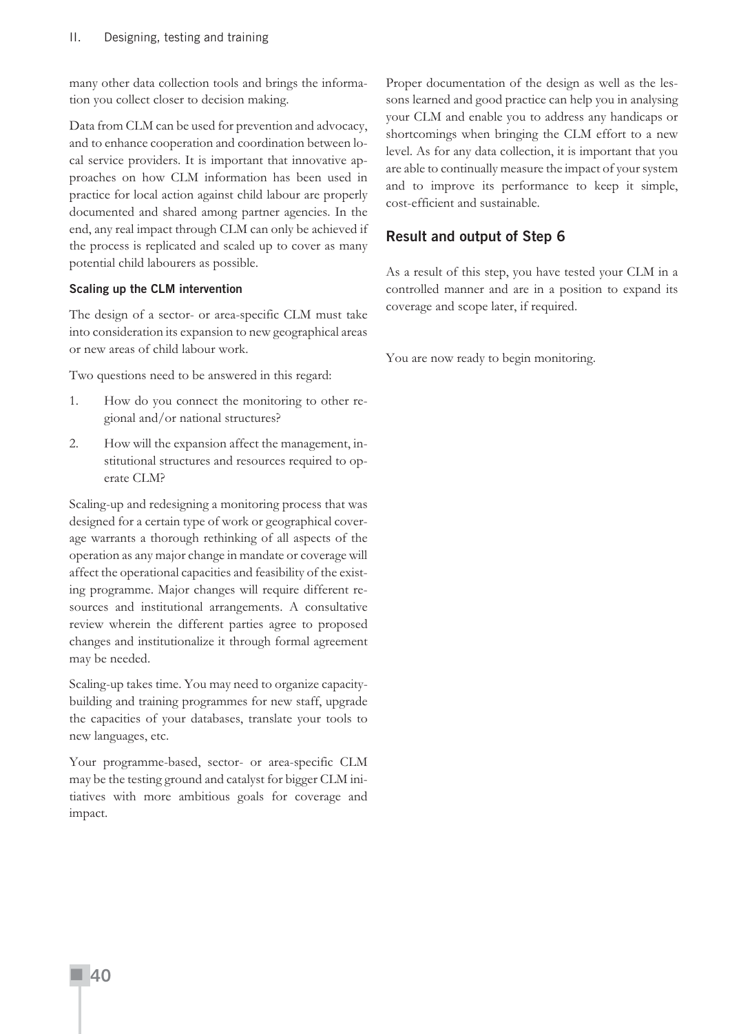many other data collection tools and brings the information you collect closer to decision making.

Data from CLM can be used for prevention and advocacy, and to enhance cooperation and coordination between local service providers. It is important that innovative approaches on how CLM information has been used in practice for local action against child labour are properly documented and shared among partner agencies. In the end, any real impact through CLM can only be achieved if the process is replicated and scaled up to cover as many potential child labourers as possible.

#### Scaling up the CLM intervention

The design of a sector- or area-specific CLM must take into consideration its expansion to new geographical areas or new areas of child labour work.

Two questions need to be answered in this regard:

1. How do you connect the monitoring to other regional and/or national structures?
2. How will the expansion affect the management, institutional structures and resources required to operate CLM?

Scaling-up and redesigning a monitoring process that was designed for a certain type of work or geographical coverage warrants a thorough rethinking of all aspects of the operation as any major change in mandate or coverage will affect the operational capacities and feasibility of the existing programme. Major changes will require different resources and institutional arrangements. A consultative review wherein the different parties agree to proposed changes and institutionalize it through formal agreement may be needed.

Scaling-up takes time. You may need to organize capacity-building and training programmes for new staff, upgrade the capacities of your databases, translate your tools to new languages, etc.

Your programme-based, sector- or area-specific CLM may be the testing ground and catalyst for bigger CLM initiatives with more ambitious goals for coverage and impact.

Proper documentation of the design as well as the lessons learned and good practice can help you in analysing your CLM and enable you to address any handicaps or shortcomings when bringing the CLM effort to a new level. As for any data collection, it is important that you are able to continually measure the impact of your system and to improve its performance to keep it simple, cost-efficient and sustainable.

### Result and output of Step 6

As a result of this step, you have tested your CLM in a controlled manner and are in a position to expand its coverage and scope later, if required.

You are now ready to begin monitoring.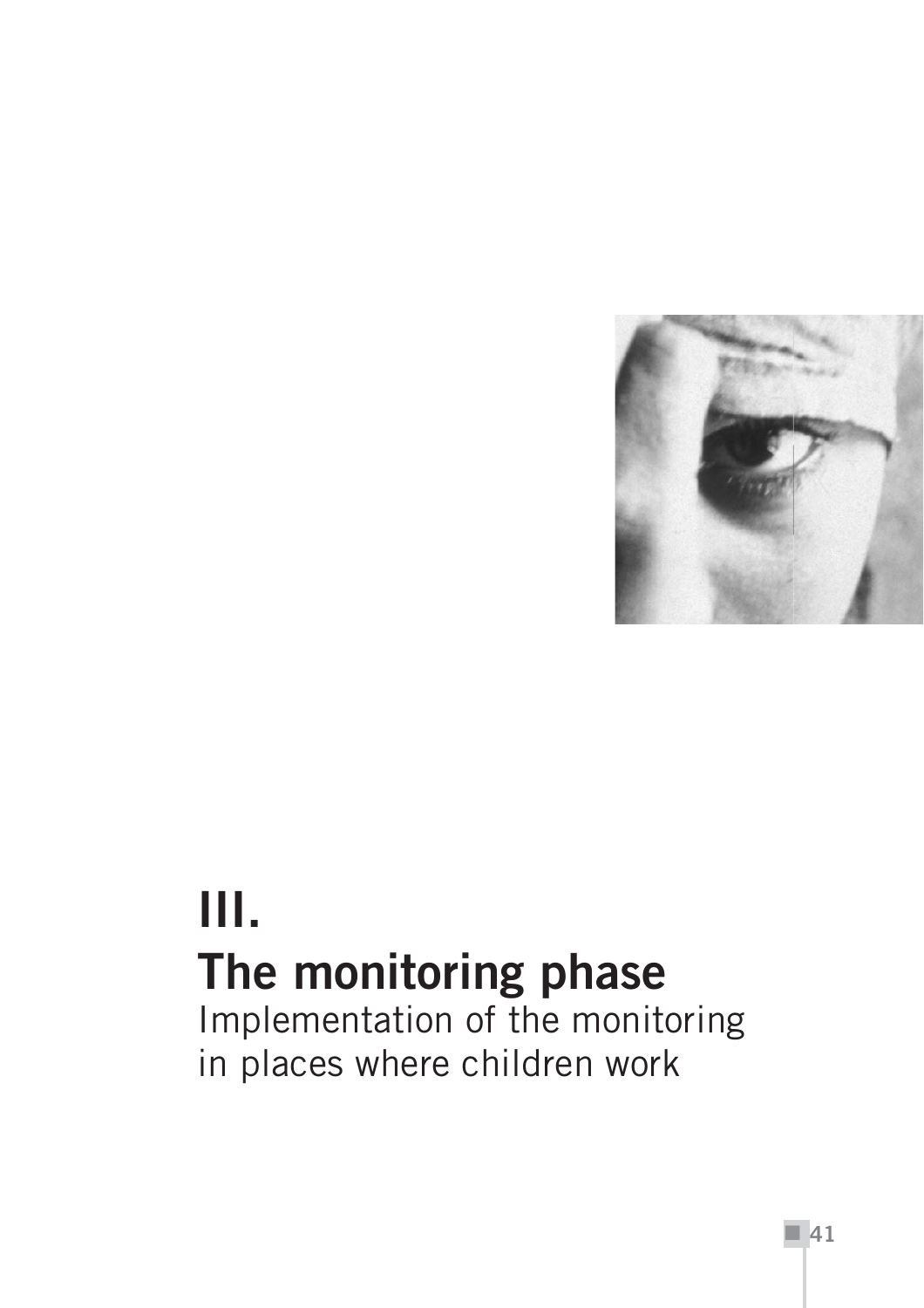# III.
# The monitoring phase

Implementation of the monitoring in places where children work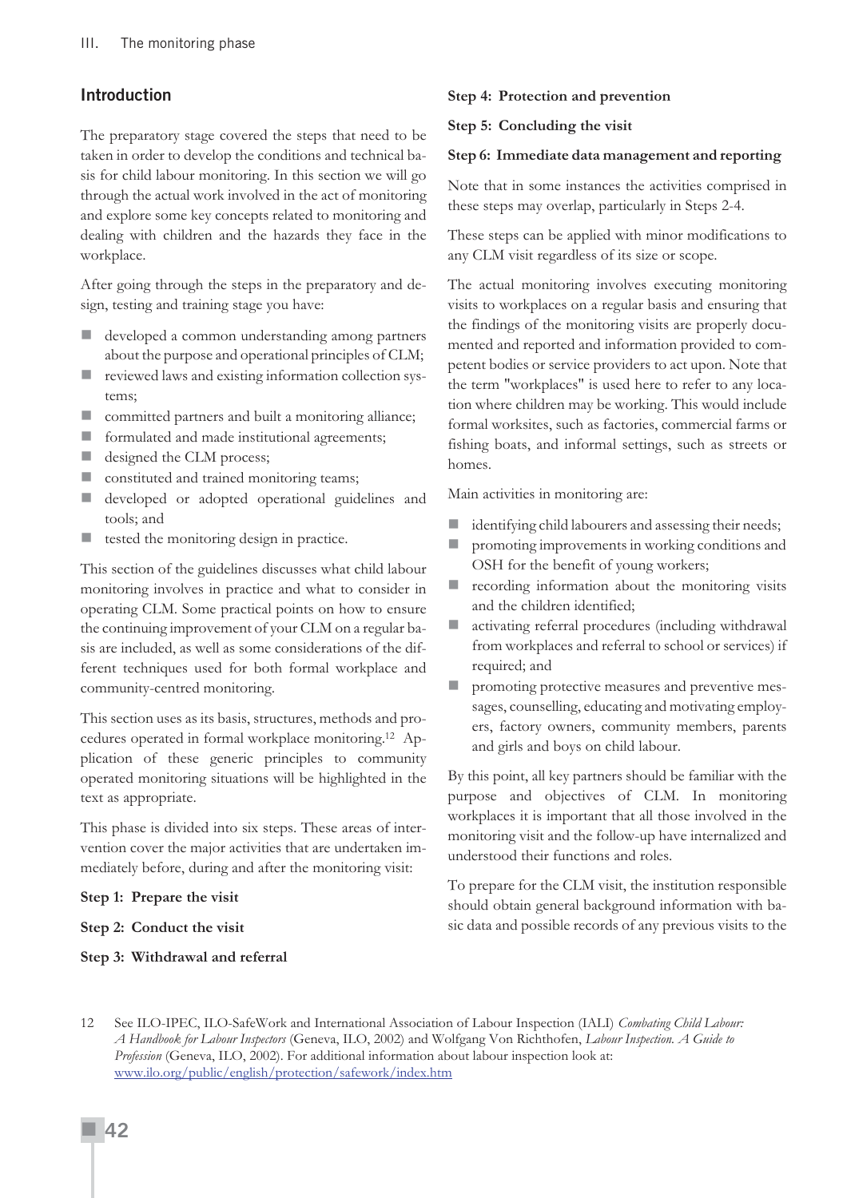## Introduction

The preparatory stage covered the steps that need to be taken in order to develop the conditions and technical basis for child labour monitoring. In this section we will go through the actual work involved in the act of monitoring and explore some key concepts related to monitoring and dealing with children and the hazards they face in the workplace.

After going through the steps in the preparatory and design, testing and training stage you have:

- developed a common understanding among partners about the purpose and operational principles of CLM;
- reviewed laws and existing information collection systems;
- committed partners and built a monitoring alliance;
- formulated and made institutional agreements;
- designed the CLM process;
- constituted and trained monitoring teams;
- developed or adopted operational guidelines and tools; and
- tested the monitoring design in practice.

This section of the guidelines discusses what child labour monitoring involves in practice and what to consider in operating CLM. Some practical points on how to ensure the continuing improvement of your CLM on a regular basis are included, as well as some considerations of the different techniques used for both formal workplace and community-centred monitoring.

This section uses as its basis, structures, methods and procedures operated in formal workplace monitoring.[12] Application of these generic principles to community operated monitoring situations will be highlighted in the text as appropriate.

This phase is divided into six steps. These areas of intervention cover the major activities that are undertaken immediately before, during and after the monitoring visit:

**Step 1: Prepare the visit**

**Step 2: Conduct the visit**

**Step 3: Withdrawal and referral**

**Step 4: Protection and prevention**

**Step 5: Concluding the visit**

**Step 6: Immediate data management and reporting**

Note that in some instances the activities comprised in these steps may overlap, particularly in Steps 2-4.

These steps can be applied with minor modifications to any CLM visit regardless of its size or scope.

The actual monitoring involves executing monitoring visits to workplaces on a regular basis and ensuring that the findings of the monitoring visits are properly documented and reported and information provided to competent bodies or service providers to act upon. Note that the term "workplaces" is used here to refer to any location where children may be working. This would include formal worksites, such as factories, commercial farms or fishing boats, and informal settings, such as streets or homes.

Main activities in monitoring are:

- identifying child labourers and assessing their needs;
- promoting improvements in working conditions and OSH for the benefit of young workers;
- recording information about the monitoring visits and the children identified;
- activating referral procedures (including withdrawal from workplaces and referral to school or services) if required; and
- promoting protective measures and preventive messages, counselling, educating and motivating employers, factory owners, community members, parents and girls and boys on child labour.

By this point, all key partners should be familiar with the purpose and objectives of CLM. In monitoring workplaces it is important that all those involved in the monitoring visit and the follow-up have internalized and understood their functions and roles.

To prepare for the CLM visit, the institution responsible should obtain general background information with basic data and possible records of any previous visits to the

---

12 See ILO-IPEC, ILO-SafeWork and International Association of Labour Inspection (IALI) *Combating Child Labour: A Handbook for Labour Inspectors* (Geneva, ILO, 2002) and Wolfgang Von Richthofen, *Labour Inspection. A Guide to Profession* (Geneva, ILO, 2002). For additional information about labour inspection look at: www.ilo.org/public/english/protection/safework/index.htm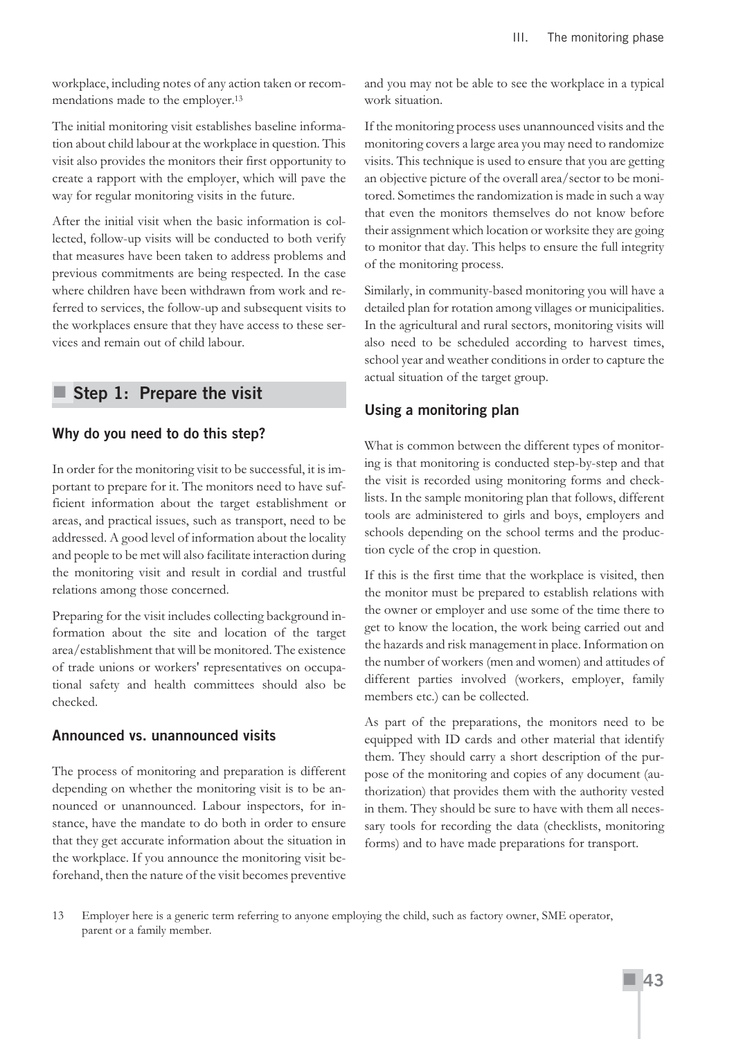workplace, including notes of any action taken or recommendations made to the employer.[13]

The initial monitoring visit establishes baseline information about child labour at the workplace in question. This visit also provides the monitors their first opportunity to create a rapport with the employer, which will pave the way for regular monitoring visits in the future.

After the initial visit when the basic information is collected, follow-up visits will be conducted to both verify that measures have been taken to address problems and previous commitments are being respected. In the case where children have been withdrawn from work and referred to services, the follow-up and subsequent visits to the workplaces ensure that they have access to these services and remain out of child labour.

## Step 1: Prepare the visit

### Why do you need to do this step?

In order for the monitoring visit to be successful, it is important to prepare for it. The monitors need to have sufficient information about the target establishment or areas, and practical issues, such as transport, need to be addressed. A good level of information about the locality and people to be met will also facilitate interaction during the monitoring visit and result in cordial and trustful relations among those concerned.

Preparing for the visit includes collecting background information about the site and location of the target area/establishment that will be monitored. The existence of trade unions or workers' representatives on occupational safety and health committees should also be checked.

### Announced vs. unannounced visits

The process of monitoring and preparation is different depending on whether the monitoring visit is to be announced or unannounced. Labour inspectors, for instance, have the mandate to do both in order to ensure that they get accurate information about the situation in the workplace. If you announce the monitoring visit beforehand, then the nature of the visit becomes preventive and you may not be able to see the workplace in a typical work situation.

If the monitoring process uses unannounced visits and the monitoring covers a large area you may need to randomize visits. This technique is used to ensure that you are getting an objective picture of the overall area/sector to be monitored. Sometimes the randomization is made in such a way that even the monitors themselves do not know before their assignment which location or worksite they are going to monitor that day. This helps to ensure the full integrity of the monitoring process.

Similarly, in community-based monitoring you will have a detailed plan for rotation among villages or municipalities. In the agricultural and rural sectors, monitoring visits will also need to be scheduled according to harvest times, school year and weather conditions in order to capture the actual situation of the target group.

### Using a monitoring plan

What is common between the different types of monitoring is that monitoring is conducted step-by-step and that the visit is recorded using monitoring forms and checklists. In the sample monitoring plan that follows, different tools are administered to girls and boys, employers and schools depending on the school terms and the production cycle of the crop in question.

If this is the first time that the workplace is visited, then the monitor must be prepared to establish relations with the owner or employer and use some of the time there to get to know the location, the work being carried out and the hazards and risk management in place. Information on the number of workers (men and women) and attitudes of different parties involved (workers, employer, family members etc.) can be collected.

As part of the preparations, the monitors need to be equipped with ID cards and other material that identify them. They should carry a short description of the purpose of the monitoring and copies of any document (authorization) that provides them with the authority vested in them. They should be sure to have with them all necessary tools for recording the data (checklists, monitoring forms) and to have made preparations for transport.

13 Employer here is a generic term referring to anyone employing the child, such as factory owner, SME operator, parent or a family member.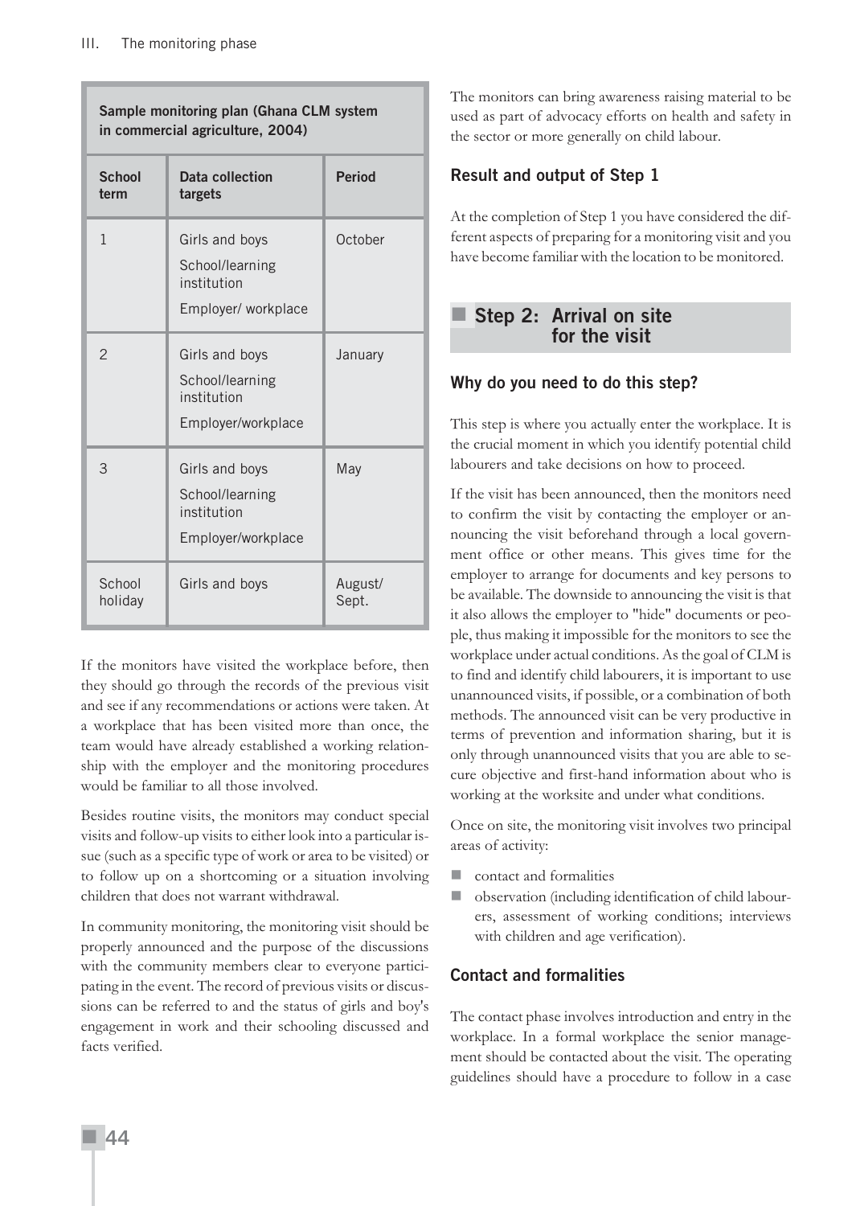| Sample monitoring plan (Ghana CLM system in commercial agriculture, 2004) | | |
|---|---|---|
| **School term** | **Data collection targets** | **Period** |
| 1 | Girls and boys<br>School/learning institution<br>Employer/ workplace | October |
| 2 | Girls and boys<br>School/learning institution<br>Employer/workplace | January |
| 3 | Girls and boys<br>School/learning institution<br>Employer/workplace | May |
| School holiday | Girls and boys | August/ Sept. |

If the monitors have visited the workplace before, then they should go through the records of the previous visit and see if any recommendations or actions were taken. At a workplace that has been visited more than once, the team would have already established a working relationship with the employer and the monitoring procedures would be familiar to all those involved.

Besides routine visits, the monitors may conduct special visits and follow-up visits to either look into a particular issue (such as a specific type of work or area to be visited) or to follow up on a shortcoming or a situation involving children that does not warrant withdrawal.

In community monitoring, the monitoring visit should be properly announced and the purpose of the discussions with the community members clear to everyone participating in the event. The record of previous visits or discussions can be referred to and the status of girls and boy's engagement in work and their schooling discussed and facts verified.

The monitors can bring awareness raising material to be used as part of advocacy efforts on health and safety in the sector or more generally on child labour.

### Result and output of Step 1

At the completion of Step 1 you have considered the different aspects of preparing for a monitoring visit and you have become familiar with the location to be monitored.

## Step 2: Arrival on site for the visit

### Why do you need to do this step?

This step is where you actually enter the workplace. It is the crucial moment in which you identify potential child labourers and take decisions on how to proceed.

If the visit has been announced, then the monitors need to confirm the visit by contacting the employer or announcing the visit beforehand through a local government office or other means. This gives time for the employer to arrange for documents and key persons to be available. The downside to announcing the visit is that it also allows the employer to "hide" documents or people, thus making it impossible for the monitors to see the workplace under actual conditions. As the goal of CLM is to find and identify child labourers, it is important to use unannounced visits, if possible, or a combination of both methods. The announced visit can be very productive in terms of prevention and information sharing, but it is only through unannounced visits that you are able to secure objective and first-hand information about who is working at the worksite and under what conditions.

Once on site, the monitoring visit involves two principal areas of activity:

- contact and formalities
- observation (including identification of child labourers, assessment of working conditions; interviews with children and age verification).

### Contact and formalities

The contact phase involves introduction and entry in the workplace. In a formal workplace the senior management should be contacted about the visit. The operating guidelines should have a procedure to follow in a case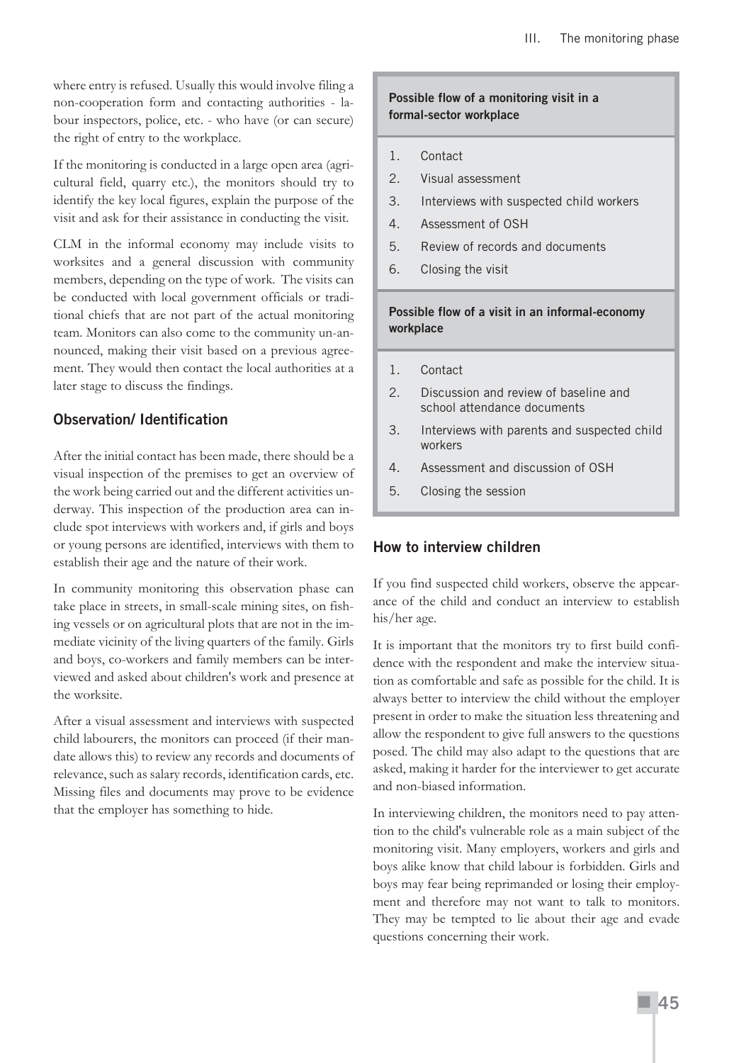where entry is refused. Usually this would involve filing a non-cooperation form and contacting authorities - labour inspectors, police, etc. - who have (or can secure) the right of entry to the workplace.

If the monitoring is conducted in a large open area (agricultural field, quarry etc.), the monitors should try to identify the key local figures, explain the purpose of the visit and ask for their assistance in conducting the visit.

CLM in the informal economy may include visits to worksites and a general discussion with community members, depending on the type of work. The visits can be conducted with local government officials or traditional chiefs that are not part of the actual monitoring team. Monitors can also come to the community un-announced, making their visit based on a previous agreement. They would then contact the local authorities at a later stage to discuss the findings.

### Observation/ Identification

After the initial contact has been made, there should be a visual inspection of the premises to get an overview of the work being carried out and the different activities underway. This inspection of the production area can include spot interviews with workers and, if girls and boys or young persons are identified, interviews with them to establish their age and the nature of their work.

In community monitoring this observation phase can take place in streets, in small-scale mining sites, on fishing vessels or on agricultural plots that are not in the immediate vicinity of the living quarters of the family. Girls and boys, co-workers and family members can be interviewed and asked about children's work and presence at the worksite.

After a visual assessment and interviews with suspected child labourers, the monitors can proceed (if their mandate allows this) to review any records and documents of relevance, such as salary records, identification cards, etc. Missing files and documents may prove to be evidence that the employer has something to hide.

**Possible flow of a monitoring visit in a formal-sector workplace**

1. Contact
2. Visual assessment
3. Interviews with suspected child workers
4. Assessment of OSH
5. Review of records and documents
6. Closing the visit

**Possible flow of a visit in an informal-economy workplace**

1. Contact
2. Discussion and review of baseline and school attendance documents
3. Interviews with parents and suspected child workers
4. Assessment and discussion of OSH
5. Closing the session

### How to interview children

If you find suspected child workers, observe the appearance of the child and conduct an interview to establish his/her age.

It is important that the monitors try to first build confidence with the respondent and make the interview situation as comfortable and safe as possible for the child. It is always better to interview the child without the employer present in order to make the situation less threatening and allow the respondent to give full answers to the questions posed. The child may also adapt to the questions that are asked, making it harder for the interviewer to get accurate and non-biased information.

In interviewing children, the monitors need to pay attention to the child's vulnerable role as a main subject of the monitoring visit. Many employers, workers and girls and boys alike know that child labour is forbidden. Girls and boys may fear being reprimanded or losing their employment and therefore may not want to talk to monitors. They may be tempted to lie about their age and evade questions concerning their work.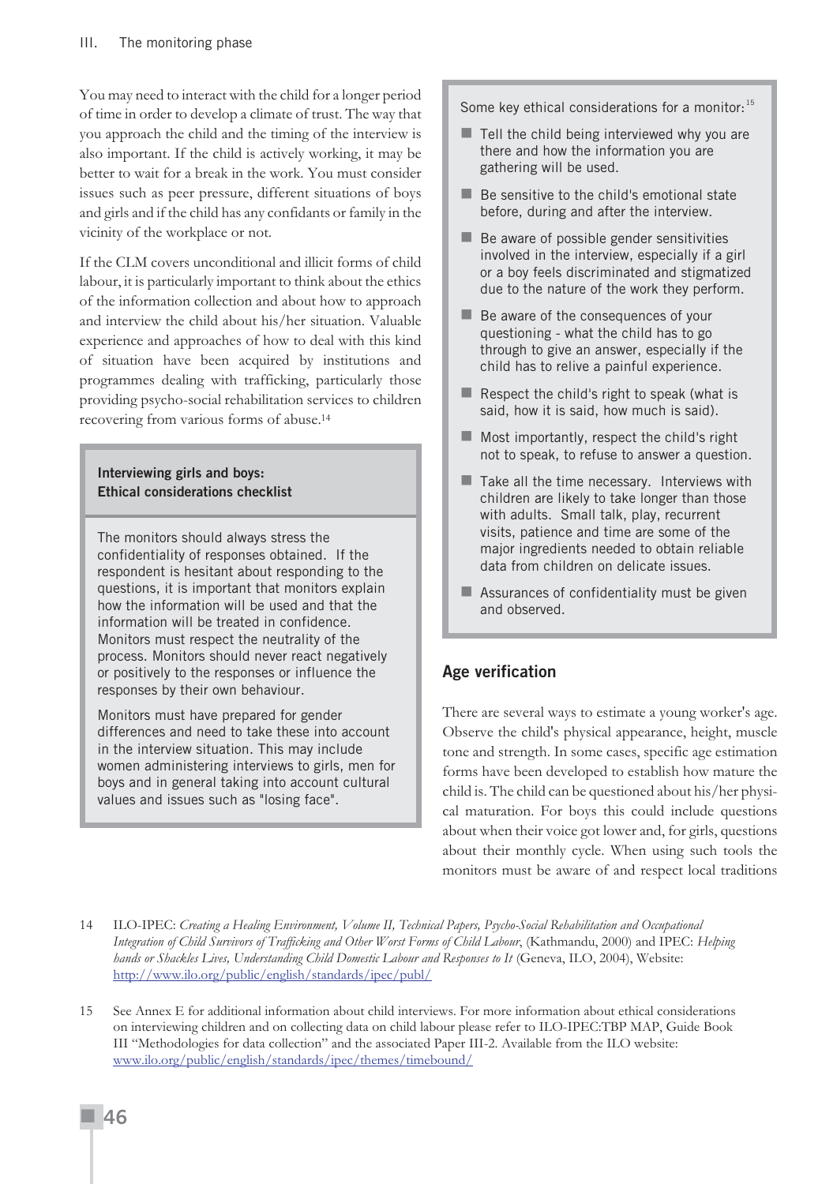You may need to interact with the child for a longer period of time in order to develop a climate of trust. The way that you approach the child and the timing of the interview is also important. If the child is actively working, it may be better to wait for a break in the work. You must consider issues such as peer pressure, different situations of boys and girls and if the child has any confidants or family in the vicinity of the workplace or not.

If the CLM covers unconditional and illicit forms of child labour, it is particularly important to think about the ethics of the information collection and about how to approach and interview the child about his/her situation. Valuable experience and approaches of how to deal with this kind of situation have been acquired by institutions and programmes dealing with trafficking, particularly those providing psycho-social rehabilitation services to children recovering from various forms of abuse.[14]

**Interviewing girls and boys: Ethical considerations checklist**

The monitors should always stress the confidentiality of responses obtained. If the respondent is hesitant about responding to the questions, it is important that monitors explain how the information will be used and that the information will be treated in confidence. Monitors must respect the neutrality of the process. Monitors should never react negatively or positively to the responses or influence the responses by their own behaviour.

Monitors must have prepared for gender differences and need to take these into account in the interview situation. This may include women administering interviews to girls, men for boys and in general taking into account cultural values and issues such as "losing face".

Some key ethical considerations for a monitor:[15]

- Tell the child being interviewed why you are there and how the information you are gathering will be used.
- Be sensitive to the child's emotional state before, during and after the interview.
- Be aware of possible gender sensitivities involved in the interview, especially if a girl or a boy feels discriminated and stigmatized due to the nature of the work they perform.
- Be aware of the consequences of your questioning - what the child has to go through to give an answer, especially if the child has to relive a painful experience.
- Respect the child's right to speak (what is said, how it is said, how much is said).
- Most importantly, respect the child's right not to speak, to refuse to answer a question.
- Take all the time necessary. Interviews with children are likely to take longer than those with adults. Small talk, play, recurrent visits, patience and time are some of the major ingredients needed to obtain reliable data from children on delicate issues.
- Assurances of confidentiality must be given and observed.

## Age verification

There are several ways to estimate a young worker's age. Observe the child's physical appearance, height, muscle tone and strength. In some cases, specific age estimation forms have been developed to establish how mature the child is. The child can be questioned about his/her physical maturation. For boys this could include questions about when their voice got lower and, for girls, questions about their monthly cycle. When using such tools the monitors must be aware of and respect local traditions

14 ILO-IPEC: *Creating a Healing Environment, Volume II, Technical Papers, Psycho-Social Rehabilitation and Occupational Integration of Child Survivors of Trafficking and Other Worst Forms of Child Labour*, (Kathmandu, 2000) and IPEC: *Helping hands or Shackles Lives, Understanding Child Domestic Labour and Responses to It* (Geneva, ILO, 2004), Website: http://www.ilo.org/public/english/standards/ipec/publ/

15 See Annex E for additional information about child interviews. For more information about ethical considerations on interviewing children and on collecting data on child labour please refer to ILO-IPEC:TBP MAP, Guide Book III "Methodologies for data collection" and the associated Paper III-2. Available from the ILO website: www.ilo.org/public/english/standards/ipec/themes/timebound/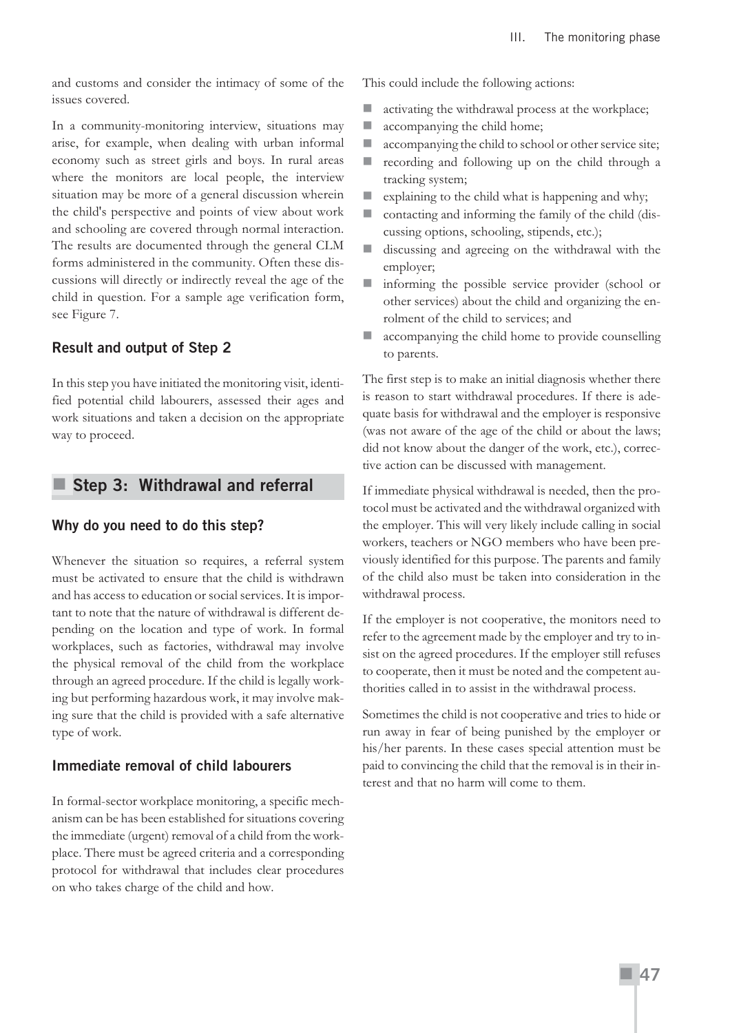and customs and consider the intimacy of some of the issues covered.

In a community-monitoring interview, situations may arise, for example, when dealing with urban informal economy such as street girls and boys. In rural areas where the monitors are local people, the interview situation may be more of a general discussion wherein the child's perspective and points of view about work and schooling are covered through normal interaction. The results are documented through the general CLM forms administered in the community. Often these discussions will directly or indirectly reveal the age of the child in question. For a sample age verification form, see Figure 7.

### Result and output of Step 2

In this step you have initiated the monitoring visit, identified potential child labourers, assessed their ages and work situations and taken a decision on the appropriate way to proceed.

## Step 3: Withdrawal and referral

### Why do you need to do this step?

Whenever the situation so requires, a referral system must be activated to ensure that the child is withdrawn and has access to education or social services. It is important to note that the nature of withdrawal is different depending on the location and type of work. In formal workplaces, such as factories, withdrawal may involve the physical removal of the child from the workplace through an agreed procedure. If the child is legally working but performing hazardous work, it may involve making sure that the child is provided with a safe alternative type of work.

### Immediate removal of child labourers

In formal-sector workplace monitoring, a specific mechanism can be has been established for situations covering the immediate (urgent) removal of a child from the workplace. There must be agreed criteria and a corresponding protocol for withdrawal that includes clear procedures on who takes charge of the child and how.

This could include the following actions:

- activating the withdrawal process at the workplace;
- accompanying the child home;
- accompanying the child to school or other service site;
- recording and following up on the child through a tracking system;
- explaining to the child what is happening and why;
- contacting and informing the family of the child (discussing options, schooling, stipends, etc.);
- discussing and agreeing on the withdrawal with the employer;
- informing the possible service provider (school or other services) about the child and organizing the enrolment of the child to services; and
- accompanying the child home to provide counselling to parents.

The first step is to make an initial diagnosis whether there is reason to start withdrawal procedures. If there is adequate basis for withdrawal and the employer is responsive (was not aware of the age of the child or about the laws; did not know about the danger of the work, etc.), corrective action can be discussed with management.

If immediate physical withdrawal is needed, then the protocol must be activated and the withdrawal organized with the employer. This will very likely include calling in social workers, teachers or NGO members who have been previously identified for this purpose. The parents and family of the child also must be taken into consideration in the withdrawal process.

If the employer is not cooperative, the monitors need to refer to the agreement made by the employer and try to insist on the agreed procedures. If the employer still refuses to cooperate, then it must be noted and the competent authorities called in to assist in the withdrawal process.

Sometimes the child is not cooperative and tries to hide or run away in fear of being punished by the employer or his/her parents. In these cases special attention must be paid to convincing the child that the removal is in their interest and that no harm will come to them.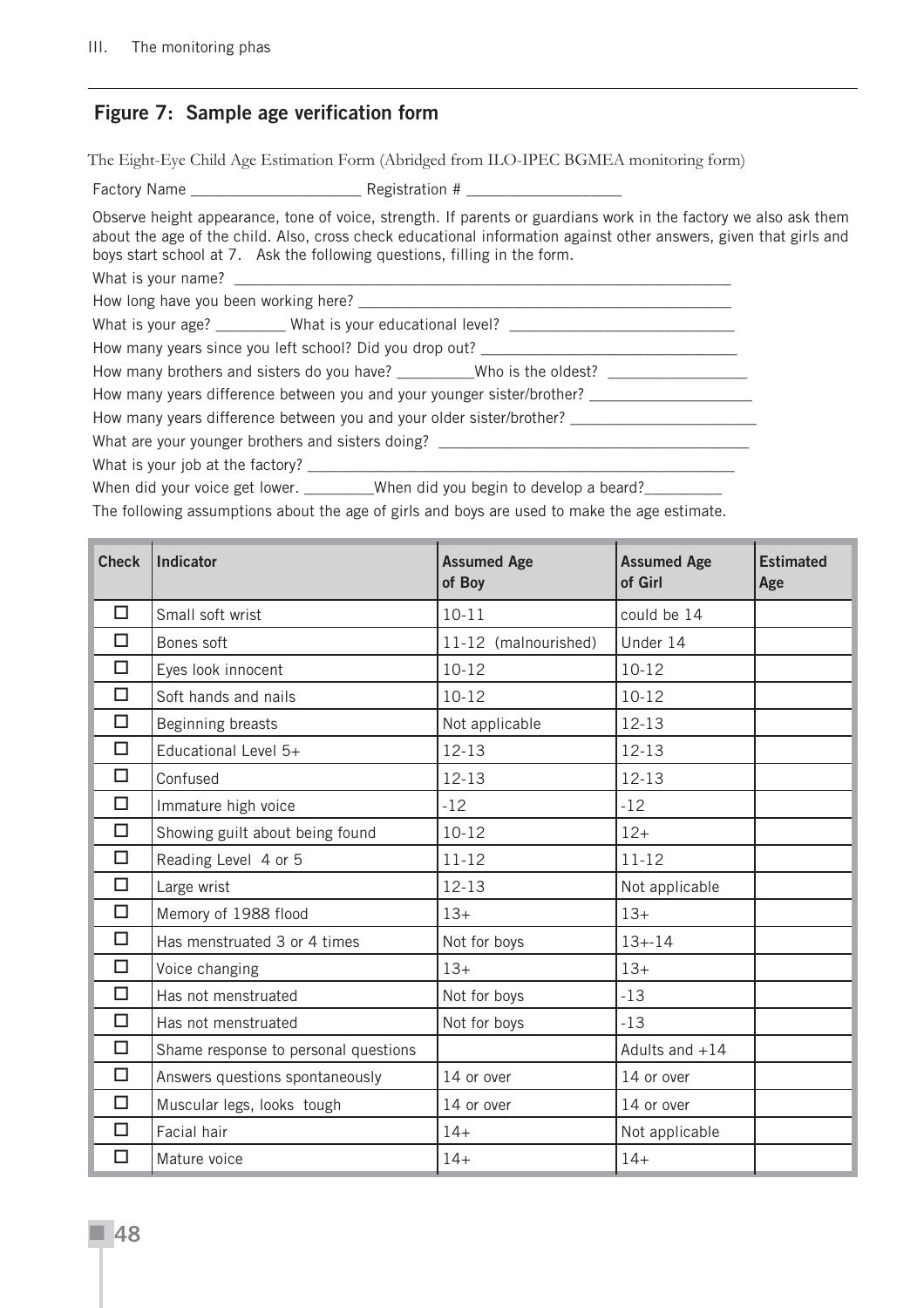## Figure 7: Sample age verification form

The Eight-Eye Child Age Estimation Form (Abridged from ILO-IPEC BGMEA monitoring form)

Factory Name ____________________ Registration # __________________

Observe height appearance, tone of voice, strength. If parents or guardians work in the factory we also ask them about the age of the child. Also, cross check educational information against other answers, given that girls and boys start school at 7. Ask the following questions, filling in the form.

What is your name? ______________________________________________________________

How long have you been working here? ____________________________________________

What is your age? ________ What is your educational level? ___________________________

How many years since you left school? Did you drop out? _______________________________

How many brothers and sisters do you have? _________Who is the oldest? ________________

How many years difference between you and your younger sister/brother? ___________________

How many years difference between you and your older sister/brother? _____________________

What are your younger brothers and sisters doing? ____________________________________

What is your job at the factory? _________________________________________________

When did your voice get lower. ________When did you begin to develop a beard?_________

The following assumptions about the age of girls and boys are used to make the age estimate.

| Check | Indicator | Assumed Age of Boy | Assumed Age of Girl | Estimated Age |
|---|---|---|---|---|
| ☐ | Small soft wrist | 10-11 | could be 14 | |
| ☐ | Bones soft | 11-12 (malnourished) | Under 14 | |
| ☐ | Eyes look innocent | 10-12 | 10-12 | |
| ☐ | Soft hands and nails | 10-12 | 10-12 | |
| ☐ | Beginning breasts | Not applicable | 12-13 | |
| ☐ | Educational Level 5+ | 12-13 | 12-13 | |
| ☐ | Confused | 12-13 | 12-13 | |
| ☐ | Immature high voice | -12 | -12 | |
| ☐ | Showing guilt about being found | 10-12 | 12+ | |
| ☐ | Reading Level 4 or 5 | 11-12 | 11-12 | |
| ☐ | Large wrist | 12-13 | Not applicable | |
| ☐ | Memory of 1988 flood | 13+ | 13+ | |
| ☐ | Has menstruated 3 or 4 times | Not for boys | 13+-14 | |
| ☐ | Voice changing | 13+ | 13+ | |
| ☐ | Has not menstruated | Not for boys | -13 | |
| ☐ | Has not menstruated | Not for boys | -13 | |
| ☐ | Shame response to personal questions | | Adults and +14 | |
| ☐ | Answers questions spontaneously | 14 or over | 14 or over | |
| ☐ | Muscular legs, looks tough | 14 or over | 14 or over | |
| ☐ | Facial hair | 14+ | Not applicable | |
| ☐ | Mature voice | 14+ | 14+ | |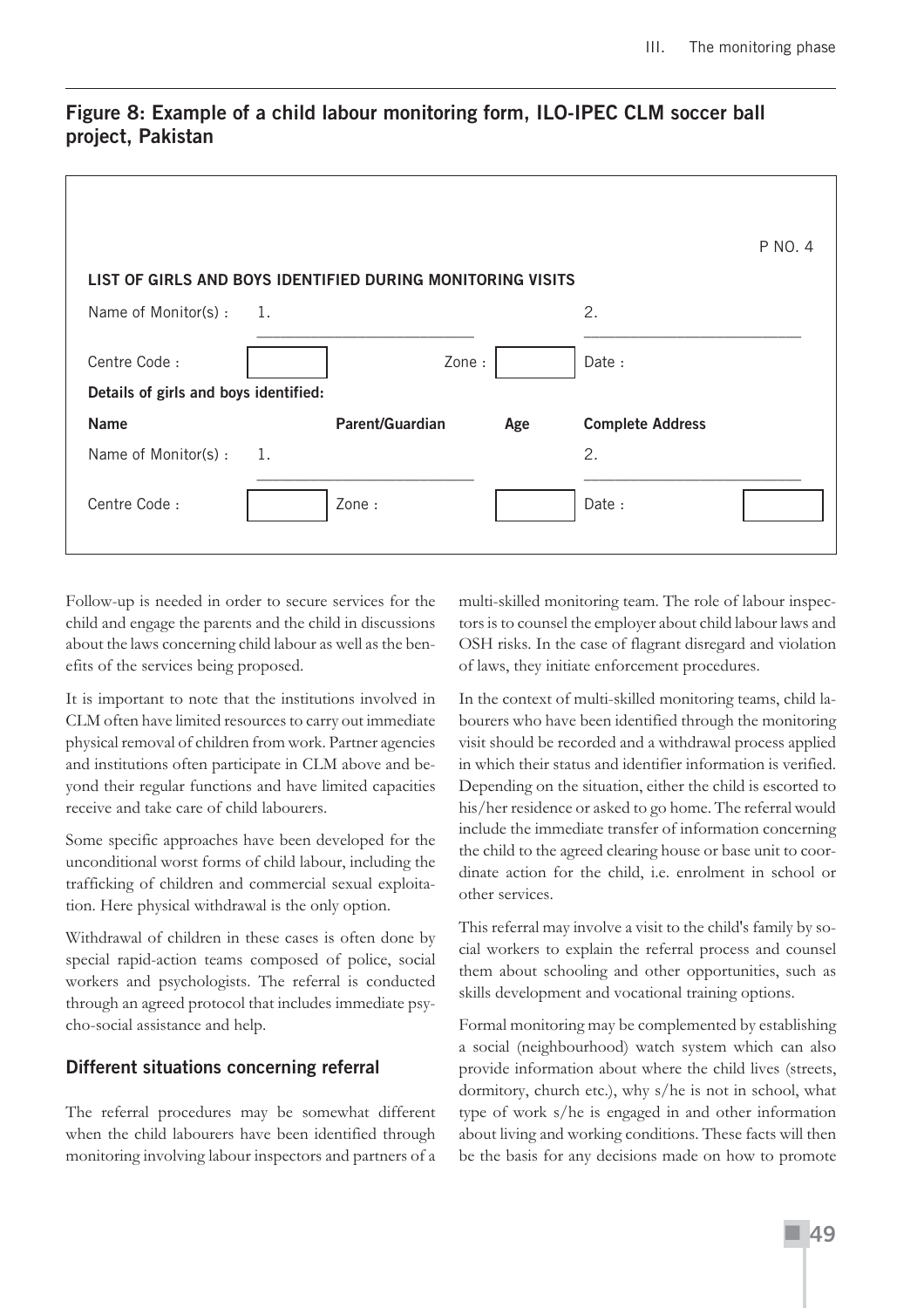## Figure 8: Example of a child labour monitoring form, ILO-IPEC CLM soccer ball project, Pakistan

P NO. 4

**LIST OF GIRLS AND BOYS IDENTIFIED DURING MONITORING VISITS**

Name of Monitor(s) : 1. ______________________ 2. ______________________

Centre Code : [ ] Zone : [ ] Date :

**Details of girls and boys identified:**

| **Name** | **Parent/Guardian** | **Age** | **Complete Address** |
|---|---|---|---|

Name of Monitor(s) : 1. ______________________ 2. ______________________

Centre Code : [ ] Zone : [ ] Date : [ ]

Follow-up is needed in order to secure services for the child and engage the parents and the child in discussions about the laws concerning child labour as well as the benefits of the services being proposed.

It is important to note that the institutions involved in CLM often have limited resources to carry out immediate physical removal of children from work. Partner agencies and institutions often participate in CLM above and beyond their regular functions and have limited capacities receive and take care of child labourers.

Some specific approaches have been developed for the unconditional worst forms of child labour, including the trafficking of children and commercial sexual exploitation. Here physical withdrawal is the only option.

Withdrawal of children in these cases is often done by special rapid-action teams composed of police, social workers and psychologists. The referral is conducted through an agreed protocol that includes immediate psycho-social assistance and help.

### Different situations concerning referral

The referral procedures may be somewhat different when the child labourers have been identified through monitoring involving labour inspectors and partners of a multi-skilled monitoring team. The role of labour inspectors is to counsel the employer about child labour laws and OSH risks. In the case of flagrant disregard and violation of laws, they initiate enforcement procedures.

In the context of multi-skilled monitoring teams, child labourers who have been identified through the monitoring visit should be recorded and a withdrawal process applied in which their status and identifier information is verified. Depending on the situation, either the child is escorted to his/her residence or asked to go home. The referral would include the immediate transfer of information concerning the child to the agreed clearing house or base unit to coordinate action for the child, i.e. enrolment in school or other services.

This referral may involve a visit to the child's family by social workers to explain the referral process and counsel them about schooling and other opportunities, such as skills development and vocational training options.

Formal monitoring may be complemented by establishing a social (neighbourhood) watch system which can also provide information about where the child lives (streets, dormitory, church etc.), why s/he is not in school, what type of work s/he is engaged in and other information about living and working conditions. These facts will then be the basis for any decisions made on how to promote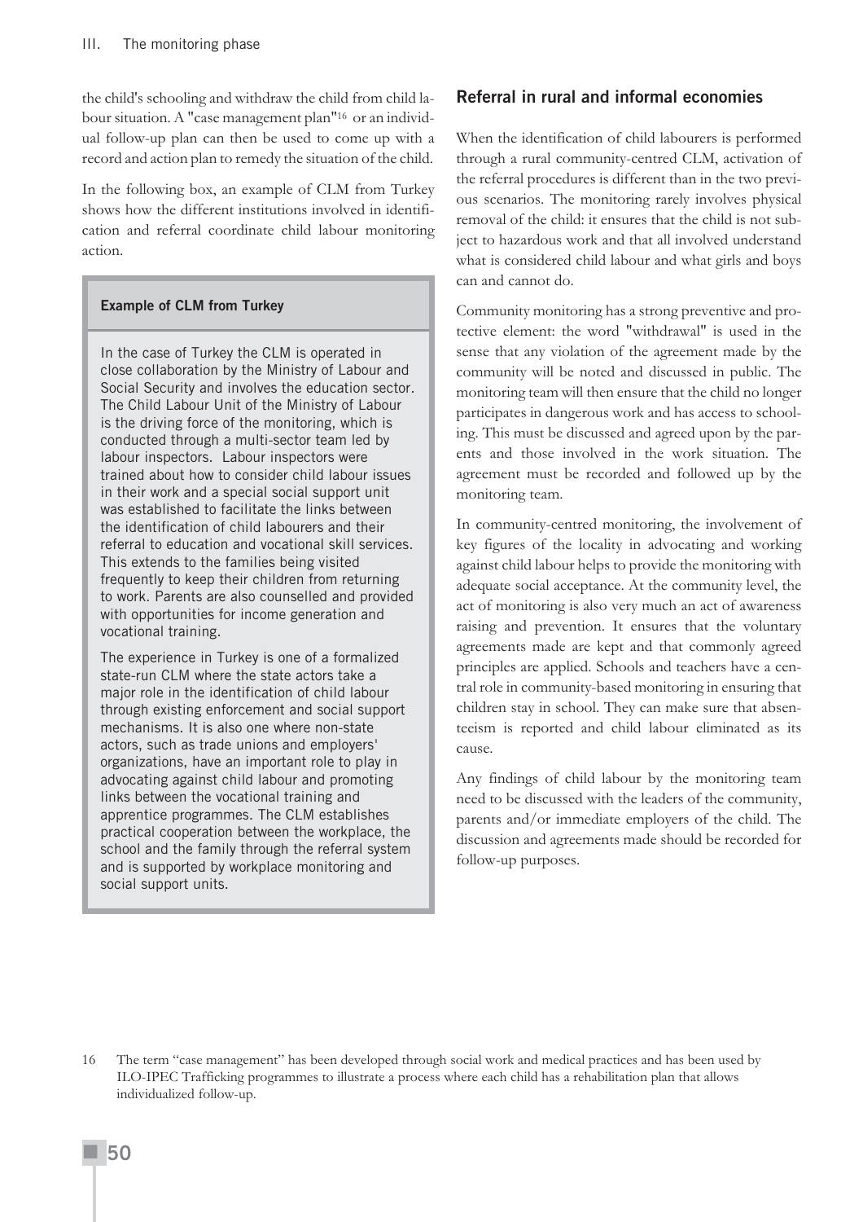the child's schooling and withdraw the child from child labour situation. A "case management plan"[16] or an individual follow-up plan can then be used to come up with a record and action plan to remedy the situation of the child.

In the following box, an example of CLM from Turkey shows how the different institutions involved in identification and referral coordinate child labour monitoring action.

> **Example of CLM from Turkey**
>
> In the case of Turkey the CLM is operated in close collaboration by the Ministry of Labour and Social Security and involves the education sector. The Child Labour Unit of the Ministry of Labour is the driving force of the monitoring, which is conducted through a multi-sector team led by labour inspectors. Labour inspectors were trained about how to consider child labour issues in their work and a special social support unit was established to facilitate the links between the identification of child labourers and their referral to education and vocational skill services. This extends to the families being visited frequently to keep their children from returning to work. Parents are also counselled and provided with opportunities for income generation and vocational training.
>
> The experience in Turkey is one of a formalized state-run CLM where the state actors take a major role in the identification of child labour through existing enforcement and social support mechanisms. It is also one where non-state actors, such as trade unions and employers' organizations, have an important role to play in advocating against child labour and promoting links between the vocational training and apprentice programmes. The CLM establishes practical cooperation between the workplace, the school and the family through the referral system and is supported by workplace monitoring and social support units.

## Referral in rural and informal economies

When the identification of child labourers is performed through a rural community-centred CLM, activation of the referral procedures is different than in the two previous scenarios. The monitoring rarely involves physical removal of the child: it ensures that the child is not subject to hazardous work and that all involved understand what is considered child labour and what girls and boys can and cannot do.

Community monitoring has a strong preventive and protective element: the word "withdrawal" is used in the sense that any violation of the agreement made by the community will be noted and discussed in public. The monitoring team will then ensure that the child no longer participates in dangerous work and has access to schooling. This must be discussed and agreed upon by the parents and those involved in the work situation. The agreement must be recorded and followed up by the monitoring team.

In community-centred monitoring, the involvement of key figures of the locality in advocating and working against child labour helps to provide the monitoring with adequate social acceptance. At the community level, the act of monitoring is also very much an act of awareness raising and prevention. It ensures that the voluntary agreements made are kept and that commonly agreed principles are applied. Schools and teachers have a central role in community-based monitoring in ensuring that children stay in school. They can make sure that absenteeism is reported and child labour eliminated as its cause.

Any findings of child labour by the monitoring team need to be discussed with the leaders of the community, parents and/or immediate employers of the child. The discussion and agreements made should be recorded for follow-up purposes.

16 The term "case management" has been developed through social work and medical practices and has been used by ILO-IPEC Trafficking programmes to illustrate a process where each child has a rehabilitation plan that allows individualized follow-up.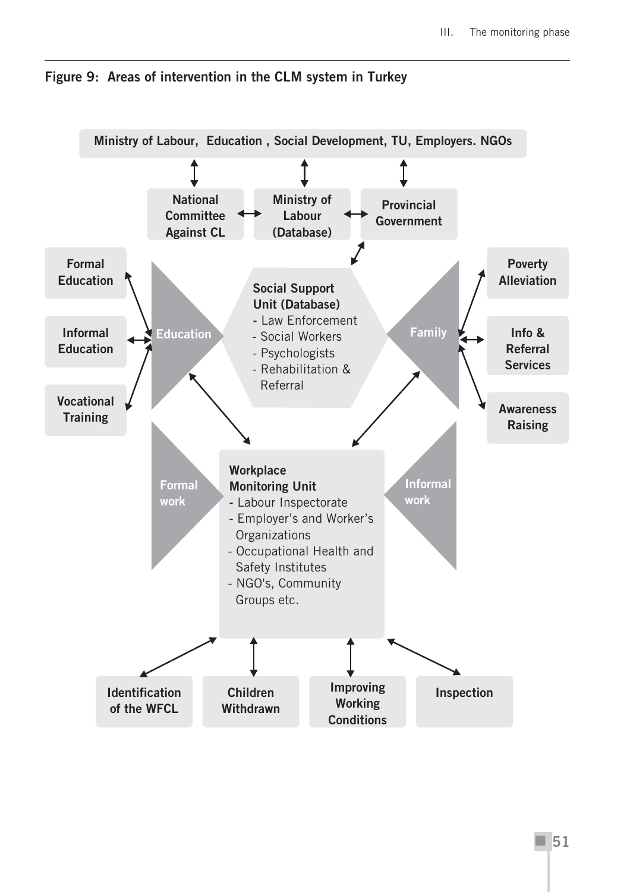**Figure 9: Areas of intervention in the CLM system in Turkey**

Ministry of Labour, Education , Social Development, TU, Employers. NGOs

National Committee Against CL

Ministry of Labour (Database)

Provincial Government

Formal Education

Informal Education

Vocational Training

Education

Social Support Unit (Database)
- Law Enforcement
- Social Workers
- Psychologists
- Rehabilitation & Referral

Family

Poverty Alleviation

Info & Referral Services

Awareness Raising

Formal work

Workplace Monitoring Unit
- Labour Inspectorate
- Employer's and Worker's Organizations
- Occupational Health and Safety Institutes
- NGO's, Community Groups etc.

Informal work

Identification of the WFCL

Children Withdrawn

Improving Working Conditions

Inspection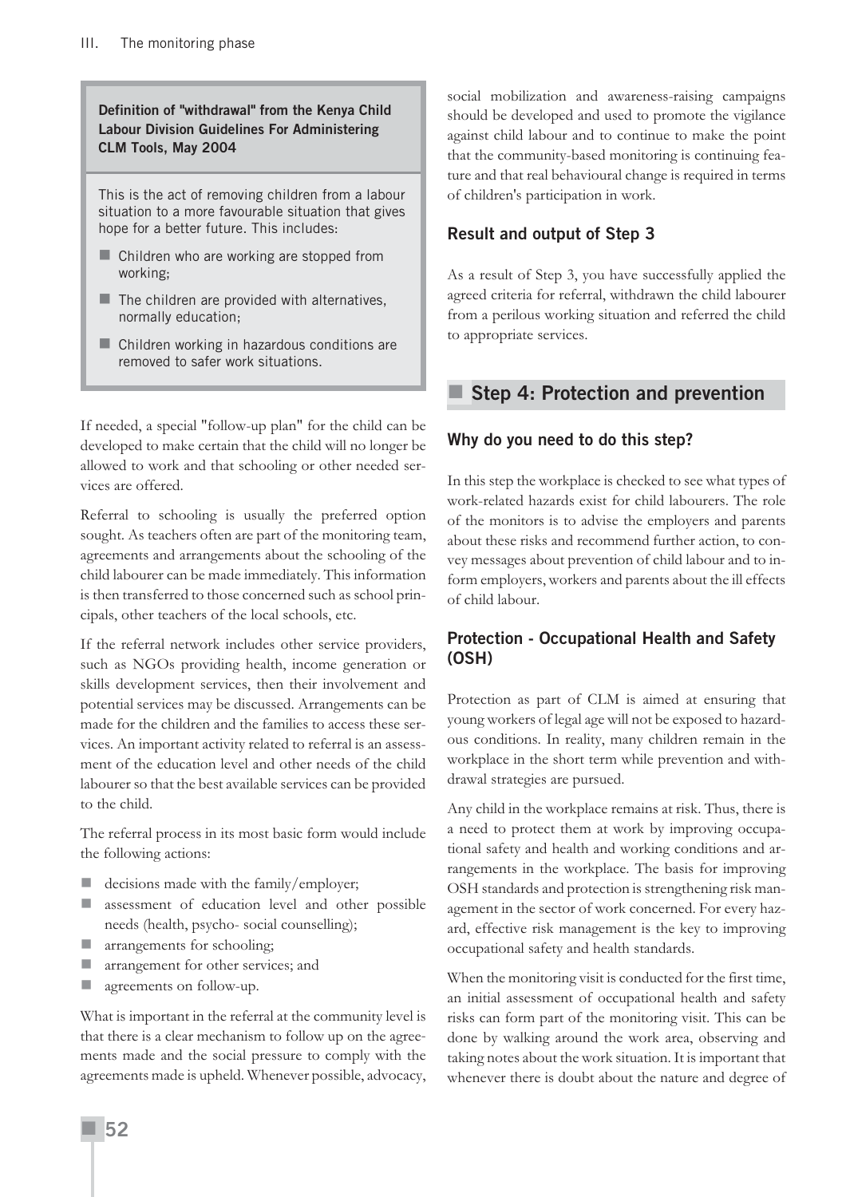**Definition of "withdrawal" from the Kenya Child Labour Division Guidelines For Administering CLM Tools, May 2004**

This is the act of removing children from a labour situation to a more favourable situation that gives hope for a better future. This includes:

- Children who are working are stopped from working;
- The children are provided with alternatives, normally education;
- Children working in hazardous conditions are removed to safer work situations.

If needed, a special "follow-up plan" for the child can be developed to make certain that the child will no longer be allowed to work and that schooling or other needed services are offered.

Referral to schooling is usually the preferred option sought. As teachers often are part of the monitoring team, agreements and arrangements about the schooling of the child labourer can be made immediately. This information is then transferred to those concerned such as school principals, other teachers of the local schools, etc.

If the referral network includes other service providers, such as NGOs providing health, income generation or skills development services, then their involvement and potential services may be discussed. Arrangements can be made for the children and the families to access these services. An important activity related to referral is an assessment of the education level and other needs of the child labourer so that the best available services can be provided to the child.

The referral process in its most basic form would include the following actions:

- decisions made with the family/employer;
- assessment of education level and other possible needs (health, psycho- social counselling);
- arrangements for schooling;
- arrangement for other services; and
- agreements on follow-up.

What is important in the referral at the community level is that there is a clear mechanism to follow up on the agreements made and the social pressure to comply with the agreements made is upheld. Whenever possible, advocacy, social mobilization and awareness-raising campaigns should be developed and used to promote the vigilance against child labour and to continue to make the point that the community-based monitoring is continuing feature and that real behavioural change is required in terms of children's participation in work.

### Result and output of Step 3

As a result of Step 3, you have successfully applied the agreed criteria for referral, withdrawn the child labourer from a perilous working situation and referred the child to appropriate services.

## Step 4: Protection and prevention

### Why do you need to do this step?

In this step the workplace is checked to see what types of work-related hazards exist for child labourers. The role of the monitors is to advise the employers and parents about these risks and recommend further action, to convey messages about prevention of child labour and to inform employers, workers and parents about the ill effects of child labour.

### Protection - Occupational Health and Safety (OSH)

Protection as part of CLM is aimed at ensuring that young workers of legal age will not be exposed to hazardous conditions. In reality, many children remain in the workplace in the short term while prevention and withdrawal strategies are pursued.

Any child in the workplace remains at risk. Thus, there is a need to protect them at work by improving occupational safety and health and working conditions and arrangements in the workplace. The basis for improving OSH standards and protection is strengthening risk management in the sector of work concerned. For every hazard, effective risk management is the key to improving occupational safety and health standards.

When the monitoring visit is conducted for the first time, an initial assessment of occupational health and safety risks can form part of the monitoring visit. This can be done by walking around the work area, observing and taking notes about the work situation. It is important that whenever there is doubt about the nature and degree of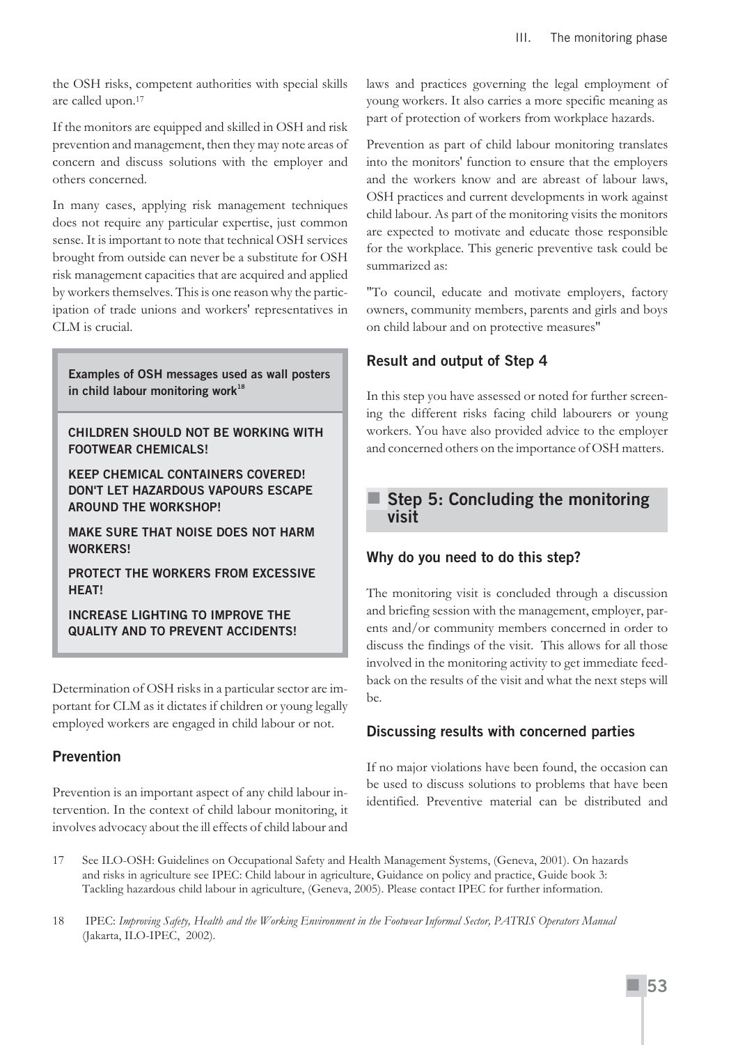the OSH risks, competent authorities with special skills are called upon.[17]

If the monitors are equipped and skilled in OSH and risk prevention and management, then they may note areas of concern and discuss solutions with the employer and others concerned.

In many cases, applying risk management techniques does not require any particular expertise, just common sense. It is important to note that technical OSH services brought from outside can never be a substitute for OSH risk management capacities that are acquired and applied by workers themselves. This is one reason why the participation of trade unions and workers' representatives in CLM is crucial.

> **Examples of OSH messages used as wall posters in child labour monitoring work[18]**
>
> **CHILDREN SHOULD NOT BE WORKING WITH FOOTWEAR CHEMICALS!**
>
> **KEEP CHEMICAL CONTAINERS COVERED! DON'T LET HAZARDOUS VAPOURS ESCAPE AROUND THE WORKSHOP!**
>
> **MAKE SURE THAT NOISE DOES NOT HARM WORKERS!**
>
> **PROTECT THE WORKERS FROM EXCESSIVE HEAT!**
>
> **INCREASE LIGHTING TO IMPROVE THE QUALITY AND TO PREVENT ACCIDENTS!**

Determination of OSH risks in a particular sector are important for CLM as it dictates if children or young legally employed workers are engaged in child labour or not.

### Prevention

Prevention is an important aspect of any child labour intervention. In the context of child labour monitoring, it involves advocacy about the ill effects of child labour and laws and practices governing the legal employment of young workers. It also carries a more specific meaning as part of protection of workers from workplace hazards.

Prevention as part of child labour monitoring translates into the monitors' function to ensure that the employers and the workers know and are abreast of labour laws, OSH practices and current developments in work against child labour. As part of the monitoring visits the monitors are expected to motivate and educate those responsible for the workplace. This generic preventive task could be summarized as:

"To council, educate and motivate employers, factory owners, community members, parents and girls and boys on child labour and on protective measures"

### Result and output of Step 4

In this step you have assessed or noted for further screening the different risks facing child labourers or young workers. You have also provided advice to the employer and concerned others on the importance of OSH matters.

## Step 5: Concluding the monitoring visit

### Why do you need to do this step?

The monitoring visit is concluded through a discussion and briefing session with the management, employer, parents and/or community members concerned in order to discuss the findings of the visit. This allows for all those involved in the monitoring activity to get immediate feedback on the results of the visit and what the next steps will be.

### Discussing results with concerned parties

If no major violations have been found, the occasion can be used to discuss solutions to problems that have been identified. Preventive material can be distributed and

---

17 See ILO-OSH: Guidelines on Occupational Safety and Health Management Systems, (Geneva, 2001). On hazards and risks in agriculture see IPEC: Child labour in agriculture, Guidance on policy and practice, Guide book 3: Tackling hazardous child labour in agriculture, (Geneva, 2005). Please contact IPEC for further information.

18 IPEC: *Improving Safety, Health and the Working Environment in the Footwear Informal Sector, PATRIS Operators Manual* (Jakarta, ILO-IPEC, 2002).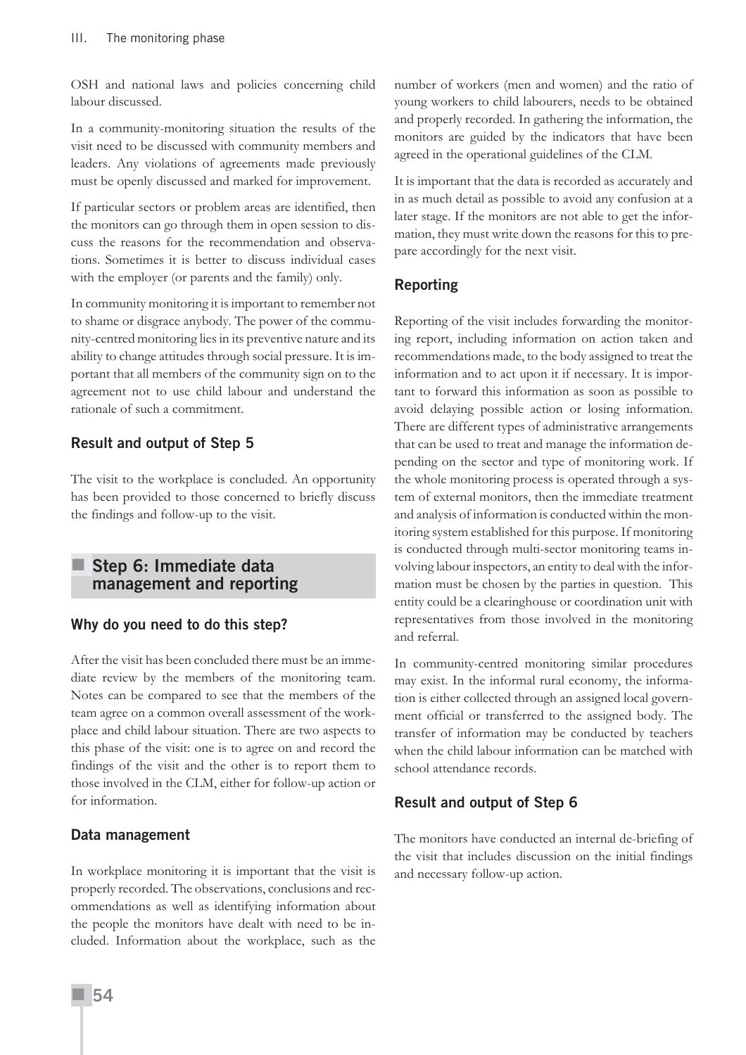OSH and national laws and policies concerning child labour discussed.

In a community-monitoring situation the results of the visit need to be discussed with community members and leaders. Any violations of agreements made previously must be openly discussed and marked for improvement.

If particular sectors or problem areas are identified, then the monitors can go through them in open session to discuss the reasons for the recommendation and observations. Sometimes it is better to discuss individual cases with the employer (or parents and the family) only.

In community monitoring it is important to remember not to shame or disgrace anybody. The power of the community-centred monitoring lies in its preventive nature and its ability to change attitudes through social pressure. It is important that all members of the community sign on to the agreement not to use child labour and understand the rationale of such a commitment.

### Result and output of Step 5

The visit to the workplace is concluded. An opportunity has been provided to those concerned to briefly discuss the findings and follow-up to the visit.

## Step 6: Immediate data management and reporting

### Why do you need to do this step?

After the visit has been concluded there must be an immediate review by the members of the monitoring team. Notes can be compared to see that the members of the team agree on a common overall assessment of the workplace and child labour situation. There are two aspects to this phase of the visit: one is to agree on and record the findings of the visit and the other is to report them to those involved in the CLM, either for follow-up action or for information.

### Data management

In workplace monitoring it is important that the visit is properly recorded. The observations, conclusions and recommendations as well as identifying information about the people the monitors have dealt with need to be included. Information about the workplace, such as the number of workers (men and women) and the ratio of young workers to child labourers, needs to be obtained and properly recorded. In gathering the information, the monitors are guided by the indicators that have been agreed in the operational guidelines of the CLM.

It is important that the data is recorded as accurately and in as much detail as possible to avoid any confusion at a later stage. If the monitors are not able to get the information, they must write down the reasons for this to prepare accordingly for the next visit.

### Reporting

Reporting of the visit includes forwarding the monitoring report, including information on action taken and recommendations made, to the body assigned to treat the information and to act upon it if necessary. It is important to forward this information as soon as possible to avoid delaying possible action or losing information. There are different types of administrative arrangements that can be used to treat and manage the information depending on the sector and type of monitoring work. If the whole monitoring process is operated through a system of external monitors, then the immediate treatment and analysis of information is conducted within the monitoring system established for this purpose. If monitoring is conducted through multi-sector monitoring teams involving labour inspectors, an entity to deal with the information must be chosen by the parties in question. This entity could be a clearinghouse or coordination unit with representatives from those involved in the monitoring and referral.

In community-centred monitoring similar procedures may exist. In the informal rural economy, the information is either collected through an assigned local government official or transferred to the assigned body. The transfer of information may be conducted by teachers when the child labour information can be matched with school attendance records.

### Result and output of Step 6

The monitors have conducted an internal de-briefing of the visit that includes discussion on the initial findings and necessary follow-up action.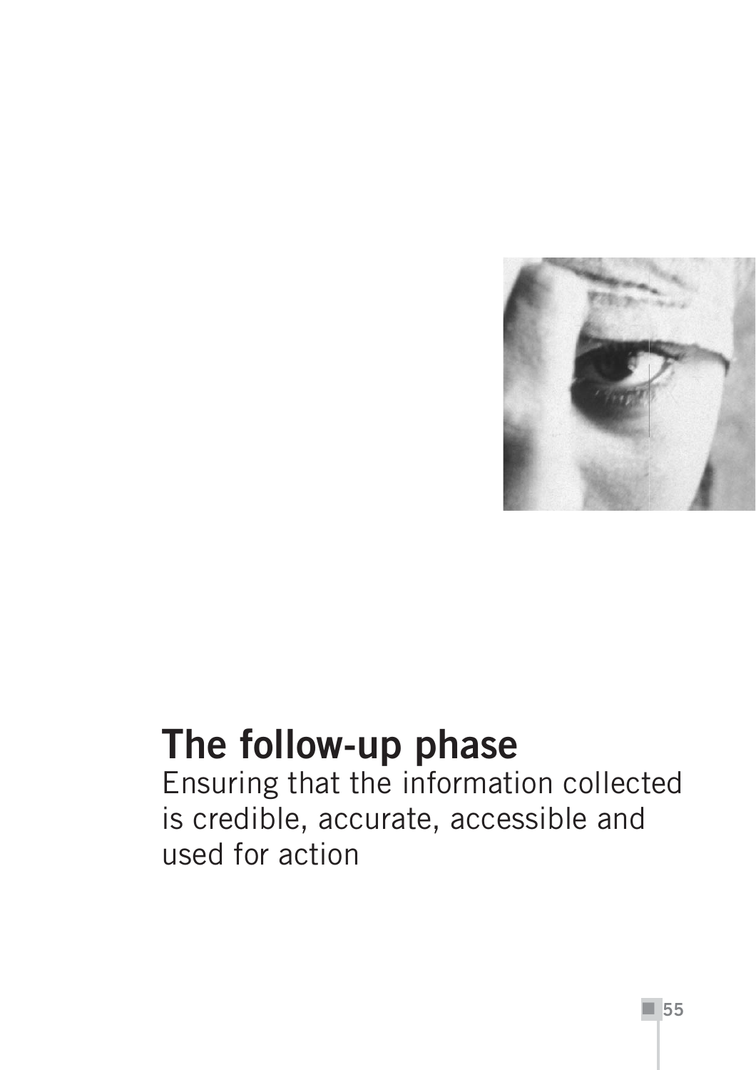# The follow-up phase

Ensuring that the information collected is credible, accurate, accessible and used for action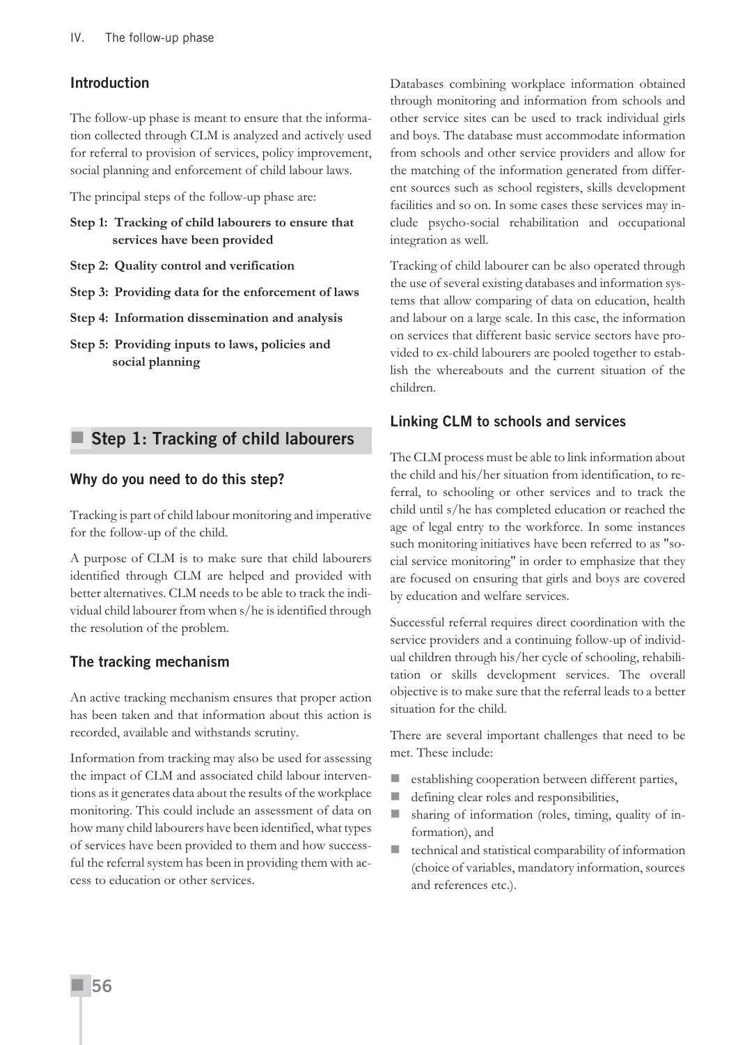## Introduction

The follow-up phase is meant to ensure that the information collected through CLM is analyzed and actively used for referral to provision of services, policy improvement, social planning and enforcement of child labour laws.

The principal steps of the follow-up phase are:

**Step 1: Tracking of child labourers to ensure that services have been provided**

**Step 2: Quality control and verification**

**Step 3: Providing data for the enforcement of laws**

**Step 4: Information dissemination and analysis**

**Step 5: Providing inputs to laws, policies and social planning**

## Step 1: Tracking of child labourers

### Why do you need to do this step?

Tracking is part of child labour monitoring and imperative for the follow-up of the child.

A purpose of CLM is to make sure that child labourers identified through CLM are helped and provided with better alternatives. CLM needs to be able to track the individual child labourer from when s/he is identified through the resolution of the problem.

### The tracking mechanism

An active tracking mechanism ensures that proper action has been taken and that information about this action is recorded, available and withstands scrutiny.

Information from tracking may also be used for assessing the impact of CLM and associated child labour interventions as it generates data about the results of the workplace monitoring. This could include an assessment of data on how many child labourers have been identified, what types of services have been provided to them and how successful the referral system has been in providing them with access to education or other services.

Databases combining workplace information obtained through monitoring and information from schools and other service sites can be used to track individual girls and boys. The database must accommodate information from schools and other service providers and allow for the matching of the information generated from different sources such as school registers, skills development facilities and so on. In some cases these services may include psycho-social rehabilitation and occupational integration as well.

Tracking of child labourer can be also operated through the use of several existing databases and information systems that allow comparing of data on education, health and labour on a large scale. In this case, the information on services that different basic service sectors have provided to ex-child labourers are pooled together to establish the whereabouts and the current situation of the children.

### Linking CLM to schools and services

The CLM process must be able to link information about the child and his/her situation from identification, to referral, to schooling or other services and to track the child until s/he has completed education or reached the age of legal entry to the workforce. In some instances such monitoring initiatives have been referred to as "social service monitoring" in order to emphasize that they are focused on ensuring that girls and boys are covered by education and welfare services.

Successful referral requires direct coordination with the service providers and a continuing follow-up of individual children through his/her cycle of schooling, rehabilitation or skills development services. The overall objective is to make sure that the referral leads to a better situation for the child.

There are several important challenges that need to be met. These include:

- establishing cooperation between different parties,
- defining clear roles and responsibilities,
- sharing of information (roles, timing, quality of information), and
- technical and statistical comparability of information (choice of variables, mandatory information, sources and references etc.).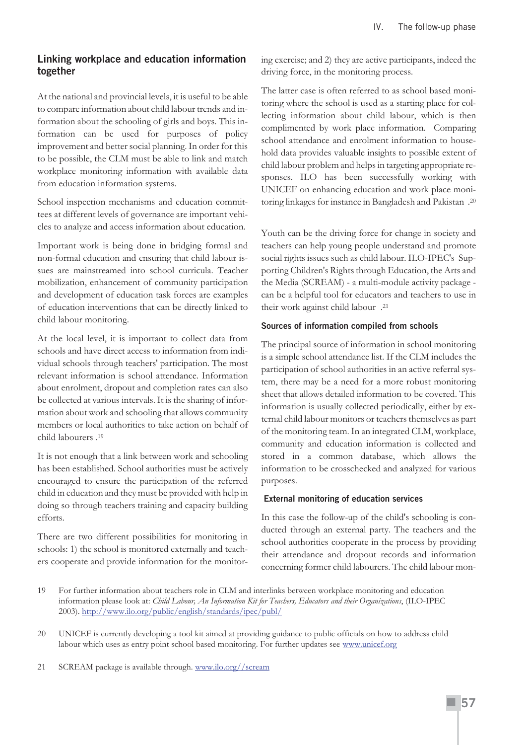## Linking workplace and education information together

At the national and provincial levels, it is useful to be able to compare information about child labour trends and information about the schooling of girls and boys. This information can be used for purposes of policy improvement and better social planning. In order for this to be possible, the CLM must be able to link and match workplace monitoring information with available data from education information systems.

School inspection mechanisms and education committees at different levels of governance are important vehicles to analyze and access information about education.

Important work is being done in bridging formal and non-formal education and ensuring that child labour issues are mainstreamed into school curricula. Teacher mobilization, enhancement of community participation and development of education task forces are examples of education interventions that can be directly linked to child labour monitoring.

At the local level, it is important to collect data from schools and have direct access to information from individual schools through teachers' participation. The most relevant information is school attendance. Information about enrolment, dropout and completion rates can also be collected at various intervals. It is the sharing of information about work and schooling that allows community members or local authorities to take action on behalf of child labourers .[19]

It is not enough that a link between work and schooling has been established. School authorities must be actively encouraged to ensure the participation of the referred child in education and they must be provided with help in doing so through teachers training and capacity building efforts.

There are two different possibilities for monitoring in schools: 1) the school is monitored externally and teachers cooperate and provide information for the monitoring exercise; and 2) they are active participants, indeed the driving force, in the monitoring process.

The latter case is often referred to as school based monitoring where the school is used as a starting place for collecting information about child labour, which is then complimented by work place information. Comparing school attendance and enrolment information to household data provides valuable insights to possible extent of child labour problem and helps in targeting appropriate responses. ILO has been successfully working with UNICEF on enhancing education and work place monitoring linkages for instance in Bangladesh and Pakistan .[20]

Youth can be the driving force for change in society and teachers can help young people understand and promote social rights issues such as child labour. ILO-IPEC's Supporting Children's Rights through Education, the Arts and the Media (SCREAM) - a multi-module activity package - can be a helpful tool for educators and teachers to use in their work against child labour .[21]

#### Sources of information compiled from schools

The principal source of information in school monitoring is a simple school attendance list. If the CLM includes the participation of school authorities in an active referral system, there may be a need for a more robust monitoring sheet that allows detailed information to be covered. This information is usually collected periodically, either by external child labour monitors or teachers themselves as part of the monitoring team. In an integrated CLM, workplace, community and education information is collected and stored in a common database, which allows the information to be crosschecked and analyzed for various purposes.

#### External monitoring of education services

In this case the follow-up of the child's schooling is conducted through an external party. The teachers and the school authorities cooperate in the process by providing their attendance and dropout records and information concerning former child labourers. The child labour mon-

---

19 For further information about teachers role in CLM and interlinks between workplace monitoring and education information please look at: *Child Labour, An Information Kit for Teachers, Educators and their Organizations*, (ILO-IPEC 2003). http://www.ilo.org/public/english/standards/ipec/publ/

20 UNICEF is currently developing a tool kit aimed at providing guidance to public officials on how to address child labour which uses as entry point school based monitoring. For further updates see www.unicef.org

21 SCREAM package is available through. www.ilo.org//scream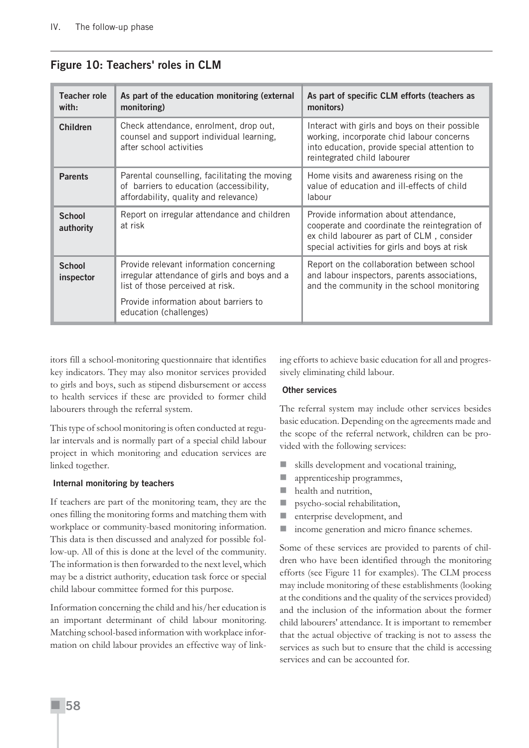## Figure 10: Teachers' roles in CLM

| Teacher role with: | As part of the education monitoring (external monitoring) | As part of specific CLM efforts (teachers as monitors) |
|---|---|---|
| **Children** | Check attendance, enrolment, drop out, counsel and support individual learning, after school activities | Interact with girls and boys on their possible working, incorporate chid labour concerns into education, provide special attention to reintegrated child labourer |
| **Parents** | Parental counselling, facilitating the moving of barriers to education (accessibility, affordability, quality and relevance) | Home visits and awareness rising on the value of education and ill-effects of child labour |
| **School authority** | Report on irregular attendance and children at risk | Provide information about attendance, cooperate and coordinate the reintegration of ex child labourer as part of CLM , consider special activities for girls and boys at risk |
| **School inspector** | Provide relevant information concerning irregular attendance of girls and boys and a list of those perceived at risk. Provide information about barriers to education (challenges) | Report on the collaboration between school and labour inspectors, parents associations, and the community in the school monitoring |

itors fill a school-monitoring questionnaire that identifies key indicators. They may also monitor services provided to girls and boys, such as stipend disbursement or access to health services if these are provided to former child labourers through the referral system.

This type of school monitoring is often conducted at regular intervals and is normally part of a special child labour project in which monitoring and education services are linked together.

#### Internal monitoring by teachers

If teachers are part of the monitoring team, they are the ones filling the monitoring forms and matching them with workplace or community-based monitoring information. This data is then discussed and analyzed for possible follow-up. All of this is done at the level of the community. The information is then forwarded to the next level, which may be a district authority, education task force or special child labour committee formed for this purpose.

Information concerning the child and his/her education is an important determinant of child labour monitoring. Matching school-based information with workplace information on child labour provides an effective way of linking efforts to achieve basic education for all and progressively eliminating child labour.

#### Other services

The referral system may include other services besides basic education. Depending on the agreements made and the scope of the referral network, children can be provided with the following services:

- skills development and vocational training,
- apprenticeship programmes,
- health and nutrition,
- psycho-social rehabilitation,
- enterprise development, and
- income generation and micro finance schemes.

Some of these services are provided to parents of children who have been identified through the monitoring efforts (see Figure 11 for examples). The CLM process may include monitoring of these establishments (looking at the conditions and the quality of the services provided) and the inclusion of the information about the former child labourers' attendance. It is important to remember that the actual objective of tracking is not to assess the services as such but to ensure that the child is accessing services and can be accounted for.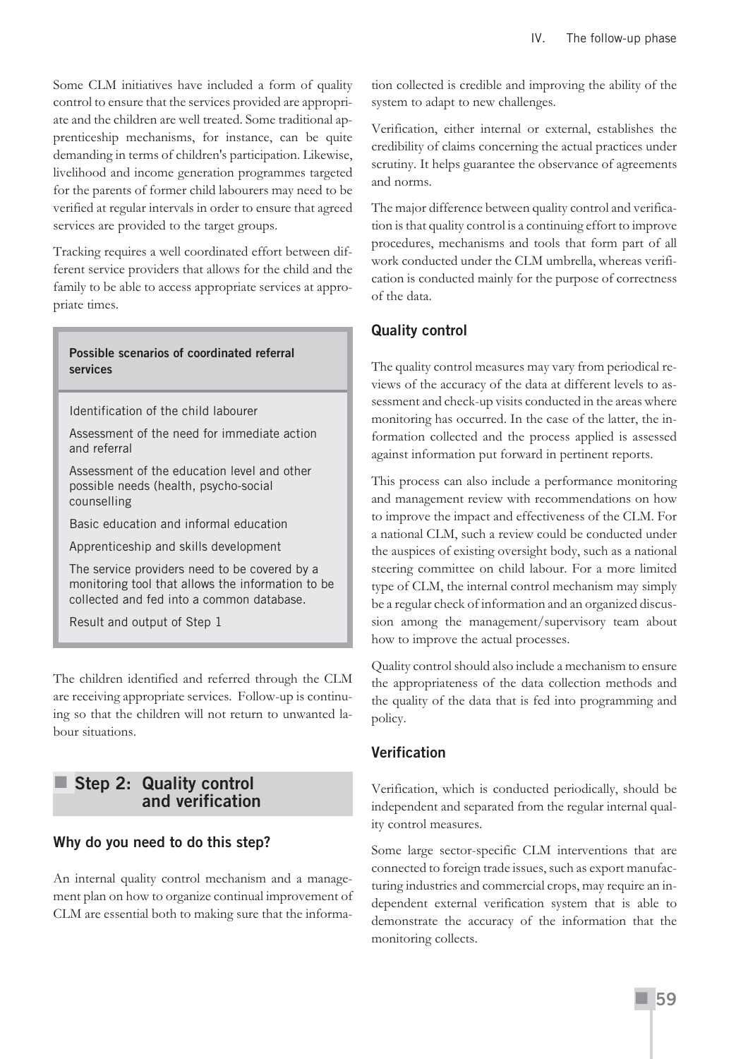Some CLM initiatives have included a form of quality control to ensure that the services provided are appropriate and the children are well treated. Some traditional apprenticeship mechanisms, for instance, can be quite demanding in terms of children's participation. Likewise, livelihood and income generation programmes targeted for the parents of former child labourers may need to be verified at regular intervals in order to ensure that agreed services are provided to the target groups.

Tracking requires a well coordinated effort between different service providers that allows for the child and the family to be able to access appropriate services at appropriate times.

> **Possible scenarios of coordinated referral services**
>
> Identification of the child labourer
>
> Assessment of the need for immediate action and referral
>
> Assessment of the education level and other possible needs (health, psycho-social counselling
>
> Basic education and informal education
>
> Apprenticeship and skills development
>
> The service providers need to be covered by a monitoring tool that allows the information to be collected and fed into a common database.
>
> Result and output of Step 1

The children identified and referred through the CLM are receiving appropriate services. Follow-up is continuing so that the children will not return to unwanted labour situations.

## Step 2: Quality control and verification

### Why do you need to do this step?

An internal quality control mechanism and a management plan on how to organize continual improvement of CLM are essential both to making sure that the information collected is credible and improving the ability of the system to adapt to new challenges.

Verification, either internal or external, establishes the credibility of claims concerning the actual practices under scrutiny. It helps guarantee the observance of agreements and norms.

The major difference between quality control and verification is that quality control is a continuing effort to improve procedures, mechanisms and tools that form part of all work conducted under the CLM umbrella, whereas verification is conducted mainly for the purpose of correctness of the data.

### Quality control

The quality control measures may vary from periodical reviews of the accuracy of the data at different levels to assessment and check-up visits conducted in the areas where monitoring has occurred. In the case of the latter, the information collected and the process applied is assessed against information put forward in pertinent reports.

This process can also include a performance monitoring and management review with recommendations on how to improve the impact and effectiveness of the CLM. For a national CLM, such a review could be conducted under the auspices of existing oversight body, such as a national steering committee on child labour. For a more limited type of CLM, the internal control mechanism may simply be a regular check of information and an organized discussion among the management/supervisory team about how to improve the actual processes.

Quality control should also include a mechanism to ensure the appropriateness of the data collection methods and the quality of the data that is fed into programming and policy.

### Verification

Verification, which is conducted periodically, should be independent and separated from the regular internal quality control measures.

Some large sector-specific CLM interventions that are connected to foreign trade issues, such as export manufacturing industries and commercial crops, may require an independent external verification system that is able to demonstrate the accuracy of the information that the monitoring collects.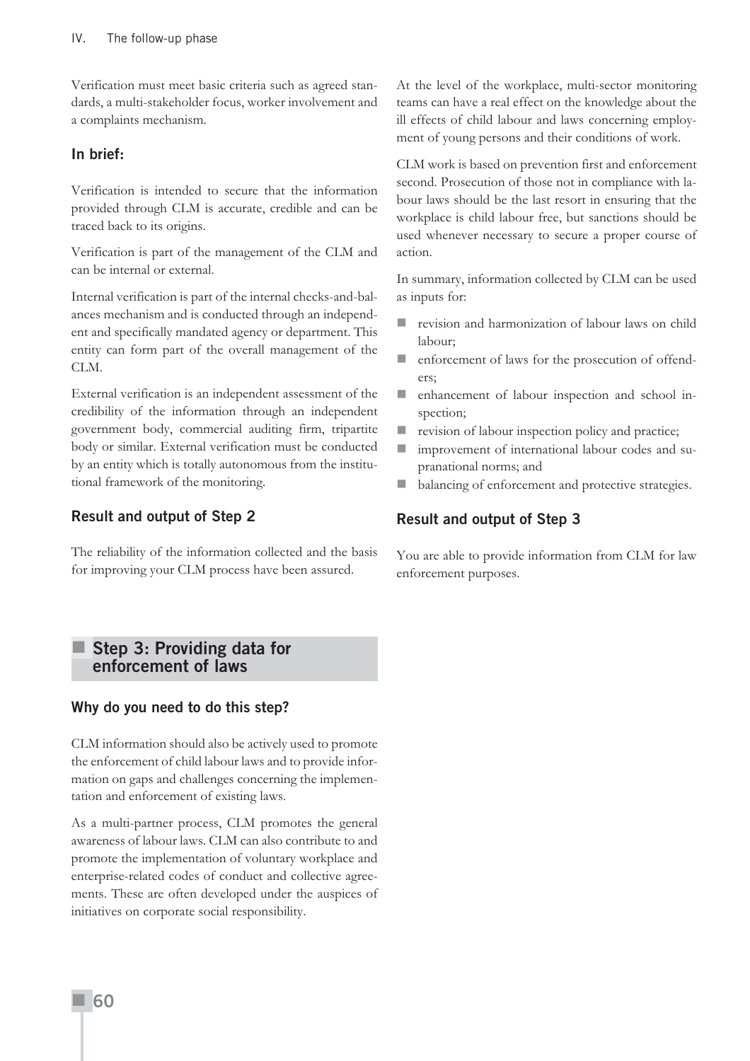Verification must meet basic criteria such as agreed standards, a multi-stakeholder focus, worker involvement and a complaints mechanism.

### In brief:

Verification is intended to secure that the information provided through CLM is accurate, credible and can be traced back to its origins.

Verification is part of the management of the CLM and can be internal or external.

Internal verification is part of the internal checks-and-balances mechanism and is conducted through an independent and specifically mandated agency or department. This entity can form part of the overall management of the CLM.

External verification is an independent assessment of the credibility of the information through an independent government body, commercial auditing firm, tripartite body or similar. External verification must be conducted by an entity which is totally autonomous from the institutional framework of the monitoring.

### Result and output of Step 2

The reliability of the information collected and the basis for improving your CLM process have been assured.

## Step 3: Providing data for enforcement of laws

### Why do you need to do this step?

CLM information should also be actively used to promote the enforcement of child labour laws and to provide information on gaps and challenges concerning the implementation and enforcement of existing laws.

As a multi-partner process, CLM promotes the general awareness of labour laws. CLM can also contribute to and promote the implementation of voluntary workplace and enterprise-related codes of conduct and collective agreements. These are often developed under the auspices of initiatives on corporate social responsibility.

At the level of the workplace, multi-sector monitoring teams can have a real effect on the knowledge about the ill effects of child labour and laws concerning employment of young persons and their conditions of work.

CLM work is based on prevention first and enforcement second. Prosecution of those not in compliance with labour laws should be the last resort in ensuring that the workplace is child labour free, but sanctions should be used whenever necessary to secure a proper course of action.

In summary, information collected by CLM can be used as inputs for:

- revision and harmonization of labour laws on child labour;
- enforcement of laws for the prosecution of offenders;
- enhancement of labour inspection and school inspection;
- revision of labour inspection policy and practice;
- improvement of international labour codes and supranational norms; and
- balancing of enforcement and protective strategies.

### Result and output of Step 3

You are able to provide information from CLM for law enforcement purposes.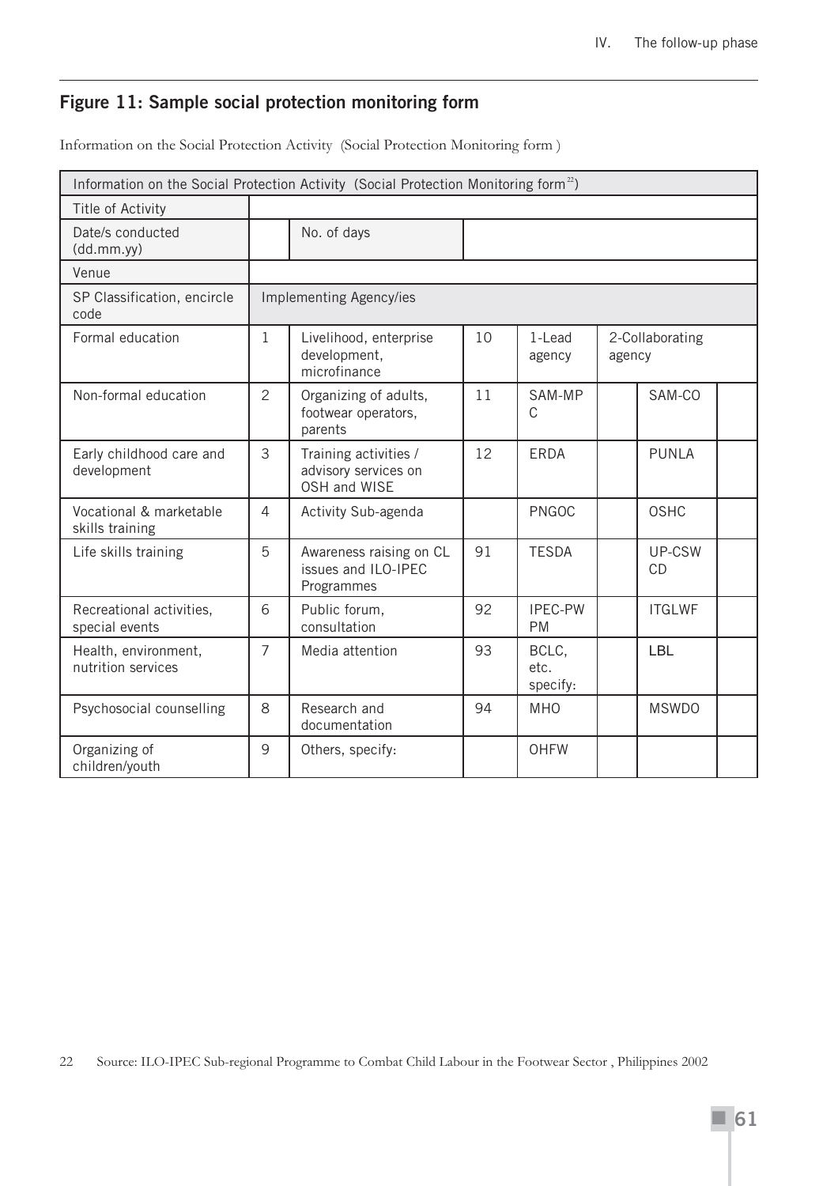## Figure 11: Sample social protection monitoring form

Information on the Social Protection Activity (Social Protection Monitoring form )

| Information on the Social Protection Activity (Social Protection Monitoring form[22]) | | | | | | | |
|---|---|---|---|---|---|---|---|
| Title of Activity | | | | | | | |
| Date/s conducted (dd.mm.yy) | | No. of days | | | | | |
| Venue | | | | | | | |
| SP Classification, encircle code | Implementing Agency/ies | | | | | | |
| Formal education | 1 | Livelihood, enterprise development, microfinance | 10 | 1-Lead agency | 2-Collaborating agency | | |
| Non-formal education | 2 | Organizing of adults, footwear operators, parents | 11 | SAM-MPC | | SAM-CO | |
| Early childhood care and development | 3 | Training activities / advisory services on OSH and WISE | 12 | ERDA | | PUNLA | |
| Vocational & marketable skills training | 4 | Activity Sub-agenda | | PNGOC | | OSHC | |
| Life skills training | 5 | Awareness raising on CL issues and ILO-IPEC Programmes | 91 | TESDA | | UP-CSWCD | |
| Recreational activities, special events | 6 | Public forum, consultation | 92 | IPEC-PWPM | | ITGLWF | |
| Health, environment, nutrition services | 7 | Media attention | 93 | BCLC, etc. specify: | | LBL | |
| Psychosocial counselling | 8 | Research and documentation | 94 | MHO | | MSWDO | |
| Organizing of children/youth | 9 | Others, specify: | | OHFW | | | |

22 Source: ILO-IPEC Sub-regional Programme to Combat Child Labour in the Footwear Sector , Philippines 2002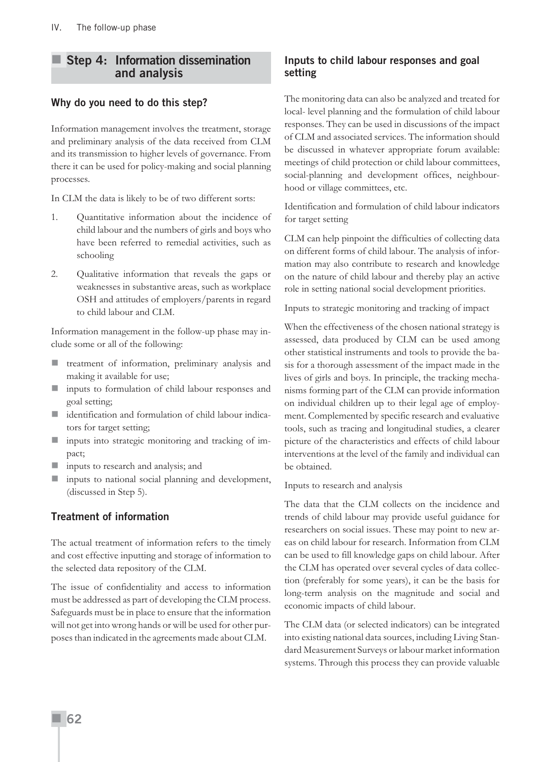## Step 4: Information dissemination and analysis

### Why do you need to do this step?

Information management involves the treatment, storage and preliminary analysis of the data received from CLM and its transmission to higher levels of governance. From there it can be used for policy-making and social planning processes.

In CLM the data is likely to be of two different sorts:

1. Quantitative information about the incidence of child labour and the numbers of girls and boys who have been referred to remedial activities, such as schooling
2. Qualitative information that reveals the gaps or weaknesses in substantive areas, such as workplace OSH and attitudes of employers/parents in regard to child labour and CLM.

Information management in the follow-up phase may include some or all of the following:

- treatment of information, preliminary analysis and making it available for use;
- inputs to formulation of child labour responses and goal setting;
- identification and formulation of child labour indicators for target setting;
- inputs into strategic monitoring and tracking of impact;
- inputs to research and analysis; and
- inputs to national social planning and development, (discussed in Step 5).

### Treatment of information

The actual treatment of information refers to the timely and cost effective inputting and storage of information to the selected data repository of the CLM.

The issue of confidentiality and access to information must be addressed as part of developing the CLM process. Safeguards must be in place to ensure that the information will not get into wrong hands or will be used for other purposes than indicated in the agreements made about CLM.

### Inputs to child labour responses and goal setting

The monitoring data can also be analyzed and treated for local- level planning and the formulation of child labour responses. They can be used in discussions of the impact of CLM and associated services. The information should be discussed in whatever appropriate forum available: meetings of child protection or child labour committees, social-planning and development offices, neighbourhood or village committees, etc.

Identification and formulation of child labour indicators for target setting

CLM can help pinpoint the difficulties of collecting data on different forms of child labour. The analysis of information may also contribute to research and knowledge on the nature of child labour and thereby play an active role in setting national social development priorities.

Inputs to strategic monitoring and tracking of impact

When the effectiveness of the chosen national strategy is assessed, data produced by CLM can be used among other statistical instruments and tools to provide the basis for a thorough assessment of the impact made in the lives of girls and boys. In principle, the tracking mechanisms forming part of the CLM can provide information on individual children up to their legal age of employment. Complemented by specific research and evaluative tools, such as tracing and longitudinal studies, a clearer picture of the characteristics and effects of child labour interventions at the level of the family and individual can be obtained.

Inputs to research and analysis

The data that the CLM collects on the incidence and trends of child labour may provide useful guidance for researchers on social issues. These may point to new areas on child labour for research. Information from CLM can be used to fill knowledge gaps on child labour. After the CLM has operated over several cycles of data collection (preferably for some years), it can be the basis for long-term analysis on the magnitude and social and economic impacts of child labour.

The CLM data (or selected indicators) can be integrated into existing national data sources, including Living Standard Measurement Surveys or labour market information systems. Through this process they can provide valuable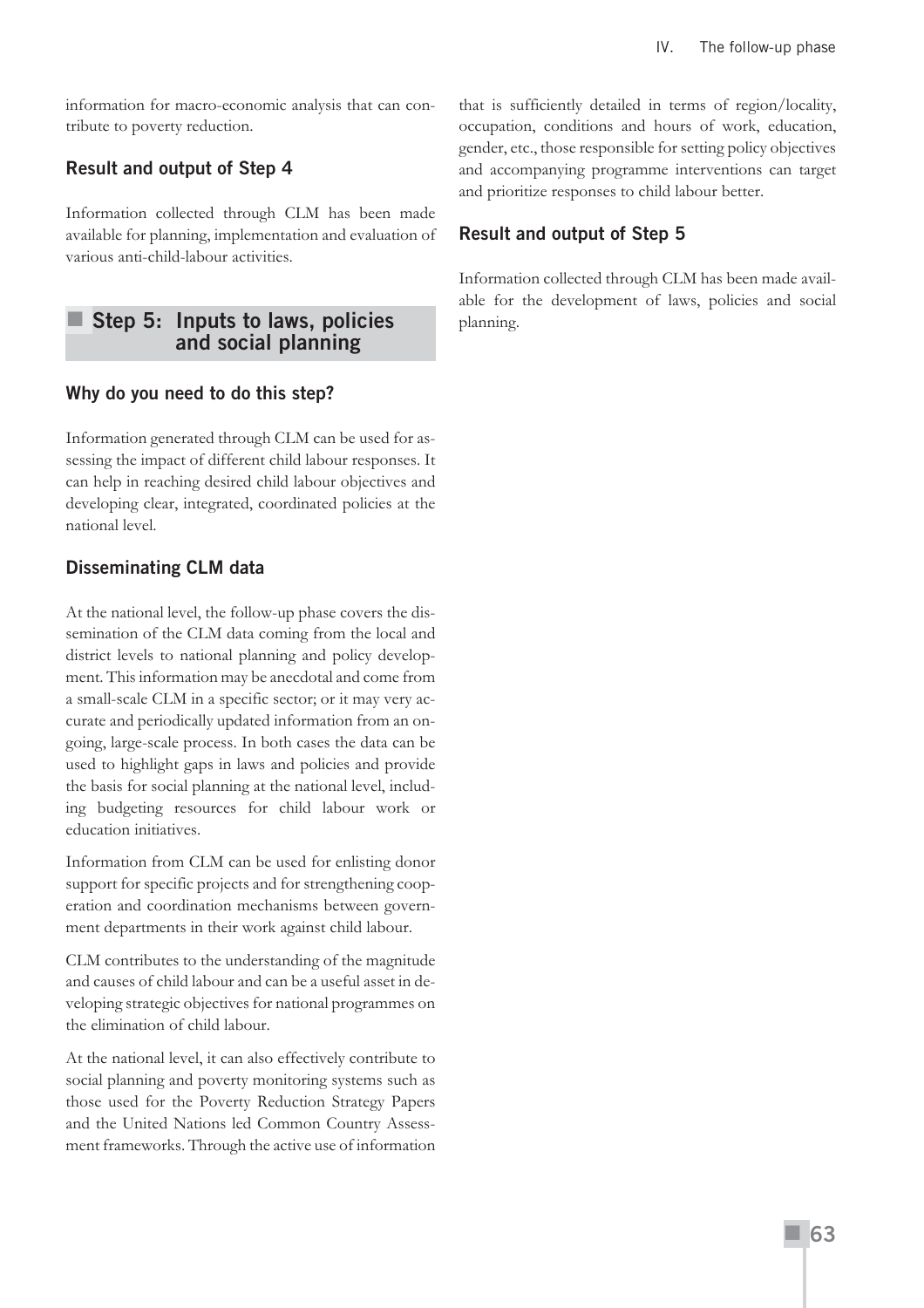information for macro-economic analysis that can contribute to poverty reduction.

### Result and output of Step 4

Information collected through CLM has been made available for planning, implementation and evaluation of various anti-child-labour activities.

## Step 5: Inputs to laws, policies and social planning

### Why do you need to do this step?

Information generated through CLM can be used for assessing the impact of different child labour responses. It can help in reaching desired child labour objectives and developing clear, integrated, coordinated policies at the national level.

### Disseminating CLM data

At the national level, the follow-up phase covers the dissemination of the CLM data coming from the local and district levels to national planning and policy development. This information may be anecdotal and come from a small-scale CLM in a specific sector; or it may very accurate and periodically updated information from an ongoing, large-scale process. In both cases the data can be used to highlight gaps in laws and policies and provide the basis for social planning at the national level, including budgeting resources for child labour work or education initiatives.

Information from CLM can be used for enlisting donor support for specific projects and for strengthening cooperation and coordination mechanisms between government departments in their work against child labour.

CLM contributes to the understanding of the magnitude and causes of child labour and can be a useful asset in developing strategic objectives for national programmes on the elimination of child labour.

At the national level, it can also effectively contribute to social planning and poverty monitoring systems such as those used for the Poverty Reduction Strategy Papers and the United Nations led Common Country Assessment frameworks. Through the active use of information that is sufficiently detailed in terms of region/locality, occupation, conditions and hours of work, education, gender, etc., those responsible for setting policy objectives and accompanying programme interventions can target and prioritize responses to child labour better.

### Result and output of Step 5

Information collected through CLM has been made available for the development of laws, policies and social planning.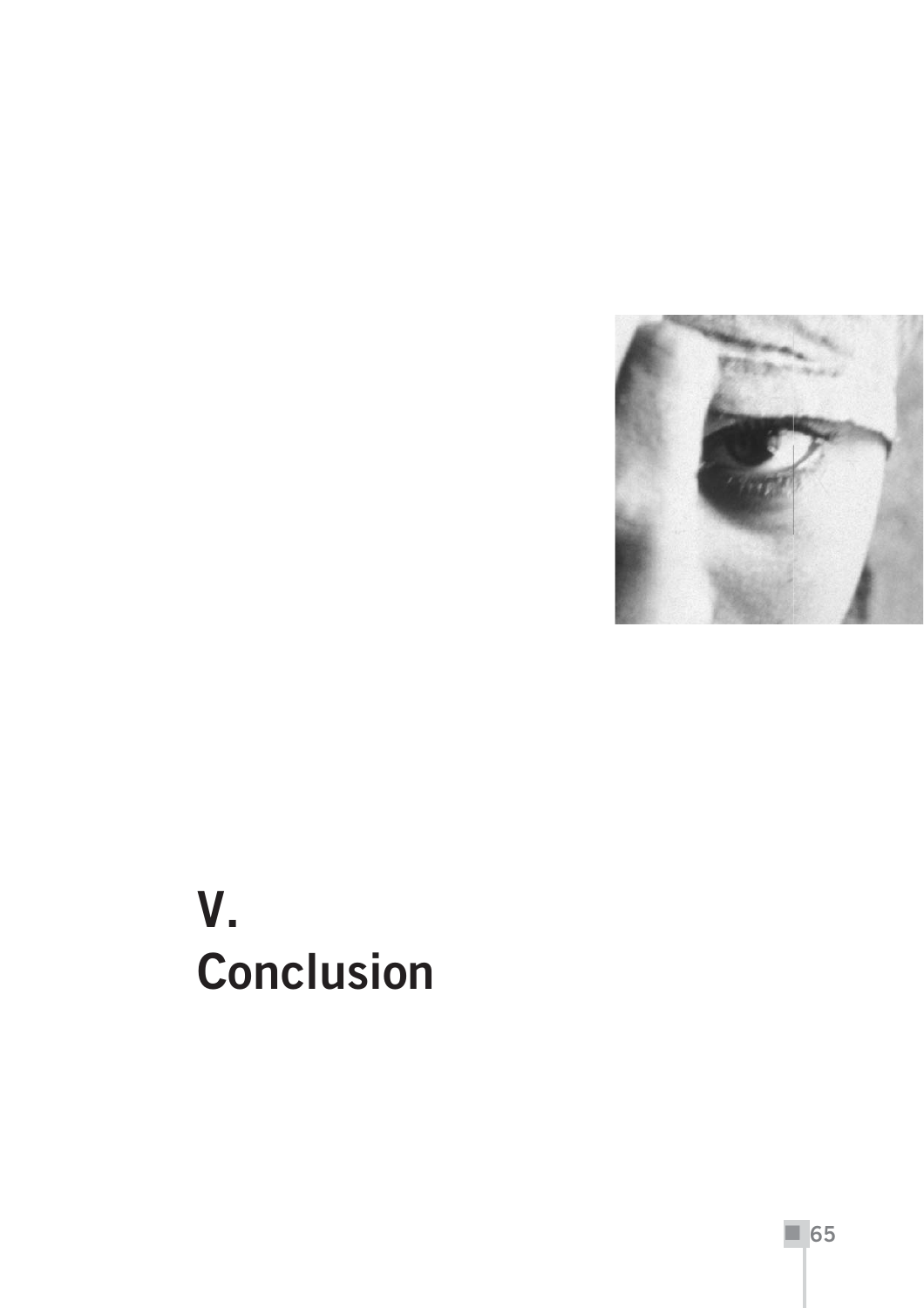# V.
# Conclusion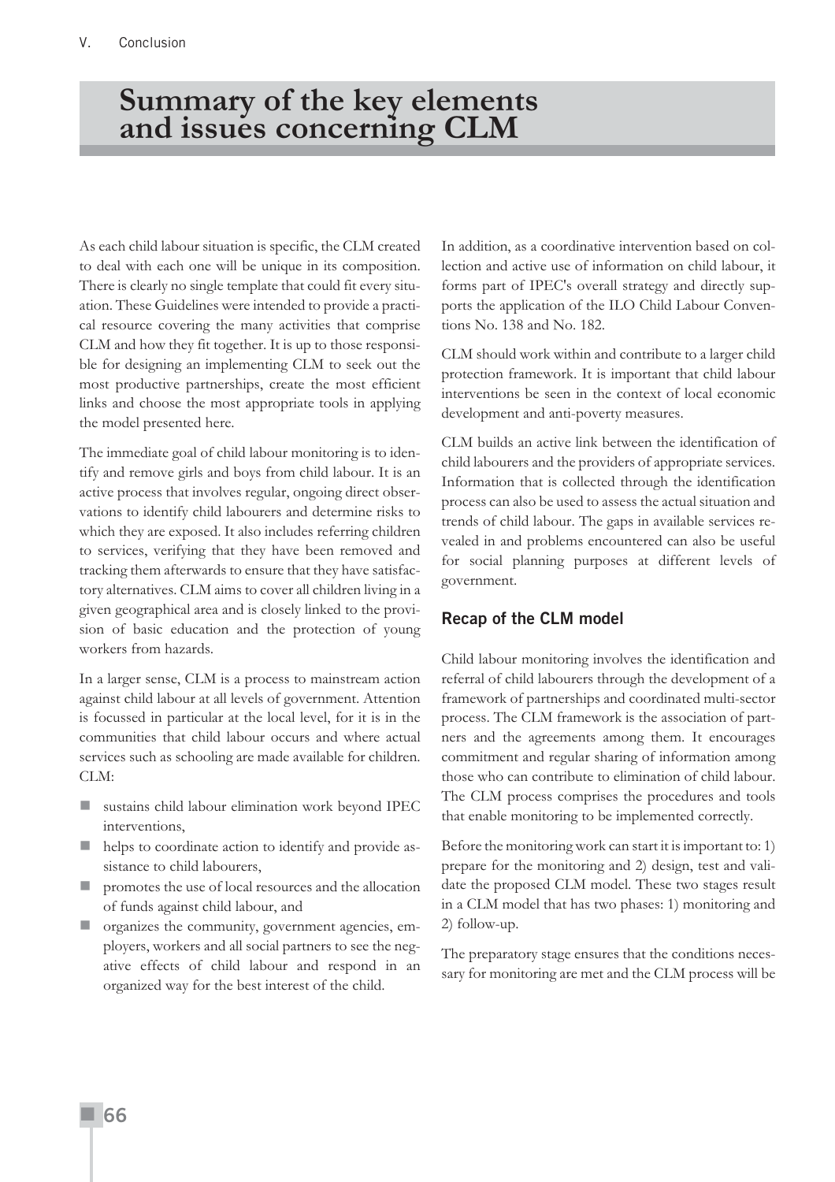# Summary of the key elements and issues concerning CLM

As each child labour situation is specific, the CLM created to deal with each one will be unique in its composition. There is clearly no single template that could fit every situation. These Guidelines were intended to provide a practical resource covering the many activities that comprise CLM and how they fit together. It is up to those responsible for designing an implementing CLM to seek out the most productive partnerships, create the most efficient links and choose the most appropriate tools in applying the model presented here.

The immediate goal of child labour monitoring is to identify and remove girls and boys from child labour. It is an active process that involves regular, ongoing direct observations to identify child labourers and determine risks to which they are exposed. It also includes referring children to services, verifying that they have been removed and tracking them afterwards to ensure that they have satisfactory alternatives. CLM aims to cover all children living in a given geographical area and is closely linked to the provision of basic education and the protection of young workers from hazards.

In a larger sense, CLM is a process to mainstream action against child labour at all levels of government. Attention is focussed in particular at the local level, for it is in the communities that child labour occurs and where actual services such as schooling are made available for children. CLM:

- sustains child labour elimination work beyond IPEC interventions,
- helps to coordinate action to identify and provide assistance to child labourers,
- promotes the use of local resources and the allocation of funds against child labour, and
- organizes the community, government agencies, employers, workers and all social partners to see the negative effects of child labour and respond in an organized way for the best interest of the child.

In addition, as a coordinative intervention based on collection and active use of information on child labour, it forms part of IPEC's overall strategy and directly supports the application of the ILO Child Labour Conventions No. 138 and No. 182.

CLM should work within and contribute to a larger child protection framework. It is important that child labour interventions be seen in the context of local economic development and anti-poverty measures.

CLM builds an active link between the identification of child labourers and the providers of appropriate services. Information that is collected through the identification process can also be used to assess the actual situation and trends of child labour. The gaps in available services revealed in and problems encountered can also be useful for social planning purposes at different levels of government.

### Recap of the CLM model

Child labour monitoring involves the identification and referral of child labourers through the development of a framework of partnerships and coordinated multi-sector process. The CLM framework is the association of partners and the agreements among them. It encourages commitment and regular sharing of information among those who can contribute to elimination of child labour. The CLM process comprises the procedures and tools that enable monitoring to be implemented correctly.

Before the monitoring work can start it is important to: 1) prepare for the monitoring and 2) design, test and validate the proposed CLM model. These two stages result in a CLM model that has two phases: 1) monitoring and 2) follow-up.

The preparatory stage ensures that the conditions necessary for monitoring are met and the CLM process will be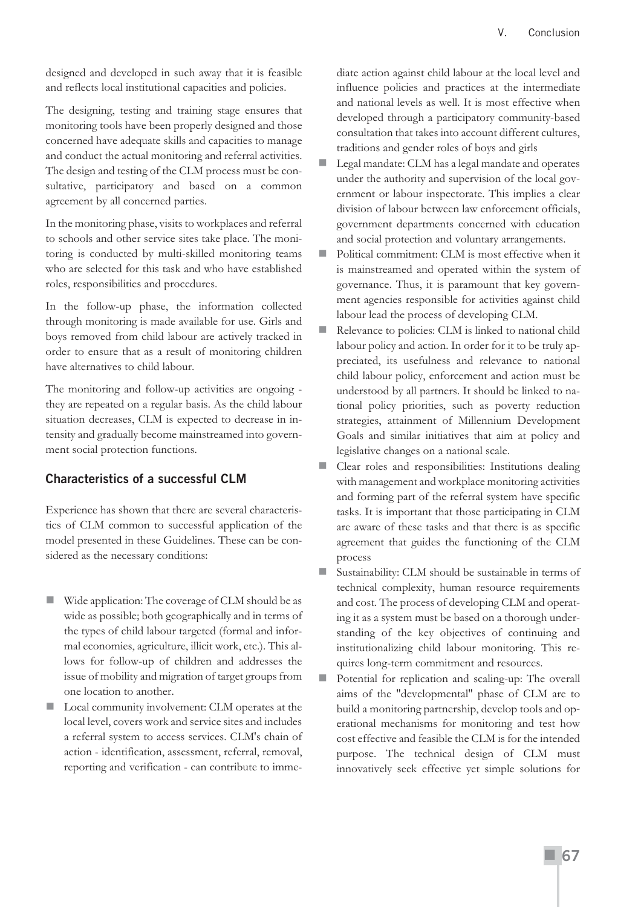designed and developed in such away that it is feasible and reflects local institutional capacities and policies.

The designing, testing and training stage ensures that monitoring tools have been properly designed and those concerned have adequate skills and capacities to manage and conduct the actual monitoring and referral activities. The design and testing of the CLM process must be consultative, participatory and based on a common agreement by all concerned parties.

In the monitoring phase, visits to workplaces and referral to schools and other service sites take place. The monitoring is conducted by multi-skilled monitoring teams who are selected for this task and who have established roles, responsibilities and procedures.

In the follow-up phase, the information collected through monitoring is made available for use. Girls and boys removed from child labour are actively tracked in order to ensure that as a result of monitoring children have alternatives to child labour.

The monitoring and follow-up activities are ongoing - they are repeated on a regular basis. As the child labour situation decreases, CLM is expected to decrease in intensity and gradually become mainstreamed into government social protection functions.

### Characteristics of a successful CLM

Experience has shown that there are several characteristics of CLM common to successful application of the model presented in these Guidelines. These can be considered as the necessary conditions:

- Wide application: The coverage of CLM should be as wide as possible; both geographically and in terms of the types of child labour targeted (formal and informal economies, agriculture, illicit work, etc.). This allows for follow-up of children and addresses the issue of mobility and migration of target groups from one location to another.
- Local community involvement: CLM operates at the local level, covers work and service sites and includes a referral system to access services. CLM's chain of action - identification, assessment, referral, removal, reporting and verification - can contribute to immediate action against child labour at the local level and influence policies and practices at the intermediate and national levels as well. It is most effective when developed through a participatory community-based consultation that takes into account different cultures, traditions and gender roles of boys and girls
- Legal mandate: CLM has a legal mandate and operates under the authority and supervision of the local government or labour inspectorate. This implies a clear division of labour between law enforcement officials, government departments concerned with education and social protection and voluntary arrangements.
- Political commitment: CLM is most effective when it is mainstreamed and operated within the system of governance. Thus, it is paramount that key government agencies responsible for activities against child labour lead the process of developing CLM.
- Relevance to policies: CLM is linked to national child labour policy and action. In order for it to be truly appreciated, its usefulness and relevance to national child labour policy, enforcement and action must be understood by all partners. It should be linked to national policy priorities, such as poverty reduction strategies, attainment of Millennium Development Goals and similar initiatives that aim at policy and legislative changes on a national scale.
- Clear roles and responsibilities: Institutions dealing with management and workplace monitoring activities and forming part of the referral system have specific tasks. It is important that those participating in CLM are aware of these tasks and that there is as specific agreement that guides the functioning of the CLM process
- Sustainability: CLM should be sustainable in terms of technical complexity, human resource requirements and cost. The process of developing CLM and operating it as a system must be based on a thorough understanding of the key objectives of continuing and institutionalizing child labour monitoring. This requires long-term commitment and resources.
- Potential for replication and scaling-up: The overall aims of the "developmental" phase of CLM are to build a monitoring partnership, develop tools and operational mechanisms for monitoring and test how cost effective and feasible the CLM is for the intended purpose. The technical design of CLM must innovatively seek effective yet simple solutions for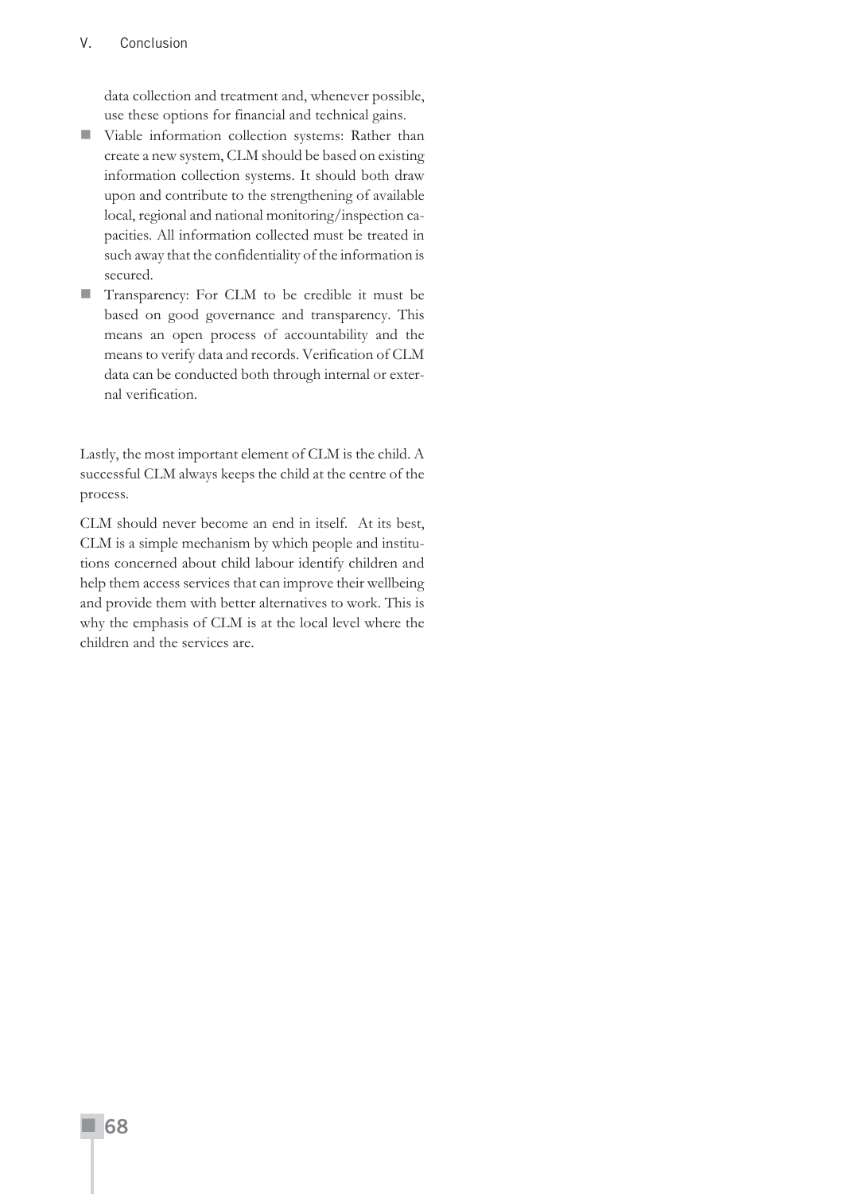data collection and treatment and, whenever possible, use these options for financial and technical gains.

- Viable information collection systems: Rather than create a new system, CLM should be based on existing information collection systems. It should both draw upon and contribute to the strengthening of available local, regional and national monitoring/inspection capacities. All information collected must be treated in such away that the confidentiality of the information is secured.
- Transparency: For CLM to be credible it must be based on good governance and transparency. This means an open process of accountability and the means to verify data and records. Verification of CLM data can be conducted both through internal or external verification.

Lastly, the most important element of CLM is the child. A successful CLM always keeps the child at the centre of the process.

CLM should never become an end in itself. At its best, CLM is a simple mechanism by which people and institutions concerned about child labour identify children and help them access services that can improve their wellbeing and provide them with better alternatives to work. This is why the emphasis of CLM is at the local level where the children and the services are.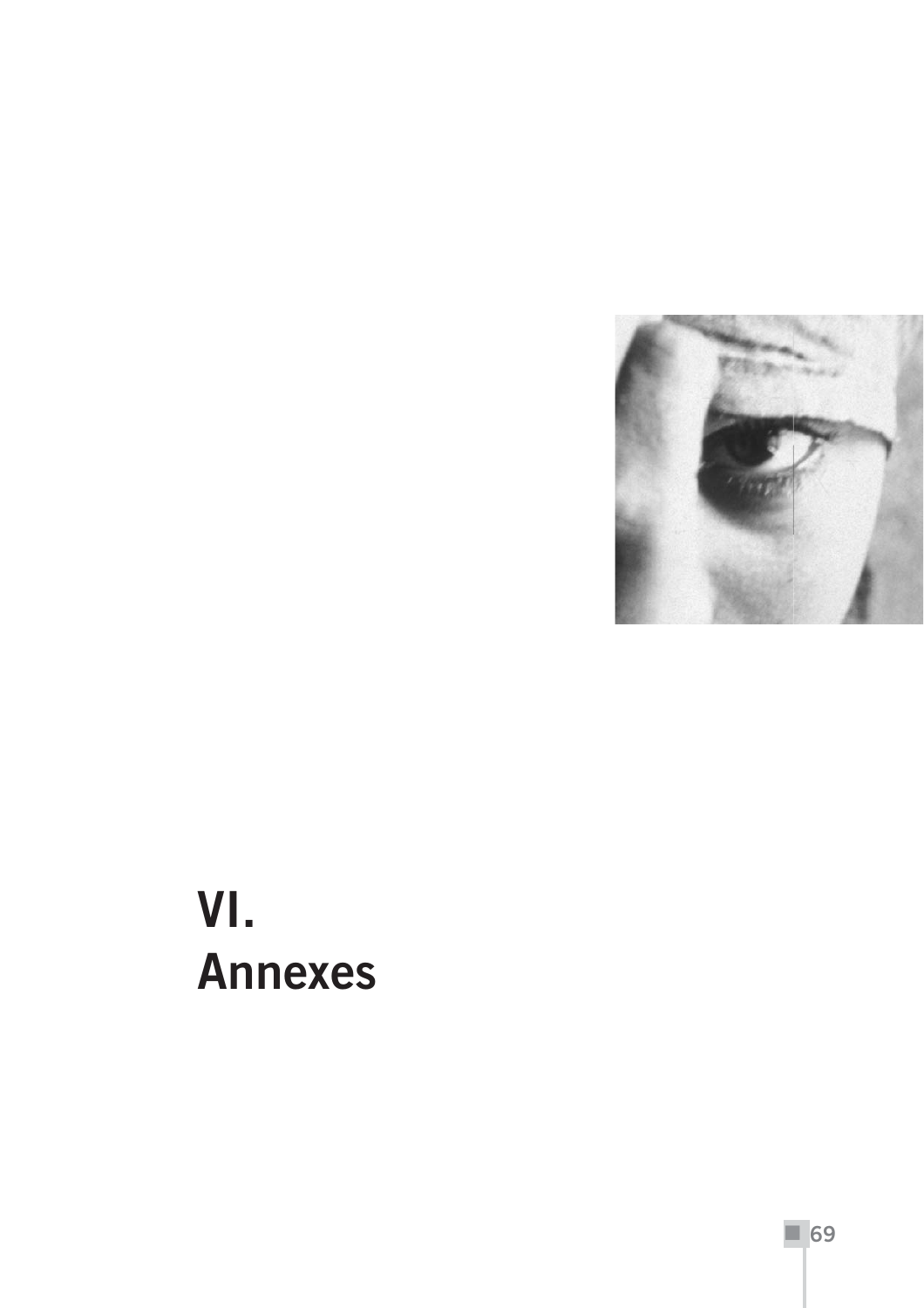# VI. Annexes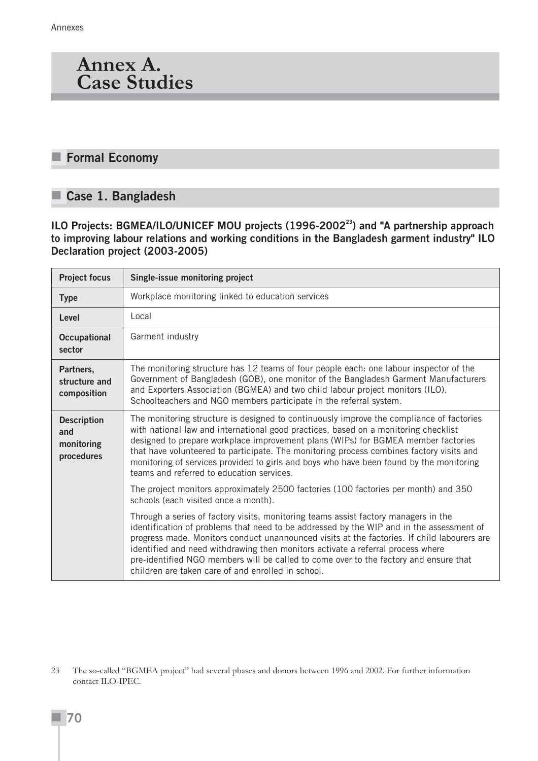# Annex A. Case Studies

## Formal Economy

## Case 1. Bangladesh

**ILO Projects: BGMEA/ILO/UNICEF MOU projects (1996-2002[23]) and "A partnership approach to improving labour relations and working conditions in the Bangladesh garment industry" ILO Declaration project (2003-2005)**

| Project focus | Single-issue monitoring project |
|---|---|
| **Type** | Workplace monitoring linked to education services |
| **Level** | Local |
| **Occupational sector** | Garment industry |
| **Partners, structure and composition** | The monitoring structure has 12 teams of four people each: one labour inspector of the Government of Bangladesh (GOB), one monitor of the Bangladesh Garment Manufacturers and Exporters Association (BGMEA) and two child labour project monitors (ILO). Schoolteachers and NGO members participate in the referral system. |
| **Description and monitoring procedures** | The monitoring structure is designed to continuously improve the compliance of factories with national law and international good practices, based on a monitoring checklist designed to prepare workplace improvement plans (WIPs) for BGMEA member factories that have volunteered to participate. The monitoring process combines factory visits and monitoring of services provided to girls and boys who have been found by the monitoring teams and referred to education services.<br><br>The project monitors approximately 2500 factories (100 factories per month) and 350 schools (each visited once a month).<br><br>Through a series of factory visits, monitoring teams assist factory managers in the identification of problems that need to be addressed by the WIP and in the assessment of progress made. Monitors conduct unannounced visits at the factories. If child labourers are identified and need withdrawing then monitors activate a referral process where pre-identified NGO members will be called to come over to the factory and ensure that children are taken care of and enrolled in school. |

23 The so-called "BGMEA project" had several phases and donors between 1996 and 2002. For further information contact ILO-IPEC.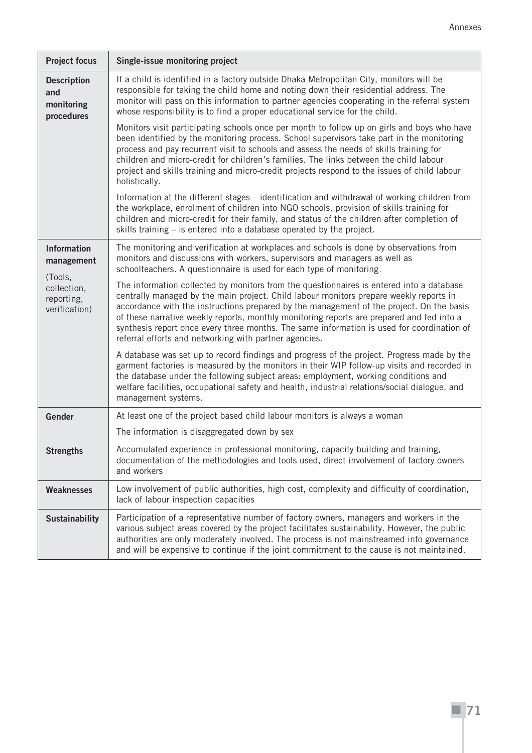| Project focus | Single-issue monitoring project |
|---|---|
| **Description and monitoring procedures** | If a child is identified in a factory outside Dhaka Metropolitan City, monitors will be responsible for taking the child home and noting down their residential address. The monitor will pass on this information to partner agencies cooperating in the referral system whose responsibility is to find a proper educational service for the child.<br><br>Monitors visit participating schools once per month to follow up on girls and boys who have been identified by the monitoring process. School supervisors take part in the monitoring process and pay recurrent visit to schools and assess the needs of skills training for children and micro-credit for children's families. The links between the child labour project and skills training and micro-credit projects respond to the issues of child labour holistically.<br><br>Information at the different stages – identification and withdrawal of working children from the workplace, enrolment of children into NGO schools, provision of skills training for children and micro-credit for their family, and status of the children after completion of skills training – is entered into a database operated by the project. |
| **Information management** (Tools, collection, reporting, verification) | The monitoring and verification at workplaces and schools is done by observations from monitors and discussions with workers, supervisors and managers as well as schoolteachers. A questionnaire is used for each type of monitoring.<br><br>The information collected by monitors from the questionnaires is entered into a database centrally managed by the main project. Child labour monitors prepare weekly reports in accordance with the instructions prepared by the management of the project. On the basis of these narrative weekly reports, monthly monitoring reports are prepared and fed into a synthesis report once every three months. The same information is used for coordination of referral efforts and networking with partner agencies.<br><br>A database was set up to record findings and progress of the project. Progress made by the garment factories is measured by the monitors in their WIP follow-up visits and recorded in the database under the following subject areas: employment, working conditions and welfare facilities, occupational safety and health, industrial relations/social dialogue, and management systems. |
| **Gender** | At least one of the project based child labour monitors is always a woman<br><br>The information is disaggregated down by sex |
| **Strengths** | Accumulated experience in professional monitoring, capacity building and training, documentation of the methodologies and tools used, direct involvement of factory owners and workers |
| **Weaknesses** | Low involvement of public authorities, high cost, complexity and difficulty of coordination, lack of labour inspection capacities |
| **Sustainability** | Participation of a representative number of factory owners, managers and workers in the various subject areas covered by the project facilitates sustainability. However, the public authorities are only moderately involved. The process is not mainstreamed into governance and will be expensive to continue if the joint commitment to the cause is not maintained. |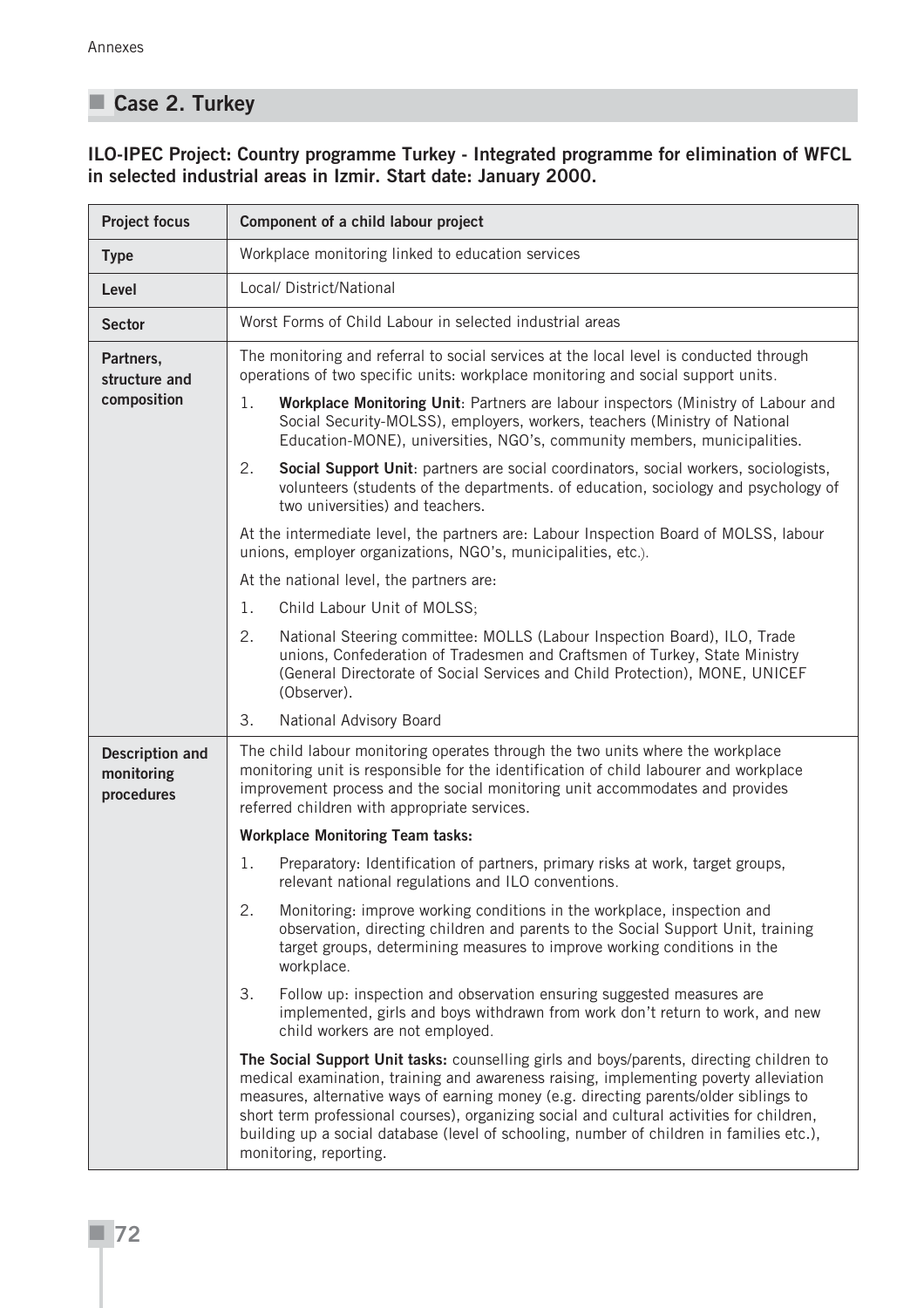## Case 2. Turkey

**ILO-IPEC Project: Country programme Turkey - Integrated programme for elimination of WFCL in selected industrial areas in Izmir. Start date: January 2000.**

| **Project focus** | **Component of a child labour project** |
|---|---|
| **Type** | Workplace monitoring linked to education services |
| **Level** | Local/ District/National |
| **Sector** | Worst Forms of Child Labour in selected industrial areas |
| **Partners, structure and composition** | The monitoring and referral to social services at the local level is conducted through operations of two specific units: workplace monitoring and social support units.<br>1. **Workplace Monitoring Unit**: Partners are labour inspectors (Ministry of Labour and Social Security-MOLSS), employers, workers, teachers (Ministry of National Education-MONE), universities, NGO's, community members, municipalities.<br>2. **Social Support Unit**: partners are social coordinators, social workers, sociologists, volunteers (students of the departments. of education, sociology and psychology of two universities) and teachers.<br>At the intermediate level, the partners are: Labour Inspection Board of MOLSS, labour unions, employer organizations, NGO's, municipalities, etc.).<br>At the national level, the partners are:<br>1. Child Labour Unit of MOLSS;<br>2. National Steering committee: MOLLS (Labour Inspection Board), ILO, Trade unions, Confederation of Tradesmen and Craftsmen of Turkey, State Ministry (General Directorate of Social Services and Child Protection), MONE, UNICEF (Observer).<br>3. National Advisory Board |
| **Description and monitoring procedures** | The child labour monitoring operates through the two units where the workplace monitoring unit is responsible for the identification of child labourer and workplace improvement process and the social monitoring unit accommodates and provides referred children with appropriate services.<br>**Workplace Monitoring Team tasks:**<br>1. Preparatory: Identification of partners, primary risks at work, target groups, relevant national regulations and ILO conventions.<br>2. Monitoring: improve working conditions in the workplace, inspection and observation, directing children and parents to the Social Support Unit, training target groups, determining measures to improve working conditions in the workplace.<br>3. Follow up: inspection and observation ensuring suggested measures are implemented, girls and boys withdrawn from work don't return to work, and new child workers are not employed.<br>**The Social Support Unit tasks:** counselling girls and boys/parents, directing children to medical examination, training and awareness raising, implementing poverty alleviation measures, alternative ways of earning money (e.g. directing parents/older siblings to short term professional courses), organizing social and cultural activities for children, building up a social database (level of schooling, number of children in families etc.), monitoring, reporting. |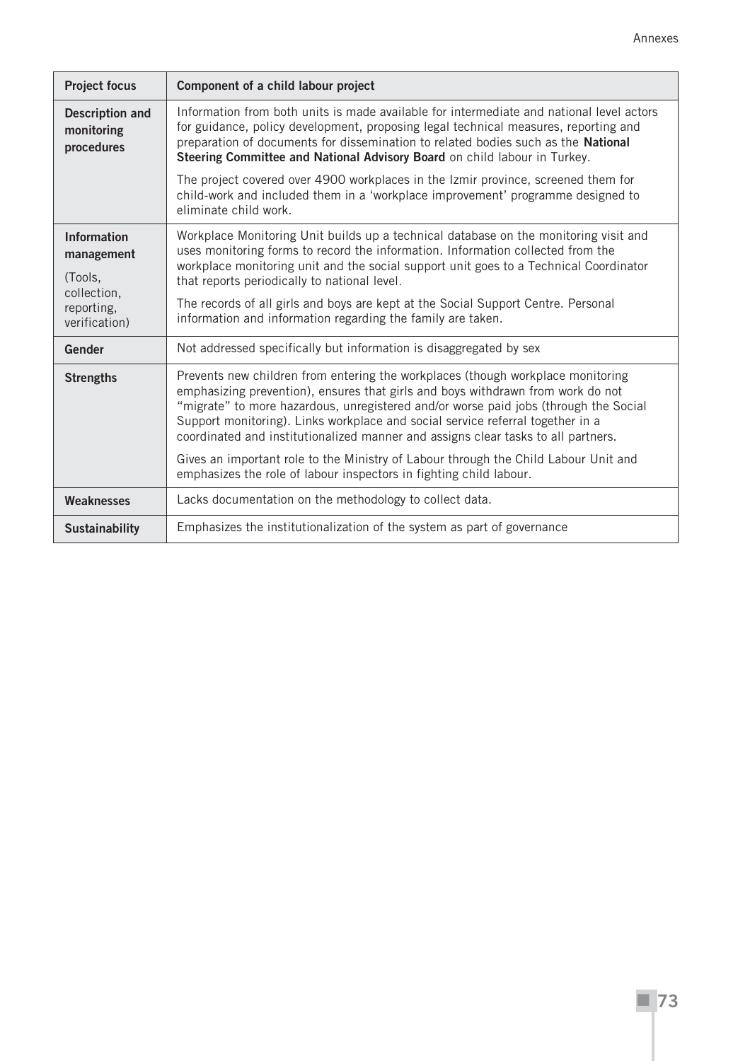| Project focus | Component of a child labour project |
|---|---|
| **Description and monitoring procedures** | Information from both units is made available for intermediate and national level actors for guidance, policy development, proposing legal technical measures, reporting and preparation of documents for dissemination to related bodies such as the **National Steering Committee and National Advisory Board** on child labour in Turkey.<br><br>The project covered over 4900 workplaces in the Izmir province, screened them for child-work and included them in a 'workplace improvement' programme designed to eliminate child work. |
| **Information management**<br><br>(Tools, collection, reporting, verification) | Workplace Monitoring Unit builds up a technical database on the monitoring visit and uses monitoring forms to record the information. Information collected from the workplace monitoring unit and the social support unit goes to a Technical Coordinator that reports periodically to national level.<br><br>The records of all girls and boys are kept at the Social Support Centre. Personal information and information regarding the family are taken. |
| **Gender** | Not addressed specifically but information is disaggregated by sex |
| **Strengths** | Prevents new children from entering the workplaces (though workplace monitoring emphasizing prevention), ensures that girls and boys withdrawn from work do not "migrate" to more hazardous, unregistered and/or worse paid jobs (through the Social Support monitoring). Links workplace and social service referral together in a coordinated and institutionalized manner and assigns clear tasks to all partners.<br><br>Gives an important role to the Ministry of Labour through the Child Labour Unit and emphasizes the role of labour inspectors in fighting child labour. |
| **Weaknesses** | Lacks documentation on the methodology to collect data. |
| **Sustainability** | Emphasizes the institutionalization of the system as part of governance |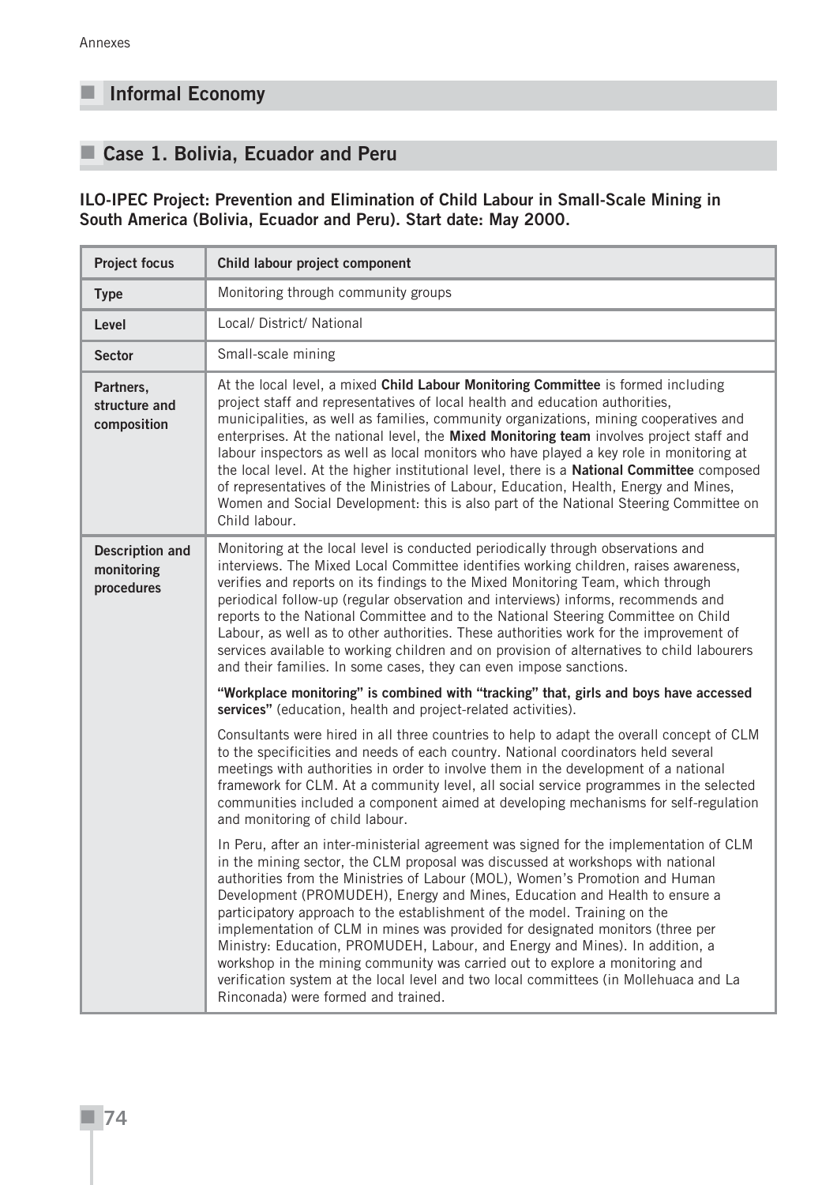## Informal Economy

## Case 1. Bolivia, Ecuador and Peru

**ILO-IPEC Project: Prevention and Elimination of Child Labour in Small-Scale Mining in South America (Bolivia, Ecuador and Peru). Start date: May 2000.**

| Project focus | Child labour project component |
|---|---|
| **Type** | Monitoring through community groups |
| **Level** | Local/ District/ National |
| **Sector** | Small-scale mining |
| **Partners, structure and composition** | At the local level, a mixed **Child Labour Monitoring Committee** is formed including project staff and representatives of local health and education authorities, municipalities, as well as families, community organizations, mining cooperatives and enterprises. At the national level, the **Mixed Monitoring team** involves project staff and labour inspectors as well as local monitors who have played a key role in monitoring at the local level. At the higher institutional level, there is a **National Committee** composed of representatives of the Ministries of Labour, Education, Health, Energy and Mines, Women and Social Development: this is also part of the National Steering Committee on Child labour. |
| **Description and monitoring procedures** | Monitoring at the local level is conducted periodically through observations and interviews. The Mixed Local Committee identifies working children, raises awareness, verifies and reports on its findings to the Mixed Monitoring Team, which through periodical follow-up (regular observation and interviews) informs, recommends and reports to the National Committee and to the National Steering Committee on Child Labour, as well as to other authorities. These authorities work for the improvement of services available to working children and on provision of alternatives to child labourers and their families. In some cases, they can even impose sanctions.<br><br>**"Workplace monitoring" is combined with "tracking" that, girls and boys have accessed services"** (education, health and project-related activities).<br><br>Consultants were hired in all three countries to help to adapt the overall concept of CLM to the specificities and needs of each country. National coordinators held several meetings with authorities in order to involve them in the development of a national framework for CLM. At a community level, all social service programmes in the selected communities included a component aimed at developing mechanisms for self-regulation and monitoring of child labour.<br><br>In Peru, after an inter-ministerial agreement was signed for the implementation of CLM in the mining sector, the CLM proposal was discussed at workshops with national authorities from the Ministries of Labour (MOL), Women's Promotion and Human Development (PROMUDEH), Energy and Mines, Education and Health to ensure a participatory approach to the establishment of the model. Training on the implementation of CLM in mines was provided for designated monitors (three per Ministry: Education, PROMUDEH, Labour, and Energy and Mines). In addition, a workshop in the mining community was carried out to explore a monitoring and verification system at the local level and two local committees (in Mollehuaca and La Rinconada) were formed and trained. |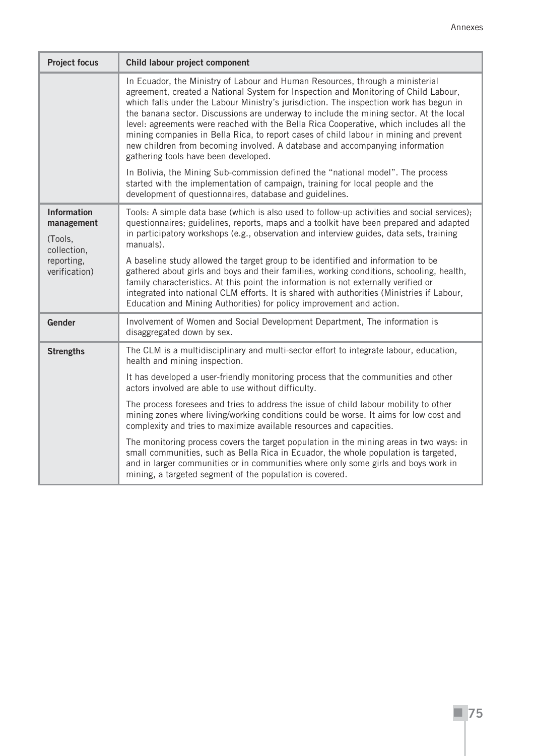| Project focus | Child labour project component |
| --- | --- |
| | In Ecuador, the Ministry of Labour and Human Resources, through a ministerial agreement, created a National System for Inspection and Monitoring of Child Labour, which falls under the Labour Ministry's jurisdiction. The inspection work has begun in the banana sector. Discussions are underway to include the mining sector. At the local level: agreements were reached with the Bella Rica Cooperative, which includes all the mining companies in Bella Rica, to report cases of child labour in mining and prevent new children from becoming involved. A database and accompanying information gathering tools have been developed.<br><br>In Bolivia, the Mining Sub-commission defined the "national model". The process started with the implementation of campaign, training for local people and the development of questionnaires, database and guidelines. |
| **Information management**<br><br>(Tools, collection, reporting, verification) | Tools: A simple data base (which is also used to follow-up activities and social services); questionnaires; guidelines, reports, maps and a toolkit have been prepared and adapted in participatory workshops (e.g., observation and interview guides, data sets, training manuals).<br><br>A baseline study allowed the target group to be identified and information to be gathered about girls and boys and their families, working conditions, schooling, health, family characteristics. At this point the information is not externally verified or integrated into national CLM efforts. It is shared with authorities (Ministries if Labour, Education and Mining Authorities) for policy improvement and action. |
| **Gender** | Involvement of Women and Social Development Department, The information is disaggregated down by sex. |
| **Strengths** | The CLM is a multidisciplinary and multi-sector effort to integrate labour, education, health and mining inspection.<br><br>It has developed a user-friendly monitoring process that the communities and other actors involved are able to use without difficulty.<br><br>The process foresees and tries to address the issue of child labour mobility to other mining zones where living/working conditions could be worse. It aims for low cost and complexity and tries to maximize available resources and capacities.<br><br>The monitoring process covers the target population in the mining areas in two ways: in small communities, such as Bella Rica in Ecuador, the whole population is targeted, and in larger communities or in communities where only some girls and boys work in mining, a targeted segment of the population is covered. |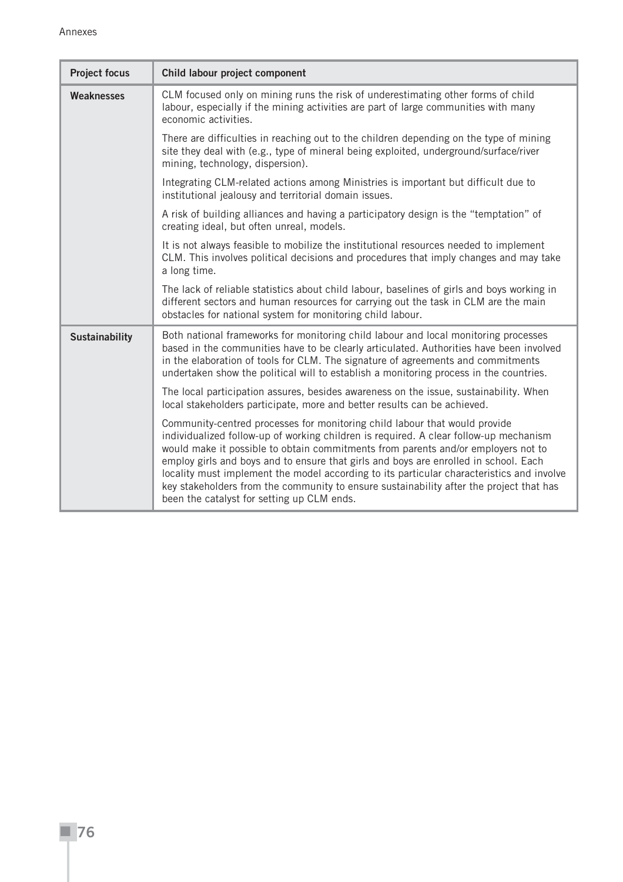| Project focus | Child labour project component |
| --- | --- |
| **Weaknesses** | CLM focused only on mining runs the risk of underestimating other forms of child labour, especially if the mining activities are part of large communities with many economic activities. |
| | There are difficulties in reaching out to the children depending on the type of mining site they deal with (e.g., type of mineral being exploited, underground/surface/river mining, technology, dispersion). |
| | Integrating CLM-related actions among Ministries is important but difficult due to institutional jealousy and territorial domain issues. |
| | A risk of building alliances and having a participatory design is the "temptation" of creating ideal, but often unreal, models. |
| | It is not always feasible to mobilize the institutional resources needed to implement CLM. This involves political decisions and procedures that imply changes and may take a long time. |
| | The lack of reliable statistics about child labour, baselines of girls and boys working in different sectors and human resources for carrying out the task in CLM are the main obstacles for national system for monitoring child labour. |
| **Sustainability** | Both national frameworks for monitoring child labour and local monitoring processes based in the communities have to be clearly articulated. Authorities have been involved in the elaboration of tools for CLM. The signature of agreements and commitments undertaken show the political will to establish a monitoring process in the countries. |
| | The local participation assures, besides awareness on the issue, sustainability. When local stakeholders participate, more and better results can be achieved. |
| | Community-centred processes for monitoring child labour that would provide individualized follow-up of working children is required. A clear follow-up mechanism would make it possible to obtain commitments from parents and/or employers not to employ girls and boys and to ensure that girls and boys are enrolled in school. Each locality must implement the model according to its particular characteristics and involve key stakeholders from the community to ensure sustainability after the project that has been the catalyst for setting up CLM ends. |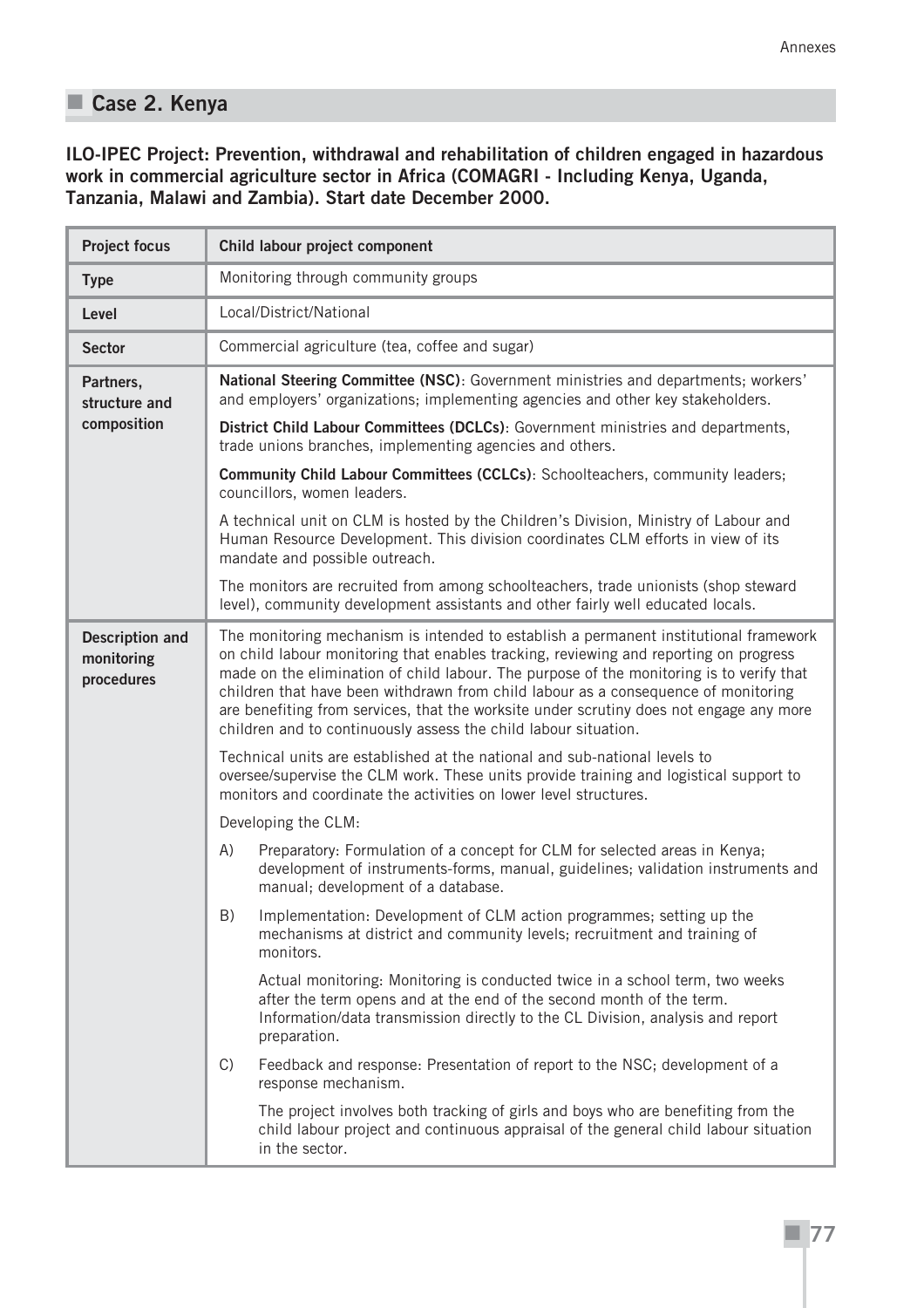## Case 2. Kenya

**ILO-IPEC Project: Prevention, withdrawal and rehabilitation of children engaged in hazardous work in commercial agriculture sector in Africa (COMAGRI - Including Kenya, Uganda, Tanzania, Malawi and Zambia). Start date December 2000.**

| Project focus | Child labour project component |
|---|---|
| Type | Monitoring through community groups |
| Level | Local/District/National |
| Sector | Commercial agriculture (tea, coffee and sugar) |
| Partners, structure and composition | **National Steering Committee (NSC)**: Government ministries and departments; workers' and employers' organizations; implementing agencies and other key stakeholders.<br><br>**District Child Labour Committees (DCLCs)**: Government ministries and departments, trade unions branches, implementing agencies and others.<br><br>**Community Child Labour Committees (CCLCs)**: Schoolteachers, community leaders; councillors, women leaders.<br><br>A technical unit on CLM is hosted by the Children's Division, Ministry of Labour and Human Resource Development. This division coordinates CLM efforts in view of its mandate and possible outreach.<br><br>The monitors are recruited from among schoolteachers, trade unionists (shop steward level), community development assistants and other fairly well educated locals. |
| Description and monitoring procedures | The monitoring mechanism is intended to establish a permanent institutional framework on child labour monitoring that enables tracking, reviewing and reporting on progress made on the elimination of child labour. The purpose of the monitoring is to verify that children that have been withdrawn from child labour as a consequence of monitoring are benefiting from services, that the worksite under scrutiny does not engage any more children and to continuously assess the child labour situation.<br><br>Technical units are established at the national and sub-national levels to oversee/supervise the CLM work. These units provide training and logistical support to monitors and coordinate the activities on lower level structures.<br><br>Developing the CLM:<br><br>A) Preparatory: Formulation of a concept for CLM for selected areas in Kenya; development of instruments-forms, manual, guidelines; validation instruments and manual; development of a database.<br><br>B) Implementation: Development of CLM action programmes; setting up the mechanisms at district and community levels; recruitment and training of monitors.<br><br>Actual monitoring: Monitoring is conducted twice in a school term, two weeks after the term opens and at the end of the second month of the term. Information/data transmission directly to the CL Division, analysis and report preparation.<br><br>C) Feedback and response: Presentation of report to the NSC; development of a response mechanism.<br><br>The project involves both tracking of girls and boys who are benefiting from the child labour project and continuous appraisal of the general child labour situation in the sector. |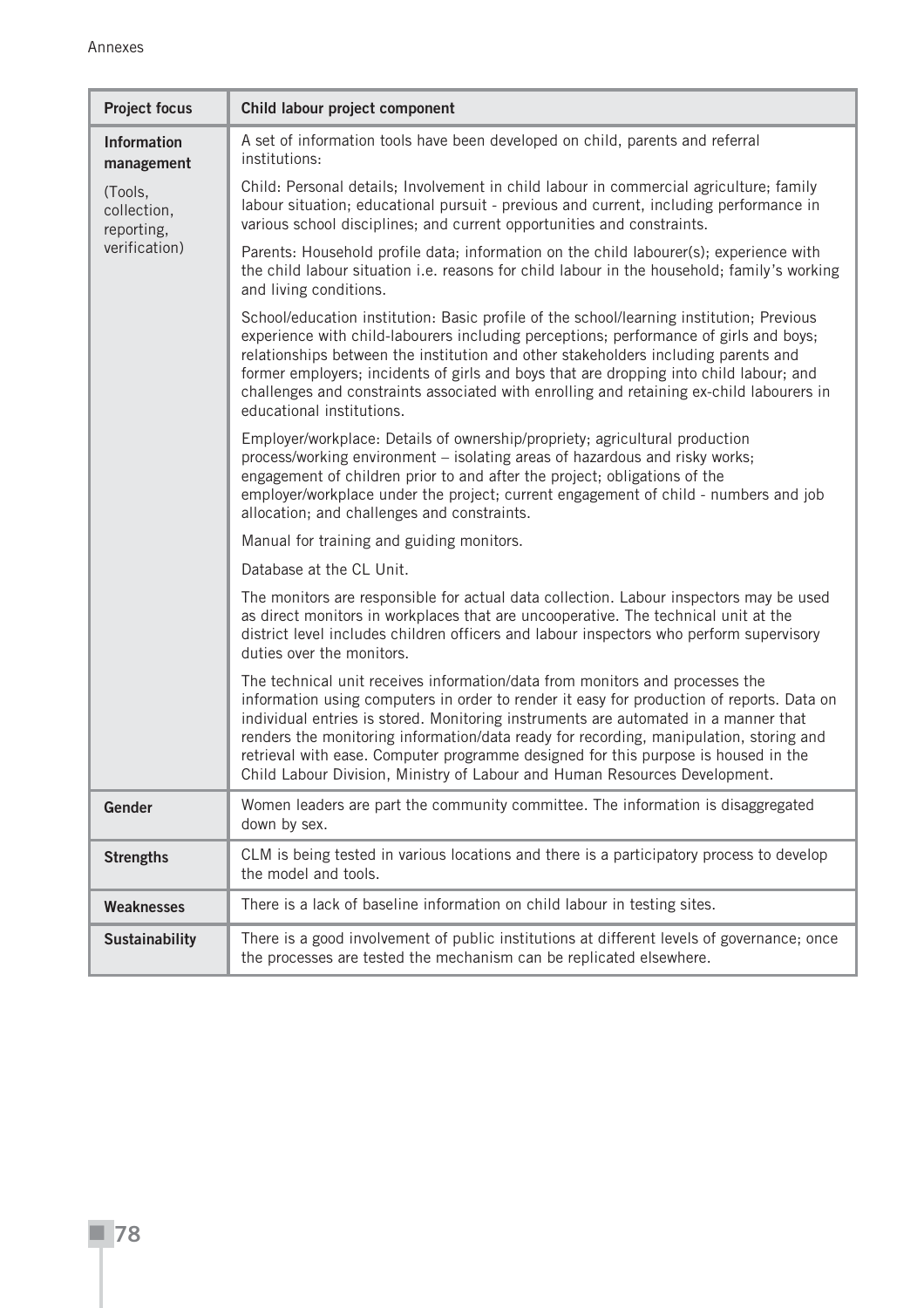| Project focus | Child labour project component |
|---|---|
| **Information management**<br><br>(Tools, collection, reporting, verification) | A set of information tools have been developed on child, parents and referral institutions:<br><br>Child: Personal details; Involvement in child labour in commercial agriculture; family labour situation; educational pursuit - previous and current, including performance in various school disciplines; and current opportunities and constraints.<br><br>Parents: Household profile data; information on the child labourer(s); experience with the child labour situation i.e. reasons for child labour in the household; family's working and living conditions.<br><br>School/education institution: Basic profile of the school/learning institution; Previous experience with child-labourers including perceptions; performance of girls and boys; relationships between the institution and other stakeholders including parents and former employers; incidents of girls and boys that are dropping into child labour; and challenges and constraints associated with enrolling and retaining ex-child labourers in educational institutions.<br><br>Employer/workplace: Details of ownership/propriety; agricultural production process/working environment – isolating areas of hazardous and risky works; engagement of children prior to and after the project; obligations of the employer/workplace under the project; current engagement of child - numbers and job allocation; and challenges and constraints.<br><br>Manual for training and guiding monitors.<br><br>Database at the CL Unit.<br><br>The monitors are responsible for actual data collection. Labour inspectors may be used as direct monitors in workplaces that are uncooperative. The technical unit at the district level includes children officers and labour inspectors who perform supervisory duties over the monitors.<br><br>The technical unit receives information/data from monitors and processes the information using computers in order to render it easy for production of reports. Data on individual entries is stored. Monitoring instruments are automated in a manner that renders the monitoring information/data ready for recording, manipulation, storing and retrieval with ease. Computer programme designed for this purpose is housed in the Child Labour Division, Ministry of Labour and Human Resources Development. |
| **Gender** | Women leaders are part the community committee. The information is disaggregated down by sex. |
| **Strengths** | CLM is being tested in various locations and there is a participatory process to develop the model and tools. |
| **Weaknesses** | There is a lack of baseline information on child labour in testing sites. |
| **Sustainability** | There is a good involvement of public institutions at different levels of governance; once the processes are tested the mechanism can be replicated elsewhere. |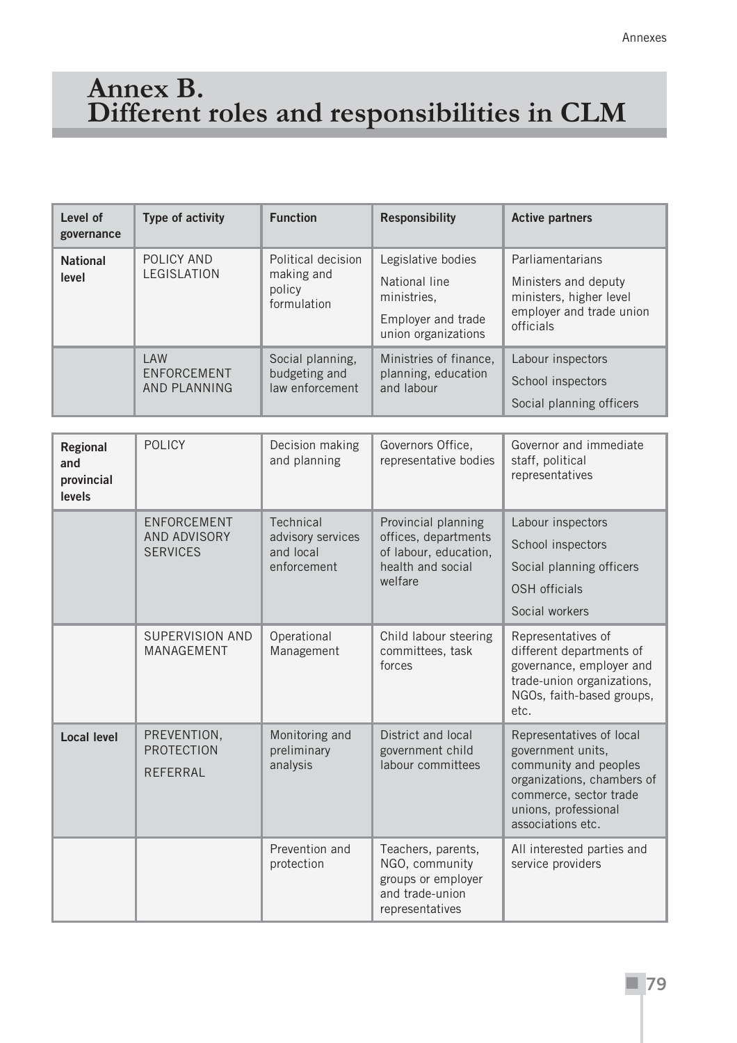# Annex B. Different roles and responsibilities in CLM

| Level of governance | Type of activity | Function | Responsibility | Active partners |
|---|---|---|---|---|
| **National level** | POLICY AND LEGISLATION | Political decision making and policy formulation | Legislative bodies<br>National line ministries,<br>Employer and trade union organizations | Parliamentarians<br>Ministers and deputy ministers, higher level employer and trade union officials |
| | LAW ENFORCEMENT AND PLANNING | Social planning, budgeting and law enforcement | Ministries of finance, planning, education and labour | Labour inspectors<br>School inspectors<br>Social planning officers |
| **Regional and provincial levels** | POLICY | Decision making and planning | Governors Office, representative bodies | Governor and immediate staff, political representatives |
| | ENFORCEMENT AND ADVISORY SERVICES | Technical advisory services and local enforcement | Provincial planning offices, departments of labour, education, health and social welfare | Labour inspectors<br>School inspectors<br>Social planning officers<br>OSH officials<br>Social workers |
| | SUPERVISION AND MANAGEMENT | Operational Management | Child labour steering committees, task forces | Representatives of different departments of governance, employer and trade-union organizations, NGOs, faith-based groups, etc. |
| **Local level** | PREVENTION, PROTECTION<br>REFERRAL | Monitoring and preliminary analysis | District and local government child labour committees | Representatives of local government units, community and peoples organizations, chambers of commerce, sector trade unions, professional associations etc. |
| | | Prevention and protection | Teachers, parents, NGO, community groups or employer and trade-union representatives | All interested parties and service providers |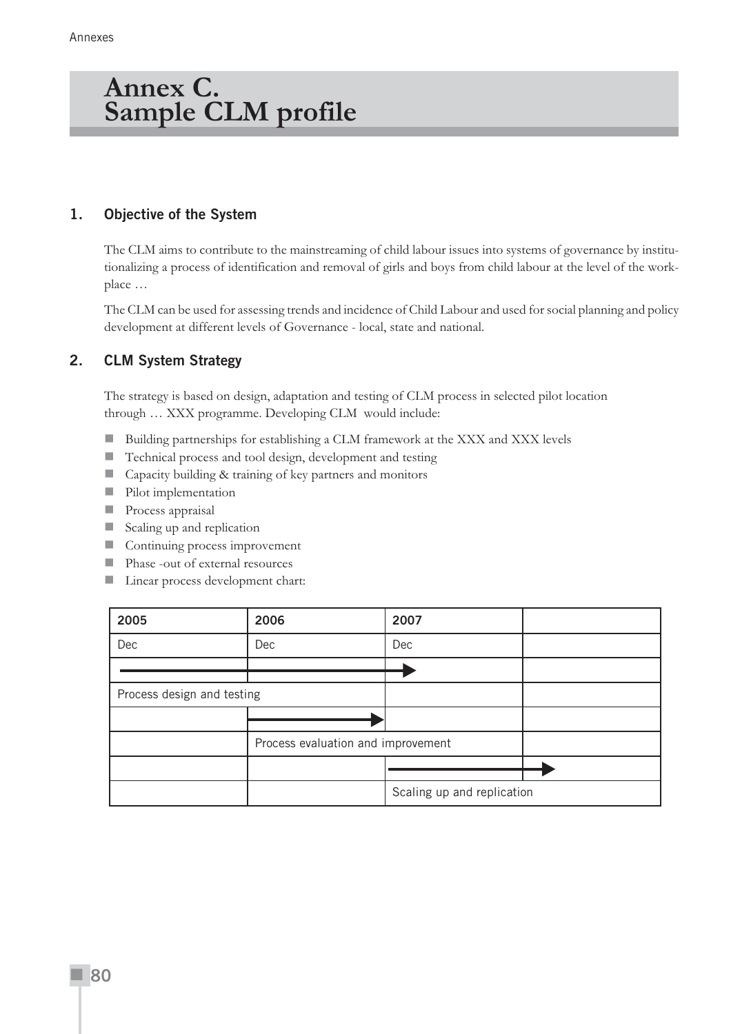# Annex C. Sample CLM profile

## 1. Objective of the System

The CLM aims to contribute to the mainstreaming of child labour issues into systems of governance by institutionalizing a process of identification and removal of girls and boys from child labour at the level of the workplace …

The CLM can be used for assessing trends and incidence of Child Labour and used for social planning and policy development at different levels of Governance - local, state and national.

## 2. CLM System Strategy

The strategy is based on design, adaptation and testing of CLM process in selected pilot location through … XXX programme. Developing CLM would include:

- Building partnerships for establishing a CLM framework at the XXX and XXX levels
- Technical process and tool design, development and testing
- Capacity building & training of key partners and monitors
- Pilot implementation
- Process appraisal
- Scaling up and replication
- Continuing process improvement
- Phase -out of external resources
- Linear process development chart:

| 2005 | 2006 | 2007 | |
|---|---|---|---|
| Dec | Dec | Dec | |
| ——— | ——— | ——→ | |
| Process design and testing | | | |
| | ——→ | | |
| | Process evaluation and improvement | | |
| | | ——— | → |
| | | Scaling up and replication | |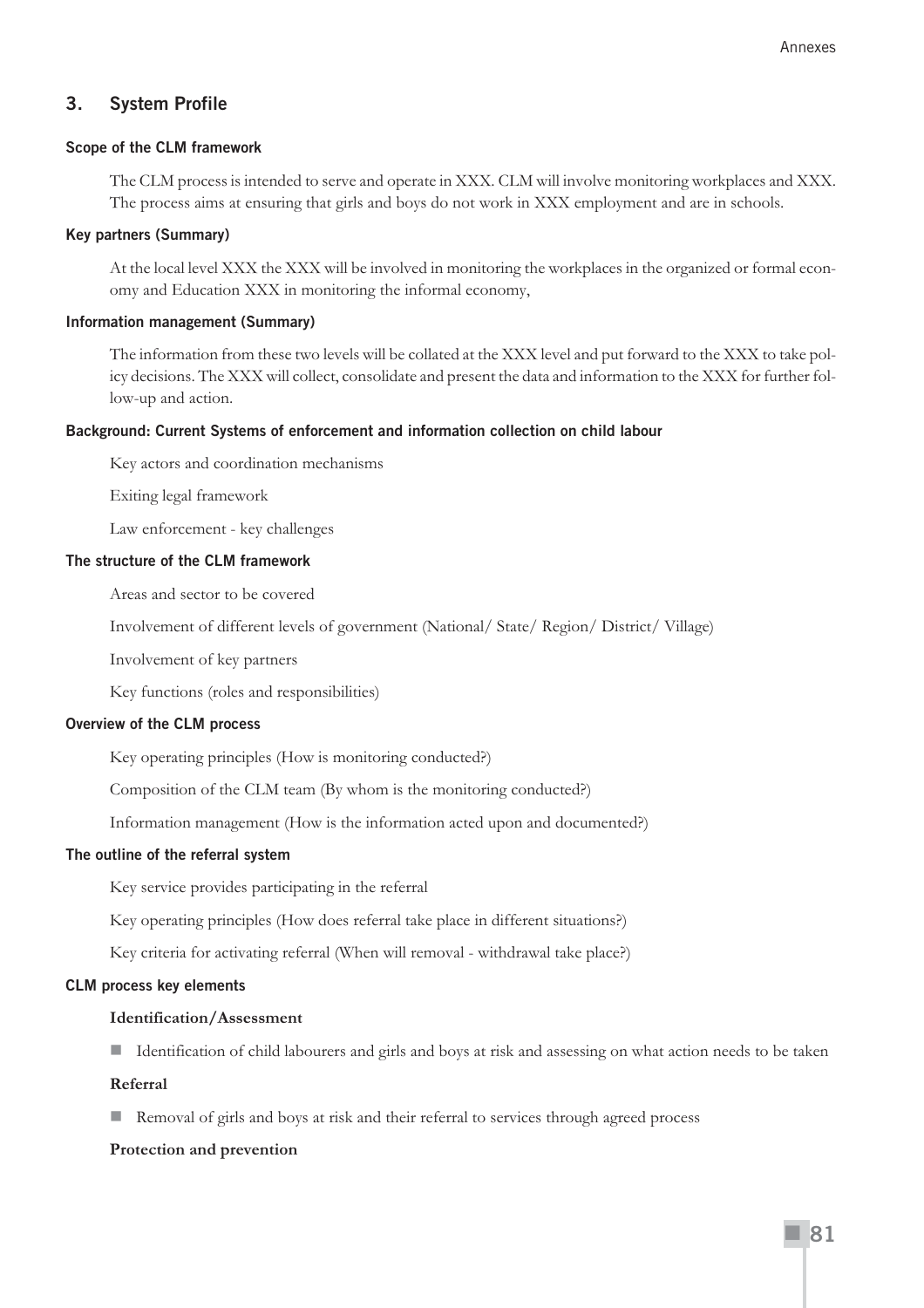## 3. System Profile

### Scope of the CLM framework

The CLM process is intended to serve and operate in XXX. CLM will involve monitoring workplaces and XXX. The process aims at ensuring that girls and boys do not work in XXX employment and are in schools.

### Key partners (Summary)

At the local level XXX the XXX will be involved in monitoring the workplaces in the organized or formal economy and Education XXX in monitoring the informal economy,

### Information management (Summary)

The information from these two levels will be collated at the XXX level and put forward to the XXX to take policy decisions. The XXX will collect, consolidate and present the data and information to the XXX for further follow-up and action.

### Background: Current Systems of enforcement and information collection on child labour

Key actors and coordination mechanisms

Exiting legal framework

Law enforcement - key challenges

### The structure of the CLM framework

Areas and sector to be covered

Involvement of different levels of government (National/ State/ Region/ District/ Village)

Involvement of key partners

Key functions (roles and responsibilities)

### Overview of the CLM process

Key operating principles (How is monitoring conducted?)

Composition of the CLM team (By whom is the monitoring conducted?)

Information management (How is the information acted upon and documented?)

### The outline of the referral system

Key service provides participating in the referral

Key operating principles (How does referral take place in different situations?)

Key criteria for activating referral (When will removal - withdrawal take place?)

### CLM process key elements

**Identification/Assessment**

- Identification of child labourers and girls and boys at risk and assessing on what action needs to be taken

**Referral**

- Removal of girls and boys at risk and their referral to services through agreed process

**Protection and prevention**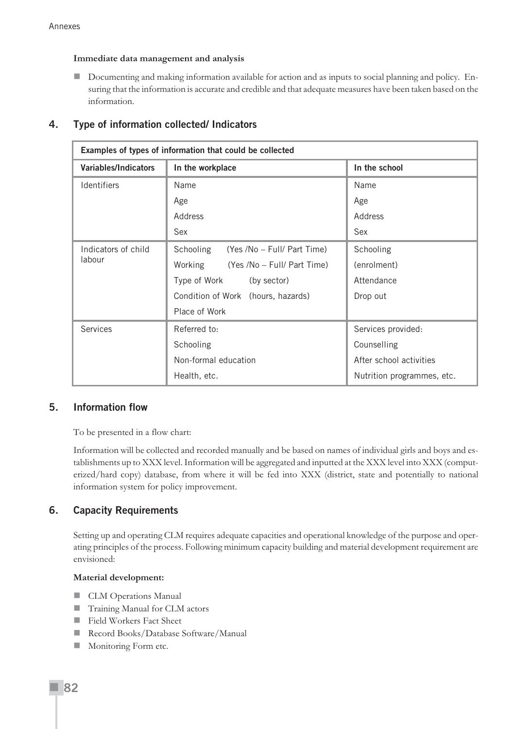**Immediate data management and analysis**

- Documenting and making information available for action and as inputs to social planning and policy. Ensuring that the information is accurate and credible and that adequate measures have been taken based on the information.

## 4. Type of information collected/ Indicators

| Examples of types of information that could be collected | | |
|---|---|---|
| **Variables/Indicators** | **In the workplace** | **In the school** |
| Identifiers | Name<br>Age<br>Address<br>Sex | Name<br>Age<br>Address<br>Sex |
| Indicators of child labour | Schooling (Yes /No – Full/ Part Time)<br>Working (Yes /No – Full/ Part Time)<br>Type of Work (by sector)<br>Condition of Work (hours, hazards)<br>Place of Work | Schooling<br>(enrolment)<br>Attendance<br>Drop out |
| Services | Referred to:<br>Schooling<br>Non-formal education<br>Health, etc. | Services provided:<br>Counselling<br>After school activities<br>Nutrition programmes, etc. |

## 5. Information flow

To be presented in a flow chart:

Information will be collected and recorded manually and be based on names of individual girls and boys and establishments up to XXX level. Information will be aggregated and inputted at the XXX level into XXX (computerized/hard copy) database, from where it will be fed into XXX (district, state and potentially to national information system for policy improvement.

## 6. Capacity Requirements

Setting up and operating CLM requires adequate capacities and operational knowledge of the purpose and operating principles of the process. Following minimum capacity building and material development requirement are envisioned:

**Material development:**

- CLM Operations Manual
- Training Manual for CLM actors
- Field Workers Fact Sheet
- Record Books/Database Software/Manual
- Monitoring Form etc.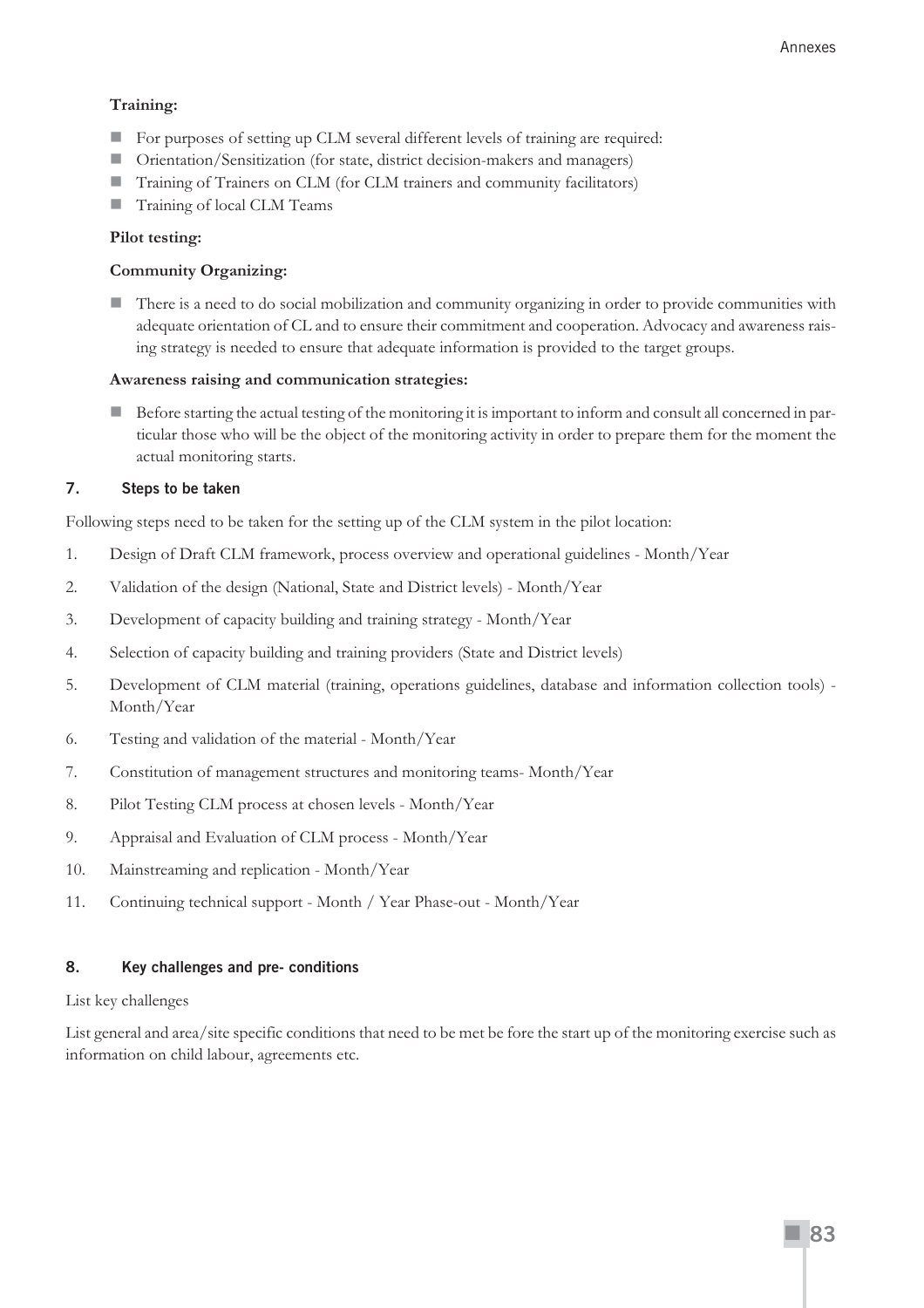**Training:**

- For purposes of setting up CLM several different levels of training are required:
- Orientation/Sensitization (for state, district decision-makers and managers)
- Training of Trainers on CLM (for CLM trainers and community facilitators)
- Training of local CLM Teams

**Pilot testing:**

**Community Organizing:**

- There is a need to do social mobilization and community organizing in order to provide communities with adequate orientation of CL and to ensure their commitment and cooperation. Advocacy and awareness raising strategy is needed to ensure that adequate information is provided to the target groups.

**Awareness raising and communication strategies:**

- Before starting the actual testing of the monitoring it is important to inform and consult all concerned in particular those who will be the object of the monitoring activity in order to prepare them for the moment the actual monitoring starts.

## 7. Steps to be taken

Following steps need to be taken for the setting up of the CLM system in the pilot location:

1. Design of Draft CLM framework, process overview and operational guidelines - Month/Year
2. Validation of the design (National, State and District levels) - Month/Year
3. Development of capacity building and training strategy - Month/Year
4. Selection of capacity building and training providers (State and District levels)
5. Development of CLM material (training, operations guidelines, database and information collection tools) - Month/Year
6. Testing and validation of the material - Month/Year
7. Constitution of management structures and monitoring teams- Month/Year
8. Pilot Testing CLM process at chosen levels - Month/Year
9. Appraisal and Evaluation of CLM process - Month/Year
10. Mainstreaming and replication - Month/Year
11. Continuing technical support - Month / Year Phase-out - Month/Year

## 8. Key challenges and pre- conditions

List key challenges

List general and area/site specific conditions that need to be met be fore the start up of the monitoring exercise such as information on child labour, agreements etc.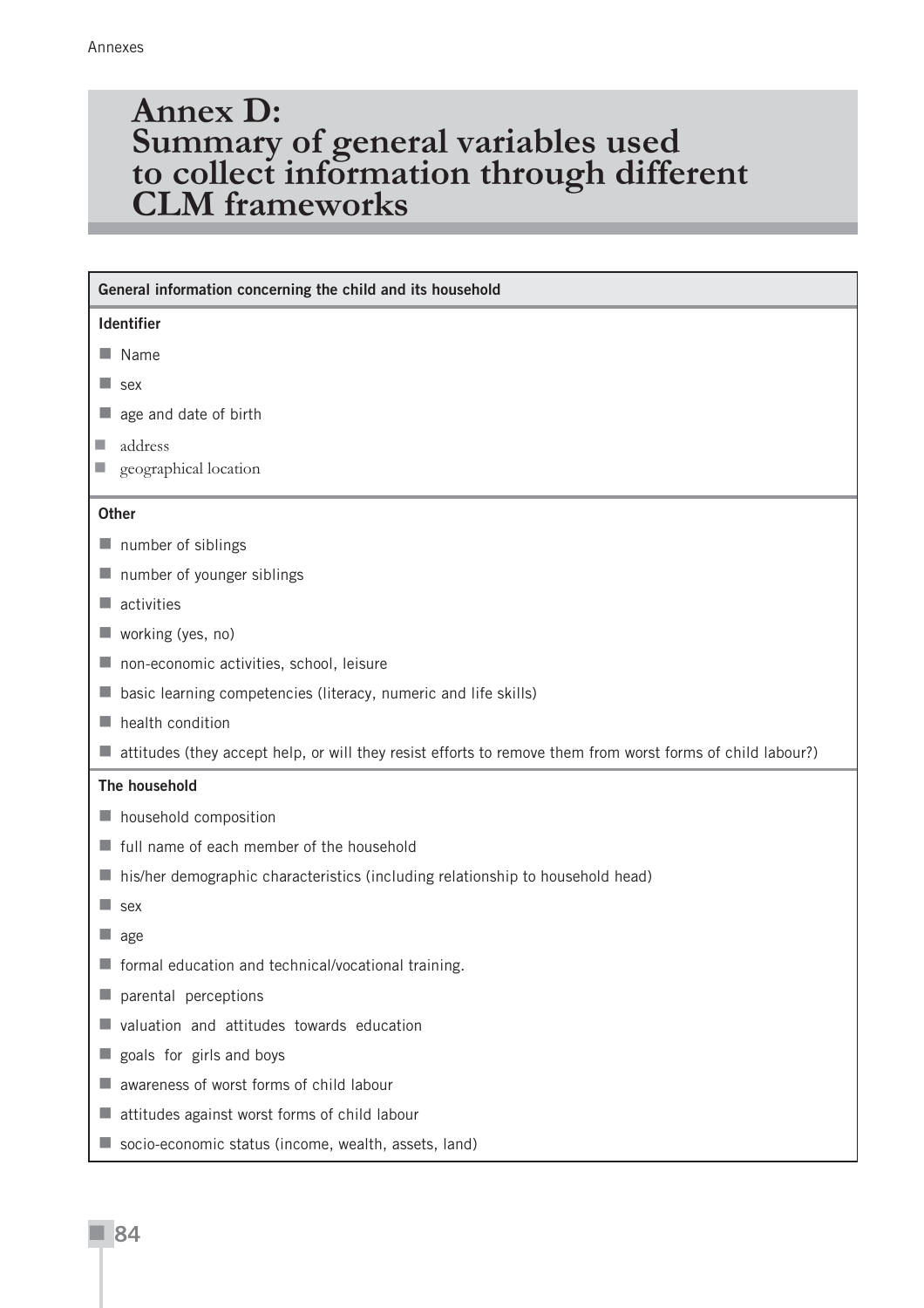# Annex D: Summary of general variables used to collect information through different CLM frameworks

**General information concerning the child and its household**

**Identifier**

- Name
- sex
- age and date of birth
- address
- geographical location

**Other**

- number of siblings
- number of younger siblings
- activities
- working (yes, no)
- non-economic activities, school, leisure
- basic learning competencies (literacy, numeric and life skills)
- health condition
- attitudes (they accept help, or will they resist efforts to remove them from worst forms of child labour?)

**The household**

- household composition
- full name of each member of the household
- his/her demographic characteristics (including relationship to household head)
- sex
- age
- formal education and technical/vocational training.
- parental perceptions
- valuation and attitudes towards education
- goals for girls and boys
- awareness of worst forms of child labour
- attitudes against worst forms of child labour
- socio-economic status (income, wealth, assets, land)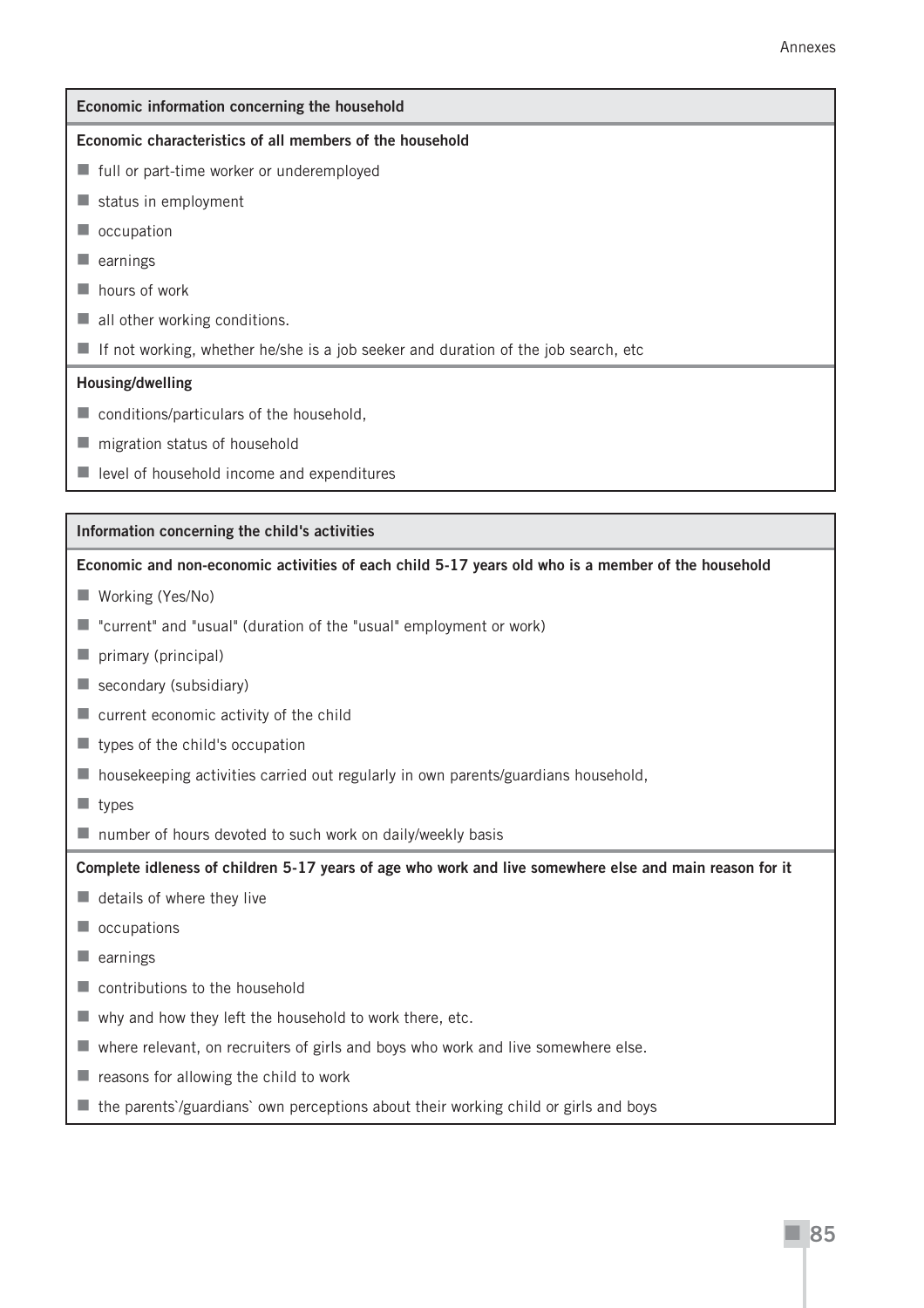| Economic information concerning the household |
|---|
| **Economic characteristics of all members of the household** |
| ■ full or part-time worker or underemployed |
| ■ status in employment |
| ■ occupation |
| ■ earnings |
| ■ hours of work |
| ■ all other working conditions. |
| ■ If not working, whether he/she is a job seeker and duration of the job search, etc |
| **Housing/dwelling** |
| ■ conditions/particulars of the household, |
| ■ migration status of household |
| ■ level of household income and expenditures |

| Information concerning the child's activities |
|---|
| **Economic and non-economic activities of each child 5-17 years old who is a member of the household** |
| ■ Working (Yes/No) |
| ■ "current" and "usual" (duration of the "usual" employment or work) |
| ■ primary (principal) |
| ■ secondary (subsidiary) |
| ■ current economic activity of the child |
| ■ types of the child's occupation |
| ■ housekeeping activities carried out regularly in own parents/guardians household, |
| ■ types |
| ■ number of hours devoted to such work on daily/weekly basis |
| **Complete idleness of children 5-17 years of age who work and live somewhere else and main reason for it** |
| ■ details of where they live |
| ■ occupations |
| ■ earnings |
| ■ contributions to the household |
| ■ why and how they left the household to work there, etc. |
| ■ where relevant, on recruiters of girls and boys who work and live somewhere else. |
| ■ reasons for allowing the child to work |
| ■ the parents`/guardians` own perceptions about their working child or girls and boys |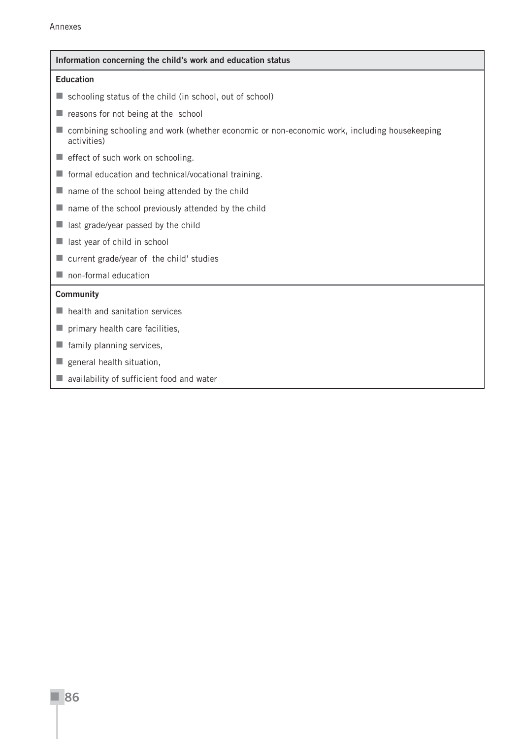**Information concerning the child's work and education status**

**Education**

- schooling status of the child (in school, out of school)
- reasons for not being at the school
- combining schooling and work (whether economic or non-economic work, including housekeeping activities)
- effect of such work on schooling.
- formal education and technical/vocational training.
- name of the school being attended by the child
- name of the school previously attended by the child
- last grade/year passed by the child
- last year of child in school
- current grade/year of the child' studies
- non-formal education

**Community**

- health and sanitation services
- primary health care facilities,
- family planning services,
- general health situation,
- availability of sufficient food and water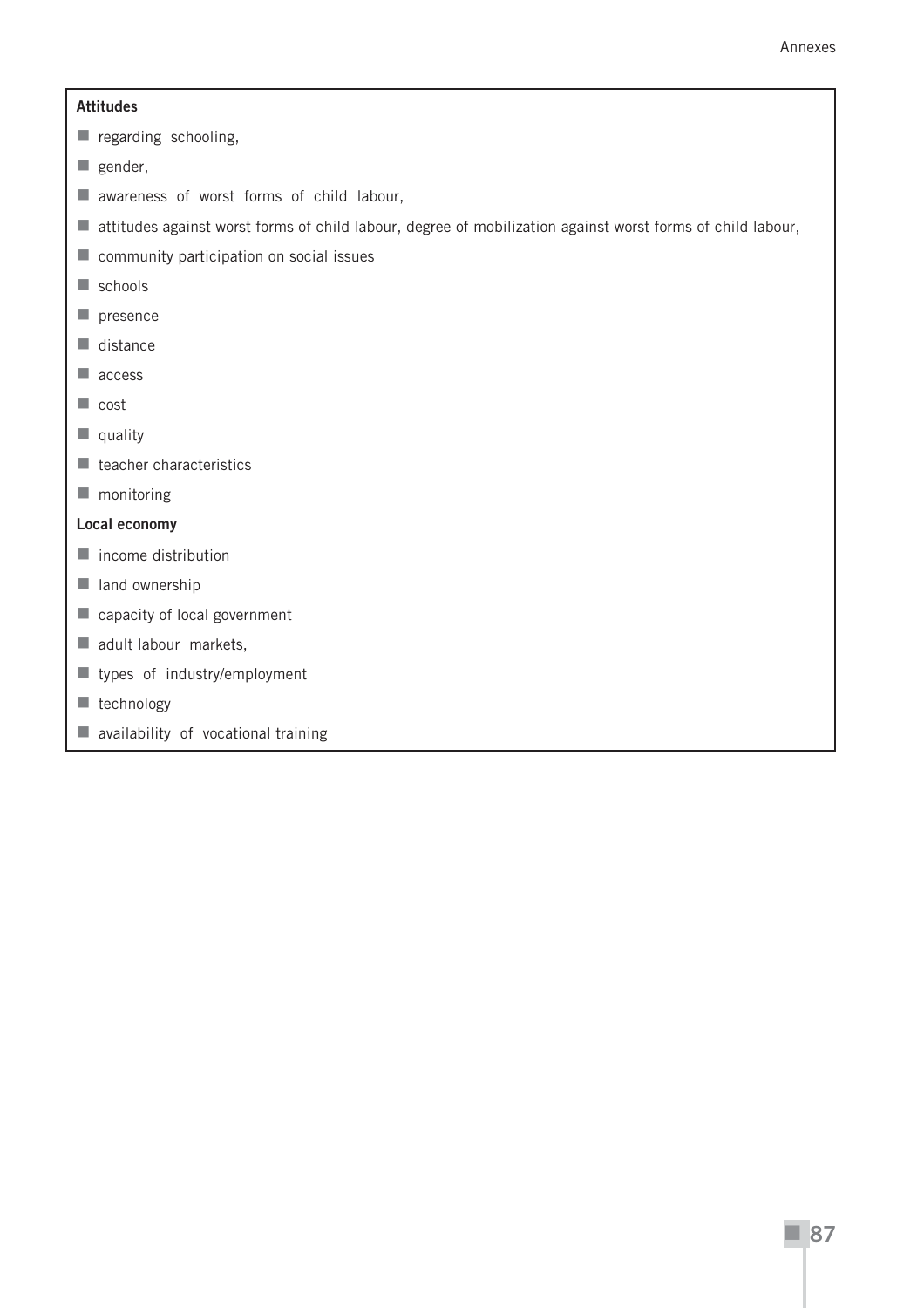**Attitudes**

- regarding schooling,
- gender,
- awareness of worst forms of child labour,
- attitudes against worst forms of child labour, degree of mobilization against worst forms of child labour,
- community participation on social issues
- schools
- presence
- distance
- access
- cost
- quality
- teacher characteristics
- monitoring

**Local economy**

- income distribution
- land ownership
- capacity of local government
- adult labour markets,
- types of industry/employment
- technology
- availability of vocational training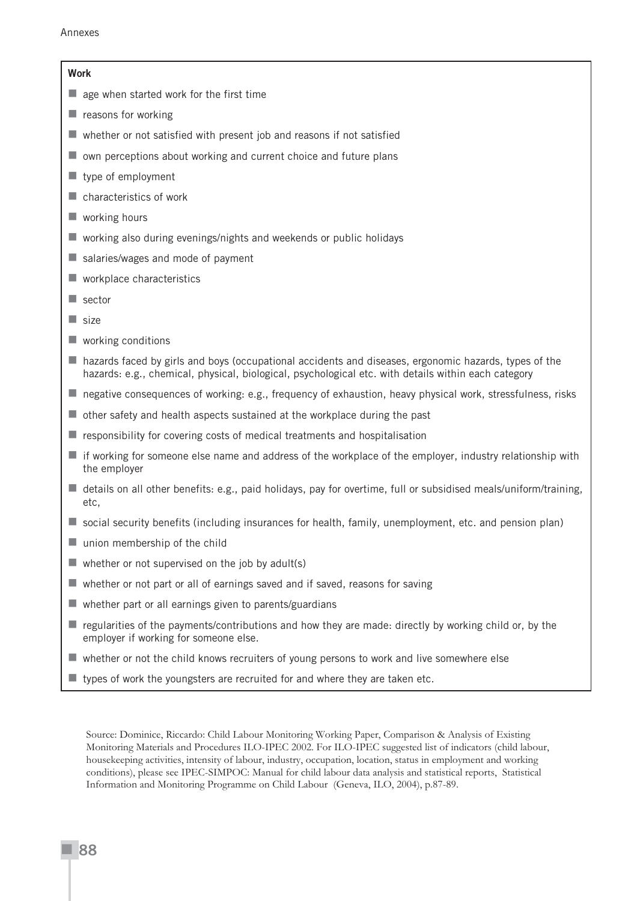**Work**

- age when started work for the first time
- reasons for working
- whether or not satisfied with present job and reasons if not satisfied
- own perceptions about working and current choice and future plans
- type of employment
- characteristics of work
- working hours
- working also during evenings/nights and weekends or public holidays
- salaries/wages and mode of payment
- workplace characteristics
- sector
- size
- working conditions
- hazards faced by girls and boys (occupational accidents and diseases, ergonomic hazards, types of the hazards: e.g., chemical, physical, biological, psychological etc. with details within each category
- negative consequences of working: e.g., frequency of exhaustion, heavy physical work, stressfulness, risks
- other safety and health aspects sustained at the workplace during the past
- responsibility for covering costs of medical treatments and hospitalisation
- if working for someone else name and address of the workplace of the employer, industry relationship with the employer
- details on all other benefits: e.g., paid holidays, pay for overtime, full or subsidised meals/uniform/training, etc,
- social security benefits (including insurances for health, family, unemployment, etc. and pension plan)
- union membership of the child
- whether or not supervised on the job by adult(s)
- whether or not part or all of earnings saved and if saved, reasons for saving
- whether part or all earnings given to parents/guardians
- regularities of the payments/contributions and how they are made: directly by working child or, by the employer if working for someone else.
- whether or not the child knows recruiters of young persons to work and live somewhere else
- types of work the youngsters are recruited for and where they are taken etc.

Source: Dominice, Riccardo: Child Labour Monitoring Working Paper, Comparison & Analysis of Existing Monitoring Materials and Procedures ILO-IPEC 2002. For ILO-IPEC suggested list of indicators (child labour, housekeeping activities, intensity of labour, industry, occupation, location, status in employment and working conditions), please see IPEC-SIMPOC: Manual for child labour data analysis and statistical reports, Statistical Information and Monitoring Programme on Child Labour (Geneva, ILO, 2004), p.87-89.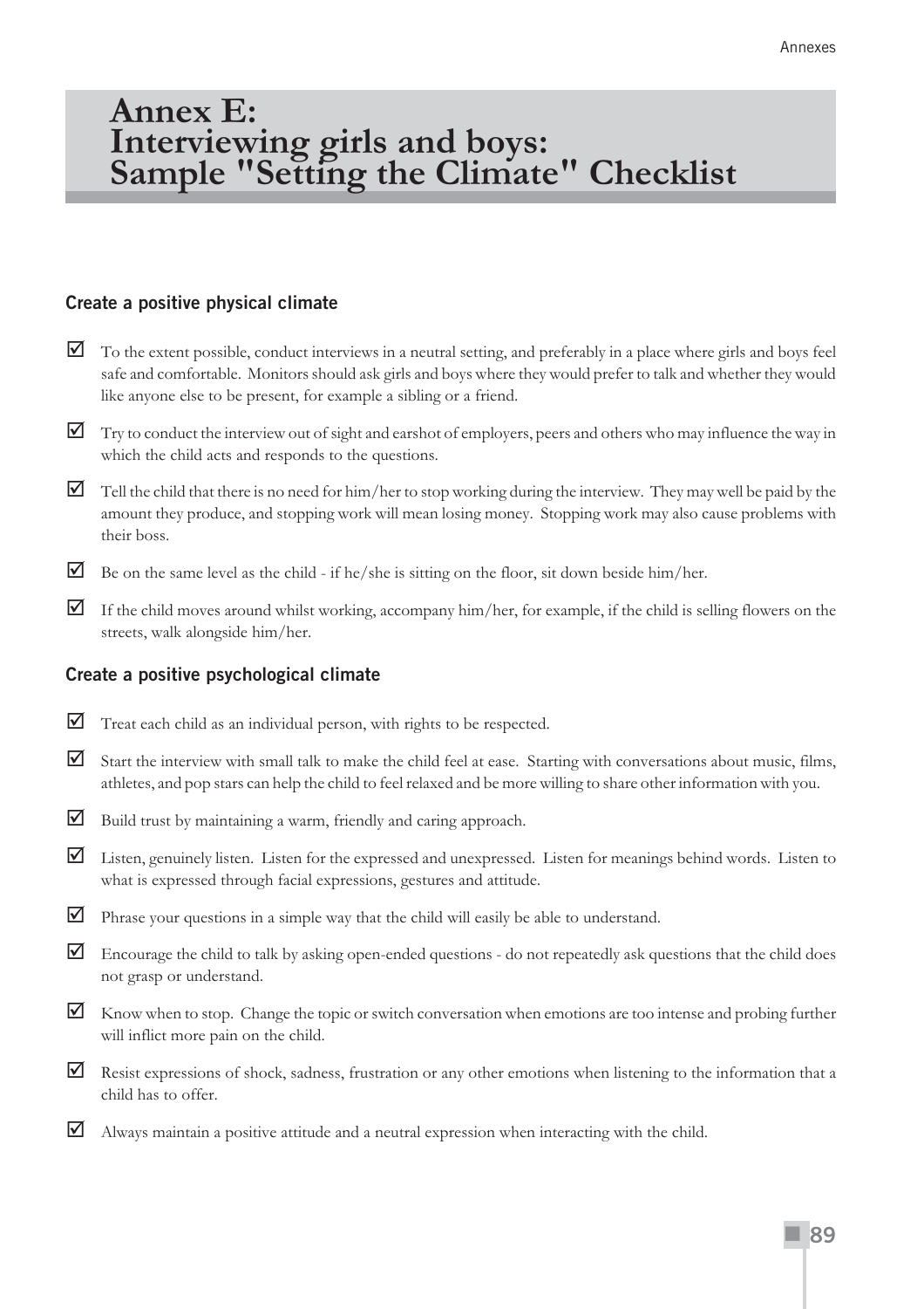# Annex E: Interviewing girls and boys: Sample "Setting the Climate" Checklist

### Create a positive physical climate

- ☑ To the extent possible, conduct interviews in a neutral setting, and preferably in a place where girls and boys feel safe and comfortable. Monitors should ask girls and boys where they would prefer to talk and whether they would like anyone else to be present, for example a sibling or a friend.
- ☑ Try to conduct the interview out of sight and earshot of employers, peers and others who may influence the way in which the child acts and responds to the questions.
- ☑ Tell the child that there is no need for him/her to stop working during the interview. They may well be paid by the amount they produce, and stopping work will mean losing money. Stopping work may also cause problems with their boss.
- ☑ Be on the same level as the child - if he/she is sitting on the floor, sit down beside him/her.
- ☑ If the child moves around whilst working, accompany him/her, for example, if the child is selling flowers on the streets, walk alongside him/her.

### Create a positive psychological climate

- ☑ Treat each child as an individual person, with rights to be respected.
- ☑ Start the interview with small talk to make the child feel at ease. Starting with conversations about music, films, athletes, and pop stars can help the child to feel relaxed and be more willing to share other information with you.
- ☑ Build trust by maintaining a warm, friendly and caring approach.
- ☑ Listen, genuinely listen. Listen for the expressed and unexpressed. Listen for meanings behind words. Listen to what is expressed through facial expressions, gestures and attitude.
- ☑ Phrase your questions in a simple way that the child will easily be able to understand.
- ☑ Encourage the child to talk by asking open-ended questions - do not repeatedly ask questions that the child does not grasp or understand.
- ☑ Know when to stop. Change the topic or switch conversation when emotions are too intense and probing further will inflict more pain on the child.
- ☑ Resist expressions of shock, sadness, frustration or any other emotions when listening to the information that a child has to offer.
- ☑ Always maintain a positive attitude and a neutral expression when interacting with the child.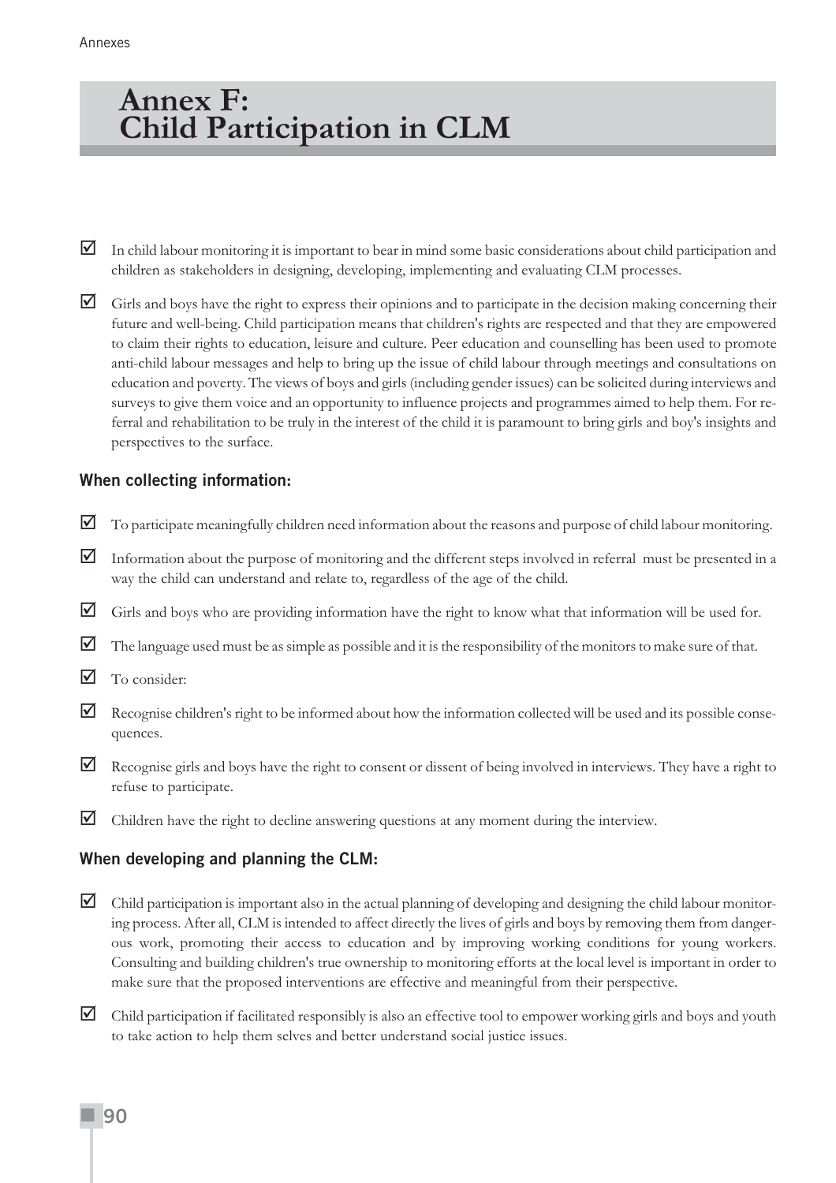# Annex F: Child Participation in CLM

- ☑ In child labour monitoring it is important to bear in mind some basic considerations about child participation and children as stakeholders in designing, developing, implementing and evaluating CLM processes.
- ☑ Girls and boys have the right to express their opinions and to participate in the decision making concerning their future and well-being. Child participation means that children's rights are respected and that they are empowered to claim their rights to education, leisure and culture. Peer education and counselling has been used to promote anti-child labour messages and help to bring up the issue of child labour through meetings and consultations on education and poverty. The views of boys and girls (including gender issues) can be solicited during interviews and surveys to give them voice and an opportunity to influence projects and programmes aimed to help them. For referral and rehabilitation to be truly in the interest of the child it is paramount to bring girls and boy's insights and perspectives to the surface.

### When collecting information:

- ☑ To participate meaningfully children need information about the reasons and purpose of child labour monitoring.
- ☑ Information about the purpose of monitoring and the different steps involved in referral must be presented in a way the child can understand and relate to, regardless of the age of the child.
- ☑ Girls and boys who are providing information have the right to know what that information will be used for.
- ☑ The language used must be as simple as possible and it is the responsibility of the monitors to make sure of that.
- ☑ To consider:
- ☑ Recognise children's right to be informed about how the information collected will be used and its possible consequences.
- ☑ Recognise girls and boys have the right to consent or dissent of being involved in interviews. They have a right to refuse to participate.
- ☑ Children have the right to decline answering questions at any moment during the interview.

### When developing and planning the CLM:

- ☑ Child participation is important also in the actual planning of developing and designing the child labour monitoring process. After all, CLM is intended to affect directly the lives of girls and boys by removing them from dangerous work, promoting their access to education and by improving working conditions for young workers. Consulting and building children's true ownership to monitoring efforts at the local level is important in order to make sure that the proposed interventions are effective and meaningful from their perspective.
- ☑ Child participation if facilitated responsibly is also an effective tool to empower working girls and boys and youth to take action to help them selves and better understand social justice issues.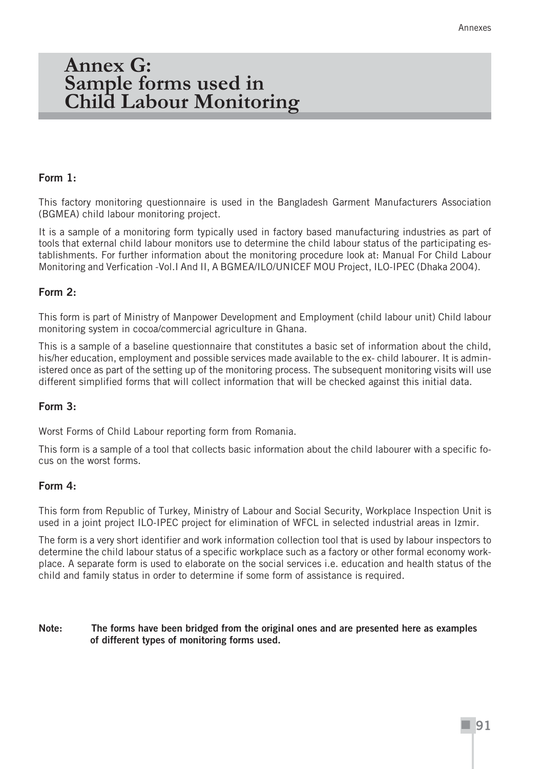# Annex G: Sample forms used in Child Labour Monitoring

### Form 1:

This factory monitoring questionnaire is used in the Bangladesh Garment Manufacturers Association (BGMEA) child labour monitoring project.

It is a sample of a monitoring form typically used in factory based manufacturing industries as part of tools that external child labour monitors use to determine the child labour status of the participating establishments. For further information about the monitoring procedure look at: Manual For Child Labour Monitoring and Verfication -Vol.I And II, A BGMEA/ILO/UNICEF MOU Project, ILO-IPEC (Dhaka 2004).

### Form 2:

This form is part of Ministry of Manpower Development and Employment (child labour unit) Child labour monitoring system in cocoa/commercial agriculture in Ghana.

This is a sample of a baseline questionnaire that constitutes a basic set of information about the child, his/her education, employment and possible services made available to the ex- child labourer. It is administered once as part of the setting up of the monitoring process. The subsequent monitoring visits will use different simplified forms that will collect information that will be checked against this initial data.

### Form 3:

Worst Forms of Child Labour reporting form from Romania.

This form is a sample of a tool that collects basic information about the child labourer with a specific focus on the worst forms.

### Form 4:

This form from Republic of Turkey, Ministry of Labour and Social Security, Workplace Inspection Unit is used in a joint project ILO-IPEC project for elimination of WFCL in selected industrial areas in Izmir.

The form is a very short identifier and work information collection tool that is used by labour inspectors to determine the child labour status of a specific workplace such as a factory or other formal economy workplace. A separate form is used to elaborate on the social services i.e. education and health status of the child and family status in order to determine if some form of assistance is required.

**Note: The forms have been bridged from the original ones and are presented here as examples of different types of monitoring forms used.**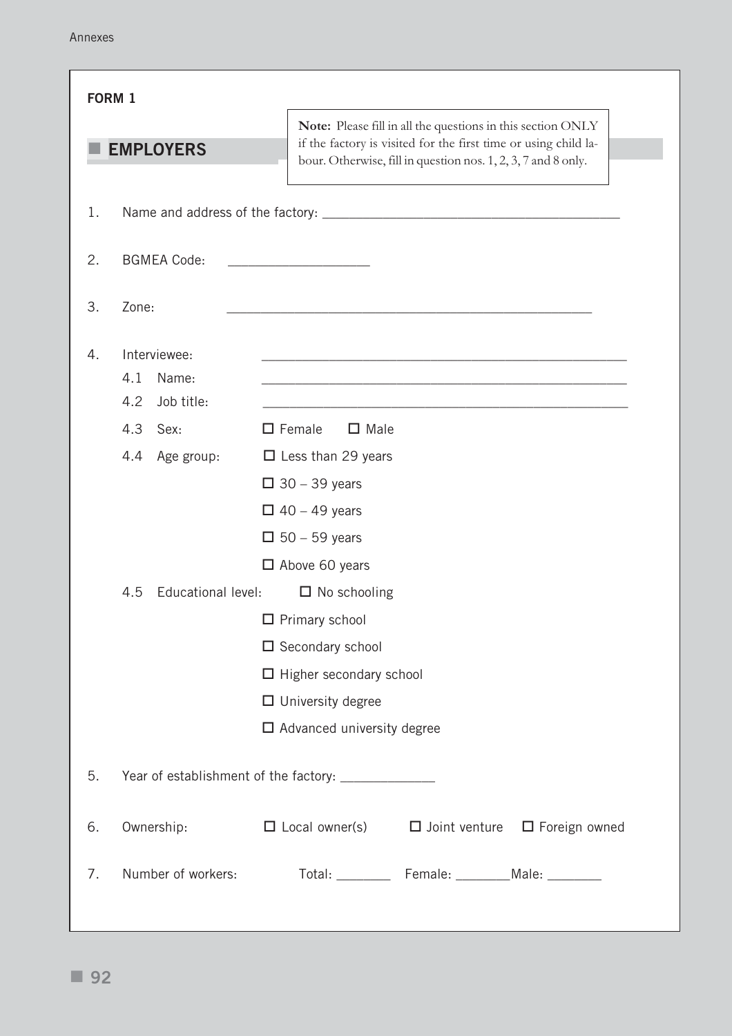**FORM 1**

## EMPLOYERS

**Note:** Please fill in all the questions in this section ONLY if the factory is visited for the first time or using child labour. Otherwise, fill in question nos. 1, 2, 3, 7 and 8 only.

1. Name and address of the factory: ________________________________________

2. BGMEA Code: ___________________

3. Zone: ________________________________________________

4. Interviewee: ________________________________________________

   4.1 Name: ________________________________________________

   4.2 Job title: ________________________________________________

   4.3 Sex: ☐ Female ☐ Male

   4.4 Age group: ☐ Less than 29 years
   ☐ 30 – 39 years
   ☐ 40 – 49 years
   ☐ 50 – 59 years
   ☐ Above 60 years

   4.5 Educational level: ☐ No schooling
   ☐ Primary school
   ☐ Secondary school
   ☐ Higher secondary school
   ☐ University degree
   ☐ Advanced university degree

5. Year of establishment of the factory: _____________

6. Ownership: ☐ Local owner(s) ☐ Joint venture ☐ Foreign owned

7. Number of workers: Total: ________ Female: ________Male: ________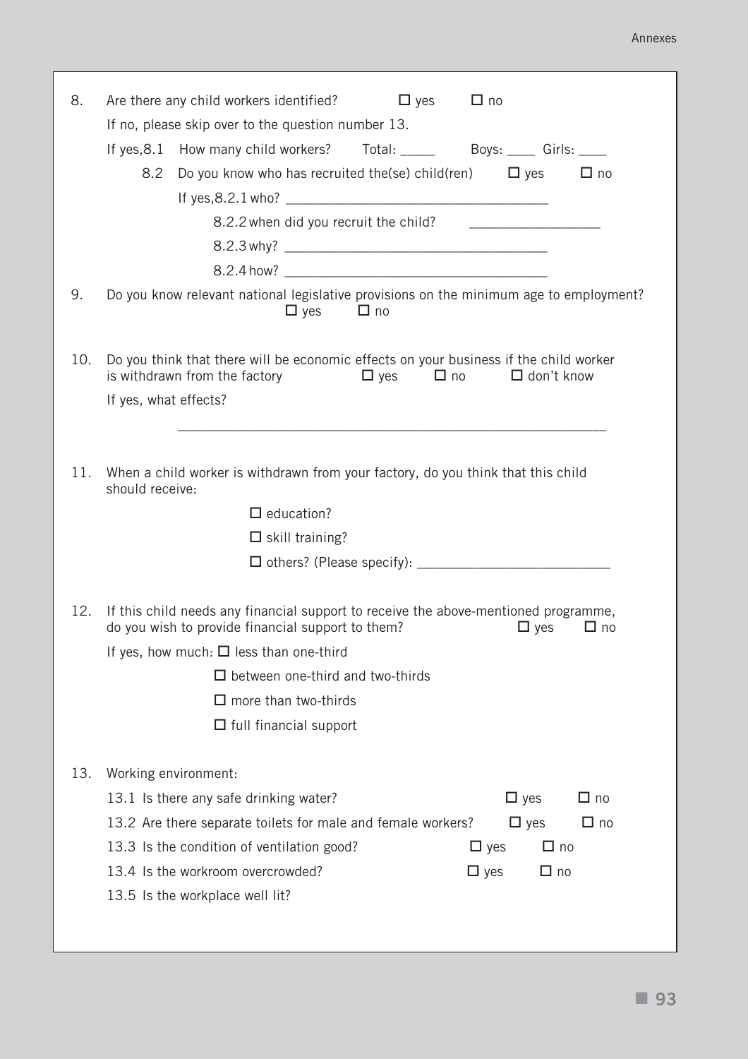8. Are there any child workers identified? ☐ yes ☐ no

   If no, please skip over to the question number 13.

   If yes, 8.1 How many child workers? Total: _____ Boys: ____ Girls: ____

   8.2 Do you know who has recruited the(se) child(ren) ☐ yes ☐ no

   If yes, 8.2.1 who? ____________________________________

   8.2.2 when did you recruit the child? __________________

   8.2.3 why? ____________________________________

   8.2.4 how? ____________________________________

9. Do you know relevant national legislative provisions on the minimum age to employment? ☐ yes ☐ no

10. Do you think that there will be economic effects on your business if the child worker is withdrawn from the factory ☐ yes ☐ no ☐ don't know

    If yes, what effects?

    ____________________________________________________________

11. When a child worker is withdrawn from your factory, do you think that this child should receive:

    ☐ education?

    ☐ skill training?

    ☐ others? (Please specify): ___________________________

12. If this child needs any financial support to receive the above-mentioned programme, do you wish to provide financial support to them? ☐ yes ☐ no

    If yes, how much: ☐ less than one-third

    ☐ between one-third and two-thirds

    ☐ more than two-thirds

    ☐ full financial support

13. Working environment:

    13.1 Is there any safe drinking water? ☐ yes ☐ no

    13.2 Are there separate toilets for male and female workers? ☐ yes ☐ no

    13.3 Is the condition of ventilation good? ☐ yes ☐ no

    13.4 Is the workroom overcrowded? ☐ yes ☐ no

    13.5 Is the workplace well lit?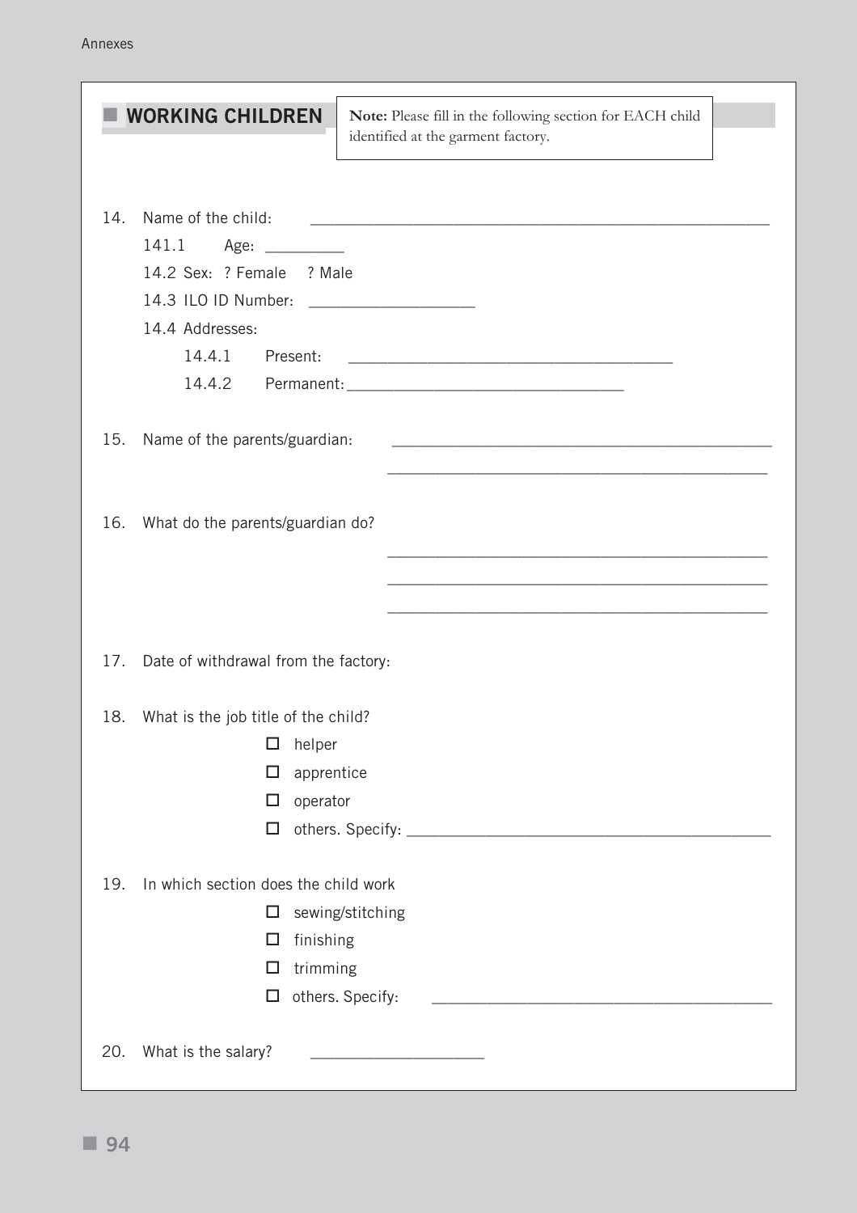## WORKING CHILDREN

**Note:** Please fill in the following section for EACH child identified at the garment factory.

14. Name of the child: ______________________________________________

    141.1 Age: _________

    14.2 Sex: ? Female ? Male

    14.3 ILO ID Number: ___________________

    14.4 Addresses:

    14.4.1 Present: ____________________________________

    14.4.2 Permanent: _______________________________

15. Name of the parents/guardian: ______________________________________________

    ______________________________________________

16. What do the parents/guardian do?

    ______________________________________________

    ______________________________________________

    ______________________________________________

17. Date of withdrawal from the factory:

18. What is the job title of the child?

    - ☐ helper
    - ☐ apprentice
    - ☐ operator
    - ☐ others. Specify: ________________________________________

19. In which section does the child work

    - ☐ sewing/stitching
    - ☐ finishing
    - ☐ trimming
    - ☐ others. Specify: ________________________________________

20. What is the salary? ____________________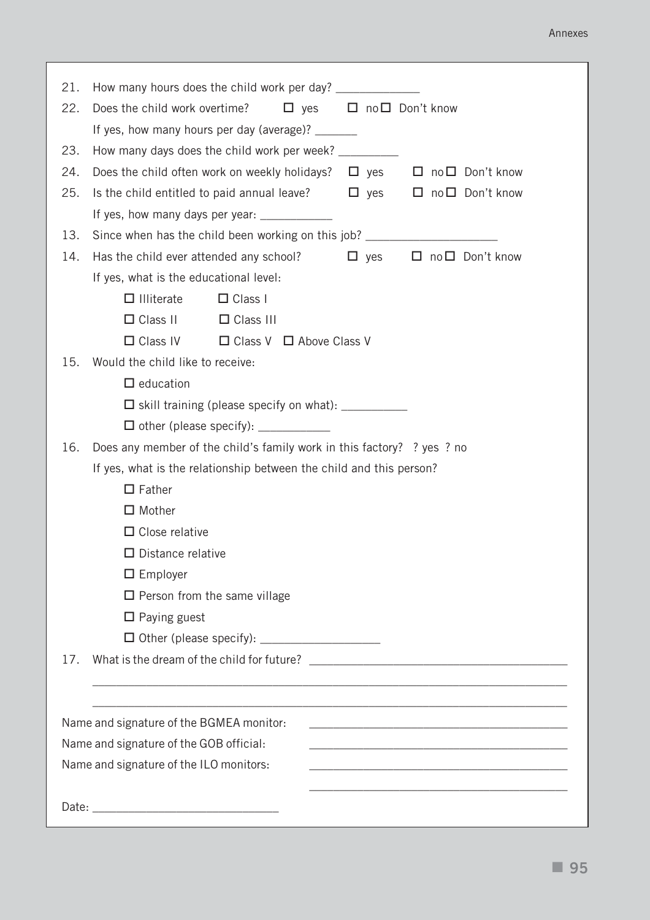21. How many hours does the child work per day? _____________
22. Does the child work overtime? ☐ yes ☐ no ☐ Don't know

    If yes, how many hours per day (average)? _______
23. How many days does the child work per week? _________
24. Does the child often work on weekly holidays? ☐ yes ☐ no ☐ Don't know
25. Is the child entitled to paid annual leave? ☐ yes ☐ no ☐ Don't know

    If yes, how many days per year: ___________
13. Since when has the child been working on this job? ____________________
14. Has the child ever attended any school? ☐ yes ☐ no ☐ Don't know

    If yes, what is the educational level:

    ☐ Illiterate ☐ Class I

    ☐ Class II ☐ Class III

    ☐ Class IV ☐ Class V ☐ Above Class V
15. Would the child like to receive:

    ☐ education

    ☐ skill training (please specify on what): __________

    ☐ other (please specify): ___________
16. Does any member of the child's family work in this factory? ? yes ? no

    If yes, what is the relationship between the child and this person?

    ☐ Father

    ☐ Mother

    ☐ Close relative

    ☐ Distance relative

    ☐ Employer

    ☐ Person from the same village

    ☐ Paying guest

    ☐ Other (please specify): __________________
17. What is the dream of the child for future? ________________________________________

    ________________________________________________________________________

    ________________________________________________________________________

Name and signature of the BGMEA monitor: ________________________________________

Name and signature of the GOB official: ________________________________________

Name and signature of the ILO monitors: ________________________________________

________________________________________

Date: ____________________________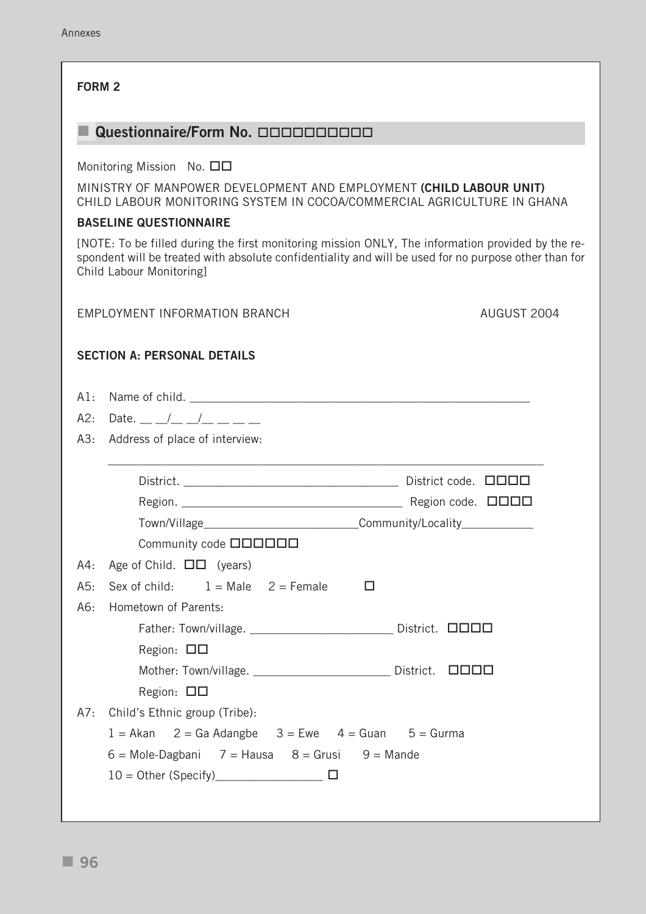**FORM 2**

## ■ Questionnaire/Form No. □□□□□□□□□□

Monitoring Mission No. □□

MINISTRY OF MANPOWER DEVELOPMENT AND EMPLOYMENT **(CHILD LABOUR UNIT)**
CHILD LABOUR MONITORING SYSTEM IN COCOA/COMMERCIAL AGRICULTURE IN GHANA

**BASELINE QUESTIONNAIRE**

[NOTE: To be filled during the first monitoring mission ONLY, The information provided by the respondent will be treated with absolute confidentiality and will be used for no purpose other than for Child Labour Monitoring]

EMPLOYMENT INFORMATION BRANCH AUGUST 2004

**SECTION A: PERSONAL DETAILS**

A1: Name of child. ______________________________________________________

A2: Date. __ __/__ __/__ __ __ __

A3: Address of place of interview:

______________________________________________________________________

District. __________________________________ District code. □□□□

Region. ___________________________________ Region code. □□□□

Town/Village________________________Community/Locality___________

Community code □□□□□□

A4: Age of Child. □□ (years)

A5: Sex of child: 1 = Male 2 = Female □

A6: Hometown of Parents:

Father: Town/village. ______________________ District. □□□□

Region: □□

Mother: Town/village. _____________________ District. □□□□

Region: □□

A7: Child's Ethnic group (Tribe):

1 = Akan 2 = Ga Adangbe 3 = Ewe 4 = Guan 5 = Gurma

6 = Mole-Dagbani 7 = Hausa 8 = Grusi 9 = Mande

10 = Other (Specify)________________ □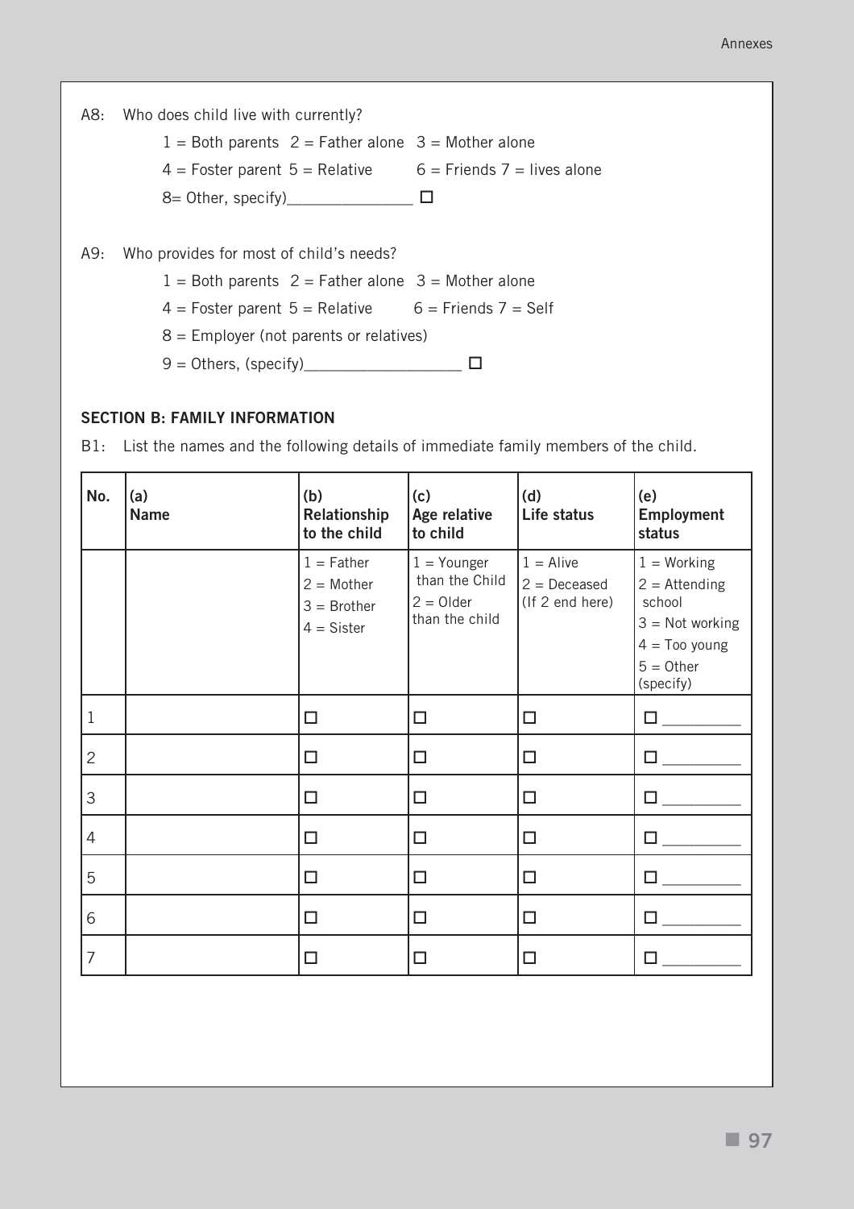A8: Who does child live with currently?

1 = Both parents  2 = Father alone  3 = Mother alone

4 = Foster parent  5 = Relative  6 = Friends  7 = lives alone

8= Other, specify)_______________ ☐

A9: Who provides for most of child's needs?

1 = Both parents  2 = Father alone  3 = Mother alone

4 = Foster parent  5 = Relative  6 = Friends  7 = Self

8 = Employer (not parents or relatives)

9 = Others, (specify)__________________ ☐

## SECTION B: FAMILY INFORMATION

B1: List the names and the following details of immediate family members of the child.

| No. | (a) Name | (b) Relationship to the child | (c) Age relative to child | (d) Life status | (e) Employment status |
|---|---|---|---|---|---|
| | | 1 = Father<br>2 = Mother<br>3 = Brother<br>4 = Sister | 1 = Younger than the Child<br>2 = Older than the child | 1 = Alive<br>2 = Deceased (If 2 end here) | 1 = Working<br>2 = Attending school<br>3 = Not working<br>4 = Too young<br>5 = Other (specify) |
| 1 | | ☐ | ☐ | ☐ | ☐ _________ |
| 2 | | ☐ | ☐ | ☐ | ☐ _________ |
| 3 | | ☐ | ☐ | ☐ | ☐ _________ |
| 4 | | ☐ | ☐ | ☐ | ☐ _________ |
| 5 | | ☐ | ☐ | ☐ | ☐ _________ |
| 6 | | ☐ | ☐ | ☐ | ☐ _________ |
| 7 | | ☐ | ☐ | ☐ | ☐ _________ |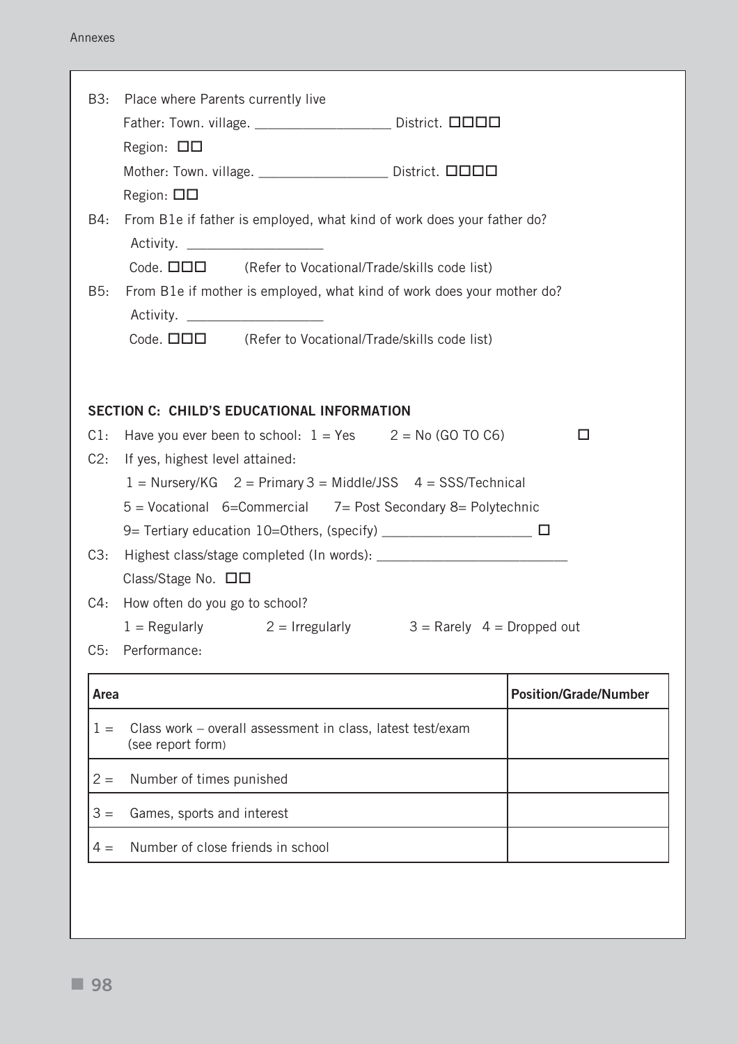B3: Place where Parents currently live

Father: Town. village. ____________________ District. ☐☐☐☐

Region: ☐☐

Mother: Town. village. ____________________ District. ☐☐☐☐

Region: ☐☐

B4: From B1e if father is employed, what kind of work does your father do?

Activity. ____________________

Code. ☐☐☐ (Refer to Vocational/Trade/skills code list)

B5: From B1e if mother is employed, what kind of work does your mother do?

Activity. ____________________

Code. ☐☐☐ (Refer to Vocational/Trade/skills code list)

## SECTION C: CHILD'S EDUCATIONAL INFORMATION

C1: Have you ever been to school: 1 = Yes 2 = No (GO TO C6) ☐

C2: If yes, highest level attained:

1 = Nursery/KG 2 = Primary 3 = Middle/JSS 4 = SSS/Technical

5 = Vocational 6=Commercial 7= Post Secondary 8= Polytechnic

9= Tertiary education 10=Others, (specify) ______________________ ☐

C3: Highest class/stage completed (In words): ____________________________

Class/Stage No. ☐☐

C4: How often do you go to school?

1 = Regularly 2 = Irregularly 3 = Rarely 4 = Dropped out

C5: Performance:

| Area | Position/Grade/Number |
|---|---|
| 1 = Class work – overall assessment in class, latest test/exam (see report form) | |
| 2 = Number of times punished | |
| 3 = Games, sports and interest | |
| 4 = Number of close friends in school | |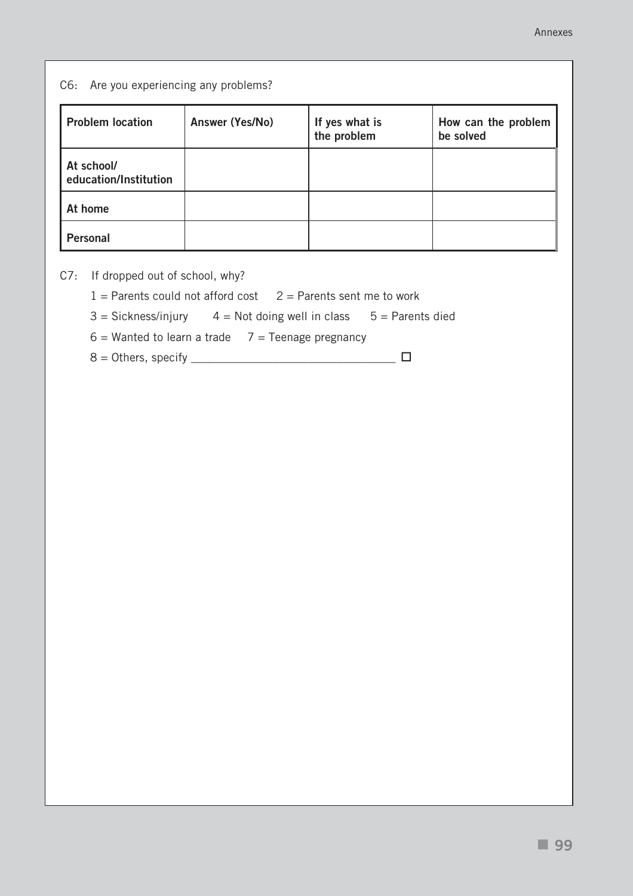C6: Are you experiencing any problems?

| Problem location | Answer (Yes/No) | If yes what is the problem | How can the problem be solved |
|---|---|---|---|
| At school/ education/Institution | | | |
| At home | | | |
| Personal | | | |

C7: If dropped out of school, why?

1 = Parents could not afford cost 2 = Parents sent me to work

3 = Sickness/injury 4 = Not doing well in class 5 = Parents died

6 = Wanted to learn a trade 7 = Teenage pregnancy

8 = Others, specify ________________________________ ☐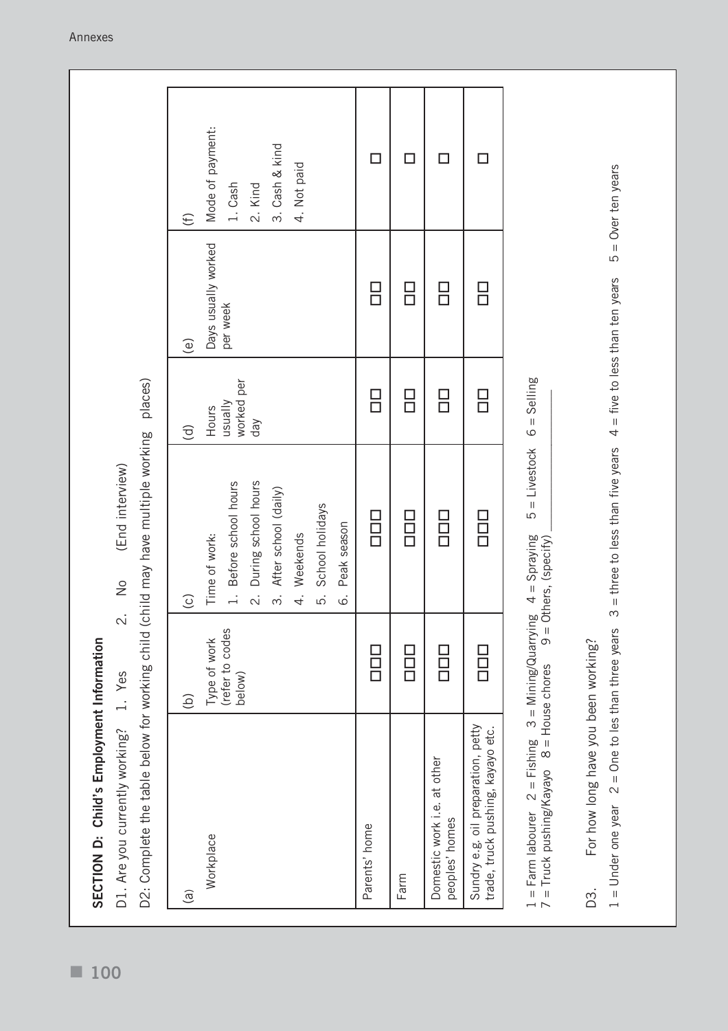## SECTION D: Child's Employment Information

D1. Are you currently working? 1. Yes 2. No (End interview)

D2: Complete the table below for working child (child may have multiple working places)

| (a) Workplace | (b) Type of work (refer to codes below) | (c) Time of work: 1. Before school hours 2. During school hours 3. After school (daily) 4. Weekends 5. School holidays 6. Peak season | (d) Hours usually worked per day | (e) Days usually worked per week | (f) Mode of payment: 1. Cash 2. Kind 3. Cash & kind 4. Not paid |
|---|---|---|---|---|---|
| Parents' home | □□□ | □□□ | □□ | □□ | □ |
| Farm | □□□ | □□□ | □□ | □□ | □ |
| Domestic work i.e. at other peoples' homes | □□□ | □□□ | □□ | □□ | □ |
| Sundry e.g. oil preparation, petty trade, truck pushing, kayayo etc. | □□□ | □□□ | □□ | □□ | □ |

1 = Farm labourer 2 = Fishing 3 = Mining/Quarrying 4 = Spraying 5 = Livestock 6 = Selling
7 = Truck pushing/Kayayo 8 = House chores 9 = Others, (specify) ______________

D3. For how long have you been working?

1 = Under one year 2 = One to les than three years 3 = three to less than five years 4 = five to less than ten years 5 = Over ten years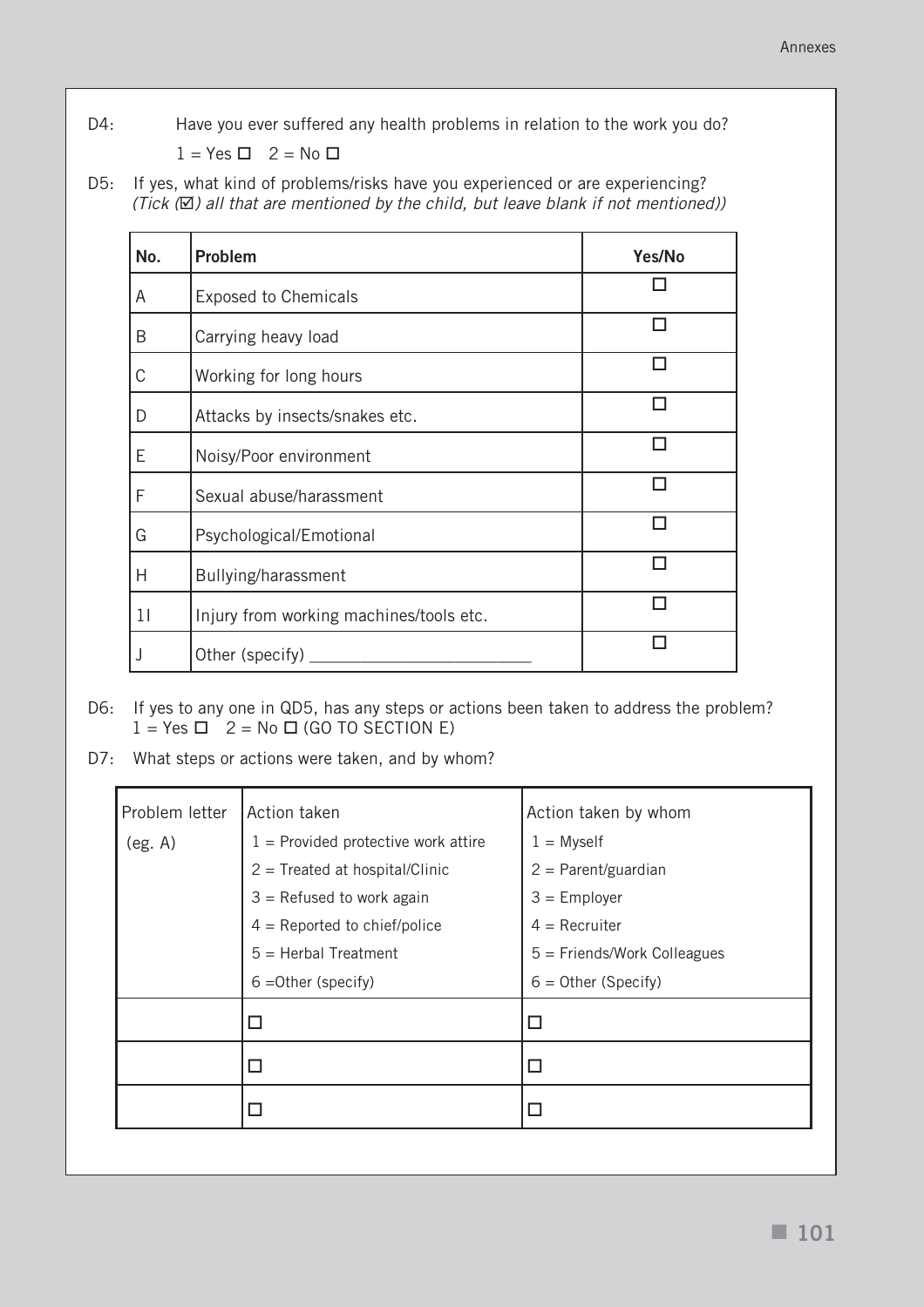D4: Have you ever suffered any health problems in relation to the work you do?

1 = Yes ☐ 2 = No ☐

D5: If yes, what kind of problems/risks have you experienced or are experiencing?
*(Tick (☑) all that are mentioned by the child, but leave blank if not mentioned))*

| No. | Problem | Yes/No |
|---|---|---|
| A | Exposed to Chemicals | ☐ |
| B | Carrying heavy load | ☐ |
| C | Working for long hours | ☐ |
| D | Attacks by insects/snakes etc. | ☐ |
| E | Noisy/Poor environment | ☐ |
| F | Sexual abuse/harassment | ☐ |
| G | Psychological/Emotional | ☐ |
| H | Bullying/harassment | ☐ |
| 1I | Injury from working machines/tools etc. | ☐ |
| J | Other (specify) ________________________ | ☐ |

D6: If yes to any one in QD5, has any steps or actions been taken to address the problem?
1 = Yes ☐ 2 = No ☐ (GO TO SECTION E)

D7: What steps or actions were taken, and by whom?

| Problem letter (eg. A) | Action taken<br>1 = Provided protective work attire<br>2 = Treated at hospital/Clinic<br>3 = Refused to work again<br>4 = Reported to chief/police<br>5 = Herbal Treatment<br>6 =Other (specify) | Action taken by whom<br>1 = Myself<br>2 = Parent/guardian<br>3 = Employer<br>4 = Recruiter<br>5 = Friends/Work Colleagues<br>6 = Other (Specify) |
|---|---|---|
| | ☐ | ☐ |
| | ☐ | ☐ |
| | ☐ | ☐ |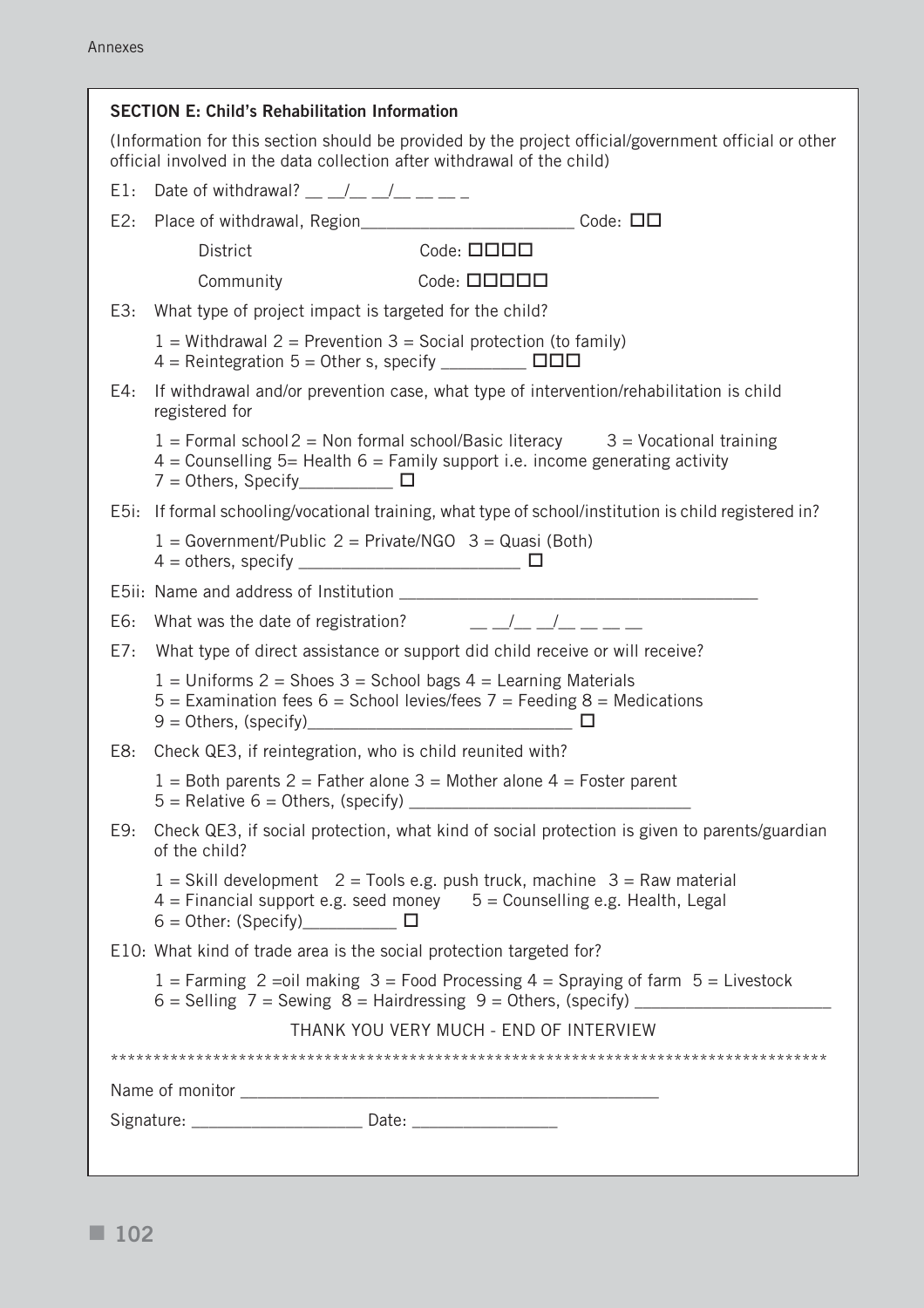**SECTION E: Child's Rehabilitation Information**

(Information for this section should be provided by the project official/government official or other official involved in the data collection after withdrawal of the child)

E1: Date of withdrawal? __ __/__ __/__ __ __ _

E2: Place of withdrawal, Region________________________ Code: □□

District Code: □□□□

Community Code: □□□□□

E3: What type of project impact is targeted for the child?

1 = Withdrawal 2 = Prevention 3 = Social protection (to family)
4 = Reintegration 5 = Other s, specify _________ □□□

E4: If withdrawal and/or prevention case, what type of intervention/rehabilitation is child registered for

1 = Formal school 2 = Non formal school/Basic literacy 3 = Vocational training
4 = Counselling 5= Health 6 = Family support i.e. income generating activity
7 = Others, Specify__________ □

E5i: If formal schooling/vocational training, what type of school/institution is child registered in?

1 = Government/Public 2 = Private/NGO 3 = Quasi (Both)
4 = others, specify ________________________ □

E5ii: Name and address of Institution ________________________________________

E6: What was the date of registration? __ __/__ __/__ __ __ __

E7: What type of direct assistance or support did child receive or will receive?

1 = Uniforms 2 = Shoes 3 = School bags 4 = Learning Materials
5 = Examination fees 6 = School levies/fees 7 = Feeding 8 = Medications
9 = Others, (specify)_____________________________ □

E8: Check QE3, if reintegration, who is child reunited with?

1 = Both parents 2 = Father alone 3 = Mother alone 4 = Foster parent
5 = Relative 6 = Others, (specify) _______________________________

E9: Check QE3, if social protection, what kind of social protection is given to parents/guardian of the child?

1 = Skill development 2 = Tools e.g. push truck, machine 3 = Raw material
4 = Financial support e.g. seed money 5 = Counselling e.g. Health, Legal
6 = Other: (Specify)__________ □

E10: What kind of trade area is the social protection targeted for?

1 = Farming 2 =oil making 3 = Food Processing 4 = Spraying of farm 5 = Livestock
6 = Selling 7 = Sewing 8 = Hairdressing 9 = Others, (specify) _____________________

THANK YOU VERY MUCH - END OF INTERVIEW

*************************************************************************************

Name of monitor _______________________________________________

Signature: ___________________ Date: ________________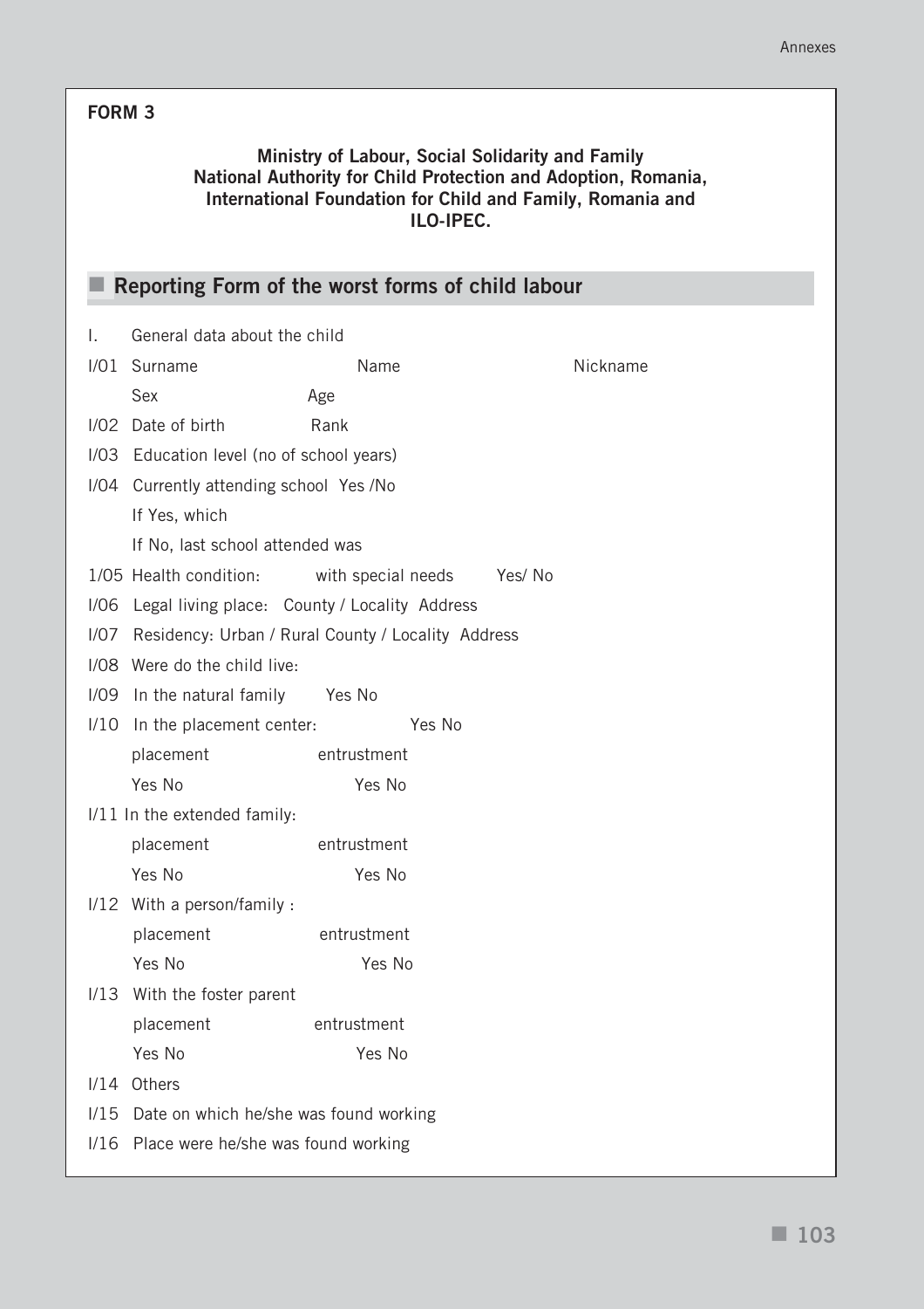**FORM 3**

**Ministry of Labour, Social Solidarity and Family**
**National Authority for Child Protection and Adoption, Romania,**
**International Foundation for Child and Family, Romania and**
**ILO-IPEC.**

## Reporting Form of the worst forms of child labour

I. General data about the child

I/01 Surname Name Nickname

Sex Age

I/02 Date of birth Rank

I/03 Education level (no of school years)

I/04 Currently attending school Yes /No

If Yes, which

If No, last school attended was

1/05 Health condition: with special needs Yes/ No

I/06 Legal living place: County / Locality Address

I/07 Residency: Urban / Rural County / Locality Address

I/08 Were do the child live:

I/09 In the natural family Yes No

I/10 In the placement center: Yes No

placement entrustment

Yes No Yes No

I/11 In the extended family:

placement entrustment

Yes No Yes No

I/12 With a person/family :

placement entrustment

Yes No Yes No

I/13 With the foster parent

placement entrustment

Yes No Yes No

I/14 Others

I/15 Date on which he/she was found working

I/16 Place were he/she was found working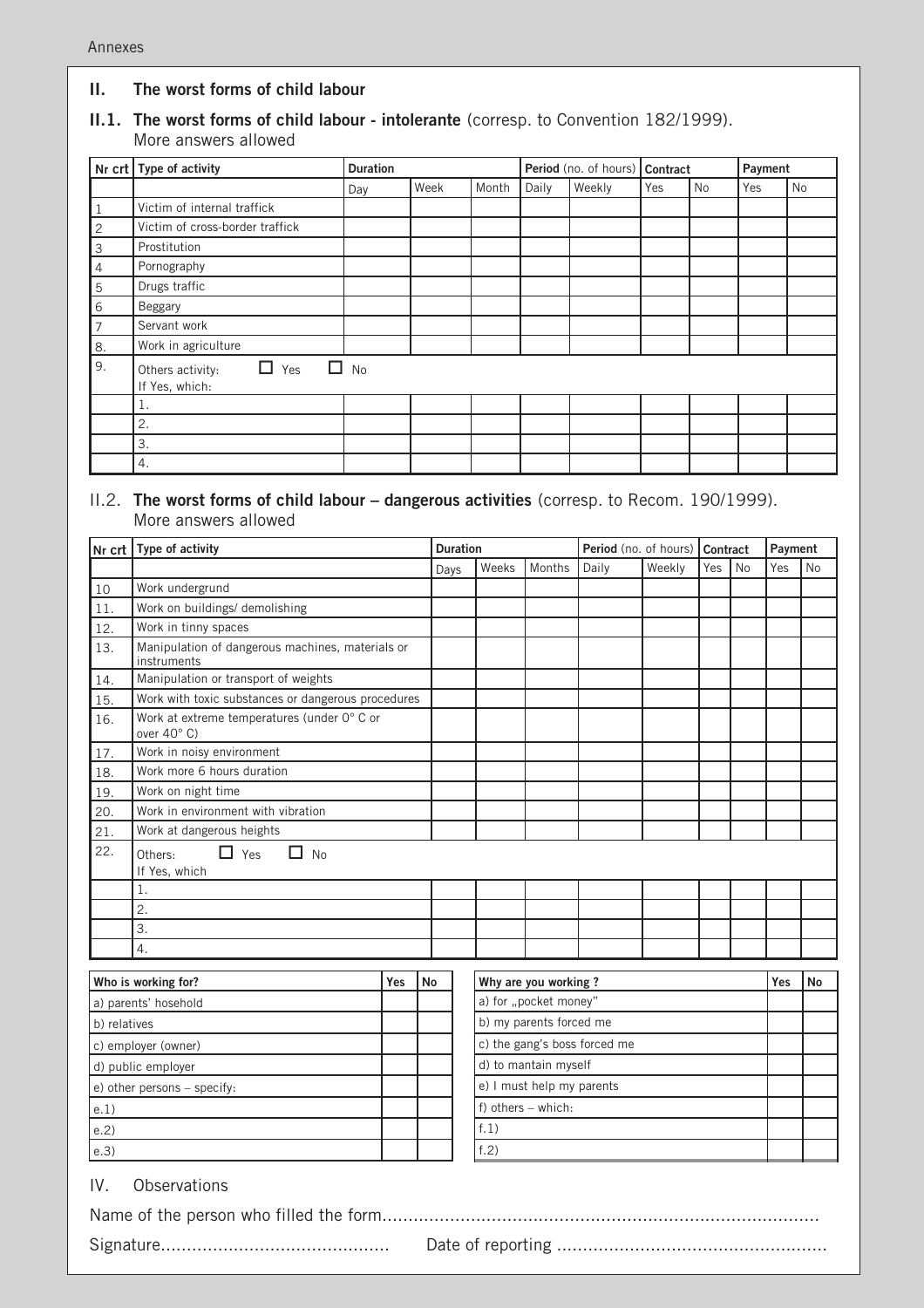## II. The worst forms of child labour

### II.1. The worst forms of child labour - intolerante (corresp. to Convention 182/1999).
More answers allowed

| Nr crt | Type of activity | Duration | | | Period (no. of hours) | | Contract | | Payment | |
|---|---|---|---|---|---|---|---|---|---|---|
| | | Day | Week | Month | Daily | Weekly | Yes | No | Yes | No |
| 1 | Victim of internal traffick | | | | | | | | | |
| 2 | Victim of cross-border traffick | | | | | | | | | |
| 3 | Prostitution | | | | | | | | | |
| 4 | Pornography | | | | | | | | | |
| 5 | Drugs traffic | | | | | | | | | |
| 6 | Beggary | | | | | | | | | |
| 7 | Servant work | | | | | | | | | |
| 8. | Work in agriculture | | | | | | | | | |
| 9. | Others activity: ☐ Yes ☐ No<br>If Yes, which: | | | | | | | | | |
| | 1. | | | | | | | | | |
| | 2. | | | | | | | | | |
| | 3. | | | | | | | | | |
| | 4. | | | | | | | | | |

### II.2. The worst forms of child labour – dangerous activities (corresp. to Recom. 190/1999).
More answers allowed

| Nr crt | Type of activity | Duration | | | Period (no. of hours) | | Contract | | Payment | |
|---|---|---|---|---|---|---|---|---|---|---|
| | | Days | Weeks | Months | Daily | Weekly | Yes | No | Yes | No |
| 10 | Work undergrund | | | | | | | | | |
| 11. | Work on buildings/ demolishing | | | | | | | | | |
| 12. | Work in tinny spaces | | | | | | | | | |
| 13. | Manipulation of dangerous machines, materials or instruments | | | | | | | | | |
| 14. | Manipulation or transport of weights | | | | | | | | | |
| 15. | Work with toxic substances or dangerous procedures | | | | | | | | | |
| 16. | Work at extreme temperatures (under 0° C or over 40° C) | | | | | | | | | |
| 17. | Work in noisy environment | | | | | | | | | |
| 18. | Work more 6 hours duration | | | | | | | | | |
| 19. | Work on night time | | | | | | | | | |
| 20. | Work in environment with vibration | | | | | | | | | |
| 21. | Work at dangerous heights | | | | | | | | | |
| 22. | Others: ☐ Yes ☐ No<br>If Yes, which | | | | | | | | | |
| | 1. | | | | | | | | | |
| | 2. | | | | | | | | | |
| | 3. | | | | | | | | | |
| | 4. | | | | | | | | | |

| Who is working for? | Yes | No |
|---|---|---|
| a) parents' hosehold | | |
| b) relatives | | |
| c) employer (owner) | | |
| d) public employer | | |
| e) other persons – specify: | | |
| e.1) | | |
| e.2) | | |
| e.3) | | |

| Why are you working ? | Yes | No |
|---|---|---|
| a) for „pocket money" | | |
| b) my parents forced me | | |
| c) the gang's boss forced me | | |
| d) to mantain myself | | |
| e) I must help my parents | | |
| f) others – which: | | |
| f.1) | | |
| f.2) | | |

## IV. Observations

Name of the person who filled the form....................................................................................

Signature............................................ Date of reporting ....................................................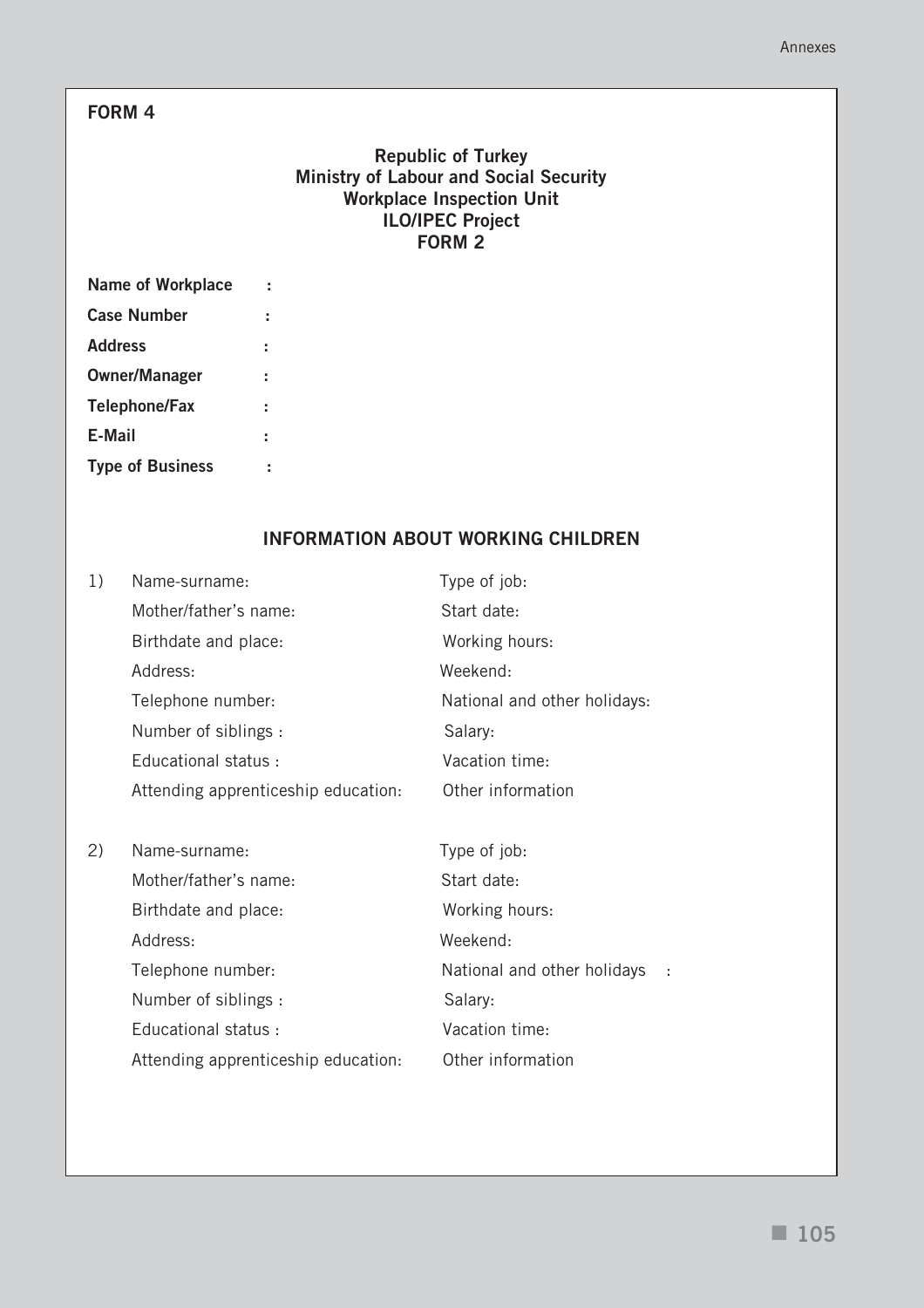## FORM 4

**Republic of Turkey**
**Ministry of Labour and Social Security**
**Workplace Inspection Unit**
**ILO/IPEC Project**
**FORM 2**

**Name of Workplace** :

**Case Number** :

**Address** :

**Owner/Manager** :

**Telephone/Fax** :

**E-Mail** :

**Type of Business** :

### INFORMATION ABOUT WORKING CHILDREN

1) Name-surname:
   Mother/father's name:
   Birthdate and place:
   Address:
   Telephone number:
   Number of siblings :
   Educational status :
   Attending apprenticeship education:

   Type of job:
   Start date:
   Working hours:
   Weekend:
   National and other holidays:
   Salary:
   Vacation time:
   Other information

2) Name-surname:
   Mother/father's name:
   Birthdate and place:
   Address:
   Telephone number:
   Number of siblings :
   Educational status :
   Attending apprenticeship education:

   Type of job:
   Start date:
   Working hours:
   Weekend:
   National and other holidays :
   Salary:
   Vacation time:
   Other information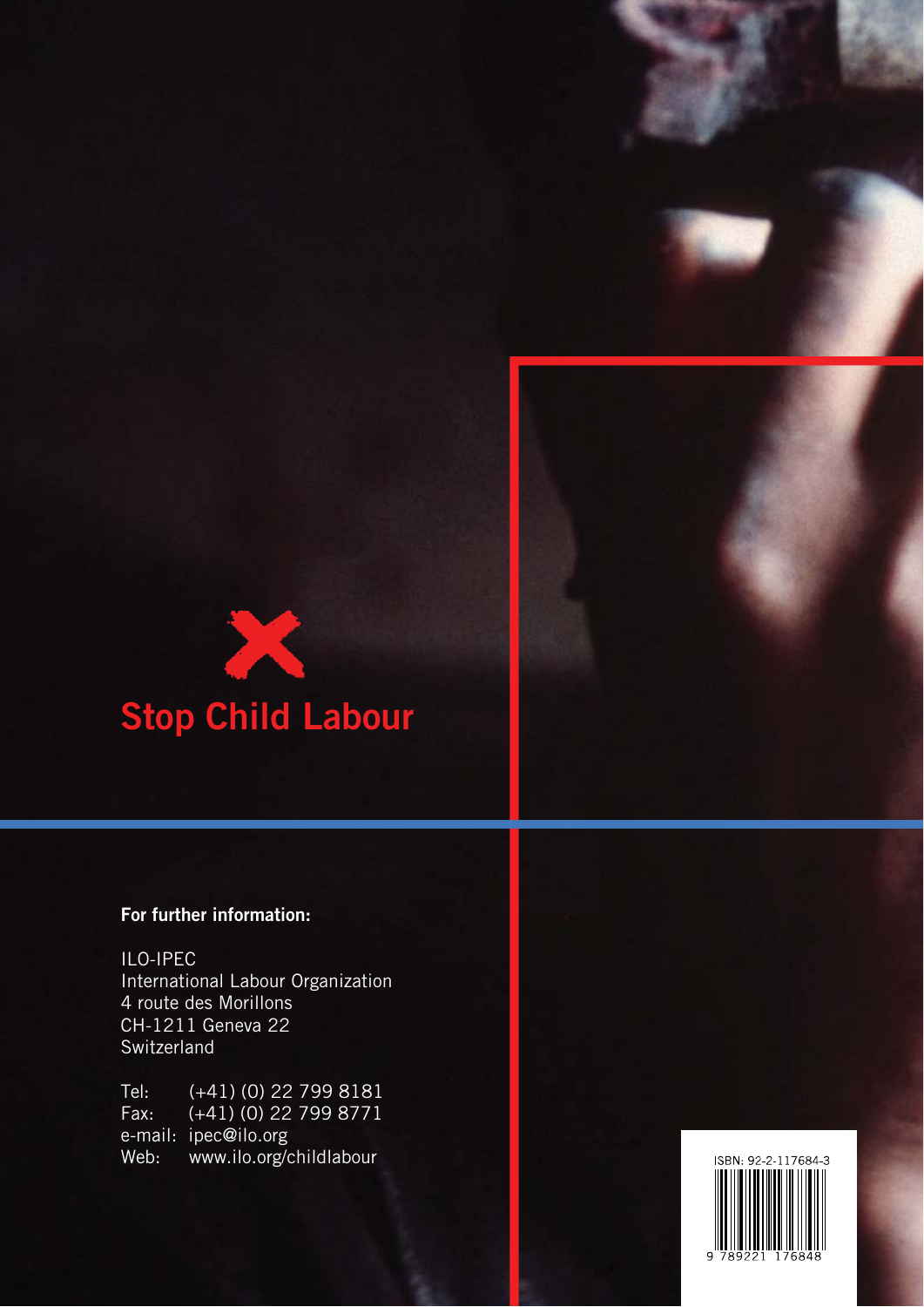Stop Child Labour

**For further information:**

ILO-IPEC
International Labour Organization
4 route des Morillons
CH-1211 Geneva 22
Switzerland

Tel: (+41) (0) 22 799 8181
Fax: (+41) (0) 22 799 8771
e-mail: ipec@ilo.org
Web: www.ilo.org/childlabour

ISBN: 92-2-117684-3

9 789221 176848